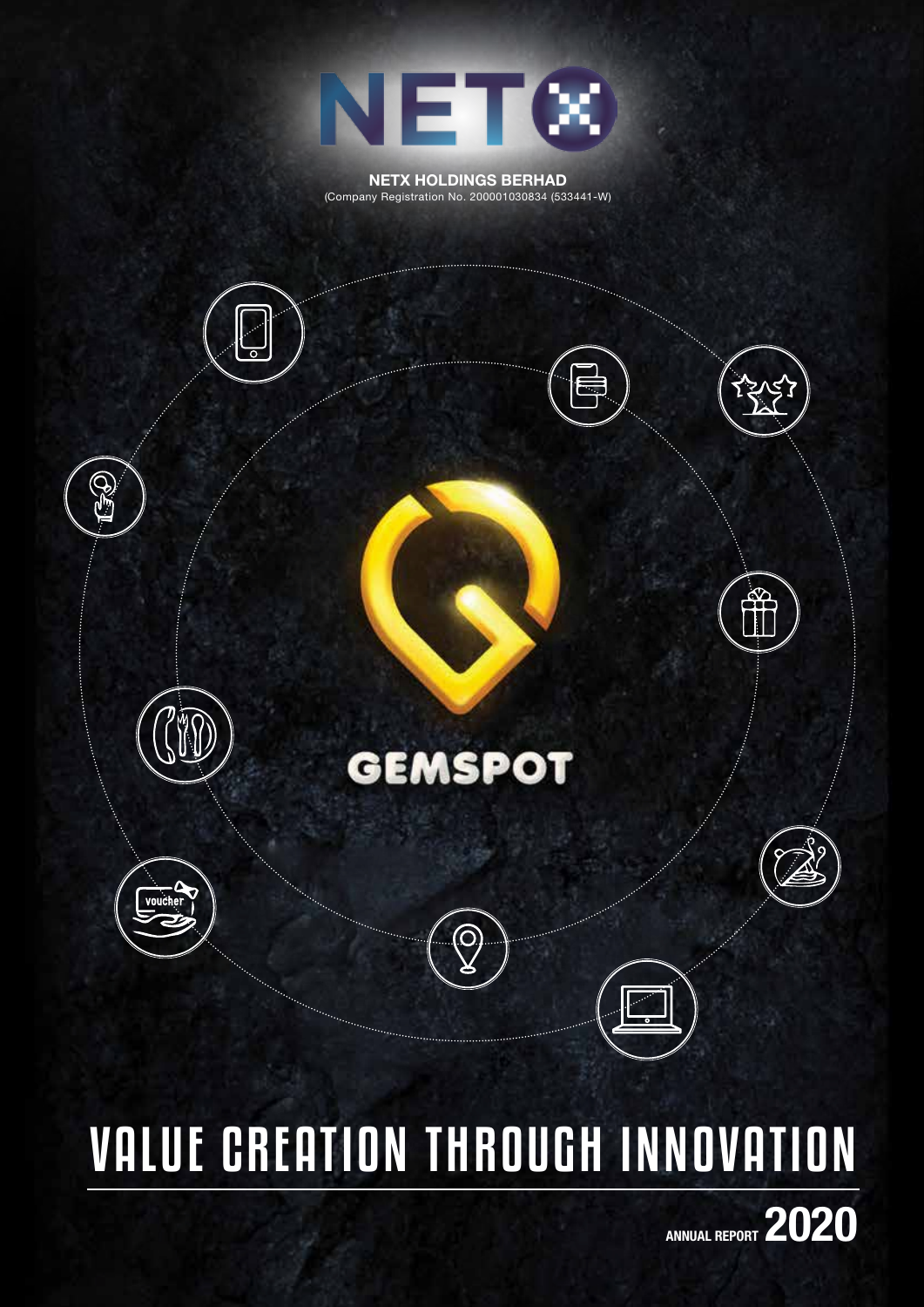NETX HOLDINGS BERHAD
(Company Registration No. 200001030834 (533441-W))

GEMSPOT

voucher

# VALUE CREATION THROUGH INNOVATION

ANNUAL REPORT **2020**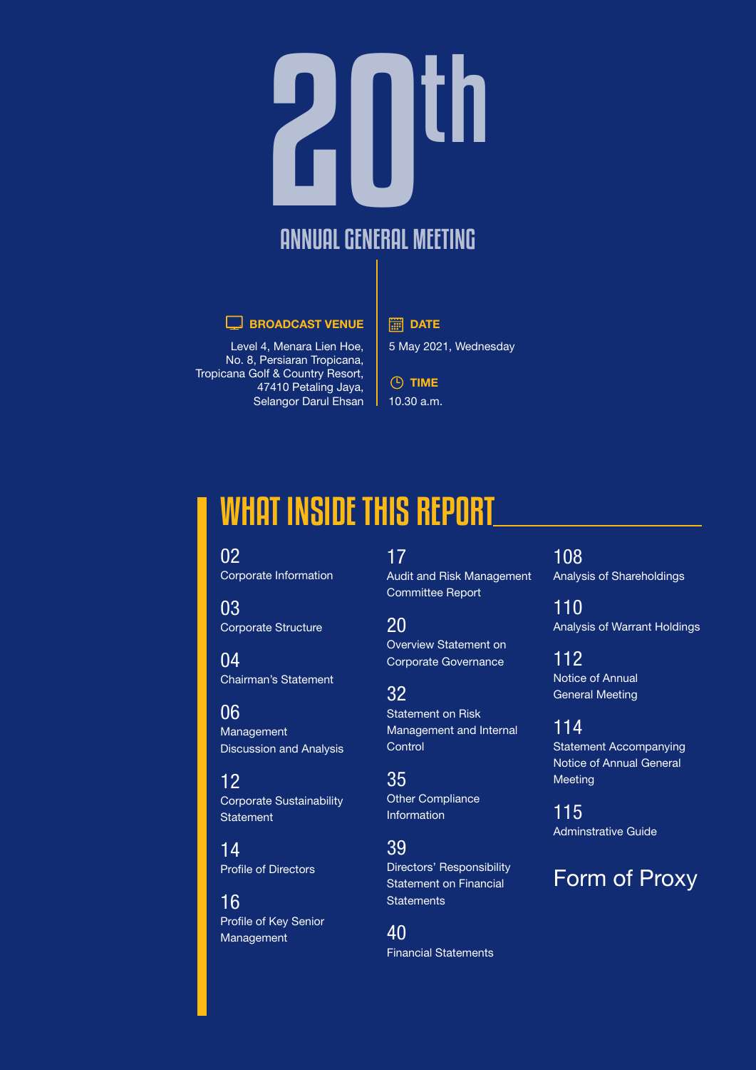# 20th ANNUAL GENERAL MEETING

**BROADCAST VENUE**

Level 4, Menara Lien Hoe,
No. 8, Persiaran Tropicana,
Tropicana Golf & Country Resort,
47410 Petaling Jaya,
Selangor Darul Ehsan

**DATE**

5 May 2021, Wednesday

**TIME**

10.30 a.m.

## WHAT INSIDE THIS REPORT

02 Corporate Information

03 Corporate Structure

04 Chairman's Statement

06 Management Discussion and Analysis

12 Corporate Sustainability Statement

14 Profile of Directors

16 Profile of Key Senior Management

17 Audit and Risk Management Committee Report

20 Overview Statement on Corporate Governance

32 Statement on Risk Management and Internal Control

35 Other Compliance Information

39 Directors' Responsibility Statement on Financial Statements

40 Financial Statements

108 Analysis of Shareholdings

110 Analysis of Warrant Holdings

112 Notice of Annual General Meeting

114 Statement Accompanying Notice of Annual General Meeting

115 Adminstrative Guide

Form of Proxy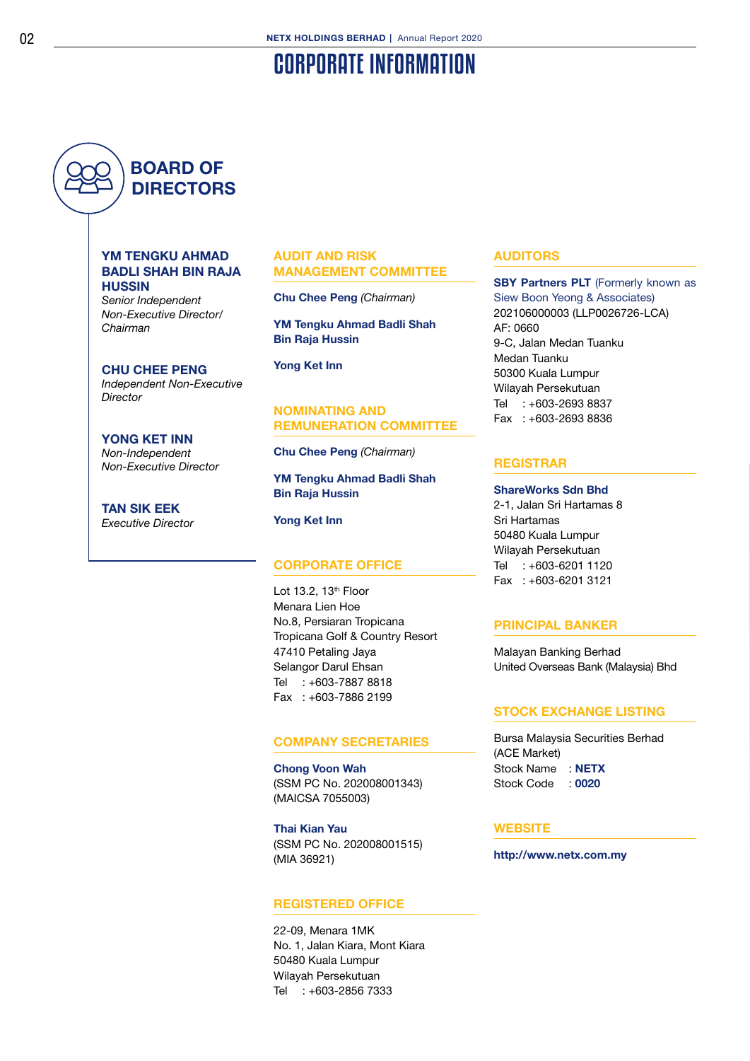# CORPORATE INFORMATION

## BOARD OF DIRECTORS

**YM TENGKU AHMAD BADLI SHAH BIN RAJA HUSSIN**
*Senior Independent Non-Executive Director/ Chairman*

**CHU CHEE PENG**
*Independent Non-Executive Director*

**YONG KET INN**
*Non-Independent Non-Executive Director*

**TAN SIK EEK**
*Executive Director*

### AUDIT AND RISK MANAGEMENT COMMITTEE

**Chu Chee Peng** *(Chairman)*

**YM Tengku Ahmad Badli Shah Bin Raja Hussin**

**Yong Ket Inn**

### NOMINATING AND REMUNERATION COMMITTEE

**Chu Chee Peng** *(Chairman)*

**YM Tengku Ahmad Badli Shah Bin Raja Hussin**

**Yong Ket Inn**

### CORPORATE OFFICE

Lot 13.2, 13th Floor
Menara Lien Hoe
No.8, Persiaran Tropicana
Tropicana Golf & Country Resort
47410 Petaling Jaya
Selangor Darul Ehsan
Tel : +603-7887 8818
Fax : +603-7886 2199

### COMPANY SECRETARIES

**Chong Voon Wah**
(SSM PC No. 202008001343)
(MAICSA 7055003)

**Thai Kian Yau**
(SSM PC No. 202008001515)
(MIA 36921)

### REGISTERED OFFICE

22-09, Menara 1MK
No. 1, Jalan Kiara, Mont Kiara
50480 Kuala Lumpur
Wilayah Persekutuan
Tel : +603-2856 7333

### AUDITORS

**SBY Partners PLT** (Formerly known as Siew Boon Yeong & Associates)
202106000003 (LLP0026726-LCA)
AF: 0660
9-C, Jalan Medan Tuanku
Medan Tuanku
50300 Kuala Lumpur
Wilayah Persekutuan
Tel : +603-2693 8837
Fax : +603-2693 8836

### REGISTRAR

**ShareWorks Sdn Bhd**
2-1, Jalan Sri Hartamas 8
Sri Hartamas
50480 Kuala Lumpur
Wilayah Persekutuan
Tel : +603-6201 1120
Fax : +603-6201 3121

### PRINCIPAL BANKER

Malayan Banking Berhad
United Overseas Bank (Malaysia) Bhd

### STOCK EXCHANGE LISTING

Bursa Malaysia Securities Berhad
(ACE Market)
Stock Name : **NETX**
Stock Code : **0020**

### WEBSITE

**http://www.netx.com.my**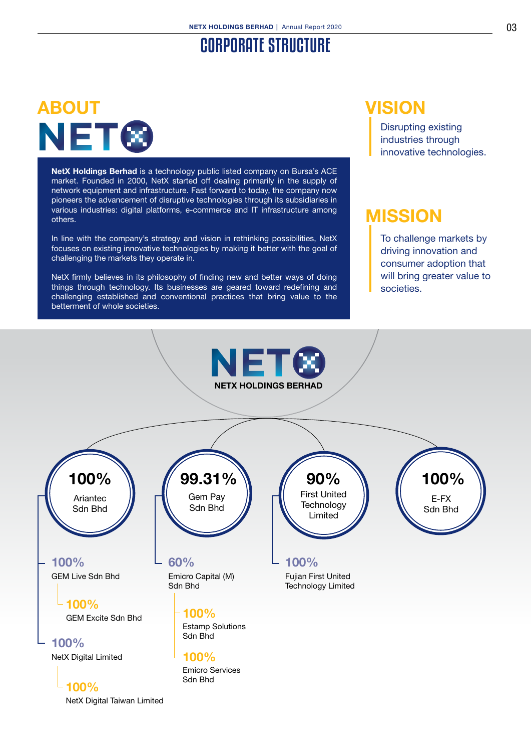# CORPORATE STRUCTURE

## ABOUT NETX

**NetX Holdings Berhad** is a technology public listed company on Bursa's ACE market. Founded in 2000, NetX started off dealing primarily in the supply of network equipment and infrastructure. Fast forward to today, the company now pioneers the advancement of disruptive technologies through its subsidiaries in various industries: digital platforms, e-commerce and IT infrastructure among others.

In line with the company's strategy and vision in rethinking possibilities, NetX focuses on existing innovative technologies by making it better with the goal of challenging the markets they operate in.

NetX firmly believes in its philosophy of finding new and better ways of doing things through technology. Its businesses are geared toward redefining and challenging established and conventional practices that bring value to the betterment of whole societies.

## VISION

Disrupting existing industries through innovative technologies.

## MISSION

To challenge markets by driving innovation and consumer adoption that will bring greater value to societies.

## NETX HOLDINGS BERHAD

- **100%** Ariantec Sdn Bhd
  - **100%** GEM Live Sdn Bhd
    - **100%** GEM Excite Sdn Bhd
  - **100%** NetX Digital Limited
    - **100%** NetX Digital Taiwan Limited
- **99.31%** Gem Pay Sdn Bhd
  - **60%** Emicro Capital (M) Sdn Bhd
    - **100%** Estamp Solutions Sdn Bhd
    - **100%** Emicro Services Sdn Bhd
- **90%** First United Technology Limited
  - **100%** Fujian First United Technology Limited
- **100%** E-FX Sdn Bhd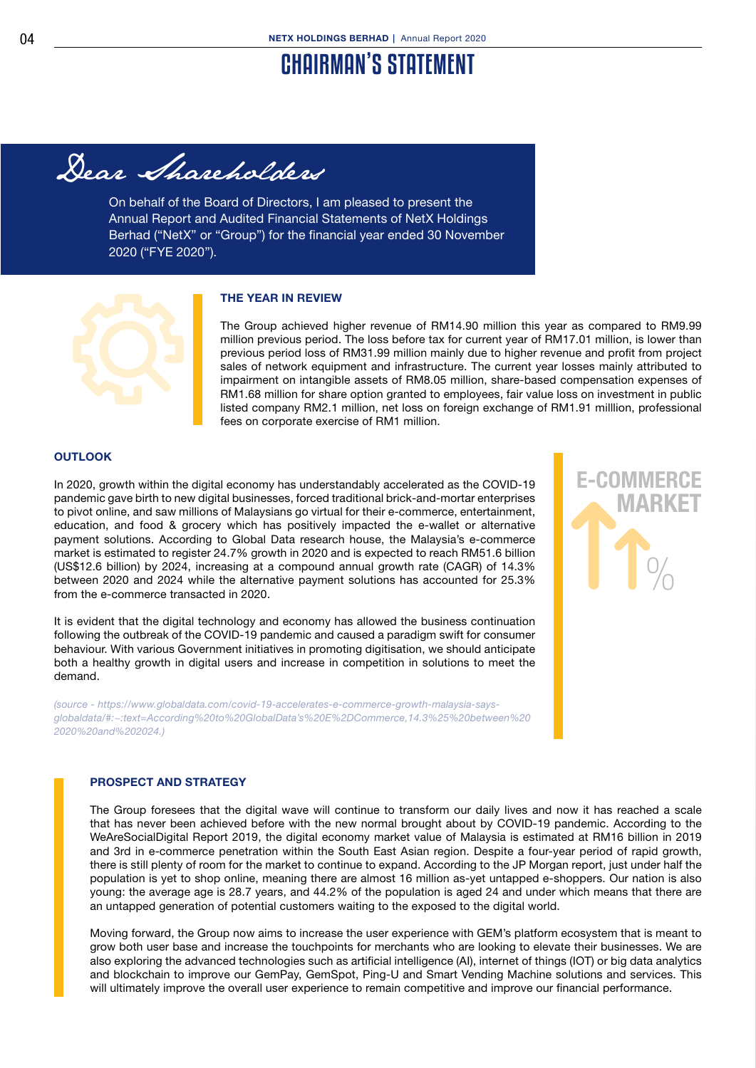# CHAIRMAN'S STATEMENT

*Dear Shareholders*

On behalf of the Board of Directors, I am pleased to present the Annual Report and Audited Financial Statements of NetX Holdings Berhad ("NetX" or "Group") for the financial year ended 30 November 2020 ("FYE 2020").

## THE YEAR IN REVIEW

The Group achieved higher revenue of RM14.90 million this year as compared to RM9.99 million previous period. The loss before tax for current year of RM17.01 million, is lower than previous period loss of RM31.99 million mainly due to higher revenue and profit from project sales of network equipment and infrastructure. The current year losses mainly attributed to impairment on intangible assets of RM8.05 million, share-based compensation expenses of RM1.68 million for share option granted to employees, fair value loss on investment in public listed company RM2.1 million, net loss on foreign exchange of RM1.91 milllion, professional fees on corporate exercise of RM1 million.

## OUTLOOK

In 2020, growth within the digital economy has understandably accelerated as the COVID-19 pandemic gave birth to new digital businesses, forced traditional brick-and-mortar enterprises to pivot online, and saw millions of Malaysians go virtual for their e-commerce, entertainment, education, and food & grocery which has positively impacted the e-wallet or alternative payment solutions. According to Global Data research house, the Malaysia's e-commerce market is estimated to register 24.7% growth in 2020 and is expected to reach RM51.6 billion (US$12.6 billion) by 2024, increasing at a compound annual growth rate (CAGR) of 14.3% between 2020 and 2024 while the alternative payment solutions has accounted for 25.3% from the e-commerce transacted in 2020.

It is evident that the digital technology and economy has allowed the business continuation following the outbreak of the COVID-19 pandemic and caused a paradigm swift for consumer behaviour. With various Government initiatives in promoting digitisation, we should anticipate both a healthy growth in digital users and increase in competition in solutions to meet the demand.

*(source - https://www.globaldata.com/covid-19-accelerates-e-commerce-growth-malaysia-says-globaldata/#:~:text=According%20to%20GlobalData's%20E%2DCommerce,14.3%25%20between%20 2020%20and%202024.)*

E-COMMERCE MARKET

## PROSPECT AND STRATEGY

The Group foresees that the digital wave will continue to transform our daily lives and now it has reached a scale that has never been achieved before with the new normal brought about by COVID-19 pandemic. According to the WeAreSocialDigital Report 2019, the digital economy market value of Malaysia is estimated at RM16 billion in 2019 and 3rd in e-commerce penetration within the South East Asian region. Despite a four-year period of rapid growth, there is still plenty of room for the market to continue to expand. According to the JP Morgan report, just under half the population is yet to shop online, meaning there are almost 16 million as-yet untapped e-shoppers. Our nation is also young: the average age is 28.7 years, and 44.2% of the population is aged 24 and under which means that there are an untapped generation of potential customers waiting to the exposed to the digital world.

Moving forward, the Group now aims to increase the user experience with GEM's platform ecosystem that is meant to grow both user base and increase the touchpoints for merchants who are looking to elevate their businesses. We are also exploring the advanced technologies such as artificial intelligence (AI), internet of things (IOT) or big data analytics and blockchain to improve our GemPay, GemSpot, Ping-U and Smart Vending Machine solutions and services. This will ultimately improve the overall user experience to remain competitive and improve our financial performance.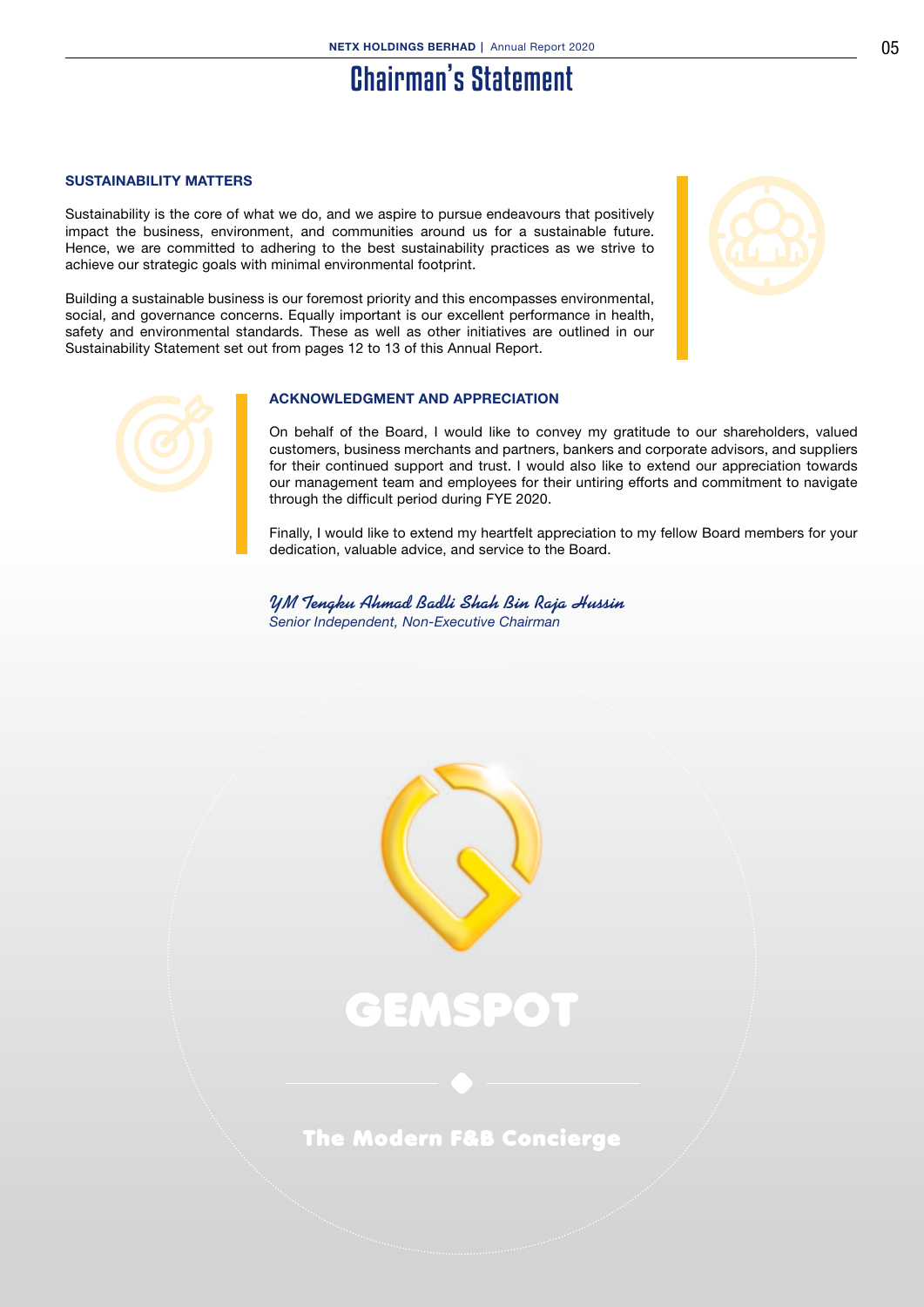# Chairman's Statement

## SUSTAINABILITY MATTERS

Sustainability is the core of what we do, and we aspire to pursue endeavours that positively impact the business, environment, and communities around us for a sustainable future. Hence, we are committed to adhering to the best sustainability practices as we strive to achieve our strategic goals with minimal environmental footprint.

Building a sustainable business is our foremost priority and this encompasses environmental, social, and governance concerns. Equally important is our excellent performance in health, safety and environmental standards. These as well as other initiatives are outlined in our Sustainability Statement set out from pages 12 to 13 of this Annual Report.

## ACKNOWLEDGMENT AND APPRECIATION

On behalf of the Board, I would like to convey my gratitude to our shareholders, valued customers, business merchants and partners, bankers and corporate advisors, and suppliers for their continued support and trust. I would also like to extend our appreciation towards our management team and employees for their untiring efforts and commitment to navigate through the difficult period during FYE 2020.

Finally, I would like to extend my heartfelt appreciation to my fellow Board members for your dedication, valuable advice, and service to the Board.

***YM Tengku Ahmad Badli Shah Bin Raja Hussin***
*Senior Independent, Non-Executive Chairman*

GEMSPOT

The Modern F&B Concierge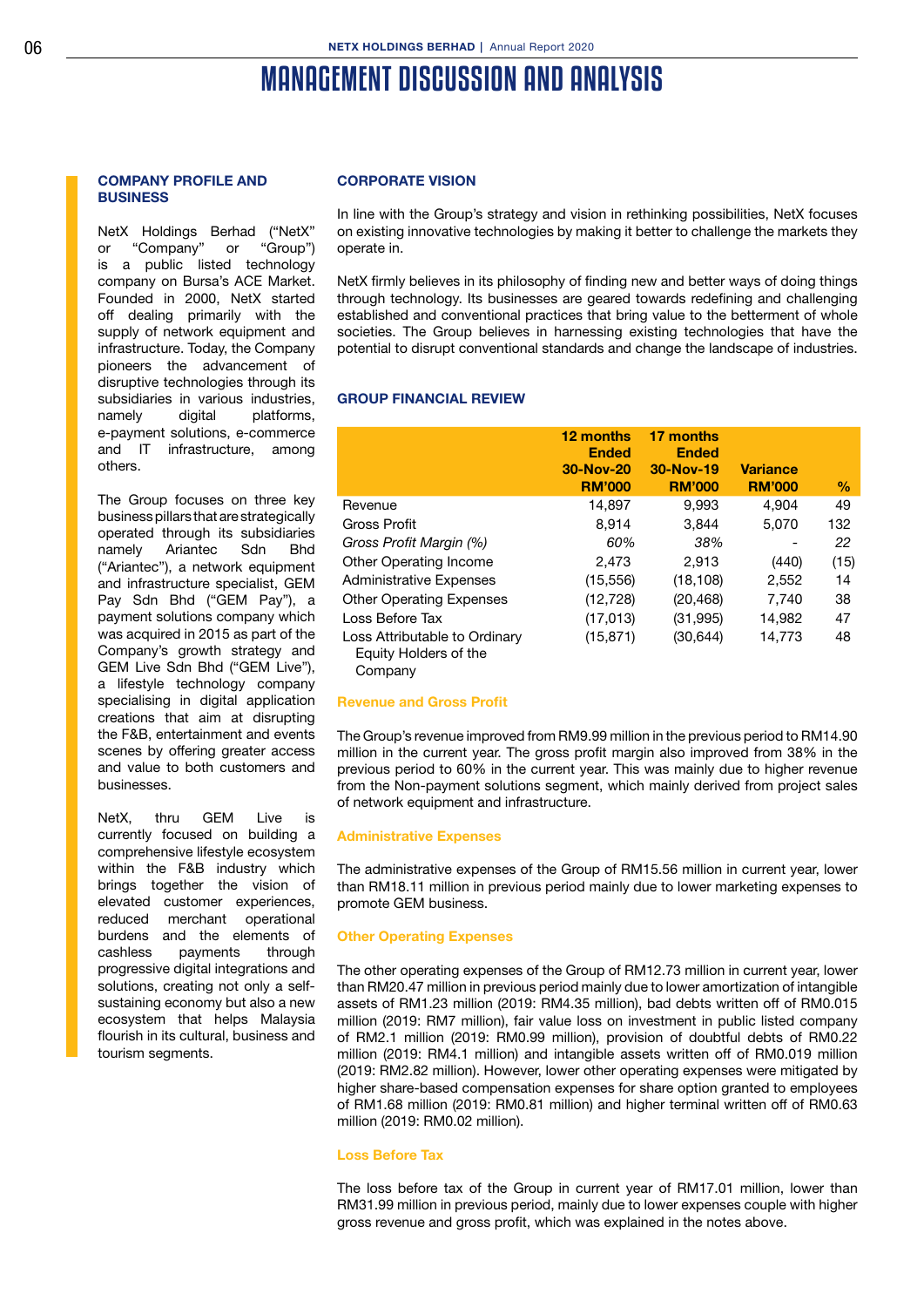# MANAGEMENT DISCUSSION AND ANALYSIS

## COMPANY PROFILE AND BUSINESS

NetX Holdings Berhad ("NetX" or "Company" or "Group") is a public listed technology company on Bursa's ACE Market. Founded in 2000, NetX started off dealing primarily with the supply of network equipment and infrastructure. Today, the Company pioneers the advancement of disruptive technologies through its subsidiaries in various industries, namely digital platforms, e-payment solutions, e-commerce and IT infrastructure, among others.

The Group focuses on three key business pillars that are strategically operated through its subsidiaries namely Ariantec Sdn Bhd ("Ariantec"), a network equipment and infrastructure specialist, GEM Pay Sdn Bhd ("GEM Pay"), a payment solutions company which was acquired in 2015 as part of the Company's growth strategy and GEM Live Sdn Bhd ("GEM Live"), a lifestyle technology company specialising in digital application creations that aim at disrupting the F&B, entertainment and events scenes by offering greater access and value to both customers and businesses.

NetX, thru GEM Live is currently focused on building a comprehensive lifestyle ecosystem within the F&B industry which brings together the vision of elevated customer experiences, reduced merchant operational burdens and the elements of cashless payments through progressive digital integrations and solutions, creating not only a self-sustaining economy but also a new ecosystem that helps Malaysia flourish in its cultural, business and tourism segments.

## CORPORATE VISION

In line with the Group's strategy and vision in rethinking possibilities, NetX focuses on existing innovative technologies by making it better to challenge the markets they operate in.

NetX firmly believes in its philosophy of finding new and better ways of doing things through technology. Its businesses are geared towards redefining and challenging established and conventional practices that bring value to the betterment of whole societies. The Group believes in harnessing existing technologies that have the potential to disrupt conventional standards and change the landscape of industries.

## GROUP FINANCIAL REVIEW

| | 12 months Ended 30-Nov-20 RM'000 | 17 months Ended 30-Nov-19 RM'000 | Variance RM'000 | % |
|---|---|---|---|---|
| Revenue | 14,897 | 9,993 | 4,904 | 49 |
| Gross Profit | 8,914 | 3,844 | 5,070 | 132 |
| *Gross Profit Margin (%)* | *60%* | *38%* | - | *22* |
| Other Operating Income | 2,473 | 2,913 | (440) | (15) |
| Administrative Expenses | (15,556) | (18,108) | 2,552 | 14 |
| Other Operating Expenses | (12,728) | (20,468) | 7,740 | 38 |
| Loss Before Tax | (17,013) | (31,995) | 14,982 | 47 |
| Loss Attributable to Ordinary Equity Holders of the Company | (15,871) | (30,644) | 14,773 | 48 |

### Revenue and Gross Profit

The Group's revenue improved from RM9.99 million in the previous period to RM14.90 million in the current year. The gross profit margin also improved from 38% in the previous period to 60% in the current year. This was mainly due to higher revenue from the Non-payment solutions segment, which mainly derived from project sales of network equipment and infrastructure.

### Administrative Expenses

The administrative expenses of the Group of RM15.56 million in current year, lower than RM18.11 million in previous period mainly due to lower marketing expenses to promote GEM business.

### Other Operating Expenses

The other operating expenses of the Group of RM12.73 million in current year, lower than RM20.47 million in previous period mainly due to lower amortization of intangible assets of RM1.23 million (2019: RM4.35 million), bad debts written off of RM0.015 million (2019: RM7 million), fair value loss on investment in public listed company of RM2.1 million (2019: RM0.99 million), provision of doubtful debts of RM0.22 million (2019: RM4.1 million) and intangible assets written off of RM0.019 million (2019: RM2.82 million). However, lower other operating expenses were mitigated by higher share-based compensation expenses for share option granted to employees of RM1.68 million (2019: RM0.81 million) and higher terminal written off of RM0.63 million (2019: RM0.02 million).

### Loss Before Tax

The loss before tax of the Group in current year of RM17.01 million, lower than RM31.99 million in previous period, mainly due to lower expenses couple with higher gross revenue and gross profit, which was explained in the notes above.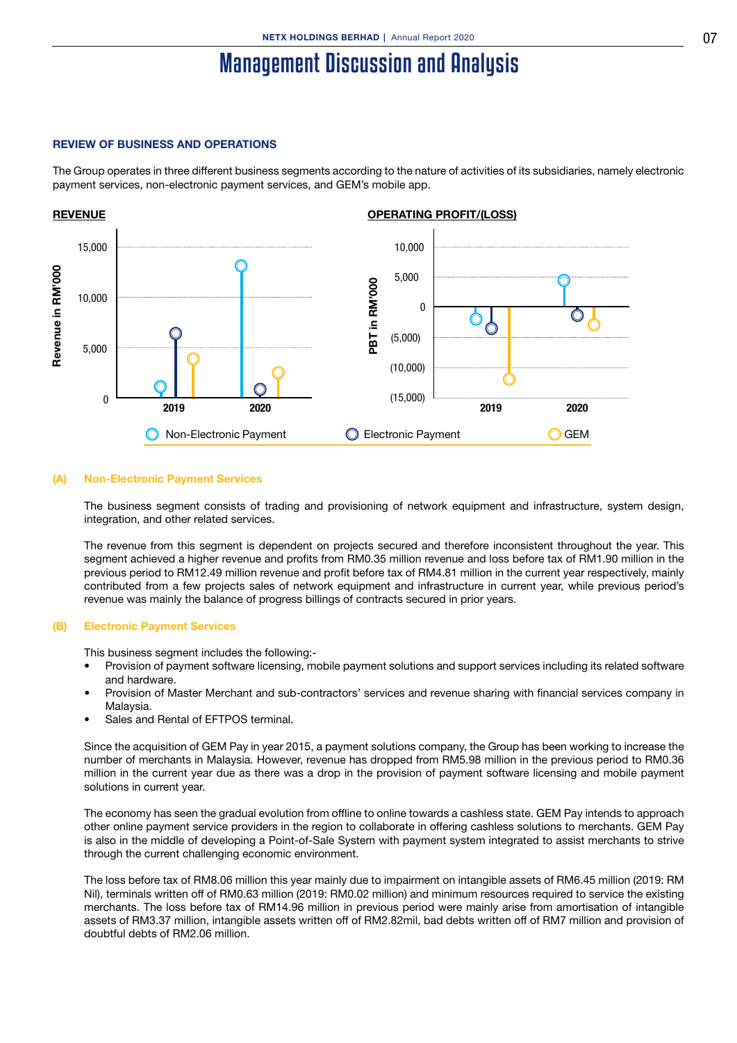# Management Discussion and Analysis

### REVIEW OF BUSINESS AND OPERATIONS

The Group operates in three different business segments according to the nature of activities of its subsidiaries, namely electronic payment services, non-electronic payment services, and GEM's mobile app.

**REVENUE**

**OPERATING PROFIT/(LOSS)**

Non-Electronic Payment    Electronic Payment    GEM

### (A) Non-Electronic Payment Services

The business segment consists of trading and provisioning of network equipment and infrastructure, system design, integration, and other related services.

The revenue from this segment is dependent on projects secured and therefore inconsistent throughout the year. This segment achieved a higher revenue and profits from RM0.35 million revenue and loss before tax of RM1.90 million in the previous period to RM12.49 million revenue and profit before tax of RM4.81 million in the current year respectively, mainly contributed from a few projects sales of network equipment and infrastructure in current year, while previous period's revenue was mainly the balance of progress billings of contracts secured in prior years.

### (B) Electronic Payment Services

This business segment includes the following:-

- Provision of payment software licensing, mobile payment solutions and support services including its related software and hardware.
- Provision of Master Merchant and sub-contractors' services and revenue sharing with financial services company in Malaysia.
- Sales and Rental of EFTPOS terminal.

Since the acquisition of GEM Pay in year 2015, a payment solutions company, the Group has been working to increase the number of merchants in Malaysia. However, revenue has dropped from RM5.98 million in the previous period to RM0.36 million in the current year due as there was a drop in the provision of payment software licensing and mobile payment solutions in current year.

The economy has seen the gradual evolution from offline to online towards a cashless state. GEM Pay intends to approach other online payment service providers in the region to collaborate in offering cashless solutions to merchants. GEM Pay is also in the middle of developing a Point-of-Sale System with payment system integrated to assist merchants to strive through the current challenging economic environment.

The loss before tax of RM8.06 million this year mainly due to impairment on intangible assets of RM6.45 million (2019: RM Nil), terminals written off of RM0.63 million (2019: RM0.02 million) and minimum resources required to service the existing merchants. The loss before tax of RM14.96 million in previous period were mainly arise from amortisation of intangible assets of RM3.37 million, intangible assets written off of RM2.82mil, bad debts written off of RM7 million and provision of doubtful debts of RM2.06 million.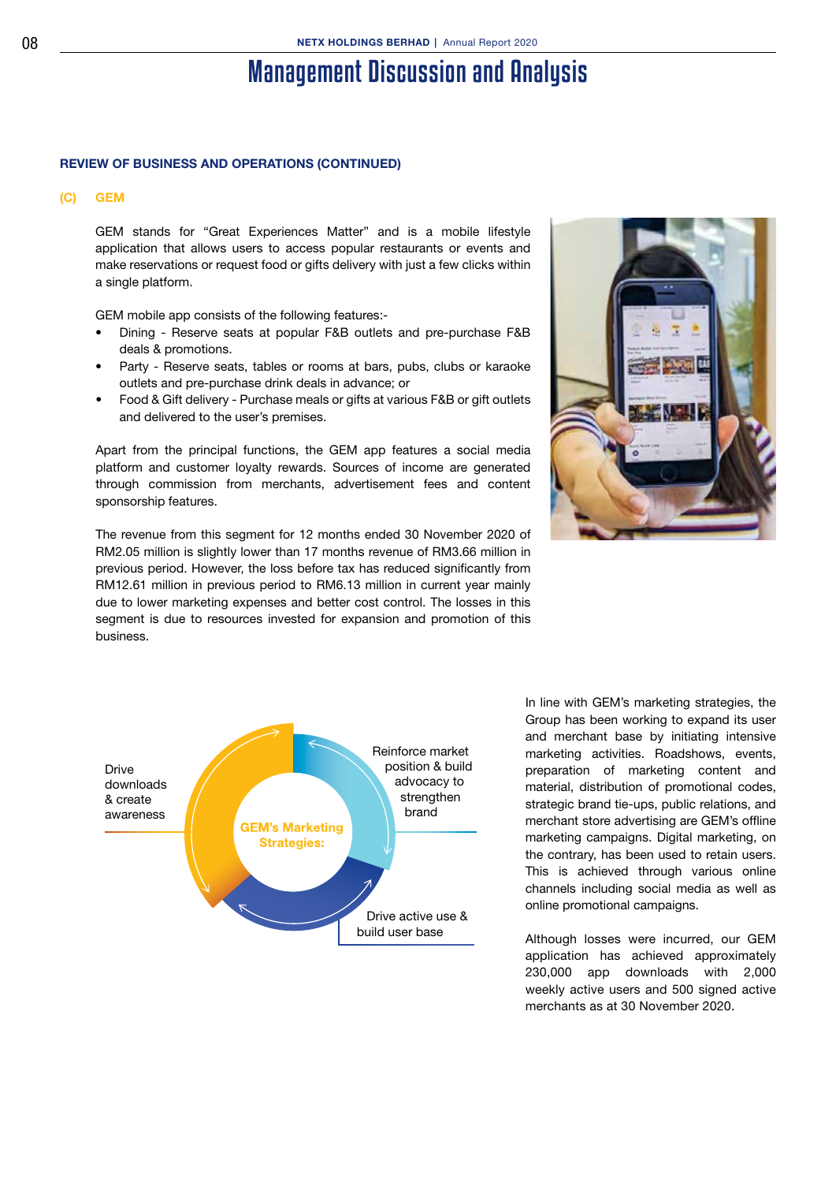# Management Discussion and Analysis

## REVIEW OF BUSINESS AND OPERATIONS (CONTINUED)

### (C) GEM

GEM stands for "Great Experiences Matter" and is a mobile lifestyle application that allows users to access popular restaurants or events and make reservations or request food or gifts delivery with just a few clicks within a single platform.

GEM mobile app consists of the following features:-

- Dining - Reserve seats at popular F&B outlets and pre-purchase F&B deals & promotions.
- Party - Reserve seats, tables or rooms at bars, pubs, clubs or karaoke outlets and pre-purchase drink deals in advance; or
- Food & Gift delivery - Purchase meals or gifts at various F&B or gift outlets and delivered to the user's premises.

Apart from the principal functions, the GEM app features a social media platform and customer loyalty rewards. Sources of income are generated through commission from merchants, advertisement fees and content sponsorship features.

The revenue from this segment for 12 months ended 30 November 2020 of RM2.05 million is slightly lower than 17 months revenue of RM3.66 million in previous period. However, the loss before tax has reduced significantly from RM12.61 million in previous period to RM6.13 million in current year mainly due to lower marketing expenses and better cost control. The losses in this segment is due to resources invested for expansion and promotion of this business.

**GEM's Marketing Strategies:**

- Drive downloads & create awareness
- Reinforce market position & build advocacy to strengthen brand
- Drive active use & build user base

In line with GEM's marketing strategies, the Group has been working to expand its user and merchant base by initiating intensive marketing activities. Roadshows, events, preparation of marketing content and material, distribution of promotional codes, strategic brand tie-ups, public relations, and merchant store advertising are GEM's offline marketing campaigns. Digital marketing, on the contrary, has been used to retain users. This is achieved through various online channels including social media as well as online promotional campaigns.

Although losses were incurred, our GEM application has achieved approximately 230,000 app downloads with 2,000 weekly active users and 500 signed active merchants as at 30 November 2020.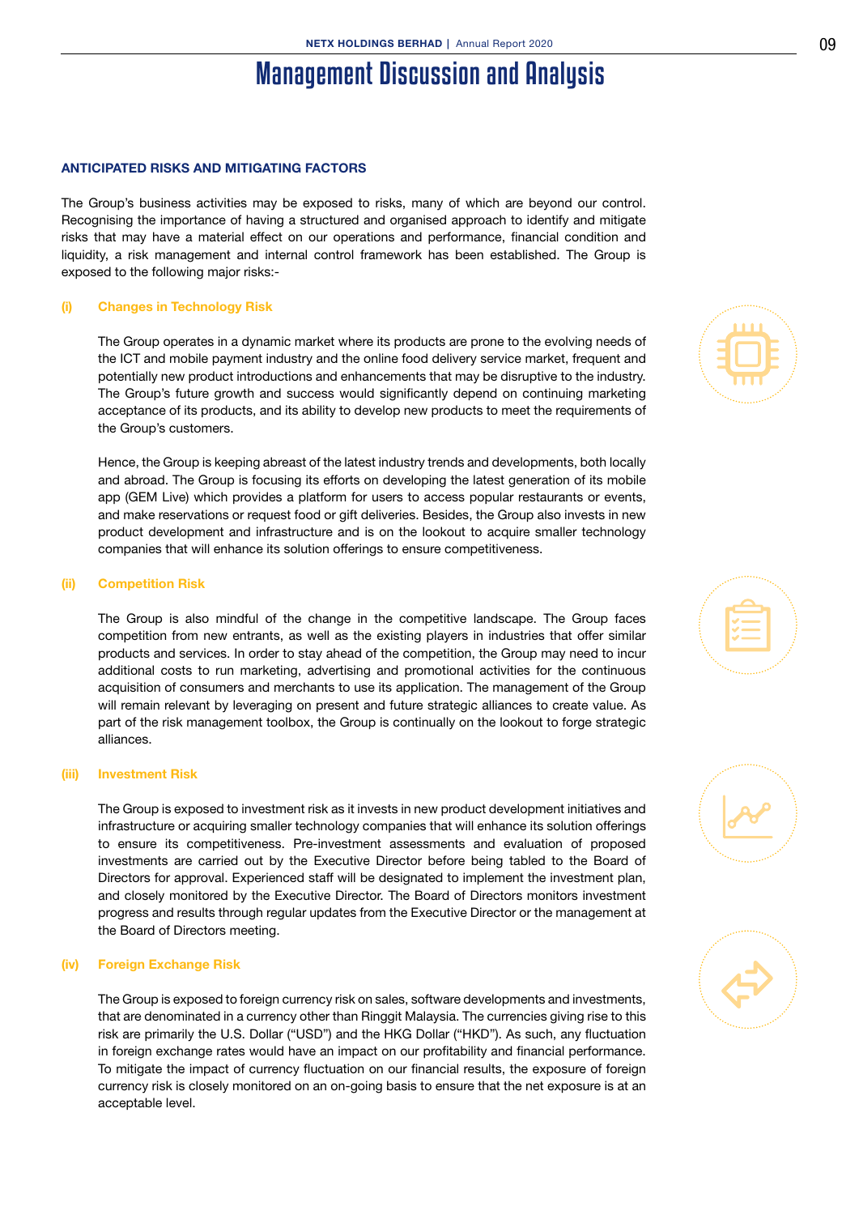# Management Discussion and Analysis

## ANTICIPATED RISKS AND MITIGATING FACTORS

The Group's business activities may be exposed to risks, many of which are beyond our control. Recognising the importance of having a structured and organised approach to identify and mitigate risks that may have a material effect on our operations and performance, financial condition and liquidity, a risk management and internal control framework has been established. The Group is exposed to the following major risks:-

### (i) Changes in Technology Risk

The Group operates in a dynamic market where its products are prone to the evolving needs of the ICT and mobile payment industry and the online food delivery service market, frequent and potentially new product introductions and enhancements that may be disruptive to the industry. The Group's future growth and success would significantly depend on continuing marketing acceptance of its products, and its ability to develop new products to meet the requirements of the Group's customers.

Hence, the Group is keeping abreast of the latest industry trends and developments, both locally and abroad. The Group is focusing its efforts on developing the latest generation of its mobile app (GEM Live) which provides a platform for users to access popular restaurants or events, and make reservations or request food or gift deliveries. Besides, the Group also invests in new product development and infrastructure and is on the lookout to acquire smaller technology companies that will enhance its solution offerings to ensure competitiveness.

### (ii) Competition Risk

The Group is also mindful of the change in the competitive landscape. The Group faces competition from new entrants, as well as the existing players in industries that offer similar products and services. In order to stay ahead of the competition, the Group may need to incur additional costs to run marketing, advertising and promotional activities for the continuous acquisition of consumers and merchants to use its application. The management of the Group will remain relevant by leveraging on present and future strategic alliances to create value. As part of the risk management toolbox, the Group is continually on the lookout to forge strategic alliances.

### (iii) Investment Risk

The Group is exposed to investment risk as it invests in new product development initiatives and infrastructure or acquiring smaller technology companies that will enhance its solution offerings to ensure its competitiveness. Pre-investment assessments and evaluation of proposed investments are carried out by the Executive Director before being tabled to the Board of Directors for approval. Experienced staff will be designated to implement the investment plan, and closely monitored by the Executive Director. The Board of Directors monitors investment progress and results through regular updates from the Executive Director or the management at the Board of Directors meeting.

### (iv) Foreign Exchange Risk

The Group is exposed to foreign currency risk on sales, software developments and investments, that are denominated in a currency other than Ringgit Malaysia. The currencies giving rise to this risk are primarily the U.S. Dollar ("USD") and the HKG Dollar ("HKD"). As such, any fluctuation in foreign exchange rates would have an impact on our profitability and financial performance. To mitigate the impact of currency fluctuation on our financial results, the exposure of foreign currency risk is closely monitored on an on-going basis to ensure that the net exposure is at an acceptable level.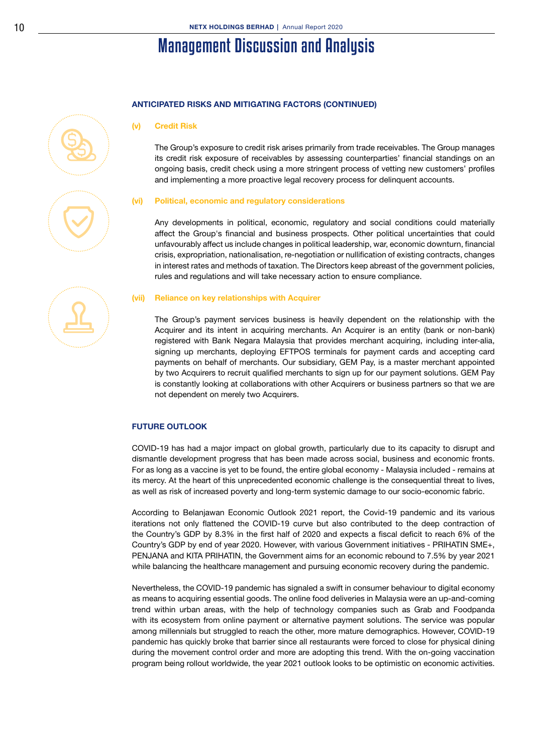# Management Discussion and Analysis

## ANTICIPATED RISKS AND MITIGATING FACTORS (CONTINUED)

### (v) Credit Risk

The Group's exposure to credit risk arises primarily from trade receivables. The Group manages its credit risk exposure of receivables by assessing counterparties' financial standings on an ongoing basis, credit check using a more stringent process of vetting new customers' profiles and implementing a more proactive legal recovery process for delinquent accounts.

### (vi) Political, economic and regulatory considerations

Any developments in political, economic, regulatory and social conditions could materially affect the Group's financial and business prospects. Other political uncertainties that could unfavourably affect us include changes in political leadership, war, economic downturn, financial crisis, expropriation, nationalisation, re-negotiation or nullification of existing contracts, changes in interest rates and methods of taxation. The Directors keep abreast of the government policies, rules and regulations and will take necessary action to ensure compliance.

### (vii) Reliance on key relationships with Acquirer

The Group's payment services business is heavily dependent on the relationship with the Acquirer and its intent in acquiring merchants. An Acquirer is an entity (bank or non-bank) registered with Bank Negara Malaysia that provides merchant acquiring, including inter-alia, signing up merchants, deploying EFTPOS terminals for payment cards and accepting card payments on behalf of merchants. Our subsidiary, GEM Pay, is a master merchant appointed by two Acquirers to recruit qualified merchants to sign up for our payment solutions. GEM Pay is constantly looking at collaborations with other Acquirers or business partners so that we are not dependent on merely two Acquirers.

## FUTURE OUTLOOK

COVID-19 has had a major impact on global growth, particularly due to its capacity to disrupt and dismantle development progress that has been made across social, business and economic fronts. For as long as a vaccine is yet to be found, the entire global economy - Malaysia included - remains at its mercy. At the heart of this unprecedented economic challenge is the consequential threat to lives, as well as risk of increased poverty and long-term systemic damage to our socio-economic fabric.

According to Belanjawan Economic Outlook 2021 report, the Covid-19 pandemic and its various iterations not only flattened the COVID-19 curve but also contributed to the deep contraction of the Country's GDP by 8.3% in the first half of 2020 and expects a fiscal deficit to reach 6% of the Country's GDP by end of year 2020. However, with various Government initiatives - PRIHATIN SME+, PENJANA and KITA PRIHATIN, the Government aims for an economic rebound to 7.5% by year 2021 while balancing the healthcare management and pursuing economic recovery during the pandemic.

Nevertheless, the COVID-19 pandemic has signaled a swift in consumer behaviour to digital economy as means to acquiring essential goods. The online food deliveries in Malaysia were an up-and-coming trend within urban areas, with the help of technology companies such as Grab and Foodpanda with its ecosystem from online payment or alternative payment solutions. The service was popular among millennials but struggled to reach the other, more mature demographics. However, COVID-19 pandemic has quickly broke that barrier since all restaurants were forced to close for physical dining during the movement control order and more are adopting this trend. With the on-going vaccination program being rollout worldwide, the year 2021 outlook looks to be optimistic on economic activities.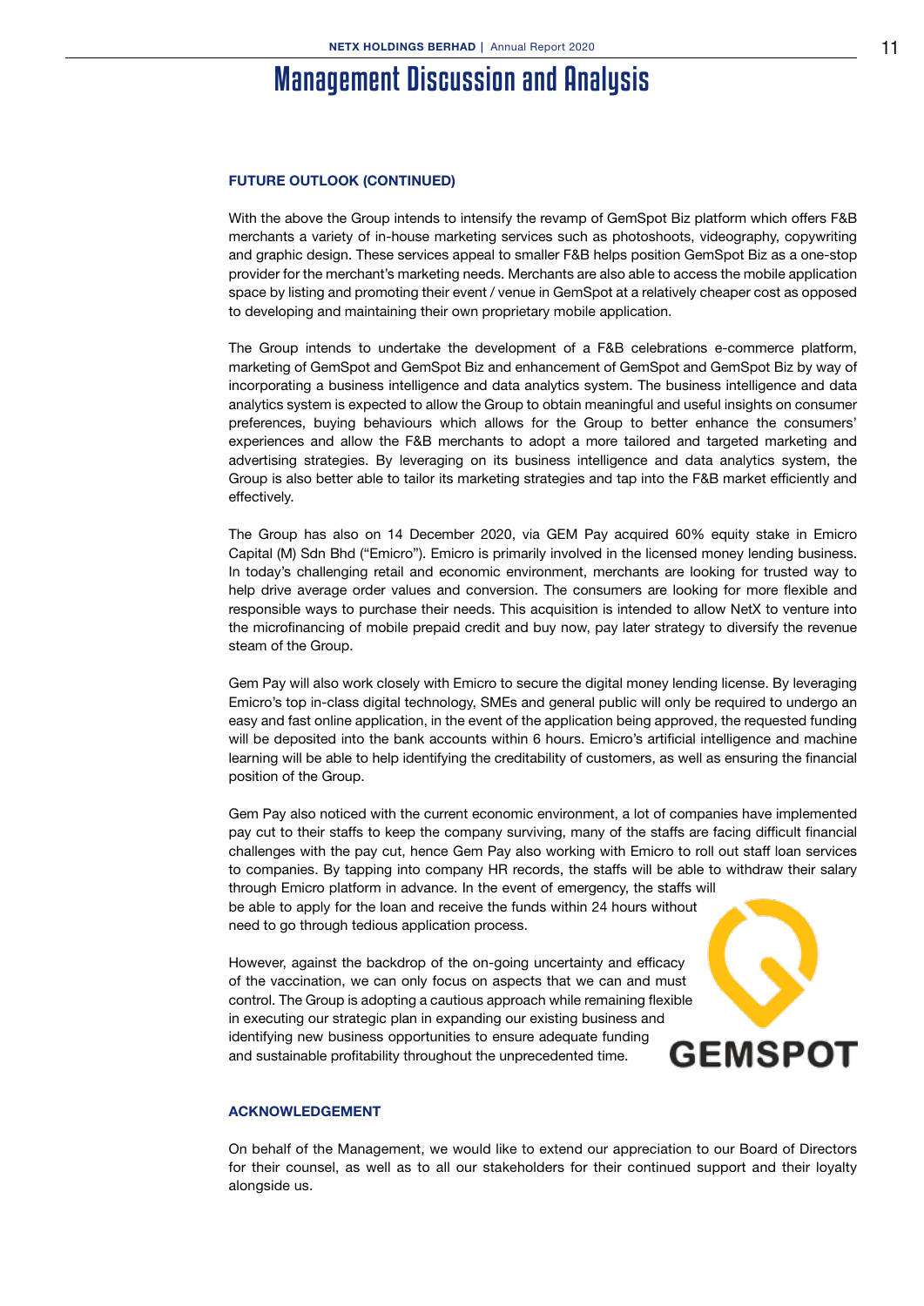# Management Discussion and Analysis

### FUTURE OUTLOOK (CONTINUED)

With the above the Group intends to intensify the revamp of GemSpot Biz platform which offers F&B merchants a variety of in-house marketing services such as photoshoots, videography, copywriting and graphic design. These services appeal to smaller F&B helps position GemSpot Biz as a one-stop provider for the merchant's marketing needs. Merchants are also able to access the mobile application space by listing and promoting their event / venue in GemSpot at a relatively cheaper cost as opposed to developing and maintaining their own proprietary mobile application.

The Group intends to undertake the development of a F&B celebrations e-commerce platform, marketing of GemSpot and GemSpot Biz and enhancement of GemSpot and GemSpot Biz by way of incorporating a business intelligence and data analytics system. The business intelligence and data analytics system is expected to allow the Group to obtain meaningful and useful insights on consumer preferences, buying behaviours which allows for the Group to better enhance the consumers' experiences and allow the F&B merchants to adopt a more tailored and targeted marketing and advertising strategies. By leveraging on its business intelligence and data analytics system, the Group is also better able to tailor its marketing strategies and tap into the F&B market efficiently and effectively.

The Group has also on 14 December 2020, via GEM Pay acquired 60% equity stake in Emicro Capital (M) Sdn Bhd ("Emicro"). Emicro is primarily involved in the licensed money lending business. In today's challenging retail and economic environment, merchants are looking for trusted way to help drive average order values and conversion. The consumers are looking for more flexible and responsible ways to purchase their needs. This acquisition is intended to allow NetX to venture into the microfinancing of mobile prepaid credit and buy now, pay later strategy to diversify the revenue steam of the Group.

Gem Pay will also work closely with Emicro to secure the digital money lending license. By leveraging Emicro's top in-class digital technology, SMEs and general public will only be required to undergo an easy and fast online application, in the event of the application being approved, the requested funding will be deposited into the bank accounts within 6 hours. Emicro's artificial intelligence and machine learning will be able to help identifying the creditability of customers, as well as ensuring the financial position of the Group.

Gem Pay also noticed with the current economic environment, a lot of companies have implemented pay cut to their staffs to keep the company surviving, many of the staffs are facing difficult financial challenges with the pay cut, hence Gem Pay also working with Emicro to roll out staff loan services to companies. By tapping into company HR records, the staffs will be able to withdraw their salary through Emicro platform in advance. In the event of emergency, the staffs will be able to apply for the loan and receive the funds within 24 hours without need to go through tedious application process.

However, against the backdrop of the on-going uncertainty and efficacy of the vaccination, we can only focus on aspects that we can and must control. The Group is adopting a cautious approach while remaining flexible in executing our strategic plan in expanding our existing business and identifying new business opportunities to ensure adequate funding and sustainable profitability throughout the unprecedented time.

### ACKNOWLEDGEMENT

On behalf of the Management, we would like to extend our appreciation to our Board of Directors for their counsel, as well as to all our stakeholders for their continued support and their loyalty alongside us.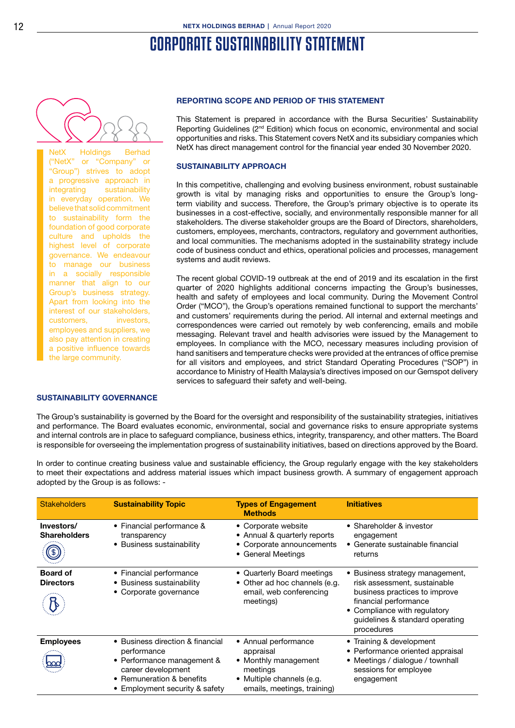# CORPORATE SUSTAINABILITY STATEMENT

NetX Holdings Berhad ("NetX" or "Company" or "Group") strives to adopt a progressive approach in integrating sustainability in everyday operation. We believe that solid commitment to sustainability form the foundation of good corporate culture and upholds the highest level of corporate governance. We endeavour to manage our business in a socially responsible manner that align to our Group's business strategy. Apart from looking into the interest of our stakeholders, customers, investors, employees and suppliers, we also pay attention in creating a positive influence towards the large community.

### REPORTING SCOPE AND PERIOD OF THIS STATEMENT

This Statement is prepared in accordance with the Bursa Securities' Sustainability Reporting Guidelines (2nd Edition) which focus on economic, environmental and social opportunities and risks. This Statement covers NetX and its subsidiary companies which NetX has direct management control for the financial year ended 30 November 2020.

### SUSTAINABILITY APPROACH

In this competitive, challenging and evolving business environment, robust sustainable growth is vital by managing risks and opportunities to ensure the Group's long-term viability and success. Therefore, the Group's primary objective is to operate its businesses in a cost-effective, socially, and environmentally responsible manner for all stakeholders. The diverse stakeholder groups are the Board of Directors, shareholders, customers, employees, merchants, contractors, regulatory and government authorities, and local communities. The mechanisms adopted in the sustainability strategy include code of business conduct and ethics, operational policies and processes, management systems and audit reviews.

The recent global COVID-19 outbreak at the end of 2019 and its escalation in the first quarter of 2020 highlights additional concerns impacting the Group's businesses, health and safety of employees and local community. During the Movement Control Order ("MCO"), the Group's operations remained functional to support the merchants' and customers' requirements during the period. All internal and external meetings and correspondences were carried out remotely by web conferencing, emails and mobile messaging. Relevant travel and health advisories were issued by the Management to employees. In compliance with the MCO, necessary measures including provision of hand sanitisers and temperature checks were provided at the entrances of office premise for all visitors and employees, and strict Standard Operating Procedures ("SOP") in accordance to Ministry of Health Malaysia's directives imposed on our Gemspot delivery services to safeguard their safety and well-being.

### SUSTAINABILITY GOVERNANCE

The Group's sustainability is governed by the Board for the oversight and responsibility of the sustainability strategies, initiatives and performance. The Board evaluates economic, environmental, social and governance risks to ensure appropriate systems and internal controls are in place to safeguard compliance, business ethics, integrity, transparency, and other matters. The Board is responsible for overseeing the implementation progress of sustainability initiatives, based on directions approved by the Board.

In order to continue creating business value and sustainable efficiency, the Group regularly engage with the key stakeholders to meet their expectations and address material issues which impact business growth. A summary of engagement approach adopted by the Group is as follows: -

| Stakeholders | Sustainability Topic | Types of Engagement Methods | Initiatives |
|---|---|---|---|
| **Investors/ Shareholders** | • Financial performance & transparency<br>• Business sustainability | • Corporate website<br>• Annual & quarterly reports<br>• Corporate announcements<br>• General Meetings | • Shareholder & investor engagement<br>• Generate sustainable financial returns |
| **Board of Directors** | • Financial performance<br>• Business sustainability<br>• Corporate governance | • Quarterly Board meetings<br>• Other ad hoc channels (e.g. email, web conferencing meetings) | • Business strategy management, risk assessment, sustainable business practices to improve financial performance<br>• Compliance with regulatory guidelines & standard operating procedures |
| **Employees** | • Business direction & financial performance<br>• Performance management & career development<br>• Remuneration & benefits<br>• Employment security & safety | • Annual performance appraisal<br>• Monthly management meetings<br>• Multiple channels (e.g. emails, meetings, training) | • Training & development<br>• Performance oriented appraisal<br>• Meetings / dialogue / townhall sessions for employee engagement |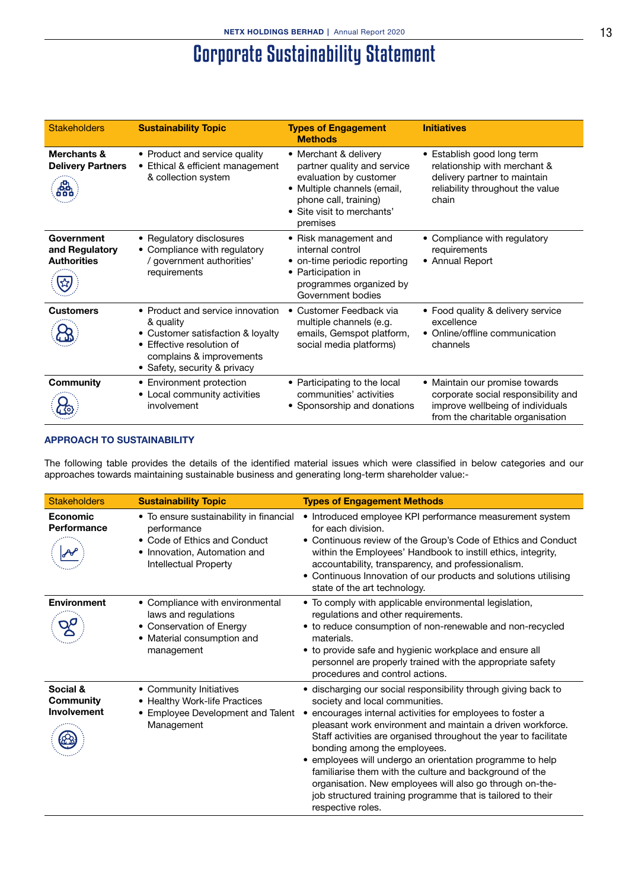# Corporate Sustainability Statement

| Stakeholders | Sustainability Topic | Types of Engagement Methods | Initiatives |
|---|---|---|---|
| **Merchants & Delivery Partners** | • Product and service quality<br>• Ethical & efficient management & collection system | • Merchant & delivery partner quality and service evaluation by customer<br>• Multiple channels (email, phone call, training)<br>• Site visit to merchants' premises | • Establish good long term relationship with merchant & delivery partner to maintain reliability throughout the value chain |
| **Government and Regulatory Authorities** | • Regulatory disclosures<br>• Compliance with regulatory / government authorities' requirements | • Risk management and internal control<br>• on-time periodic reporting<br>• Participation in programmes organized by Government bodies | • Compliance with regulatory requirements<br>• Annual Report |
| **Customers** | • Product and service innovation & quality<br>• Customer satisfaction & loyalty<br>• Effective resolution of complains & improvements<br>• Safety, security & privacy | • Customer Feedback via multiple channels (e.g. emails, Gemspot platform, social media platforms) | • Food quality & delivery service excellence<br>• Online/offline communication channels |
| **Community** | • Environment protection<br>• Local community activities involvement | • Participating to the local communities' activities<br>• Sponsorship and donations | • Maintain our promise towards corporate social responsibility and improve wellbeing of individuals from the charitable organisation |

## APPROACH TO SUSTAINABILITY

The following table provides the details of the identified material issues which were classified in below categories and our approaches towards maintaining sustainable business and generating long-term shareholder value:-

| Stakeholders | Sustainability Topic | Types of Engagement Methods |
|---|---|---|
| **Economic Performance** | • To ensure sustainability in financial performance<br>• Code of Ethics and Conduct<br>• Innovation, Automation and Intellectual Property | • Introduced employee KPI performance measurement system for each division.<br>• Continuous review of the Group's Code of Ethics and Conduct within the Employees' Handbook to instill ethics, integrity, accountability, transparency, and professionalism.<br>• Continuous Innovation of our products and solutions utilising state of the art technology. |
| **Environment** | • Compliance with environmental laws and regulations<br>• Conservation of Energy<br>• Material consumption and management | • To comply with applicable environmental legislation, regulations and other requirements.<br>• to reduce consumption of non-renewable and non-recycled materials.<br>• to provide safe and hygienic workplace and ensure all personnel are properly trained with the appropriate safety procedures and control actions. |
| **Social & Community Involvement** | • Community Initiatives<br>• Healthy Work-life Practices<br>• Employee Development and Talent Management | • discharging our social responsibility through giving back to society and local communities.<br>• encourages internal activities for employees to foster a pleasant work environment and maintain a driven workforce. Staff activities are organised throughout the year to facilitate bonding among the employees.<br>• employees will undergo an orientation programme to help familiarise them with the culture and background of the organisation. New employees will also go through on-the-job structured training programme that is tailored to their respective roles. |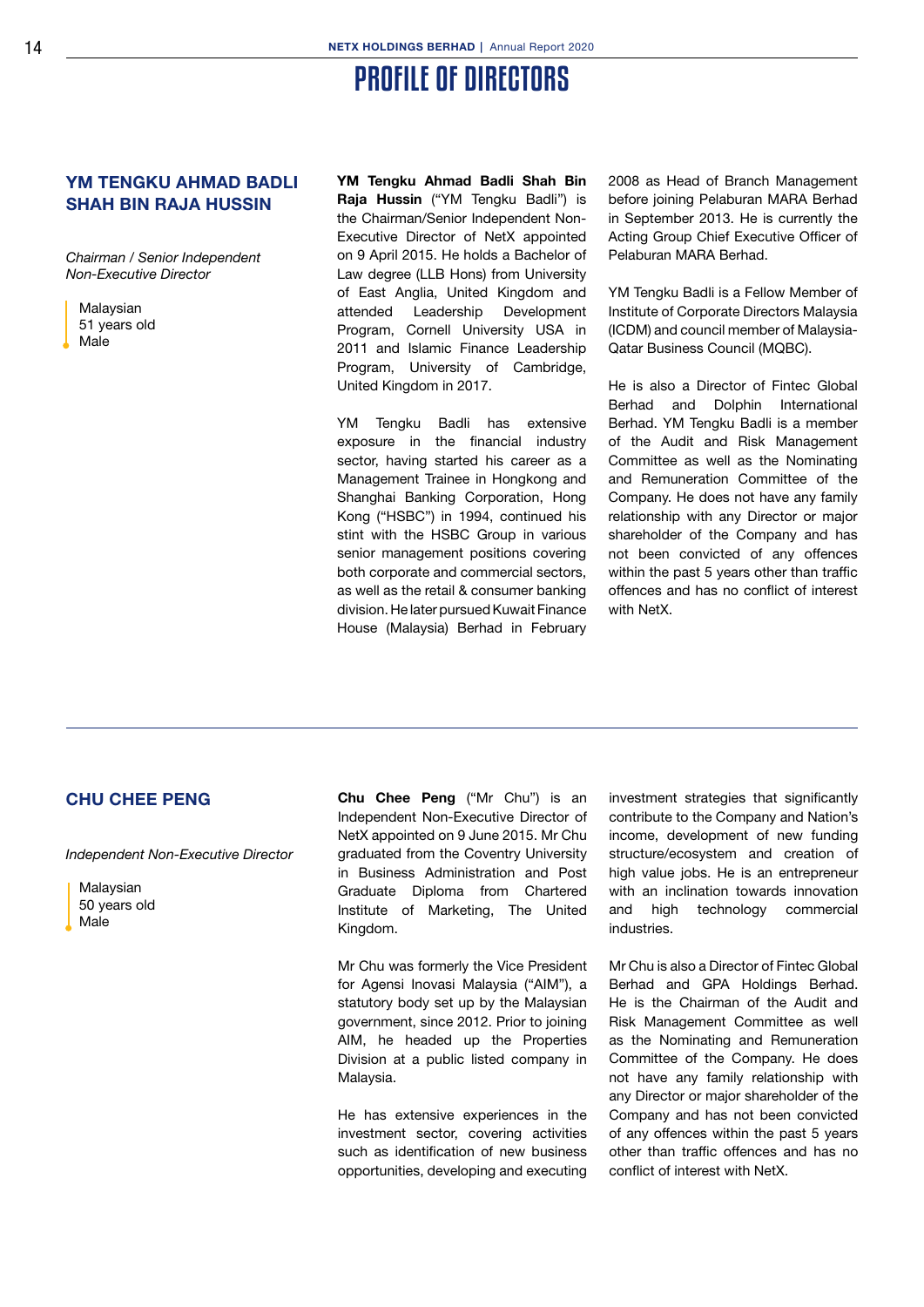# PROFILE OF DIRECTORS

## YM TENGKU AHMAD BADLI SHAH BIN RAJA HUSSIN

*Chairman / Senior Independent Non-Executive Director*

Malaysian
51 years old
Male

**YM Tengku Ahmad Badli Shah Bin Raja Hussin** ("YM Tengku Badli") is the Chairman/Senior Independent Non-Executive Director of NetX appointed on 9 April 2015. He holds a Bachelor of Law degree (LLB Hons) from University of East Anglia, United Kingdom and attended Leadership Development Program, Cornell University USA in 2011 and Islamic Finance Leadership Program, University of Cambridge, United Kingdom in 2017.

YM Tengku Badli has extensive exposure in the financial industry sector, having started his career as a Management Trainee in Hongkong and Shanghai Banking Corporation, Hong Kong ("HSBC") in 1994, continued his stint with the HSBC Group in various senior management positions covering both corporate and commercial sectors, as well as the retail & consumer banking division. He later pursued Kuwait Finance House (Malaysia) Berhad in February 2008 as Head of Branch Management before joining Pelaburan MARA Berhad in September 2013. He is currently the Acting Group Chief Executive Officer of Pelaburan MARA Berhad.

YM Tengku Badli is a Fellow Member of Institute of Corporate Directors Malaysia (ICDM) and council member of Malaysia-Qatar Business Council (MQBC).

He is also a Director of Fintec Global Berhad and Dolphin International Berhad. YM Tengku Badli is a member of the Audit and Risk Management Committee as well as the Nominating and Remuneration Committee of the Company. He does not have any family relationship with any Director or major shareholder of the Company and has not been convicted of any offences within the past 5 years other than traffic offences and has no conflict of interest with NetX.

## CHU CHEE PENG

*Independent Non-Executive Director*

Malaysian
50 years old
Male

**Chu Chee Peng** ("Mr Chu") is an Independent Non-Executive Director of NetX appointed on 9 June 2015. Mr Chu graduated from the Coventry University in Business Administration and Post Graduate Diploma from Chartered Institute of Marketing, The United Kingdom.

Mr Chu was formerly the Vice President for Agensi Inovasi Malaysia ("AIM"), a statutory body set up by the Malaysian government, since 2012. Prior to joining AIM, he headed up the Properties Division at a public listed company in Malaysia.

He has extensive experiences in the investment sector, covering activities such as identification of new business opportunities, developing and executing investment strategies that significantly contribute to the Company and Nation's income, development of new funding structure/ecosystem and creation of high value jobs. He is an entrepreneur with an inclination towards innovation and high technology commercial industries.

Mr Chu is also a Director of Fintec Global Berhad and GPA Holdings Berhad. He is the Chairman of the Audit and Risk Management Committee as well as the Nominating and Remuneration Committee of the Company. He does not have any family relationship with any Director or major shareholder of the Company and has not been convicted of any offences within the past 5 years other than traffic offences and has no conflict of interest with NetX.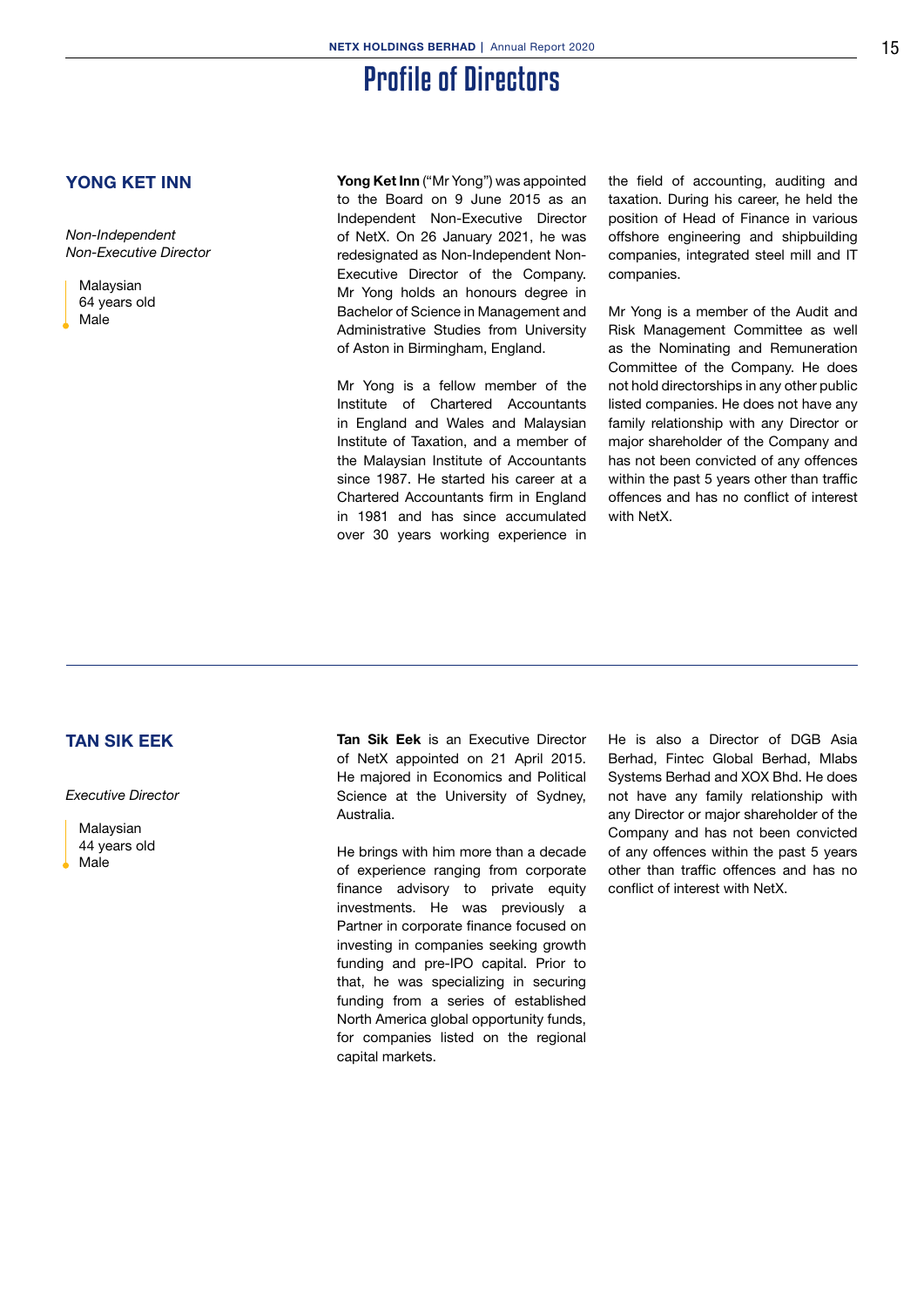# Profile of Directors

## YONG KET INN

*Non-Independent Non-Executive Director*

Malaysian
64 years old
Male

**Yong Ket Inn** ("Mr Yong") was appointed to the Board on 9 June 2015 as an Independent Non-Executive Director of NetX. On 26 January 2021, he was redesignated as Non-Independent Non-Executive Director of the Company. Mr Yong holds an honours degree in Bachelor of Science in Management and Administrative Studies from University of Aston in Birmingham, England.

Mr Yong is a fellow member of the Institute of Chartered Accountants in England and Wales and Malaysian Institute of Taxation, and a member of the Malaysian Institute of Accountants since 1987. He started his career at a Chartered Accountants firm in England in 1981 and has since accumulated over 30 years working experience in the field of accounting, auditing and taxation. During his career, he held the position of Head of Finance in various offshore engineering and shipbuilding companies, integrated steel mill and IT companies.

Mr Yong is a member of the Audit and Risk Management Committee as well as the Nominating and Remuneration Committee of the Company. He does not hold directorships in any other public listed companies. He does not have any family relationship with any Director or major shareholder of the Company and has not been convicted of any offences within the past 5 years other than traffic offences and has no conflict of interest with NetX.

## TAN SIK EEK

*Executive Director*

Malaysian
44 years old
Male

**Tan Sik Eek** is an Executive Director of NetX appointed on 21 April 2015. He majored in Economics and Political Science at the University of Sydney, Australia.

He brings with him more than a decade of experience ranging from corporate finance advisory to private equity investments. He was previously a Partner in corporate finance focused on investing in companies seeking growth funding and pre-IPO capital. Prior to that, he was specializing in securing funding from a series of established North America global opportunity funds, for companies listed on the regional capital markets.

He is also a Director of DGB Asia Berhad, Fintec Global Berhad, Mlabs Systems Berhad and XOX Bhd. He does not have any family relationship with any Director or major shareholder of the Company and has not been convicted of any offences within the past 5 years other than traffic offences and has no conflict of interest with NetX.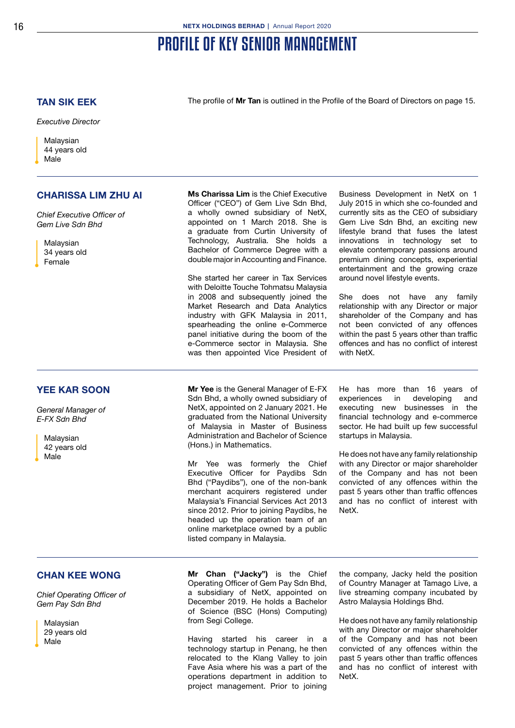# PROFILE OF KEY SENIOR MANAGEMENT

## TAN SIK EEK

*Executive Director*

Malaysian
44 years old
Male

The profile of **Mr Tan** is outlined in the Profile of the Board of Directors on page 15.

---

## CHARISSA LIM ZHU AI

*Chief Executive Officer of Gem Live Sdn Bhd*

Malaysian
34 years old
Female

**Ms Charissa Lim** is the Chief Executive Officer ("CEO") of Gem Live Sdn Bhd, a wholly owned subsidiary of NetX, appointed on 1 March 2018. She is a graduate from Curtin University of Technology, Australia. She holds a Bachelor of Commerce Degree with a double major in Accounting and Finance.

She started her career in Tax Services with Deloitte Touche Tohmatsu Malaysia in 2008 and subsequently joined the Market Research and Data Analytics industry with GFK Malaysia in 2011, spearheading the online e-Commerce panel initiative during the boom of the e-Commerce sector in Malaysia. She was then appointed Vice President of Business Development in NetX on 1 July 2015 in which she co-founded and currently sits as the CEO of subsidiary Gem Live Sdn Bhd, an exciting new lifestyle brand that fuses the latest innovations in technology set to elevate contemporary passions around premium dining concepts, experiential entertainment and the growing craze around novel lifestyle events.

She does not have any family relationship with any Director or major shareholder of the Company and has not been convicted of any offences within the past 5 years other than traffic offences and has no conflict of interest with NetX.

---

## YEE KAR SOON

*General Manager of E-FX Sdn Bhd*

Malaysian
42 years old
Male

**Mr Yee** is the General Manager of E-FX Sdn Bhd, a wholly owned subsidiary of NetX, appointed on 2 January 2021. He graduated from the National University of Malaysia in Master of Business Administration and Bachelor of Science (Hons.) in Mathematics.

Mr Yee was formerly the Chief Executive Officer for Paydibs Sdn Bhd ("Paydibs"), one of the non-bank merchant acquirers registered under Malaysia's Financial Services Act 2013 since 2012. Prior to joining Paydibs, he headed up the operation team of an online marketplace owned by a public listed company in Malaysia.

He has more than 16 years of experiences in developing and executing new businesses in the financial technology and e-commerce sector. He had built up few successful startups in Malaysia.

He does not have any family relationship with any Director or major shareholder of the Company and has not been convicted of any offences within the past 5 years other than traffic offences and has no conflict of interest with NetX.

---

## CHAN KEE WONG

*Chief Operating Officer of Gem Pay Sdn Bhd*

Malaysian
29 years old
Male

**Mr Chan ("Jacky")** is the Chief Operating Officer of Gem Pay Sdn Bhd, a subsidiary of NetX, appointed on December 2019. He holds a Bachelor of Science (BSC (Hons) Computing) from Segi College.

Having started his career in a technology startup in Penang, he then relocated to the Klang Valley to join Fave Asia where his was a part of the operations department in addition to project management. Prior to joining the company, Jacky held the position of Country Manager at Tamago Live, a live streaming company incubated by Astro Malaysia Holdings Bhd.

He does not have any family relationship with any Director or major shareholder of the Company and has not been convicted of any offences within the past 5 years other than traffic offences and has no conflict of interest with NetX.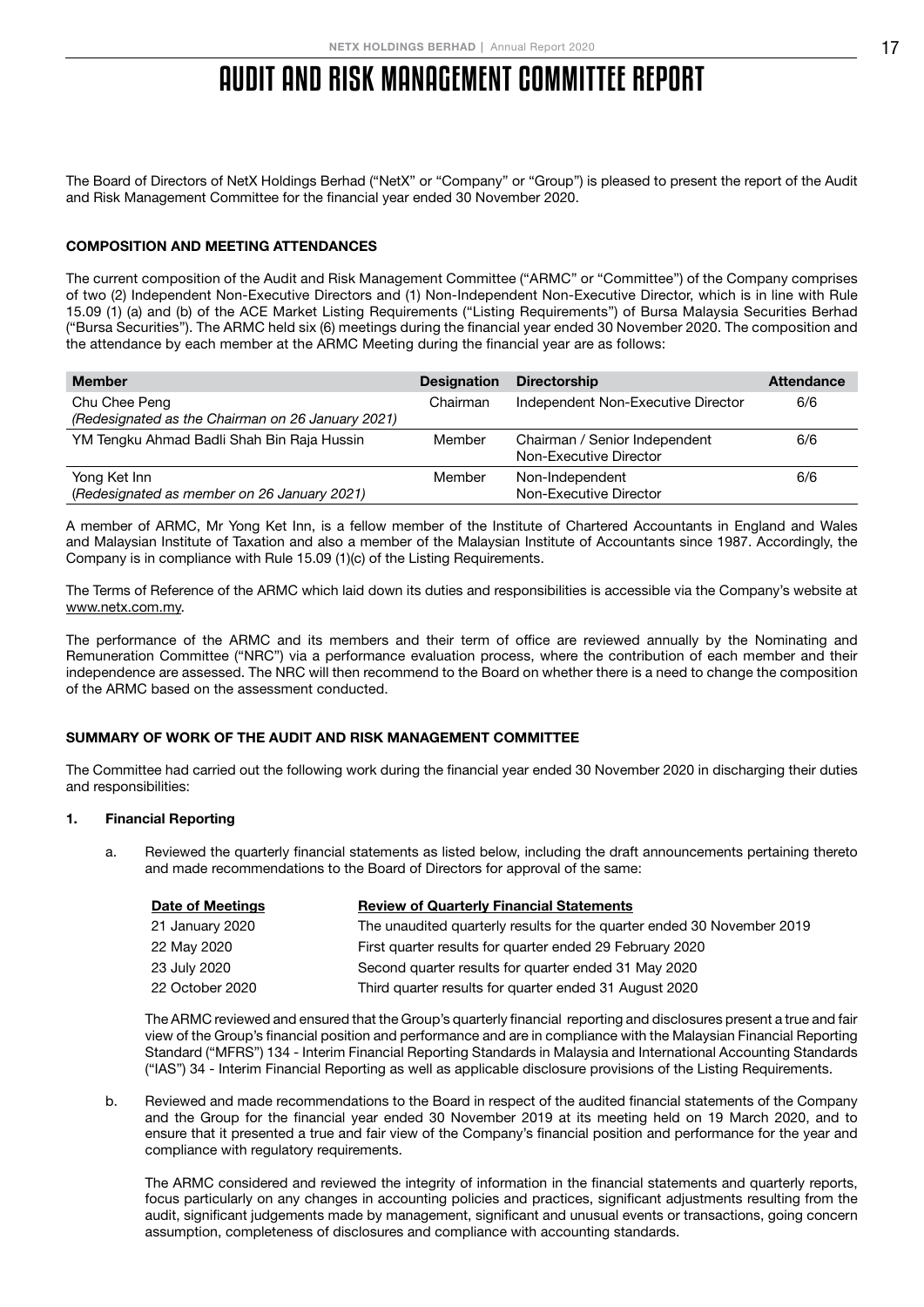# AUDIT AND RISK MANAGEMENT COMMITTEE REPORT

The Board of Directors of NetX Holdings Berhad ("NetX" or "Company" or "Group") is pleased to present the report of the Audit and Risk Management Committee for the financial year ended 30 November 2020.

## COMPOSITION AND MEETING ATTENDANCES

The current composition of the Audit and Risk Management Committee ("ARMC" or "Committee") of the Company comprises of two (2) Independent Non-Executive Directors and (1) Non-Independent Non-Executive Director, which is in line with Rule 15.09 (1) (a) and (b) of the ACE Market Listing Requirements ("Listing Requirements") of Bursa Malaysia Securities Berhad ("Bursa Securities"). The ARMC held six (6) meetings during the financial year ended 30 November 2020. The composition and the attendance by each member at the ARMC Meeting during the financial year are as follows:

| Member | Designation | Directorship | Attendance |
|---|---|---|---|
| Chu Chee Peng<br>*(Redesignated as the Chairman on 26 January 2021)* | Chairman | Independent Non-Executive Director | 6/6 |
| YM Tengku Ahmad Badli Shah Bin Raja Hussin | Member | Chairman / Senior Independent Non-Executive Director | 6/6 |
| Yong Ket Inn<br>*(Redesignated as member on 26 January 2021)* | Member | Non-Independent Non-Executive Director | 6/6 |

A member of ARMC, Mr Yong Ket Inn, is a fellow member of the Institute of Chartered Accountants in England and Wales and Malaysian Institute of Taxation and also a member of the Malaysian Institute of Accountants since 1987. Accordingly, the Company is in compliance with Rule 15.09 (1)(c) of the Listing Requirements.

The Terms of Reference of the ARMC which laid down its duties and responsibilities is accessible via the Company's website at www.netx.com.my.

The performance of the ARMC and its members and their term of office are reviewed annually by the Nominating and Remuneration Committee ("NRC") via a performance evaluation process, where the contribution of each member and their independence are assessed. The NRC will then recommend to the Board on whether there is a need to change the composition of the ARMC based on the assessment conducted.

## SUMMARY OF WORK OF THE AUDIT AND RISK MANAGEMENT COMMITTEE

The Committee had carried out the following work during the financial year ended 30 November 2020 in discharging their duties and responsibilities:

### 1. Financial Reporting

a. Reviewed the quarterly financial statements as listed below, including the draft announcements pertaining thereto and made recommendations to the Board of Directors for approval of the same:

| Date of Meetings | Review of Quarterly Financial Statements |
|---|---|
| 21 January 2020 | The unaudited quarterly results for the quarter ended 30 November 2019 |
| 22 May 2020 | First quarter results for quarter ended 29 February 2020 |
| 23 July 2020 | Second quarter results for quarter ended 31 May 2020 |
| 22 October 2020 | Third quarter results for quarter ended 31 August 2020 |

The ARMC reviewed and ensured that the Group's quarterly financial reporting and disclosures present a true and fair view of the Group's financial position and performance and are in compliance with the Malaysian Financial Reporting Standard ("MFRS") 134 - Interim Financial Reporting Standards in Malaysia and International Accounting Standards ("IAS") 34 - Interim Financial Reporting as well as applicable disclosure provisions of the Listing Requirements.

b. Reviewed and made recommendations to the Board in respect of the audited financial statements of the Company and the Group for the financial year ended 30 November 2019 at its meeting held on 19 March 2020, and to ensure that it presented a true and fair view of the Company's financial position and performance for the year and compliance with regulatory requirements.

The ARMC considered and reviewed the integrity of information in the financial statements and quarterly reports, focus particularly on any changes in accounting policies and practices, significant adjustments resulting from the audit, significant judgements made by management, significant and unusual events or transactions, going concern assumption, completeness of disclosures and compliance with accounting standards.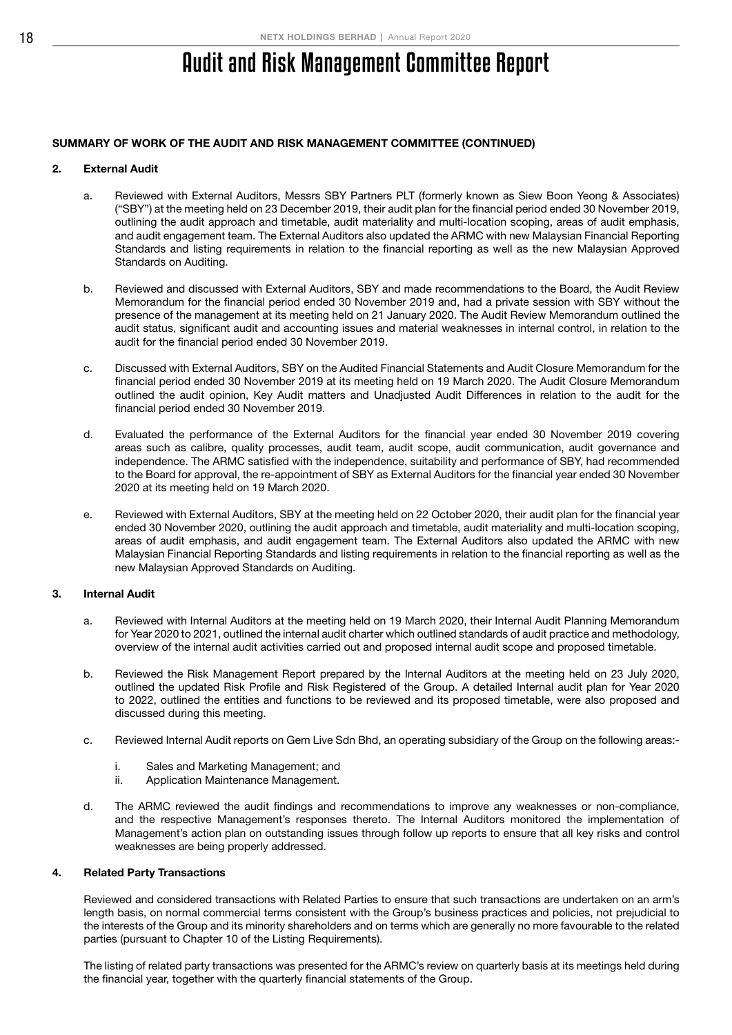# Audit and Risk Management Committee Report

**SUMMARY OF WORK OF THE AUDIT AND RISK MANAGEMENT COMMITTEE (CONTINUED)**

**2. External Audit**

a. Reviewed with External Auditors, Messrs SBY Partners PLT (formerly known as Siew Boon Yeong & Associates) ("SBY") at the meeting held on 23 December 2019, their audit plan for the financial period ended 30 November 2019, outlining the audit approach and timetable, audit materiality and multi-location scoping, areas of audit emphasis, and audit engagement team. The External Auditors also updated the ARMC with new Malaysian Financial Reporting Standards and listing requirements in relation to the financial reporting as well as the new Malaysian Approved Standards on Auditing.

b. Reviewed and discussed with External Auditors, SBY and made recommendations to the Board, the Audit Review Memorandum for the financial period ended 30 November 2019 and, had a private session with SBY without the presence of the management at its meeting held on 21 January 2020. The Audit Review Memorandum outlined the audit status, significant audit and accounting issues and material weaknesses in internal control, in relation to the audit for the financial period ended 30 November 2019.

c. Discussed with External Auditors, SBY on the Audited Financial Statements and Audit Closure Memorandum for the financial period ended 30 November 2019 at its meeting held on 19 March 2020. The Audit Closure Memorandum outlined the audit opinion, Key Audit matters and Unadjusted Audit Differences in relation to the audit for the financial period ended 30 November 2019.

d. Evaluated the performance of the External Auditors for the financial year ended 30 November 2019 covering areas such as calibre, quality processes, audit team, audit scope, audit communication, audit governance and independence. The ARMC satisfied with the independence, suitability and performance of SBY, had recommended to the Board for approval, the re-appointment of SBY as External Auditors for the financial year ended 30 November 2020 at its meeting held on 19 March 2020.

e. Reviewed with External Auditors, SBY at the meeting held on 22 October 2020, their audit plan for the financial year ended 30 November 2020, outlining the audit approach and timetable, audit materiality and multi-location scoping, areas of audit emphasis, and audit engagement team. The External Auditors also updated the ARMC with new Malaysian Financial Reporting Standards and listing requirements in relation to the financial reporting as well as the new Malaysian Approved Standards on Auditing.

**3. Internal Audit**

a. Reviewed with Internal Auditors at the meeting held on 19 March 2020, their Internal Audit Planning Memorandum for Year 2020 to 2021, outlined the internal audit charter which outlined standards of audit practice and methodology, overview of the internal audit activities carried out and proposed internal audit scope and proposed timetable.

b. Reviewed the Risk Management Report prepared by the Internal Auditors at the meeting held on 23 July 2020, outlined the updated Risk Profile and Risk Registered of the Group. A detailed Internal audit plan for Year 2020 to 2022, outlined the entities and functions to be reviewed and its proposed timetable, were also proposed and discussed during this meeting.

c. Reviewed Internal Audit reports on Gem Live Sdn Bhd, an operating subsidiary of the Group on the following areas:-

   i. Sales and Marketing Management; and
   ii. Application Maintenance Management.

d. The ARMC reviewed the audit findings and recommendations to improve any weaknesses or non-compliance, and the respective Management's responses thereto. The Internal Auditors monitored the implementation of Management's action plan on outstanding issues through follow up reports to ensure that all key risks and control weaknesses are being properly addressed.

**4. Related Party Transactions**

Reviewed and considered transactions with Related Parties to ensure that such transactions are undertaken on an arm's length basis, on normal commercial terms consistent with the Group's business practices and policies, not prejudicial to the interests of the Group and its minority shareholders and on terms which are generally no more favourable to the related parties (pursuant to Chapter 10 of the Listing Requirements).

The listing of related party transactions was presented for the ARMC's review on quarterly basis at its meetings held during the financial year, together with the quarterly financial statements of the Group.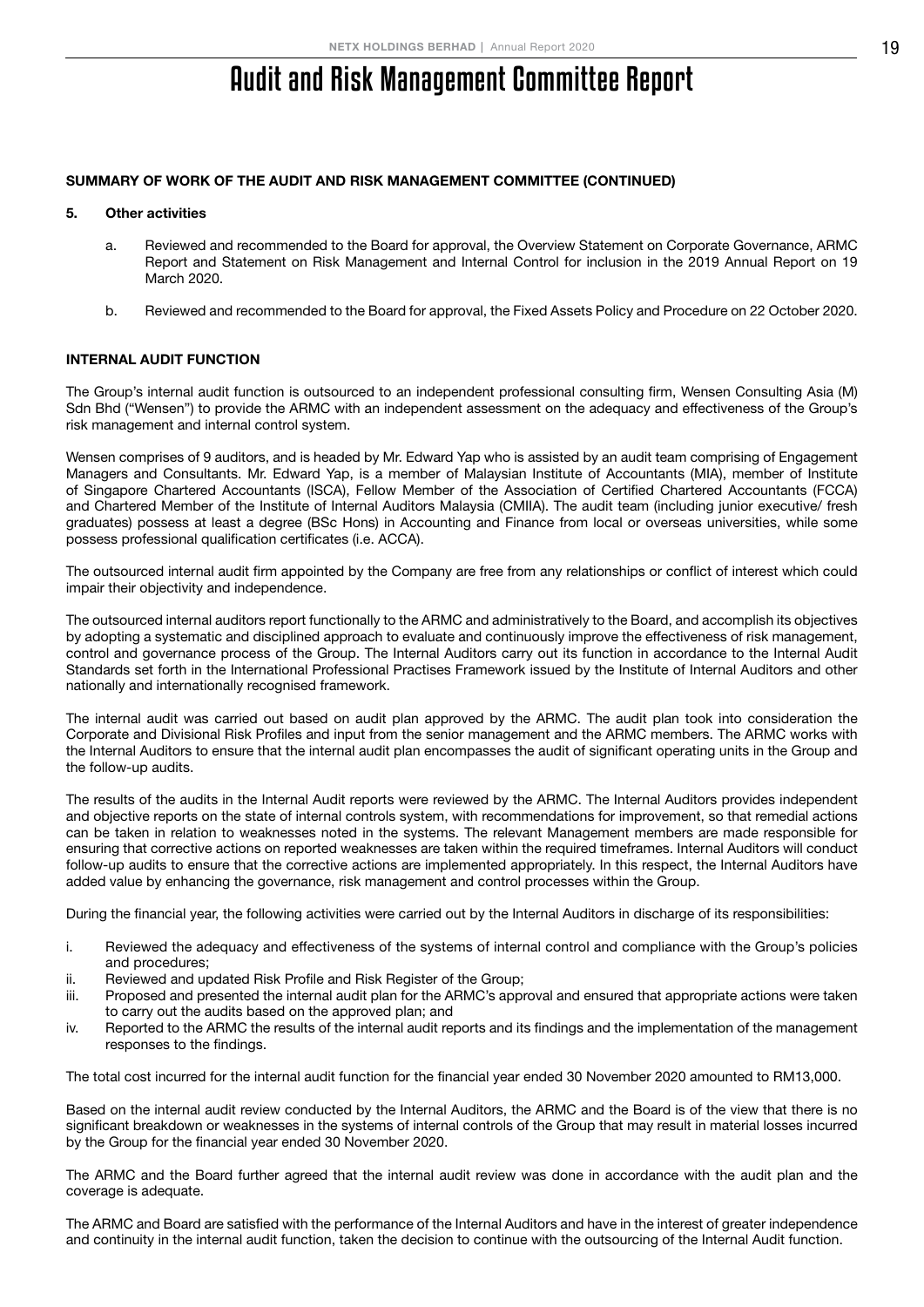# Audit and Risk Management Committee Report

### SUMMARY OF WORK OF THE AUDIT AND RISK MANAGEMENT COMMITTEE (CONTINUED)

#### 5. Other activities

a. Reviewed and recommended to the Board for approval, the Overview Statement on Corporate Governance, ARMC Report and Statement on Risk Management and Internal Control for inclusion in the 2019 Annual Report on 19 March 2020.

b. Reviewed and recommended to the Board for approval, the Fixed Assets Policy and Procedure on 22 October 2020.

### INTERNAL AUDIT FUNCTION

The Group's internal audit function is outsourced to an independent professional consulting firm, Wensen Consulting Asia (M) Sdn Bhd ("Wensen") to provide the ARMC with an independent assessment on the adequacy and effectiveness of the Group's risk management and internal control system.

Wensen comprises of 9 auditors, and is headed by Mr. Edward Yap who is assisted by an audit team comprising of Engagement Managers and Consultants. Mr. Edward Yap, is a member of Malaysian Institute of Accountants (MIA), member of Institute of Singapore Chartered Accountants (ISCA), Fellow Member of the Association of Certified Chartered Accountants (FCCA) and Chartered Member of the Institute of Internal Auditors Malaysia (CMIIA). The audit team (including junior executive/ fresh graduates) possess at least a degree (BSc Hons) in Accounting and Finance from local or overseas universities, while some possess professional qualification certificates (i.e. ACCA).

The outsourced internal audit firm appointed by the Company are free from any relationships or conflict of interest which could impair their objectivity and independence.

The outsourced internal auditors report functionally to the ARMC and administratively to the Board, and accomplish its objectives by adopting a systematic and disciplined approach to evaluate and continuously improve the effectiveness of risk management, control and governance process of the Group. The Internal Auditors carry out its function in accordance to the Internal Audit Standards set forth in the International Professional Practises Framework issued by the Institute of Internal Auditors and other nationally and internationally recognised framework.

The internal audit was carried out based on audit plan approved by the ARMC. The audit plan took into consideration the Corporate and Divisional Risk Profiles and input from the senior management and the ARMC members. The ARMC works with the Internal Auditors to ensure that the internal audit plan encompasses the audit of significant operating units in the Group and the follow-up audits.

The results of the audits in the Internal Audit reports were reviewed by the ARMC. The Internal Auditors provides independent and objective reports on the state of internal controls system, with recommendations for improvement, so that remedial actions can be taken in relation to weaknesses noted in the systems. The relevant Management members are made responsible for ensuring that corrective actions on reported weaknesses are taken within the required timeframes. Internal Auditors will conduct follow-up audits to ensure that the corrective actions are implemented appropriately. In this respect, the Internal Auditors have added value by enhancing the governance, risk management and control processes within the Group.

During the financial year, the following activities were carried out by the Internal Auditors in discharge of its responsibilities:

i. Reviewed the adequacy and effectiveness of the systems of internal control and compliance with the Group's policies and procedures;
ii. Reviewed and updated Risk Profile and Risk Register of the Group;
iii. Proposed and presented the internal audit plan for the ARMC's approval and ensured that appropriate actions were taken to carry out the audits based on the approved plan; and
iv. Reported to the ARMC the results of the internal audit reports and its findings and the implementation of the management responses to the findings.

The total cost incurred for the internal audit function for the financial year ended 30 November 2020 amounted to RM13,000.

Based on the internal audit review conducted by the Internal Auditors, the ARMC and the Board is of the view that there is no significant breakdown or weaknesses in the systems of internal controls of the Group that may result in material losses incurred by the Group for the financial year ended 30 November 2020.

The ARMC and the Board further agreed that the internal audit review was done in accordance with the audit plan and the coverage is adequate.

The ARMC and Board are satisfied with the performance of the Internal Auditors and have in the interest of greater independence and continuity in the internal audit function, taken the decision to continue with the outsourcing of the Internal Audit function.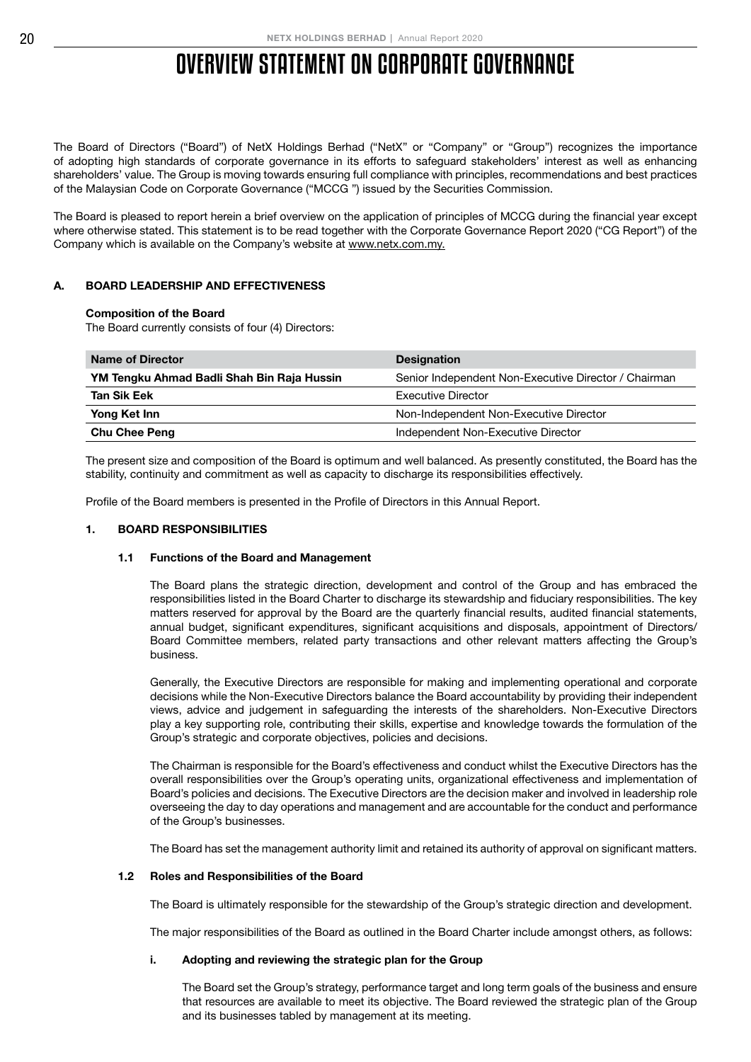# OVERVIEW STATEMENT ON CORPORATE GOVERNANCE

The Board of Directors ("Board") of NetX Holdings Berhad ("NetX" or "Company" or "Group") recognizes the importance of adopting high standards of corporate governance in its efforts to safeguard stakeholders' interest as well as enhancing shareholders' value. The Group is moving towards ensuring full compliance with principles, recommendations and best practices of the Malaysian Code on Corporate Governance ("MCCG ") issued by the Securities Commission.

The Board is pleased to report herein a brief overview on the application of principles of MCCG during the financial year except where otherwise stated. This statement is to be read together with the Corporate Governance Report 2020 ("CG Report") of the Company which is available on the Company's website at www.netx.com.my.

## A. BOARD LEADERSHIP AND EFFECTIVENESS

**Composition of the Board**

The Board currently consists of four (4) Directors:

| Name of Director | Designation |
|---|---|
| YM Tengku Ahmad Badli Shah Bin Raja Hussin | Senior Independent Non-Executive Director / Chairman |
| Tan Sik Eek | Executive Director |
| Yong Ket Inn | Non-Independent Non-Executive Director |
| Chu Chee Peng | Independent Non-Executive Director |

The present size and composition of the Board is optimum and well balanced. As presently constituted, the Board has the stability, continuity and commitment as well as capacity to discharge its responsibilities effectively.

Profile of the Board members is presented in the Profile of Directors in this Annual Report.

### 1. BOARD RESPONSIBILITIES

#### 1.1 Functions of the Board and Management

The Board plans the strategic direction, development and control of the Group and has embraced the responsibilities listed in the Board Charter to discharge its stewardship and fiduciary responsibilities. The key matters reserved for approval by the Board are the quarterly financial results, audited financial statements, annual budget, significant expenditures, significant acquisitions and disposals, appointment of Directors/ Board Committee members, related party transactions and other relevant matters affecting the Group's business.

Generally, the Executive Directors are responsible for making and implementing operational and corporate decisions while the Non-Executive Directors balance the Board accountability by providing their independent views, advice and judgement in safeguarding the interests of the shareholders. Non-Executive Directors play a key supporting role, contributing their skills, expertise and knowledge towards the formulation of the Group's strategic and corporate objectives, policies and decisions.

The Chairman is responsible for the Board's effectiveness and conduct whilst the Executive Directors has the overall responsibilities over the Group's operating units, organizational effectiveness and implementation of Board's policies and decisions. The Executive Directors are the decision maker and involved in leadership role overseeing the day to day operations and management and are accountable for the conduct and performance of the Group's businesses.

The Board has set the management authority limit and retained its authority of approval on significant matters.

#### 1.2 Roles and Responsibilities of the Board

The Board is ultimately responsible for the stewardship of the Group's strategic direction and development.

The major responsibilities of the Board as outlined in the Board Charter include amongst others, as follows:

**i. Adopting and reviewing the strategic plan for the Group**

The Board set the Group's strategy, performance target and long term goals of the business and ensure that resources are available to meet its objective. The Board reviewed the strategic plan of the Group and its businesses tabled by management at its meeting.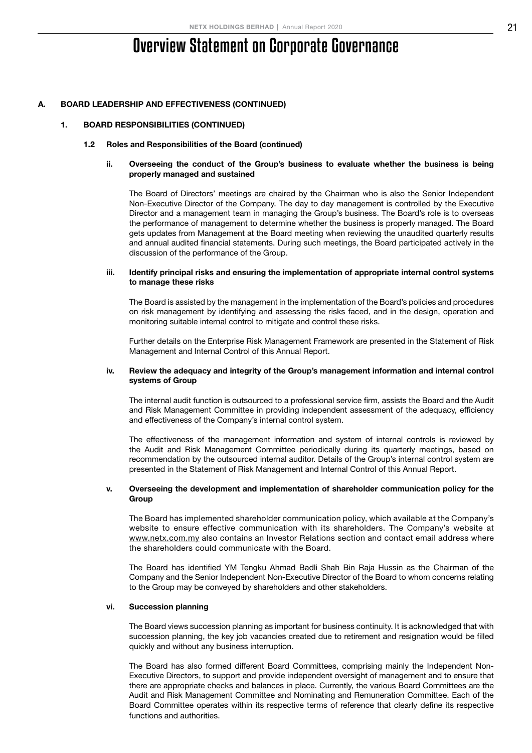# Overview Statement on Corporate Governance

## A. BOARD LEADERSHIP AND EFFECTIVENESS (CONTINUED)

### 1. BOARD RESPONSIBILITIES (CONTINUED)

#### 1.2 Roles and Responsibilities of the Board (continued)

**ii. Overseeing the conduct of the Group's business to evaluate whether the business is being properly managed and sustained**

The Board of Directors' meetings are chaired by the Chairman who is also the Senior Independent Non-Executive Director of the Company. The day to day management is controlled by the Executive Director and a management team in managing the Group's business. The Board's role is to overseas the performance of management to determine whether the business is properly managed. The Board gets updates from Management at the Board meeting when reviewing the unaudited quarterly results and annual audited financial statements. During such meetings, the Board participated actively in the discussion of the performance of the Group.

**iii. Identify principal risks and ensuring the implementation of appropriate internal control systems to manage these risks**

The Board is assisted by the management in the implementation of the Board's policies and procedures on risk management by identifying and assessing the risks faced, and in the design, operation and monitoring suitable internal control to mitigate and control these risks.

Further details on the Enterprise Risk Management Framework are presented in the Statement of Risk Management and Internal Control of this Annual Report.

**iv. Review the adequacy and integrity of the Group's management information and internal control systems of Group**

The internal audit function is outsourced to a professional service firm, assists the Board and the Audit and Risk Management Committee in providing independent assessment of the adequacy, efficiency and effectiveness of the Company's internal control system.

The effectiveness of the management information and system of internal controls is reviewed by the Audit and Risk Management Committee periodically during its quarterly meetings, based on recommendation by the outsourced internal auditor. Details of the Group's internal control system are presented in the Statement of Risk Management and Internal Control of this Annual Report.

**v. Overseeing the development and implementation of shareholder communication policy for the Group**

The Board has implemented shareholder communication policy, which available at the Company's website to ensure effective communication with its shareholders. The Company's website at www.netx.com.my also contains an Investor Relations section and contact email address where the shareholders could communicate with the Board.

The Board has identified YM Tengku Ahmad Badli Shah Bin Raja Hussin as the Chairman of the Company and the Senior Independent Non-Executive Director of the Board to whom concerns relating to the Group may be conveyed by shareholders and other stakeholders.

**vi. Succession planning**

The Board views succession planning as important for business continuity. It is acknowledged that with succession planning, the key job vacancies created due to retirement and resignation would be filled quickly and without any business interruption.

The Board has also formed different Board Committees, comprising mainly the Independent Non-Executive Directors, to support and provide independent oversight of management and to ensure that there are appropriate checks and balances in place. Currently, the various Board Committees are the Audit and Risk Management Committee and Nominating and Remuneration Committee. Each of the Board Committee operates within its respective terms of reference that clearly define its respective functions and authorities.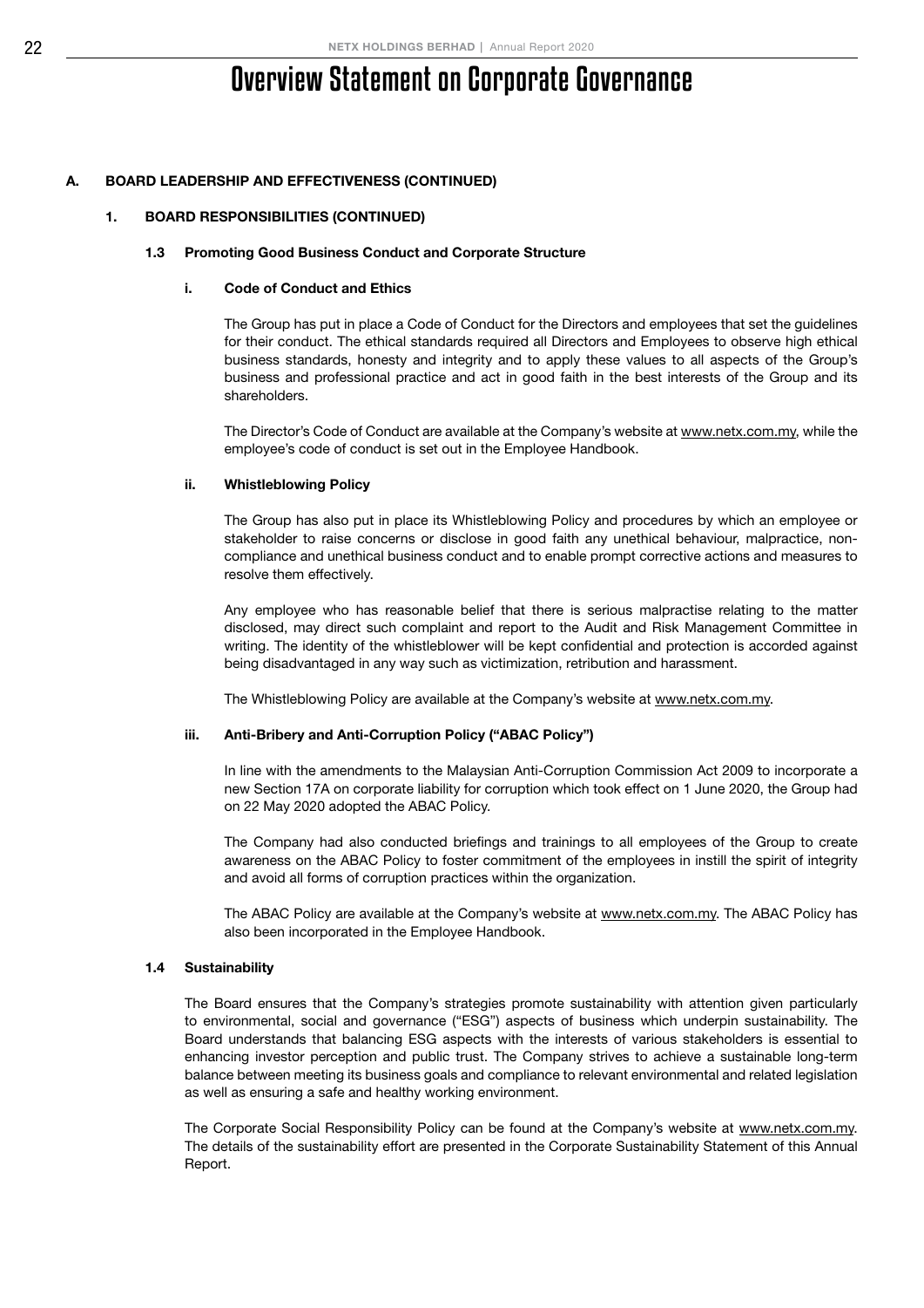# Overview Statement on Corporate Governance

## A. BOARD LEADERSHIP AND EFFECTIVENESS (CONTINUED)

### 1. BOARD RESPONSIBILITIES (CONTINUED)

#### 1.3 Promoting Good Business Conduct and Corporate Structure

##### i. Code of Conduct and Ethics

The Group has put in place a Code of Conduct for the Directors and employees that set the guidelines for their conduct. The ethical standards required all Directors and Employees to observe high ethical business standards, honesty and integrity and to apply these values to all aspects of the Group's business and professional practice and act in good faith in the best interests of the Group and its shareholders.

The Director's Code of Conduct are available at the Company's website at www.netx.com.my, while the employee's code of conduct is set out in the Employee Handbook.

##### ii. Whistleblowing Policy

The Group has also put in place its Whistleblowing Policy and procedures by which an employee or stakeholder to raise concerns or disclose in good faith any unethical behaviour, malpractice, non-compliance and unethical business conduct and to enable prompt corrective actions and measures to resolve them effectively.

Any employee who has reasonable belief that there is serious malpractise relating to the matter disclosed, may direct such complaint and report to the Audit and Risk Management Committee in writing. The identity of the whistleblower will be kept confidential and protection is accorded against being disadvantaged in any way such as victimization, retribution and harassment.

The Whistleblowing Policy are available at the Company's website at www.netx.com.my.

##### iii. Anti-Bribery and Anti-Corruption Policy ("ABAC Policy")

In line with the amendments to the Malaysian Anti-Corruption Commission Act 2009 to incorporate a new Section 17A on corporate liability for corruption which took effect on 1 June 2020, the Group had on 22 May 2020 adopted the ABAC Policy.

The Company had also conducted briefings and trainings to all employees of the Group to create awareness on the ABAC Policy to foster commitment of the employees in instill the spirit of integrity and avoid all forms of corruption practices within the organization.

The ABAC Policy are available at the Company's website at www.netx.com.my. The ABAC Policy has also been incorporated in the Employee Handbook.

#### 1.4 Sustainability

The Board ensures that the Company's strategies promote sustainability with attention given particularly to environmental, social and governance ("ESG") aspects of business which underpin sustainability. The Board understands that balancing ESG aspects with the interests of various stakeholders is essential to enhancing investor perception and public trust. The Company strives to achieve a sustainable long-term balance between meeting its business goals and compliance to relevant environmental and related legislation as well as ensuring a safe and healthy working environment.

The Corporate Social Responsibility Policy can be found at the Company's website at www.netx.com.my. The details of the sustainability effort are presented in the Corporate Sustainability Statement of this Annual Report.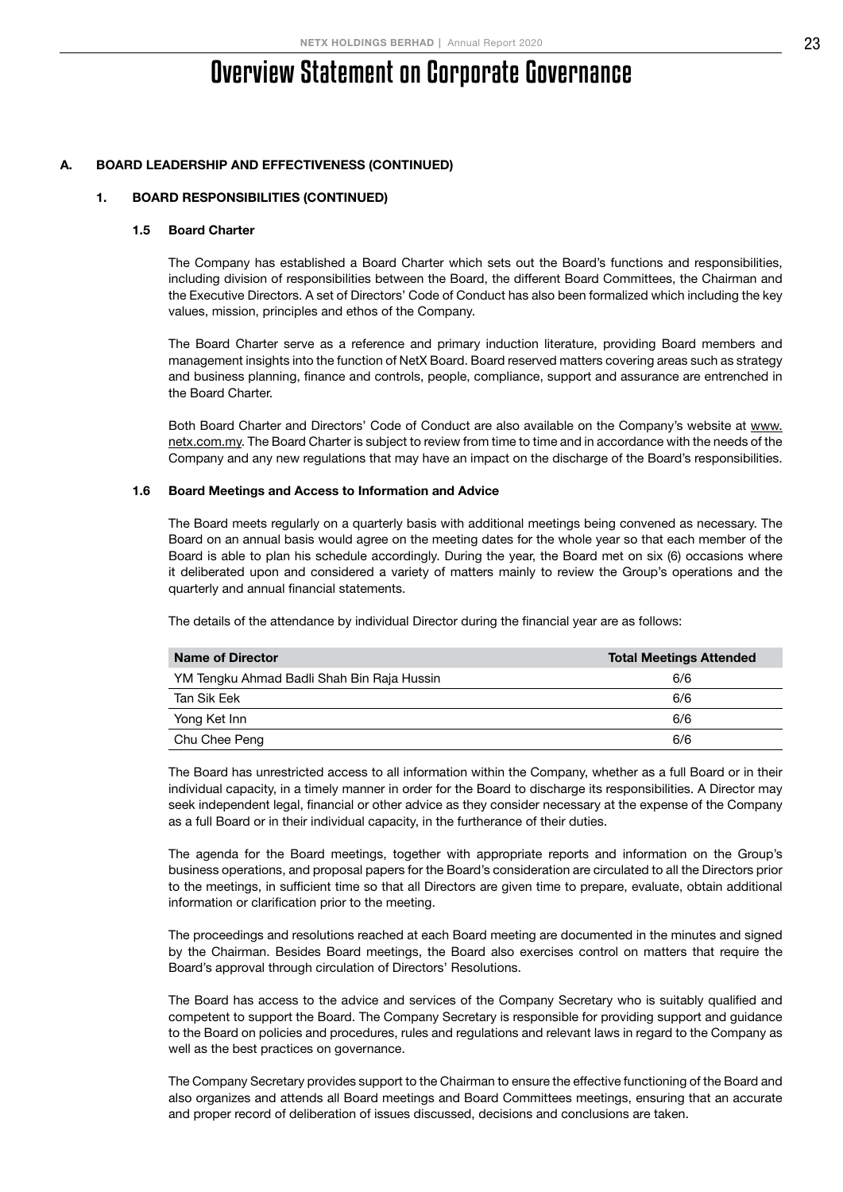# Overview Statement on Corporate Governance

## A. BOARD LEADERSHIP AND EFFECTIVENESS (CONTINUED)

### 1. BOARD RESPONSIBILITIES (CONTINUED)

#### 1.5 Board Charter

The Company has established a Board Charter which sets out the Board's functions and responsibilities, including division of responsibilities between the Board, the different Board Committees, the Chairman and the Executive Directors. A set of Directors' Code of Conduct has also been formalized which including the key values, mission, principles and ethos of the Company.

The Board Charter serve as a reference and primary induction literature, providing Board members and management insights into the function of NetX Board. Board reserved matters covering areas such as strategy and business planning, finance and controls, people, compliance, support and assurance are entrenched in the Board Charter.

Both Board Charter and Directors' Code of Conduct are also available on the Company's website at www.netx.com.my. The Board Charter is subject to review from time to time and in accordance with the needs of the Company and any new regulations that may have an impact on the discharge of the Board's responsibilities.

#### 1.6 Board Meetings and Access to Information and Advice

The Board meets regularly on a quarterly basis with additional meetings being convened as necessary. The Board on an annual basis would agree on the meeting dates for the whole year so that each member of the Board is able to plan his schedule accordingly. During the year, the Board met on six (6) occasions where it deliberated upon and considered a variety of matters mainly to review the Group's operations and the quarterly and annual financial statements.

The details of the attendance by individual Director during the financial year are as follows:

| Name of Director | Total Meetings Attended |
|---|---|
| YM Tengku Ahmad Badli Shah Bin Raja Hussin | 6/6 |
| Tan Sik Eek | 6/6 |
| Yong Ket Inn | 6/6 |
| Chu Chee Peng | 6/6 |

The Board has unrestricted access to all information within the Company, whether as a full Board or in their individual capacity, in a timely manner in order for the Board to discharge its responsibilities. A Director may seek independent legal, financial or other advice as they consider necessary at the expense of the Company as a full Board or in their individual capacity, in the furtherance of their duties.

The agenda for the Board meetings, together with appropriate reports and information on the Group's business operations, and proposal papers for the Board's consideration are circulated to all the Directors prior to the meetings, in sufficient time so that all Directors are given time to prepare, evaluate, obtain additional information or clarification prior to the meeting.

The proceedings and resolutions reached at each Board meeting are documented in the minutes and signed by the Chairman. Besides Board meetings, the Board also exercises control on matters that require the Board's approval through circulation of Directors' Resolutions.

The Board has access to the advice and services of the Company Secretary who is suitably qualified and competent to support the Board. The Company Secretary is responsible for providing support and guidance to the Board on policies and procedures, rules and regulations and relevant laws in regard to the Company as well as the best practices on governance.

The Company Secretary provides support to the Chairman to ensure the effective functioning of the Board and also organizes and attends all Board meetings and Board Committees meetings, ensuring that an accurate and proper record of deliberation of issues discussed, decisions and conclusions are taken.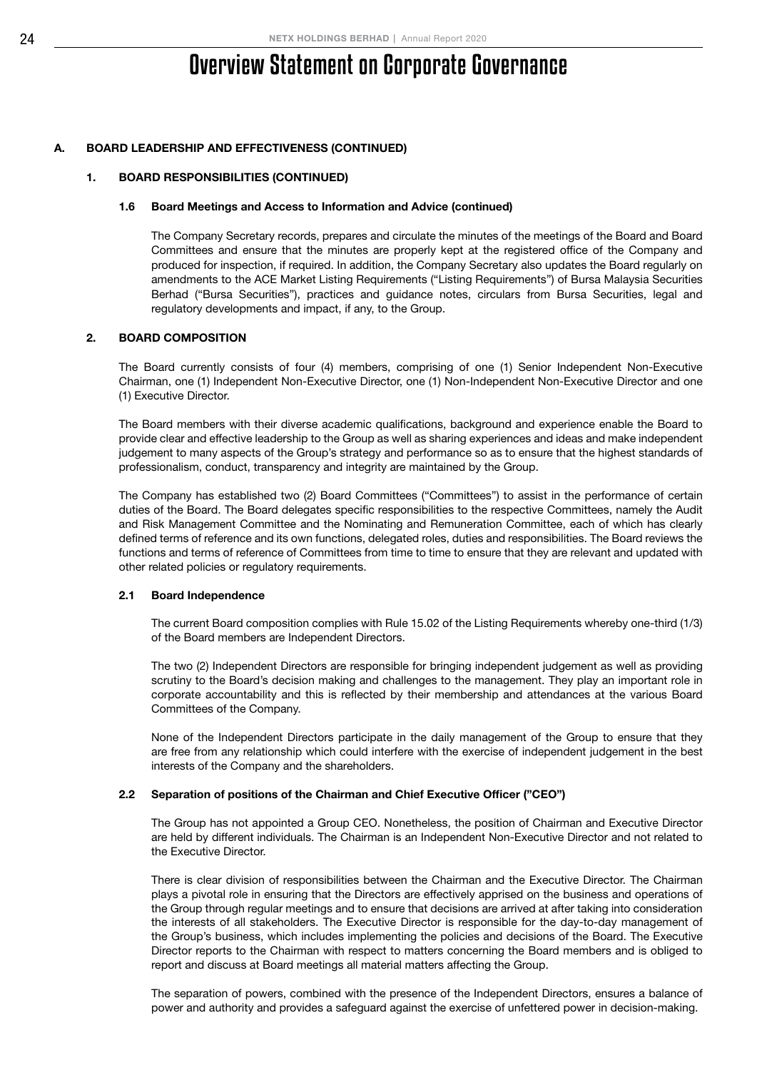# Overview Statement on Corporate Governance

## A. BOARD LEADERSHIP AND EFFECTIVENESS (CONTINUED)

### 1. BOARD RESPONSIBILITIES (CONTINUED)

#### 1.6 Board Meetings and Access to Information and Advice (continued)

The Company Secretary records, prepares and circulate the minutes of the meetings of the Board and Board Committees and ensure that the minutes are properly kept at the registered office of the Company and produced for inspection, if required. In addition, the Company Secretary also updates the Board regularly on amendments to the ACE Market Listing Requirements ("Listing Requirements") of Bursa Malaysia Securities Berhad ("Bursa Securities"), practices and guidance notes, circulars from Bursa Securities, legal and regulatory developments and impact, if any, to the Group.

### 2. BOARD COMPOSITION

The Board currently consists of four (4) members, comprising of one (1) Senior Independent Non-Executive Chairman, one (1) Independent Non-Executive Director, one (1) Non-Independent Non-Executive Director and one (1) Executive Director.

The Board members with their diverse academic qualifications, background and experience enable the Board to provide clear and effective leadership to the Group as well as sharing experiences and ideas and make independent judgement to many aspects of the Group's strategy and performance so as to ensure that the highest standards of professionalism, conduct, transparency and integrity are maintained by the Group.

The Company has established two (2) Board Committees ("Committees") to assist in the performance of certain duties of the Board. The Board delegates specific responsibilities to the respective Committees, namely the Audit and Risk Management Committee and the Nominating and Remuneration Committee, each of which has clearly defined terms of reference and its own functions, delegated roles, duties and responsibilities. The Board reviews the functions and terms of reference of Committees from time to time to ensure that they are relevant and updated with other related policies or regulatory requirements.

#### 2.1 Board Independence

The current Board composition complies with Rule 15.02 of the Listing Requirements whereby one-third (1/3) of the Board members are Independent Directors.

The two (2) Independent Directors are responsible for bringing independent judgement as well as providing scrutiny to the Board's decision making and challenges to the management. They play an important role in corporate accountability and this is reflected by their membership and attendances at the various Board Committees of the Company.

None of the Independent Directors participate in the daily management of the Group to ensure that they are free from any relationship which could interfere with the exercise of independent judgement in the best interests of the Company and the shareholders.

#### 2.2 Separation of positions of the Chairman and Chief Executive Officer ("CEO")

The Group has not appointed a Group CEO. Nonetheless, the position of Chairman and Executive Director are held by different individuals. The Chairman is an Independent Non-Executive Director and not related to the Executive Director.

There is clear division of responsibilities between the Chairman and the Executive Director. The Chairman plays a pivotal role in ensuring that the Directors are effectively apprised on the business and operations of the Group through regular meetings and to ensure that decisions are arrived at after taking into consideration the interests of all stakeholders. The Executive Director is responsible for the day-to-day management of the Group's business, which includes implementing the policies and decisions of the Board. The Executive Director reports to the Chairman with respect to matters concerning the Board members and is obliged to report and discuss at Board meetings all material matters affecting the Group.

The separation of powers, combined with the presence of the Independent Directors, ensures a balance of power and authority and provides a safeguard against the exercise of unfettered power in decision-making.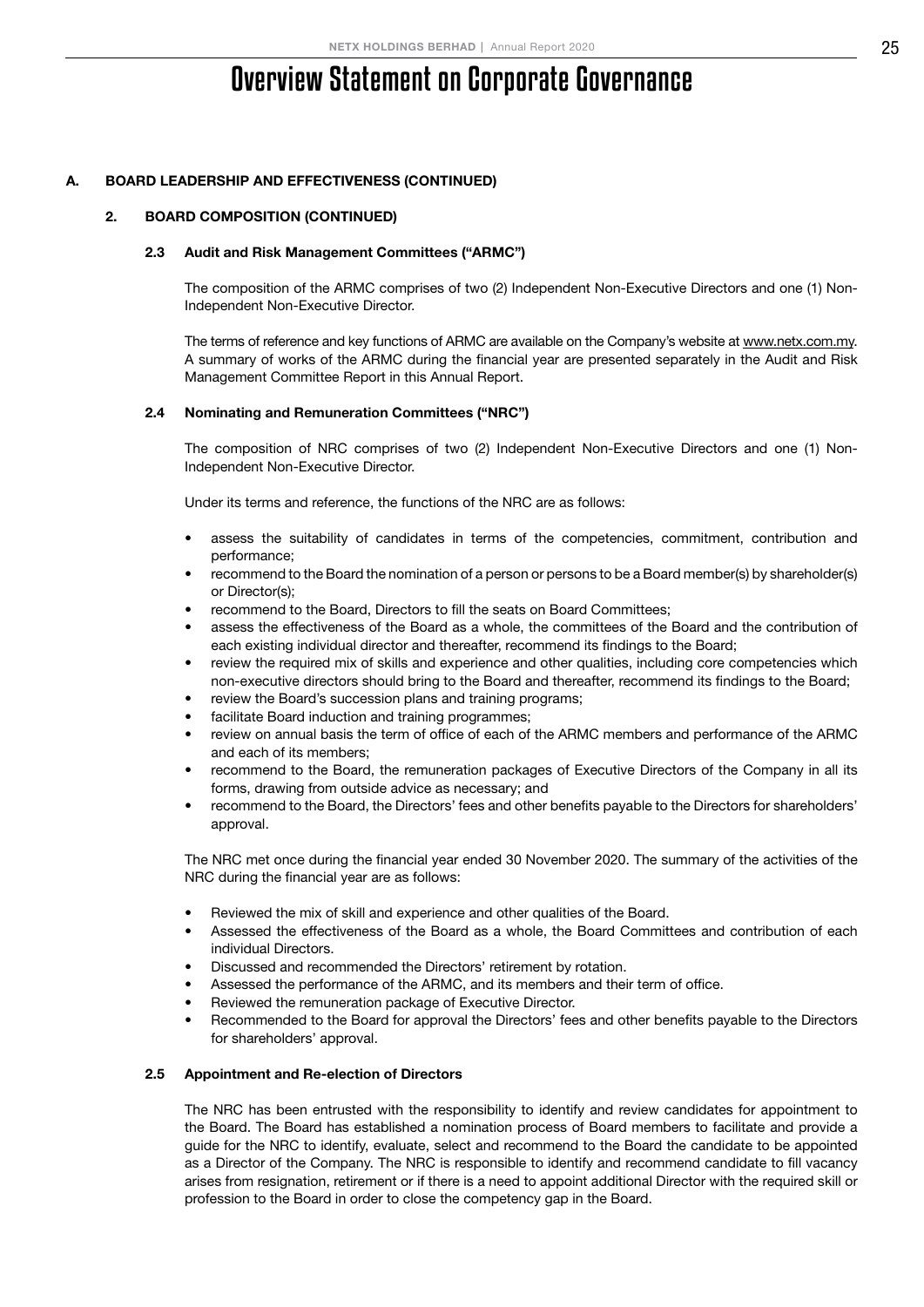# Overview Statement on Corporate Governance

## A. BOARD LEADERSHIP AND EFFECTIVENESS (CONTINUED)

### 2. BOARD COMPOSITION (CONTINUED)

#### 2.3 Audit and Risk Management Committees ("ARMC")

The composition of the ARMC comprises of two (2) Independent Non-Executive Directors and one (1) Non-Independent Non-Executive Director.

The terms of reference and key functions of ARMC are available on the Company's website at www.netx.com.my. A summary of works of the ARMC during the financial year are presented separately in the Audit and Risk Management Committee Report in this Annual Report.

#### 2.4 Nominating and Remuneration Committees ("NRC")

The composition of NRC comprises of two (2) Independent Non-Executive Directors and one (1) Non-Independent Non-Executive Director.

Under its terms and reference, the functions of the NRC are as follows:

- assess the suitability of candidates in terms of the competencies, commitment, contribution and performance;
- recommend to the Board the nomination of a person or persons to be a Board member(s) by shareholder(s) or Director(s);
- recommend to the Board, Directors to fill the seats on Board Committees;
- assess the effectiveness of the Board as a whole, the committees of the Board and the contribution of each existing individual director and thereafter, recommend its findings to the Board;
- review the required mix of skills and experience and other qualities, including core competencies which non-executive directors should bring to the Board and thereafter, recommend its findings to the Board;
- review the Board's succession plans and training programs;
- facilitate Board induction and training programmes;
- review on annual basis the term of office of each of the ARMC members and performance of the ARMC and each of its members;
- recommend to the Board, the remuneration packages of Executive Directors of the Company in all its forms, drawing from outside advice as necessary; and
- recommend to the Board, the Directors' fees and other benefits payable to the Directors for shareholders' approval.

The NRC met once during the financial year ended 30 November 2020. The summary of the activities of the NRC during the financial year are as follows:

- Reviewed the mix of skill and experience and other qualities of the Board.
- Assessed the effectiveness of the Board as a whole, the Board Committees and contribution of each individual Directors.
- Discussed and recommended the Directors' retirement by rotation.
- Assessed the performance of the ARMC, and its members and their term of office.
- Reviewed the remuneration package of Executive Director.
- Recommended to the Board for approval the Directors' fees and other benefits payable to the Directors for shareholders' approval.

#### 2.5 Appointment and Re-election of Directors

The NRC has been entrusted with the responsibility to identify and review candidates for appointment to the Board. The Board has established a nomination process of Board members to facilitate and provide a guide for the NRC to identify, evaluate, select and recommend to the Board the candidate to be appointed as a Director of the Company. The NRC is responsible to identify and recommend candidate to fill vacancy arises from resignation, retirement or if there is a need to appoint additional Director with the required skill or profession to the Board in order to close the competency gap in the Board.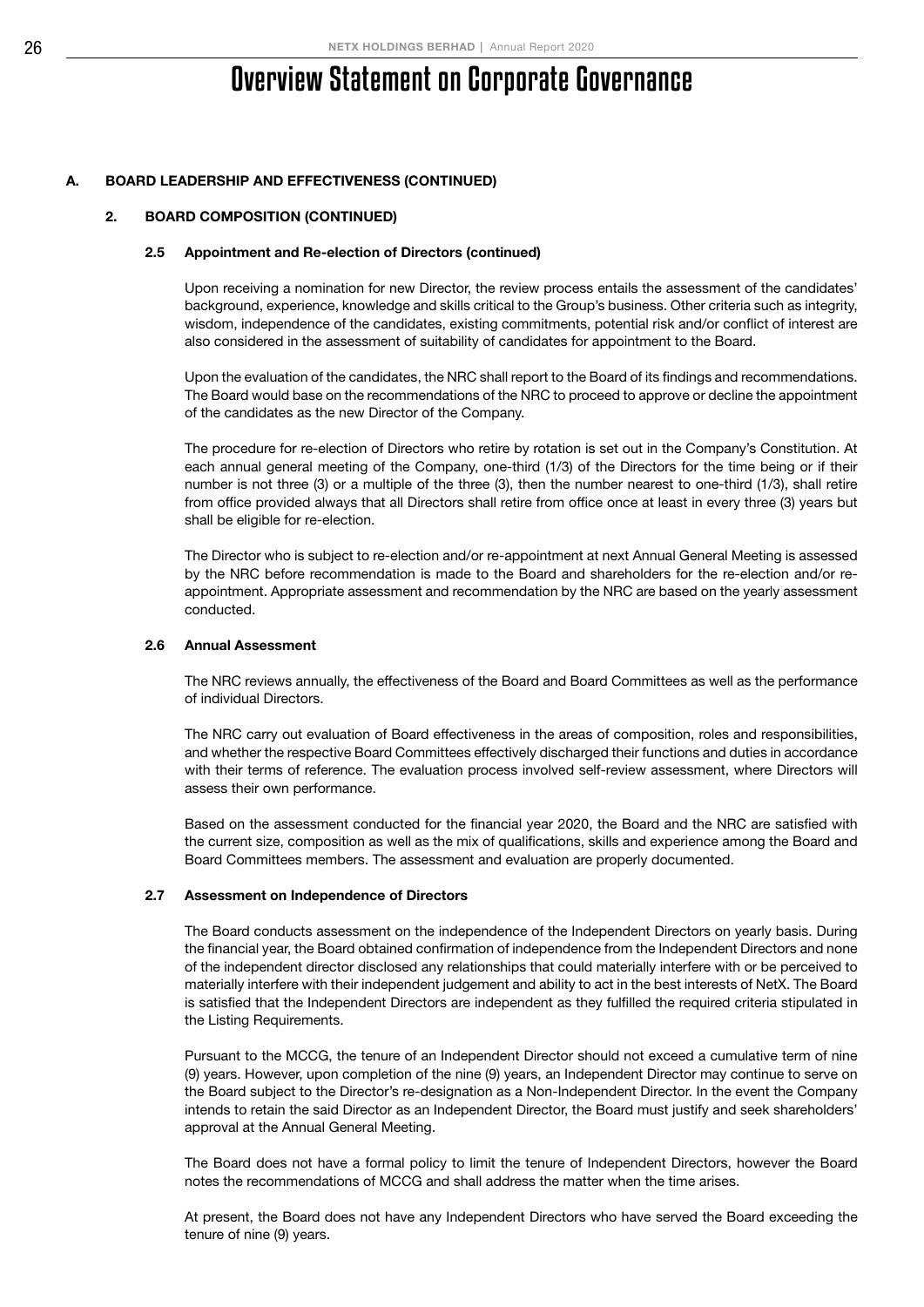# Overview Statement on Corporate Governance

## A. BOARD LEADERSHIP AND EFFECTIVENESS (CONTINUED)

### 2. BOARD COMPOSITION (CONTINUED)

#### 2.5 Appointment and Re-election of Directors (continued)

Upon receiving a nomination for new Director, the review process entails the assessment of the candidates' background, experience, knowledge and skills critical to the Group's business. Other criteria such as integrity, wisdom, independence of the candidates, existing commitments, potential risk and/or conflict of interest are also considered in the assessment of suitability of candidates for appointment to the Board.

Upon the evaluation of the candidates, the NRC shall report to the Board of its findings and recommendations. The Board would base on the recommendations of the NRC to proceed to approve or decline the appointment of the candidates as the new Director of the Company.

The procedure for re-election of Directors who retire by rotation is set out in the Company's Constitution. At each annual general meeting of the Company, one-third (1/3) of the Directors for the time being or if their number is not three (3) or a multiple of the three (3), then the number nearest to one-third (1/3), shall retire from office provided always that all Directors shall retire from office once at least in every three (3) years but shall be eligible for re-election.

The Director who is subject to re-election and/or re-appointment at next Annual General Meeting is assessed by the NRC before recommendation is made to the Board and shareholders for the re-election and/or re-appointment. Appropriate assessment and recommendation by the NRC are based on the yearly assessment conducted.

#### 2.6 Annual Assessment

The NRC reviews annually, the effectiveness of the Board and Board Committees as well as the performance of individual Directors.

The NRC carry out evaluation of Board effectiveness in the areas of composition, roles and responsibilities, and whether the respective Board Committees effectively discharged their functions and duties in accordance with their terms of reference. The evaluation process involved self-review assessment, where Directors will assess their own performance.

Based on the assessment conducted for the financial year 2020, the Board and the NRC are satisfied with the current size, composition as well as the mix of qualifications, skills and experience among the Board and Board Committees members. The assessment and evaluation are properly documented.

#### 2.7 Assessment on Independence of Directors

The Board conducts assessment on the independence of the Independent Directors on yearly basis. During the financial year, the Board obtained confirmation of independence from the Independent Directors and none of the independent director disclosed any relationships that could materially interfere with or be perceived to materially interfere with their independent judgement and ability to act in the best interests of NetX. The Board is satisfied that the Independent Directors are independent as they fulfilled the required criteria stipulated in the Listing Requirements.

Pursuant to the MCCG, the tenure of an Independent Director should not exceed a cumulative term of nine (9) years. However, upon completion of the nine (9) years, an Independent Director may continue to serve on the Board subject to the Director's re-designation as a Non-Independent Director. In the event the Company intends to retain the said Director as an Independent Director, the Board must justify and seek shareholders' approval at the Annual General Meeting.

The Board does not have a formal policy to limit the tenure of Independent Directors, however the Board notes the recommendations of MCCG and shall address the matter when the time arises.

At present, the Board does not have any Independent Directors who have served the Board exceeding the tenure of nine (9) years.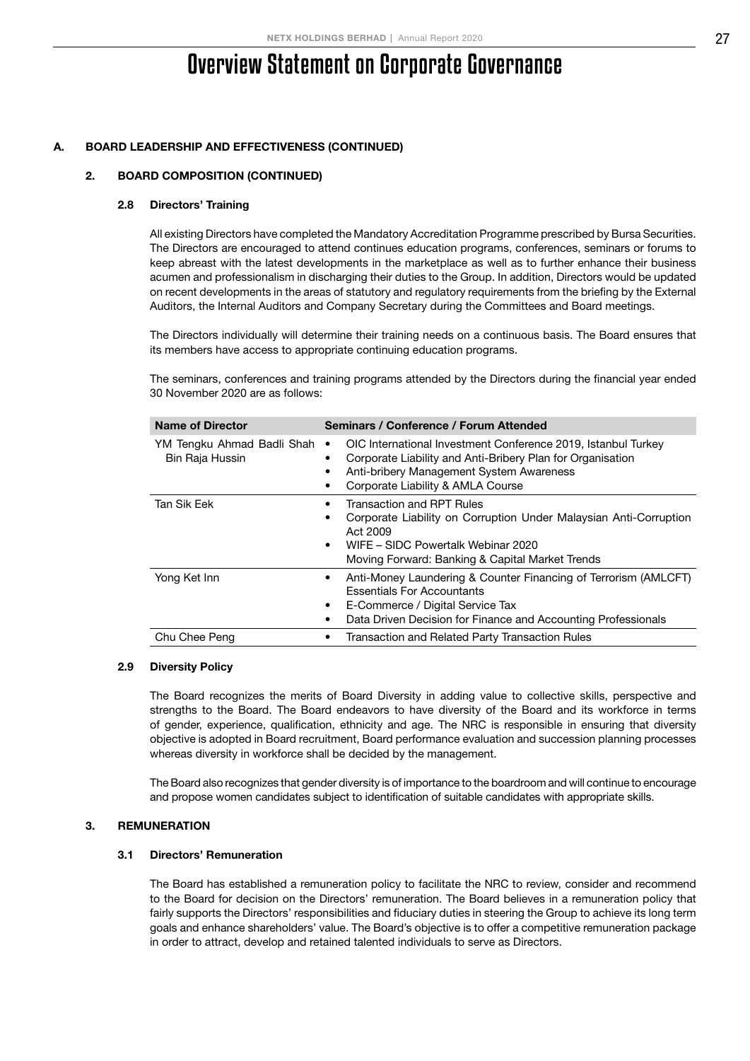# Overview Statement on Corporate Governance

## A. BOARD LEADERSHIP AND EFFECTIVENESS (CONTINUED)

### 2. BOARD COMPOSITION (CONTINUED)

#### 2.8 Directors' Training

All existing Directors have completed the Mandatory Accreditation Programme prescribed by Bursa Securities. The Directors are encouraged to attend continues education programs, conferences, seminars or forums to keep abreast with the latest developments in the marketplace as well as to further enhance their business acumen and professionalism in discharging their duties to the Group. In addition, Directors would be updated on recent developments in the areas of statutory and regulatory requirements from the briefing by the External Auditors, the Internal Auditors and Company Secretary during the Committees and Board meetings.

The Directors individually will determine their training needs on a continuous basis. The Board ensures that its members have access to appropriate continuing education programs.

The seminars, conferences and training programs attended by the Directors during the financial year ended 30 November 2020 are as follows:

| Name of Director | Seminars / Conference / Forum Attended |
|---|---|
| YM Tengku Ahmad Badli Shah Bin Raja Hussin | • OIC International Investment Conference 2019, Istanbul Turkey<br>• Corporate Liability and Anti-Bribery Plan for Organisation<br>• Anti-bribery Management System Awareness<br>• Corporate Liability & AMLA Course |
| Tan Sik Eek | • Transaction and RPT Rules<br>• Corporate Liability on Corruption Under Malaysian Anti-Corruption Act 2009<br>• WIFE – SIDC Powertalk Webinar 2020<br>Moving Forward: Banking & Capital Market Trends |
| Yong Ket Inn | • Anti-Money Laundering & Counter Financing of Terrorism (AMLCFT) Essentials For Accountants<br>• E-Commerce / Digital Service Tax<br>• Data Driven Decision for Finance and Accounting Professionals |
| Chu Chee Peng | • Transaction and Related Party Transaction Rules |

#### 2.9 Diversity Policy

The Board recognizes the merits of Board Diversity in adding value to collective skills, perspective and strengths to the Board. The Board endeavors to have diversity of the Board and its workforce in terms of gender, experience, qualification, ethnicity and age. The NRC is responsible in ensuring that diversity objective is adopted in Board recruitment, Board performance evaluation and succession planning processes whereas diversity in workforce shall be decided by the management.

The Board also recognizes that gender diversity is of importance to the boardroom and will continue to encourage and propose women candidates subject to identification of suitable candidates with appropriate skills.

### 3. REMUNERATION

#### 3.1 Directors' Remuneration

The Board has established a remuneration policy to facilitate the NRC to review, consider and recommend to the Board for decision on the Directors' remuneration. The Board believes in a remuneration policy that fairly supports the Directors' responsibilities and fiduciary duties in steering the Group to achieve its long term goals and enhance shareholders' value. The Board's objective is to offer a competitive remuneration package in order to attract, develop and retained talented individuals to serve as Directors.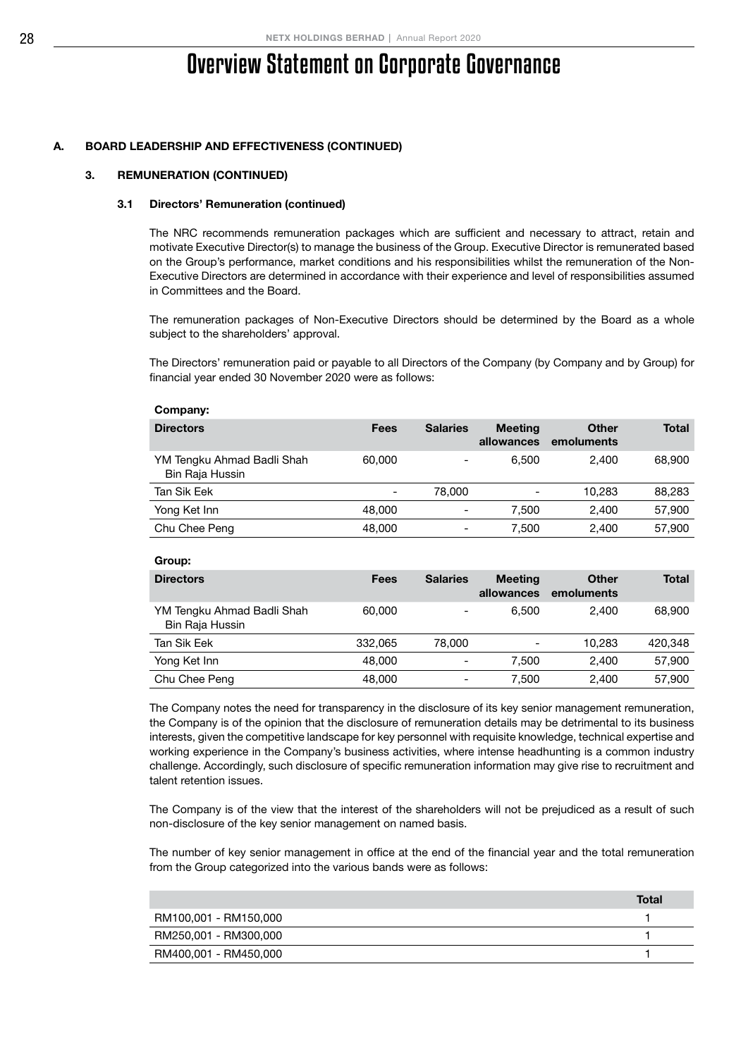# Overview Statement on Corporate Governance

## A. BOARD LEADERSHIP AND EFFECTIVENESS (CONTINUED)

### 3. REMUNERATION (CONTINUED)

#### 3.1 Directors' Remuneration (continued)

The NRC recommends remuneration packages which are sufficient and necessary to attract, retain and motivate Executive Director(s) to manage the business of the Group. Executive Director is remunerated based on the Group's performance, market conditions and his responsibilities whilst the remuneration of the Non-Executive Directors are determined in accordance with their experience and level of responsibilities assumed in Committees and the Board.

The remuneration packages of Non-Executive Directors should be determined by the Board as a whole subject to the shareholders' approval.

The Directors' remuneration paid or payable to all Directors of the Company (by Company and by Group) for financial year ended 30 November 2020 were as follows:

**Company:**

| Directors | Fees | Salaries | Meeting allowances | Other emoluments | Total |
|---|---|---|---|---|---|
| YM Tengku Ahmad Badli Shah Bin Raja Hussin | 60,000 | - | 6,500 | 2,400 | 68,900 |
| Tan Sik Eek | - | 78,000 | - | 10,283 | 88,283 |
| Yong Ket Inn | 48,000 | - | 7,500 | 2,400 | 57,900 |
| Chu Chee Peng | 48,000 | - | 7,500 | 2,400 | 57,900 |

**Group:**

| Directors | Fees | Salaries | Meeting allowances | Other emoluments | Total |
|---|---|---|---|---|---|
| YM Tengku Ahmad Badli Shah Bin Raja Hussin | 60,000 | - | 6,500 | 2,400 | 68,900 |
| Tan Sik Eek | 332,065 | 78,000 | - | 10,283 | 420,348 |
| Yong Ket Inn | 48,000 | - | 7,500 | 2,400 | 57,900 |
| Chu Chee Peng | 48,000 | - | 7,500 | 2,400 | 57,900 |

The Company notes the need for transparency in the disclosure of its key senior management remuneration, the Company is of the opinion that the disclosure of remuneration details may be detrimental to its business interests, given the competitive landscape for key personnel with requisite knowledge, technical expertise and working experience in the Company's business activities, where intense headhunting is a common industry challenge. Accordingly, such disclosure of specific remuneration information may give rise to recruitment and talent retention issues.

The Company is of the view that the interest of the shareholders will not be prejudiced as a result of such non-disclosure of the key senior management on named basis.

The number of key senior management in office at the end of the financial year and the total remuneration from the Group categorized into the various bands were as follows:

| | Total |
|---|---|
| RM100,001 - RM150,000 | 1 |
| RM250,001 - RM300,000 | 1 |
| RM400,001 - RM450,000 | 1 |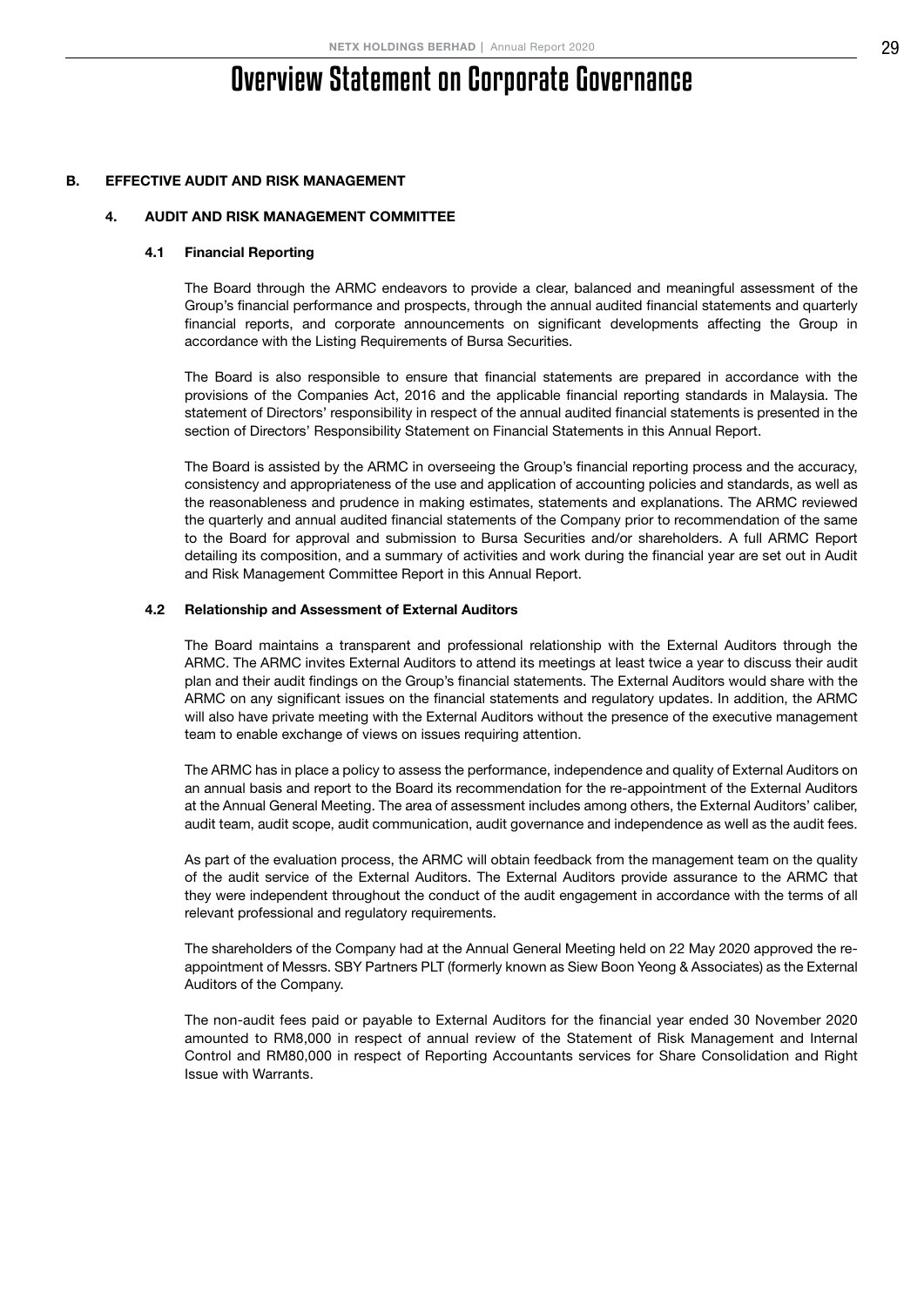# Overview Statement on Corporate Governance

## B. EFFECTIVE AUDIT AND RISK MANAGEMENT

### 4. AUDIT AND RISK MANAGEMENT COMMITTEE

#### 4.1 Financial Reporting

The Board through the ARMC endeavors to provide a clear, balanced and meaningful assessment of the Group's financial performance and prospects, through the annual audited financial statements and quarterly financial reports, and corporate announcements on significant developments affecting the Group in accordance with the Listing Requirements of Bursa Securities.

The Board is also responsible to ensure that financial statements are prepared in accordance with the provisions of the Companies Act, 2016 and the applicable financial reporting standards in Malaysia. The statement of Directors' responsibility in respect of the annual audited financial statements is presented in the section of Directors' Responsibility Statement on Financial Statements in this Annual Report.

The Board is assisted by the ARMC in overseeing the Group's financial reporting process and the accuracy, consistency and appropriateness of the use and application of accounting policies and standards, as well as the reasonableness and prudence in making estimates, statements and explanations. The ARMC reviewed the quarterly and annual audited financial statements of the Company prior to recommendation of the same to the Board for approval and submission to Bursa Securities and/or shareholders. A full ARMC Report detailing its composition, and a summary of activities and work during the financial year are set out in Audit and Risk Management Committee Report in this Annual Report.

#### 4.2 Relationship and Assessment of External Auditors

The Board maintains a transparent and professional relationship with the External Auditors through the ARMC. The ARMC invites External Auditors to attend its meetings at least twice a year to discuss their audit plan and their audit findings on the Group's financial statements. The External Auditors would share with the ARMC on any significant issues on the financial statements and regulatory updates. In addition, the ARMC will also have private meeting with the External Auditors without the presence of the executive management team to enable exchange of views on issues requiring attention.

The ARMC has in place a policy to assess the performance, independence and quality of External Auditors on an annual basis and report to the Board its recommendation for the re-appointment of the External Auditors at the Annual General Meeting. The area of assessment includes among others, the External Auditors' caliber, audit team, audit scope, audit communication, audit governance and independence as well as the audit fees.

As part of the evaluation process, the ARMC will obtain feedback from the management team on the quality of the audit service of the External Auditors. The External Auditors provide assurance to the ARMC that they were independent throughout the conduct of the audit engagement in accordance with the terms of all relevant professional and regulatory requirements.

The shareholders of the Company had at the Annual General Meeting held on 22 May 2020 approved the re-appointment of Messrs. SBY Partners PLT (formerly known as Siew Boon Yeong & Associates) as the External Auditors of the Company.

The non-audit fees paid or payable to External Auditors for the financial year ended 30 November 2020 amounted to RM8,000 in respect of annual review of the Statement of Risk Management and Internal Control and RM80,000 in respect of Reporting Accountants services for Share Consolidation and Right Issue with Warrants.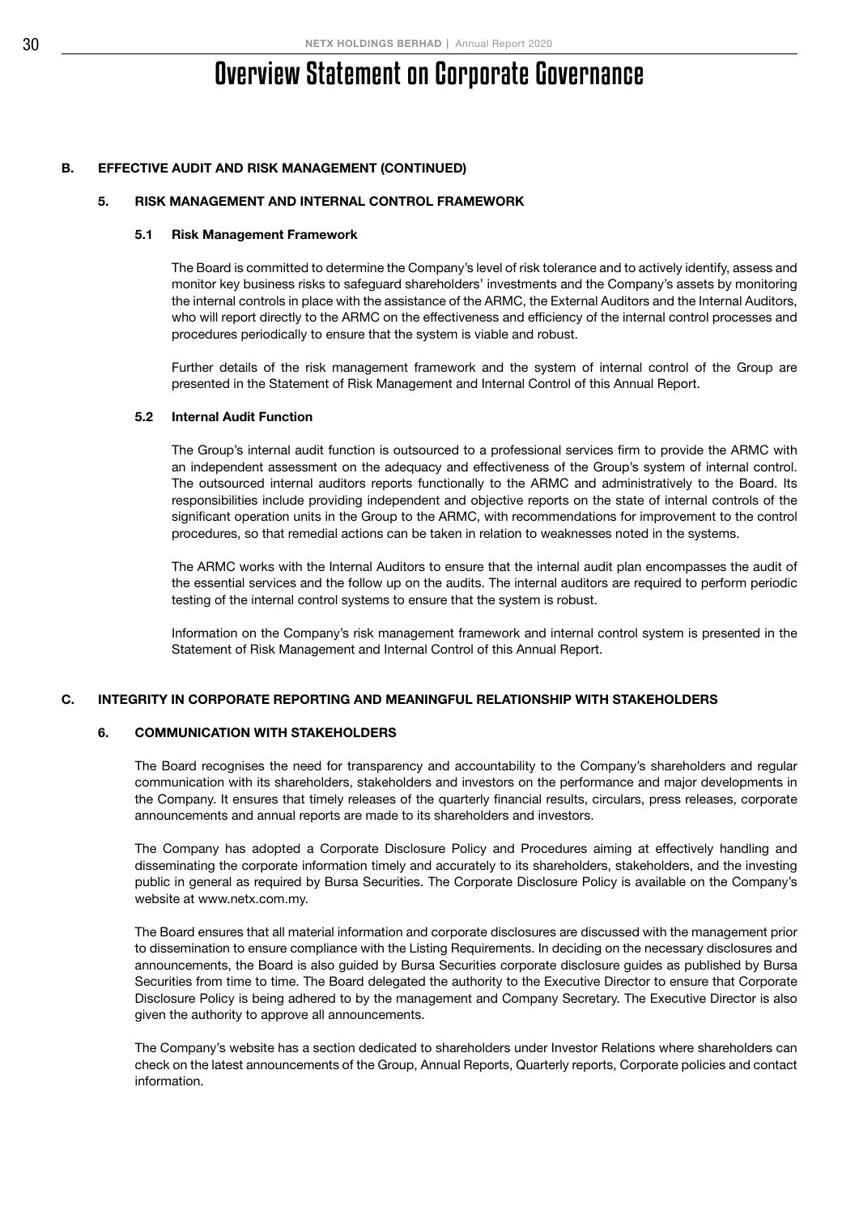# Overview Statement on Corporate Governance

## B. EFFECTIVE AUDIT AND RISK MANAGEMENT (CONTINUED)

### 5. RISK MANAGEMENT AND INTERNAL CONTROL FRAMEWORK

#### 5.1 Risk Management Framework

The Board is committed to determine the Company's level of risk tolerance and to actively identify, assess and monitor key business risks to safeguard shareholders' investments and the Company's assets by monitoring the internal controls in place with the assistance of the ARMC, the External Auditors and the Internal Auditors, who will report directly to the ARMC on the effectiveness and efficiency of the internal control processes and procedures periodically to ensure that the system is viable and robust.

Further details of the risk management framework and the system of internal control of the Group are presented in the Statement of Risk Management and Internal Control of this Annual Report.

#### 5.2 Internal Audit Function

The Group's internal audit function is outsourced to a professional services firm to provide the ARMC with an independent assessment on the adequacy and effectiveness of the Group's system of internal control. The outsourced internal auditors reports functionally to the ARMC and administratively to the Board. Its responsibilities include providing independent and objective reports on the state of internal controls of the significant operation units in the Group to the ARMC, with recommendations for improvement to the control procedures, so that remedial actions can be taken in relation to weaknesses noted in the systems.

The ARMC works with the Internal Auditors to ensure that the internal audit plan encompasses the audit of the essential services and the follow up on the audits. The internal auditors are required to perform periodic testing of the internal control systems to ensure that the system is robust.

Information on the Company's risk management framework and internal control system is presented in the Statement of Risk Management and Internal Control of this Annual Report.

## C. INTEGRITY IN CORPORATE REPORTING AND MEANINGFUL RELATIONSHIP WITH STAKEHOLDERS

### 6. COMMUNICATION WITH STAKEHOLDERS

The Board recognises the need for transparency and accountability to the Company's shareholders and regular communication with its shareholders, stakeholders and investors on the performance and major developments in the Company. It ensures that timely releases of the quarterly financial results, circulars, press releases, corporate announcements and annual reports are made to its shareholders and investors.

The Company has adopted a Corporate Disclosure Policy and Procedures aiming at effectively handling and disseminating the corporate information timely and accurately to its shareholders, stakeholders, and the investing public in general as required by Bursa Securities. The Corporate Disclosure Policy is available on the Company's website at www.netx.com.my.

The Board ensures that all material information and corporate disclosures are discussed with the management prior to dissemination to ensure compliance with the Listing Requirements. In deciding on the necessary disclosures and announcements, the Board is also guided by Bursa Securities corporate disclosure guides as published by Bursa Securities from time to time. The Board delegated the authority to the Executive Director to ensure that Corporate Disclosure Policy is being adhered to by the management and Company Secretary. The Executive Director is also given the authority to approve all announcements.

The Company's website has a section dedicated to shareholders under Investor Relations where shareholders can check on the latest announcements of the Group, Annual Reports, Quarterly reports, Corporate policies and contact information.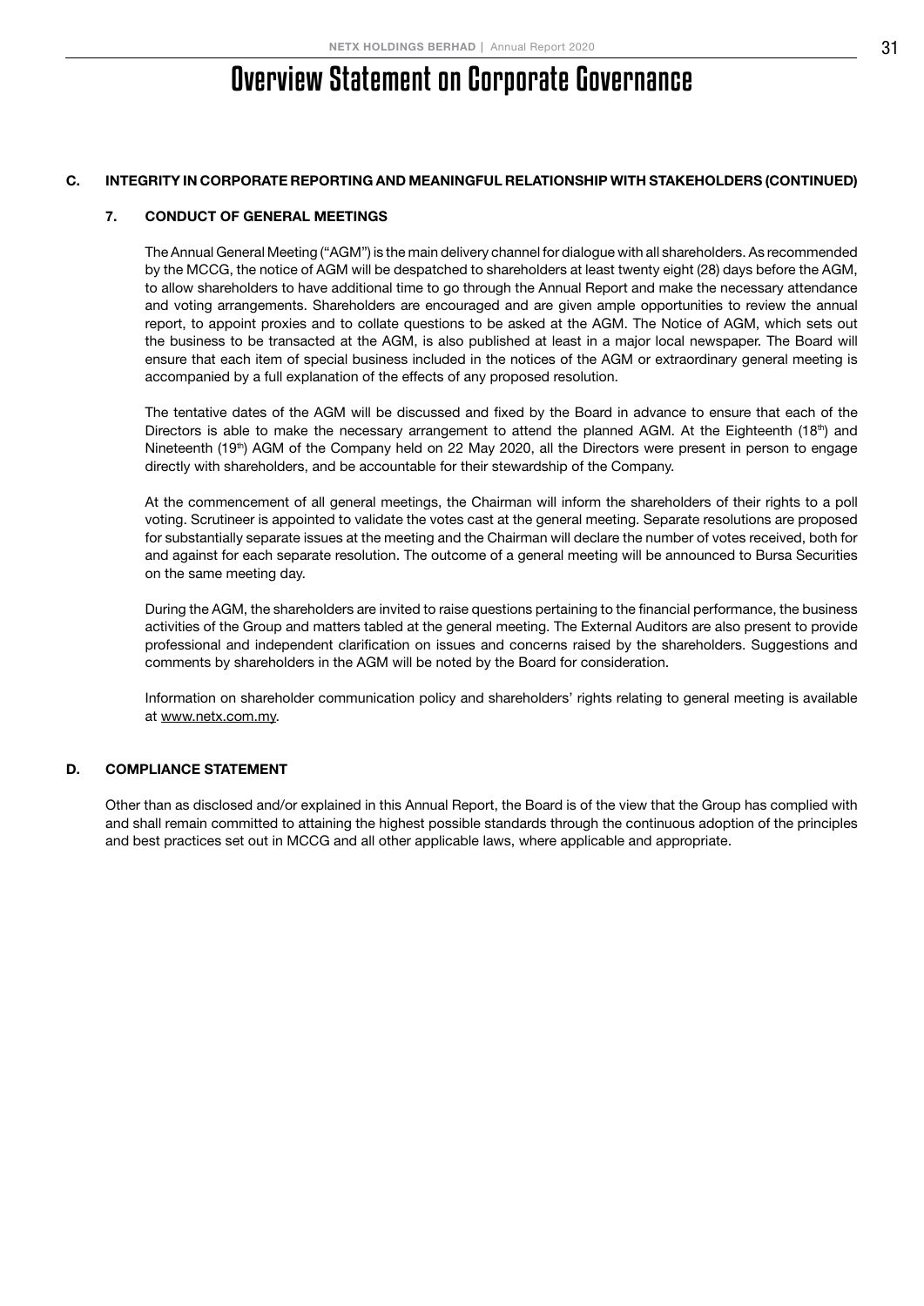# Overview Statement on Corporate Governance

## C. INTEGRITY IN CORPORATE REPORTING AND MEANINGFUL RELATIONSHIP WITH STAKEHOLDERS (CONTINUED)

### 7. CONDUCT OF GENERAL MEETINGS

The Annual General Meeting ("AGM") is the main delivery channel for dialogue with all shareholders. As recommended by the MCCG, the notice of AGM will be despatched to shareholders at least twenty eight (28) days before the AGM, to allow shareholders to have additional time to go through the Annual Report and make the necessary attendance and voting arrangements. Shareholders are encouraged and are given ample opportunities to review the annual report, to appoint proxies and to collate questions to be asked at the AGM. The Notice of AGM, which sets out the business to be transacted at the AGM, is also published at least in a major local newspaper. The Board will ensure that each item of special business included in the notices of the AGM or extraordinary general meeting is accompanied by a full explanation of the effects of any proposed resolution.

The tentative dates of the AGM will be discussed and fixed by the Board in advance to ensure that each of the Directors is able to make the necessary arrangement to attend the planned AGM. At the Eighteenth (18th) and Nineteenth (19th) AGM of the Company held on 22 May 2020, all the Directors were present in person to engage directly with shareholders, and be accountable for their stewardship of the Company.

At the commencement of all general meetings, the Chairman will inform the shareholders of their rights to a poll voting. Scrutineer is appointed to validate the votes cast at the general meeting. Separate resolutions are proposed for substantially separate issues at the meeting and the Chairman will declare the number of votes received, both for and against for each separate resolution. The outcome of a general meeting will be announced to Bursa Securities on the same meeting day.

During the AGM, the shareholders are invited to raise questions pertaining to the financial performance, the business activities of the Group and matters tabled at the general meeting. The External Auditors are also present to provide professional and independent clarification on issues and concerns raised by the shareholders. Suggestions and comments by shareholders in the AGM will be noted by the Board for consideration.

Information on shareholder communication policy and shareholders' rights relating to general meeting is available at www.netx.com.my.

## D. COMPLIANCE STATEMENT

Other than as disclosed and/or explained in this Annual Report, the Board is of the view that the Group has complied with and shall remain committed to attaining the highest possible standards through the continuous adoption of the principles and best practices set out in MCCG and all other applicable laws, where applicable and appropriate.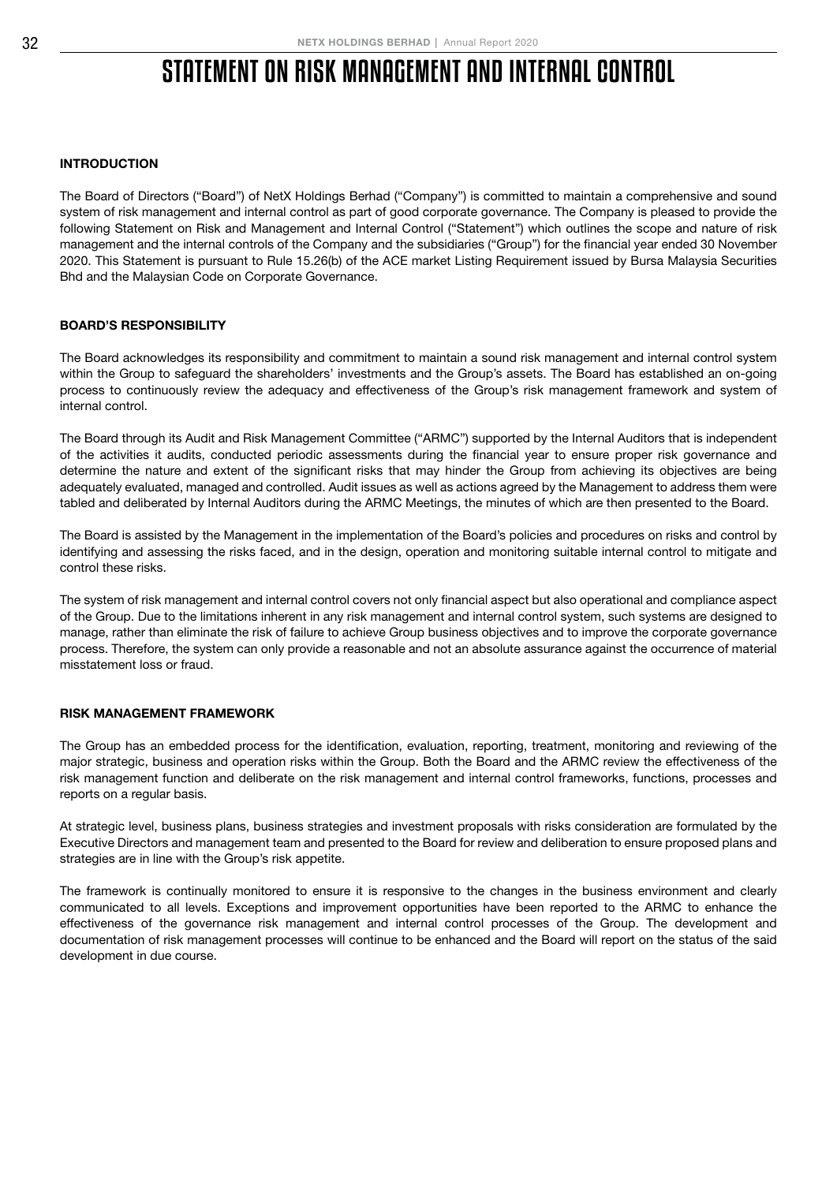# STATEMENT ON RISK MANAGEMENT AND INTERNAL CONTROL

## INTRODUCTION

The Board of Directors ("Board") of NetX Holdings Berhad ("Company") is committed to maintain a comprehensive and sound system of risk management and internal control as part of good corporate governance. The Company is pleased to provide the following Statement on Risk and Management and Internal Control ("Statement") which outlines the scope and nature of risk management and the internal controls of the Company and the subsidiaries ("Group") for the financial year ended 30 November 2020. This Statement is pursuant to Rule 15.26(b) of the ACE market Listing Requirement issued by Bursa Malaysia Securities Bhd and the Malaysian Code on Corporate Governance.

## BOARD'S RESPONSIBILITY

The Board acknowledges its responsibility and commitment to maintain a sound risk management and internal control system within the Group to safeguard the shareholders' investments and the Group's assets. The Board has established an on-going process to continuously review the adequacy and effectiveness of the Group's risk management framework and system of internal control.

The Board through its Audit and Risk Management Committee ("ARMC") supported by the Internal Auditors that is independent of the activities it audits, conducted periodic assessments during the financial year to ensure proper risk governance and determine the nature and extent of the significant risks that may hinder the Group from achieving its objectives are being adequately evaluated, managed and controlled. Audit issues as well as actions agreed by the Management to address them were tabled and deliberated by Internal Auditors during the ARMC Meetings, the minutes of which are then presented to the Board.

The Board is assisted by the Management in the implementation of the Board's policies and procedures on risks and control by identifying and assessing the risks faced, and in the design, operation and monitoring suitable internal control to mitigate and control these risks.

The system of risk management and internal control covers not only financial aspect but also operational and compliance aspect of the Group. Due to the limitations inherent in any risk management and internal control system, such systems are designed to manage, rather than eliminate the risk of failure to achieve Group business objectives and to improve the corporate governance process. Therefore, the system can only provide a reasonable and not an absolute assurance against the occurrence of material misstatement loss or fraud.

## RISK MANAGEMENT FRAMEWORK

The Group has an embedded process for the identification, evaluation, reporting, treatment, monitoring and reviewing of the major strategic, business and operation risks within the Group. Both the Board and the ARMC review the effectiveness of the risk management function and deliberate on the risk management and internal control frameworks, functions, processes and reports on a regular basis.

At strategic level, business plans, business strategies and investment proposals with risks consideration are formulated by the Executive Directors and management team and presented to the Board for review and deliberation to ensure proposed plans and strategies are in line with the Group's risk appetite.

The framework is continually monitored to ensure it is responsive to the changes in the business environment and clearly communicated to all levels. Exceptions and improvement opportunities have been reported to the ARMC to enhance the effectiveness of the governance risk management and internal control processes of the Group. The development and documentation of risk management processes will continue to be enhanced and the Board will report on the status of the said development in due course.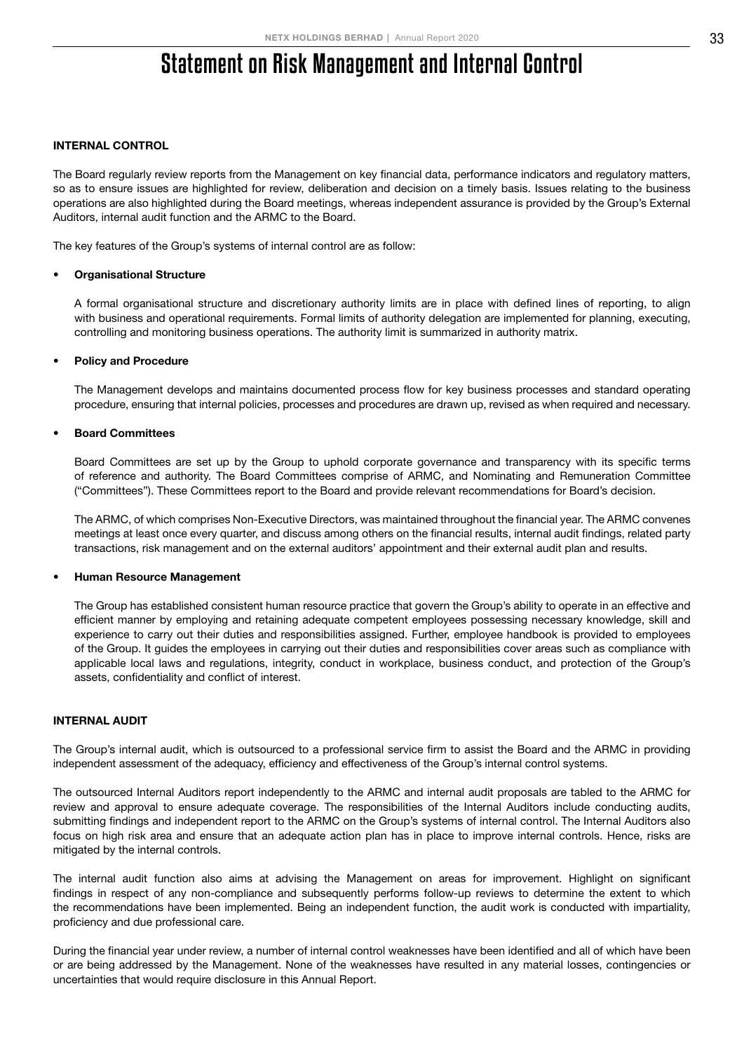# Statement on Risk Management and Internal Control

## INTERNAL CONTROL

The Board regularly review reports from the Management on key financial data, performance indicators and regulatory matters, so as to ensure issues are highlighted for review, deliberation and decision on a timely basis. Issues relating to the business operations are also highlighted during the Board meetings, whereas independent assurance is provided by the Group's External Auditors, internal audit function and the ARMC to the Board.

The key features of the Group's systems of internal control are as follow:

- **Organisational Structure**

  A formal organisational structure and discretionary authority limits are in place with defined lines of reporting, to align with business and operational requirements. Formal limits of authority delegation are implemented for planning, executing, controlling and monitoring business operations. The authority limit is summarized in authority matrix.

- **Policy and Procedure**

  The Management develops and maintains documented process flow for key business processes and standard operating procedure, ensuring that internal policies, processes and procedures are drawn up, revised as when required and necessary.

- **Board Committees**

  Board Committees are set up by the Group to uphold corporate governance and transparency with its specific terms of reference and authority. The Board Committees comprise of ARMC, and Nominating and Remuneration Committee ("Committees"). These Committees report to the Board and provide relevant recommendations for Board's decision.

  The ARMC, of which comprises Non-Executive Directors, was maintained throughout the financial year. The ARMC convenes meetings at least once every quarter, and discuss among others on the financial results, internal audit findings, related party transactions, risk management and on the external auditors' appointment and their external audit plan and results.

- **Human Resource Management**

  The Group has established consistent human resource practice that govern the Group's ability to operate in an effective and efficient manner by employing and retaining adequate competent employees possessing necessary knowledge, skill and experience to carry out their duties and responsibilities assigned. Further, employee handbook is provided to employees of the Group. It guides the employees in carrying out their duties and responsibilities cover areas such as compliance with applicable local laws and regulations, integrity, conduct in workplace, business conduct, and protection of the Group's assets, confidentiality and conflict of interest.

## INTERNAL AUDIT

The Group's internal audit, which is outsourced to a professional service firm to assist the Board and the ARMC in providing independent assessment of the adequacy, efficiency and effectiveness of the Group's internal control systems.

The outsourced Internal Auditors report independently to the ARMC and internal audit proposals are tabled to the ARMC for review and approval to ensure adequate coverage. The responsibilities of the Internal Auditors include conducting audits, submitting findings and independent report to the ARMC on the Group's systems of internal control. The Internal Auditors also focus on high risk area and ensure that an adequate action plan has in place to improve internal controls. Hence, risks are mitigated by the internal controls.

The internal audit function also aims at advising the Management on areas for improvement. Highlight on significant findings in respect of any non-compliance and subsequently performs follow-up reviews to determine the extent to which the recommendations have been implemented. Being an independent function, the audit work is conducted with impartiality, proficiency and due professional care.

During the financial year under review, a number of internal control weaknesses have been identified and all of which have been or are being addressed by the Management. None of the weaknesses have resulted in any material losses, contingencies or uncertainties that would require disclosure in this Annual Report.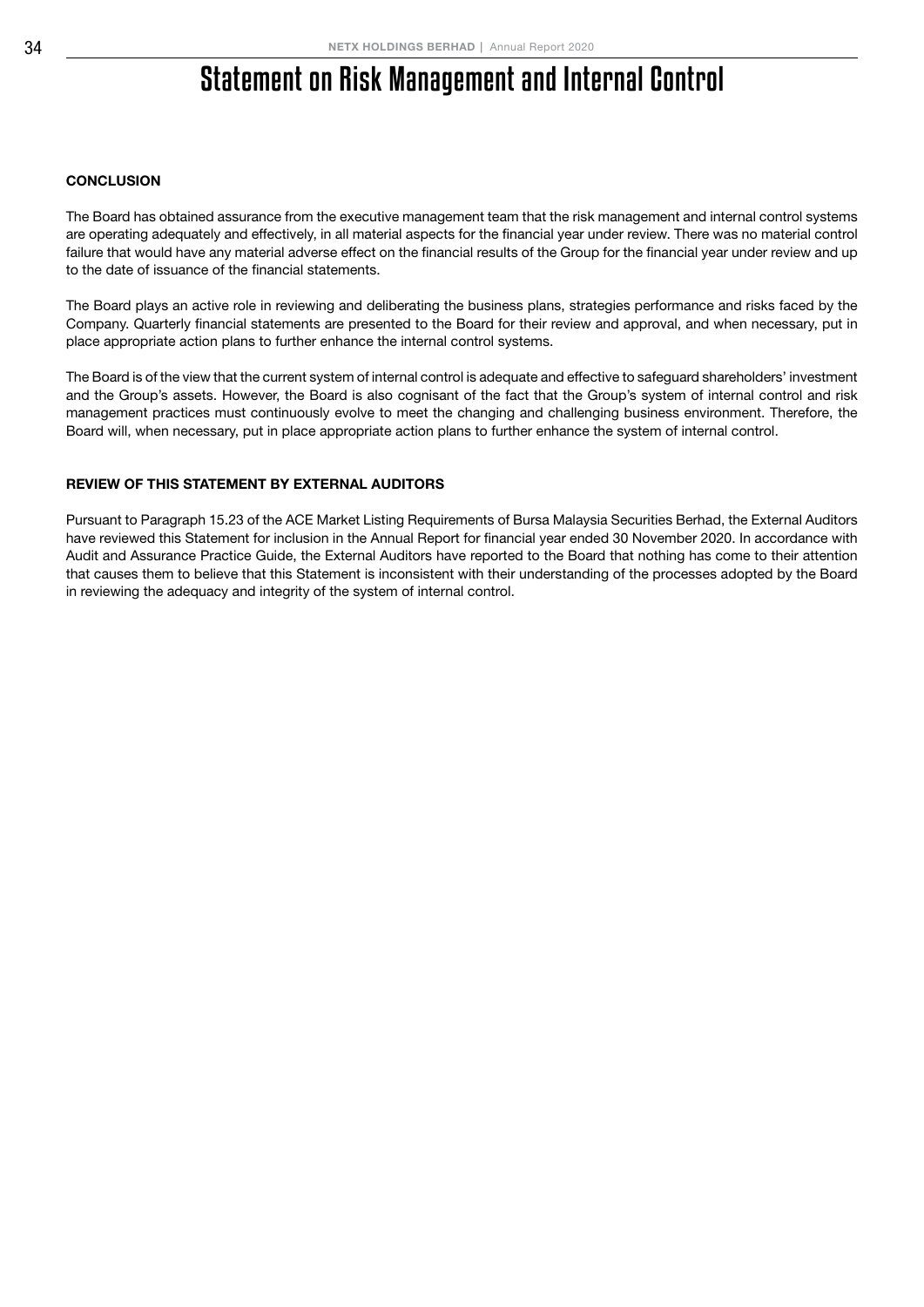# Statement on Risk Management and Internal Control

**CONCLUSION**

The Board has obtained assurance from the executive management team that the risk management and internal control systems are operating adequately and effectively, in all material aspects for the financial year under review. There was no material control failure that would have any material adverse effect on the financial results of the Group for the financial year under review and up to the date of issuance of the financial statements.

The Board plays an active role in reviewing and deliberating the business plans, strategies performance and risks faced by the Company. Quarterly financial statements are presented to the Board for their review and approval, and when necessary, put in place appropriate action plans to further enhance the internal control systems.

The Board is of the view that the current system of internal control is adequate and effective to safeguard shareholders' investment and the Group's assets. However, the Board is also cognisant of the fact that the Group's system of internal control and risk management practices must continuously evolve to meet the changing and challenging business environment. Therefore, the Board will, when necessary, put in place appropriate action plans to further enhance the system of internal control.

**REVIEW OF THIS STATEMENT BY EXTERNAL AUDITORS**

Pursuant to Paragraph 15.23 of the ACE Market Listing Requirements of Bursa Malaysia Securities Berhad, the External Auditors have reviewed this Statement for inclusion in the Annual Report for financial year ended 30 November 2020. In accordance with Audit and Assurance Practice Guide, the External Auditors have reported to the Board that nothing has come to their attention that causes them to believe that this Statement is inconsistent with their understanding of the processes adopted by the Board in reviewing the adequacy and integrity of the system of internal control.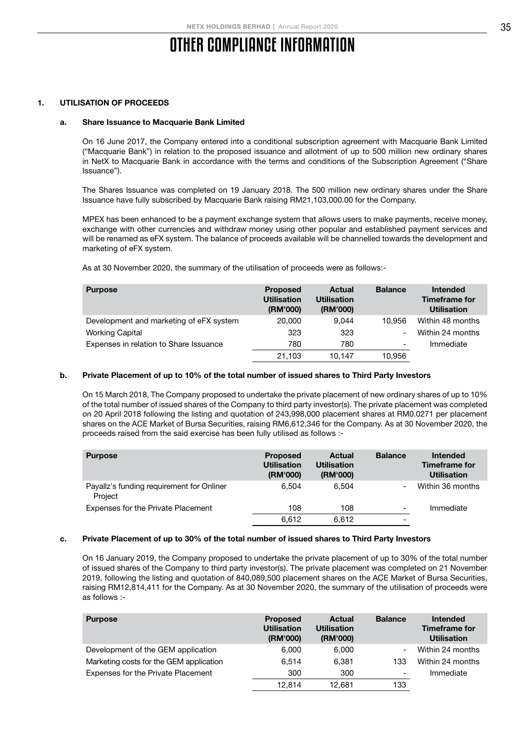# OTHER COMPLIANCE INFORMATION

## 1. UTILISATION OF PROCEEDS

### a. Share Issuance to Macquarie Bank Limited

On 16 June 2017, the Company entered into a conditional subscription agreement with Macquarie Bank Limited ("Macquarie Bank") in relation to the proposed issuance and allotment of up to 500 million new ordinary shares in NetX to Macquarie Bank in accordance with the terms and conditions of the Subscription Agreement ("Share Issuance").

The Shares Issuance was completed on 19 January 2018. The 500 million new ordinary shares under the Share Issuance have fully subscribed by Macquarie Bank raising RM21,103,000.00 for the Company.

MPEX has been enhanced to be a payment exchange system that allows users to make payments, receive money, exchange with other currencies and withdraw money using other popular and established payment services and will be renamed as eFX system. The balance of proceeds available will be channelled towards the development and marketing of eFX system.

As at 30 November 2020, the summary of the utilisation of proceeds were as follows:-

| Purpose | Proposed Utilisation (RM'000) | Actual Utilisation (RM'000) | Balance | Intended Timeframe for Utilisation |
|---|---|---|---|---|
| Development and marketing of eFX system | 20,000 | 9,044 | 10,956 | Within 48 months |
| Working Capital | 323 | 323 | - | Within 24 months |
| Expenses in relation to Share Issuance | 780 | 780 | - | Immediate |
| | 21,103 | 10,147 | 10,956 | |

### b. Private Placement of up to 10% of the total number of issued shares to Third Party Investors

On 15 March 2018, The Company proposed to undertake the private placement of new ordinary shares of up to 10% of the total number of issued shares of the Company to third party investor(s). The private placement was completed on 20 April 2018 following the listing and quotation of 243,998,000 placement shares at RM0.0271 per placement shares on the ACE Market of Bursa Securities, raising RM6,612,346 for the Company. As at 30 November 2020, the proceeds raised from the said exercise has been fully utilised as follows :-

| Purpose | Proposed Utilisation (RM'000) | Actual Utilisation (RM'000) | Balance | Intended Timeframe for Utilisation |
|---|---|---|---|---|
| Payallz's funding requirement for Onliner Project | 6,504 | 6,504 | - | Within 36 months |
| Expenses for the Private Placement | 108 | 108 | - | Immediate |
| | 6,612 | 6,612 | - | |

### c. Private Placement of up to 30% of the total number of issued shares to Third Party Investors

On 16 January 2019, the Company proposed to undertake the private placement of up to 30% of the total number of issued shares of the Company to third party investor(s). The private placement was completed on 21 November 2019, following the listing and quotation of 840,089,500 placement shares on the ACE Market of Bursa Securities, raising RM12,814,411 for the Company. As at 30 November 2020, the summary of the utilisation of proceeds were as follows :-

| Purpose | Proposed Utilisation (RM'000) | Actual Utilisation (RM'000) | Balance | Intended Timeframe for Utilisation |
|---|---|---|---|---|
| Development of the GEM application | 6,000 | 6,000 | - | Within 24 months |
| Marketing costs for the GEM application | 6,514 | 6,381 | 133 | Within 24 months |
| Expenses for the Private Placement | 300 | 300 | - | Immediate |
| | 12,814 | 12,681 | 133 | |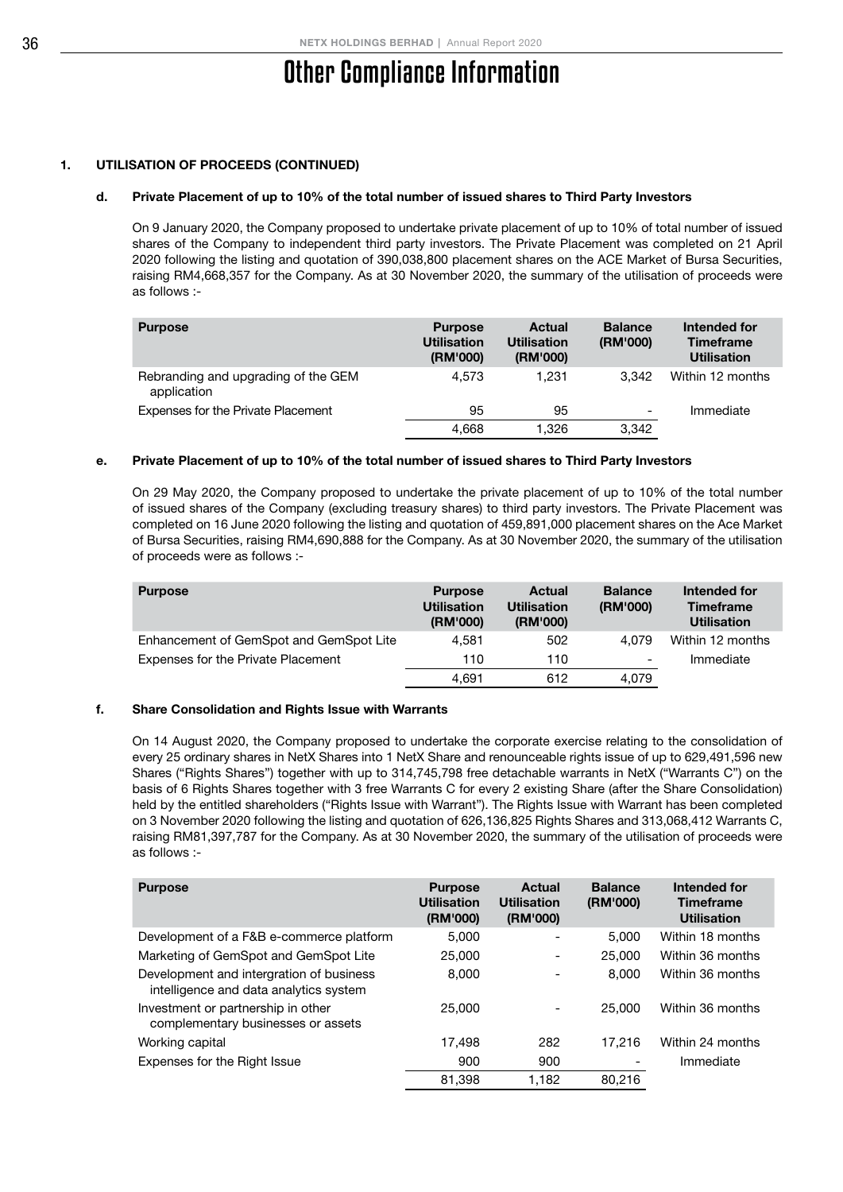# Other Compliance Information

## 1. UTILISATION OF PROCEEDS (CONTINUED)

### d. Private Placement of up to 10% of the total number of issued shares to Third Party Investors

On 9 January 2020, the Company proposed to undertake private placement of up to 10% of total number of issued shares of the Company to independent third party investors. The Private Placement was completed on 21 April 2020 following the listing and quotation of 390,038,800 placement shares on the ACE Market of Bursa Securities, raising RM4,668,357 for the Company. As at 30 November 2020, the summary of the utilisation of proceeds were as follows :-

| Purpose | Purpose Utilisation (RM'000) | Actual Utilisation (RM'000) | Balance (RM'000) | Intended for Timeframe Utilisation |
|---|---|---|---|---|
| Rebranding and upgrading of the GEM application | 4,573 | 1,231 | 3,342 | Within 12 months |
| Expenses for the Private Placement | 95 | 95 | - | Immediate |
| | 4,668 | 1,326 | 3,342 | |

### e. Private Placement of up to 10% of the total number of issued shares to Third Party Investors

On 29 May 2020, the Company proposed to undertake the private placement of up to 10% of the total number of issued shares of the Company (excluding treasury shares) to third party investors. The Private Placement was completed on 16 June 2020 following the listing and quotation of 459,891,000 placement shares on the Ace Market of Bursa Securities, raising RM4,690,888 for the Company. As at 30 November 2020, the summary of the utilisation of proceeds were as follows :-

| Purpose | Purpose Utilisation (RM'000) | Actual Utilisation (RM'000) | Balance (RM'000) | Intended for Timeframe Utilisation |
|---|---|---|---|---|
| Enhancement of GemSpot and GemSpot Lite | 4,581 | 502 | 4,079 | Within 12 months |
| Expenses for the Private Placement | 110 | 110 | - | Immediate |
| | 4,691 | 612 | 4,079 | |

### f. Share Consolidation and Rights Issue with Warrants

On 14 August 2020, the Company proposed to undertake the corporate exercise relating to the consolidation of every 25 ordinary shares in NetX Shares into 1 NetX Share and renounceable rights issue of up to 629,491,596 new Shares ("Rights Shares") together with up to 314,745,798 free detachable warrants in NetX ("Warrants C") on the basis of 6 Rights Shares together with 3 free Warrants C for every 2 existing Share (after the Share Consolidation) held by the entitled shareholders ("Rights Issue with Warrant"). The Rights Issue with Warrant has been completed on 3 November 2020 following the listing and quotation of 626,136,825 Rights Shares and 313,068,412 Warrants C, raising RM81,397,787 for the Company. As at 30 November 2020, the summary of the utilisation of proceeds were as follows :-

| Purpose | Purpose Utilisation (RM'000) | Actual Utilisation (RM'000) | Balance (RM'000) | Intended for Timeframe Utilisation |
|---|---|---|---|---|
| Development of a F&B e-commerce platform | 5,000 | - | 5,000 | Within 18 months |
| Marketing of GemSpot and GemSpot Lite | 25,000 | - | 25,000 | Within 36 months |
| Development and intergration of business intelligence and data analytics system | 8,000 | - | 8,000 | Within 36 months |
| Investment or partnership in other complementary businesses or assets | 25,000 | - | 25,000 | Within 36 months |
| Working capital | 17,498 | 282 | 17,216 | Within 24 months |
| Expenses for the Right Issue | 900 | 900 | - | Immediate |
| | 81,398 | 1,182 | 80,216 | |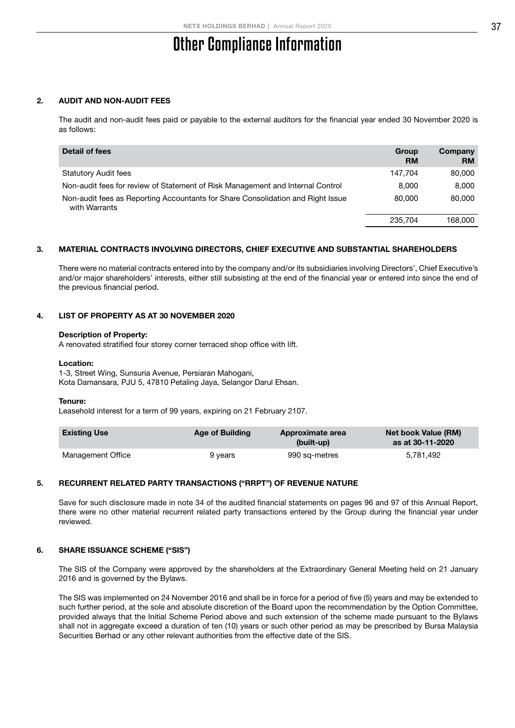# Other Compliance Information

## 2. AUDIT AND NON-AUDIT FEES

The audit and non-audit fees paid or payable to the external auditors for the financial year ended 30 November 2020 is as follows:

| Detail of fees | Group RM | Company RM |
|---|---|---|
| Statutory Audit fees | 147,704 | 80,000 |
| Non-audit fees for review of Statement of Risk Management and Internal Control | 8,000 | 8,000 |
| Non-audit fees as Reporting Accountants for Share Consolidation and Right Issue with Warrants | 80,000 | 80,000 |
| | 235,704 | 168,000 |

## 3. MATERIAL CONTRACTS INVOLVING DIRECTORS, CHIEF EXECUTIVE AND SUBSTANTIAL SHAREHOLDERS

There were no material contracts entered into by the company and/or its subsidiaries involving Directors', Chief Executive's and/or major shareholders' interests, either still subsisting at the end of the financial year or entered into since the end of the previous financial period.

## 4. LIST OF PROPERTY AS AT 30 NOVEMBER 2020

**Description of Property:**
A renovated stratified four storey corner terraced shop office with lift.

**Location:**
1-3, Street Wing, Sunsuria Avenue, Persiaran Mahogani,
Kota Damansara, PJU 5, 47810 Petaling Jaya, Selangor Darul Ehsan.

**Tenure:**
Leasehold interest for a term of 99 years, expiring on 21 February 2107.

| Existing Use | Age of Building | Approximate area (built-up) | Net book Value (RM) as at 30-11-2020 |
|---|---|---|---|
| Management Office | 9 years | 990 sq-metres | 5,781,492 |

## 5. RECURRENT RELATED PARTY TRANSACTIONS ("RRPT") OF REVENUE NATURE

Save for such disclosure made in note 34 of the audited financial statements on pages 96 and 97 of this Annual Report, there were no other material recurrent related party transactions entered by the Group during the financial year under reviewed.

## 6. SHARE ISSUANCE SCHEME ("SIS")

The SIS of the Company were approved by the shareholders at the Extraordinary General Meeting held on 21 January 2016 and is governed by the Bylaws.

The SIS was implemented on 24 November 2016 and shall be in force for a period of five (5) years and may be extended to such further period, at the sole and absolute discretion of the Board upon the recommendation by the Option Committee, provided always that the Initial Scheme Period above and such extension of the scheme made pursuant to the Bylaws shall not in aggregate exceed a duration of ten (10) years or such other period as may be prescribed by Bursa Malaysia Securities Berhad or any other relevant authorities from the effective date of the SIS.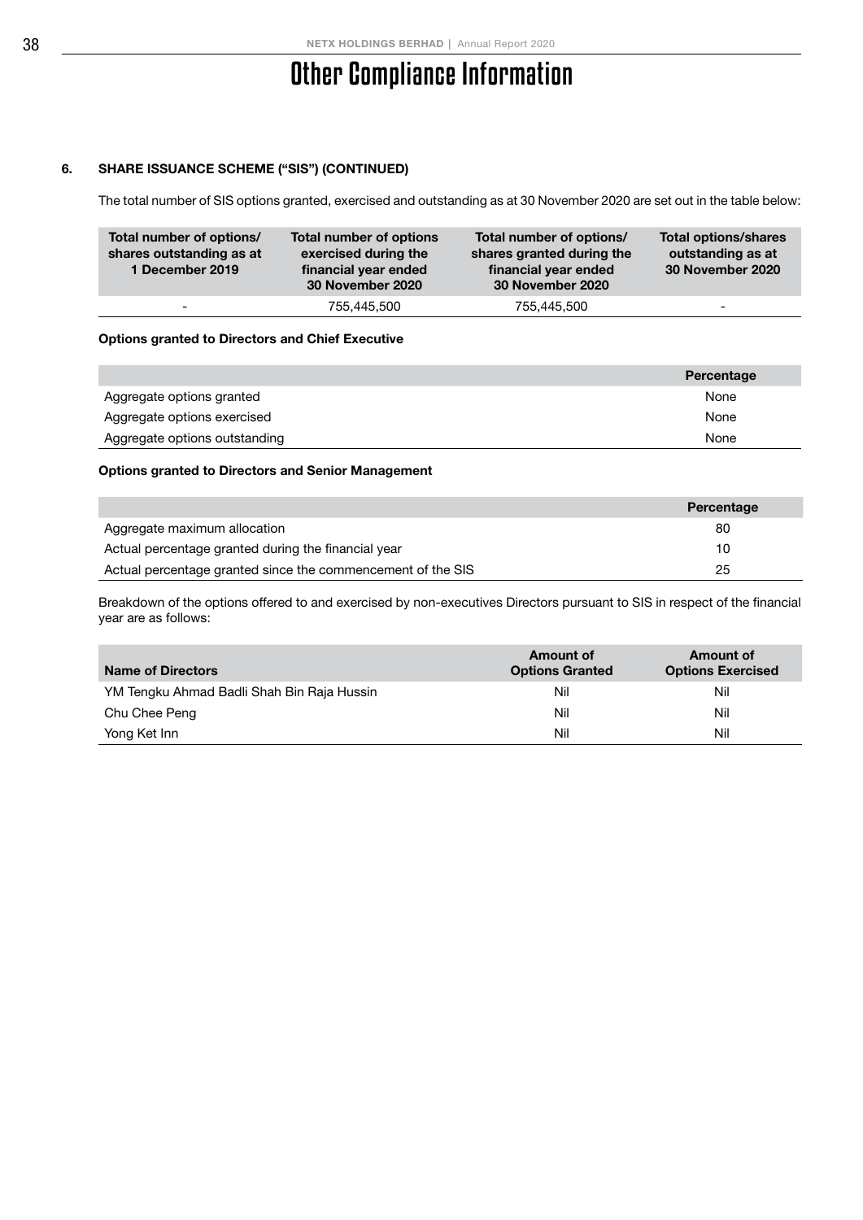# Other Compliance Information

### 6. SHARE ISSUANCE SCHEME ("SIS") (CONTINUED)

The total number of SIS options granted, exercised and outstanding as at 30 November 2020 are set out in the table below:

| Total number of options/ shares outstanding as at 1 December 2019 | Total number of options exercised during the financial year ended 30 November 2020 | Total number of options/ shares granted during the financial year ended 30 November 2020 | Total options/shares outstanding as at 30 November 2020 |
|---|---|---|---|
| - | 755,445,500 | 755,445,500 | - |

**Options granted to Directors and Chief Executive**

| | Percentage |
|---|---|
| Aggregate options granted | None |
| Aggregate options exercised | None |
| Aggregate options outstanding | None |

**Options granted to Directors and Senior Management**

| | Percentage |
|---|---|
| Aggregate maximum allocation | 80 |
| Actual percentage granted during the financial year | 10 |
| Actual percentage granted since the commencement of the SIS | 25 |

Breakdown of the options offered to and exercised by non-executives Directors pursuant to SIS in respect of the financial year are as follows:

| Name of Directors | Amount of Options Granted | Amount of Options Exercised |
|---|---|---|
| YM Tengku Ahmad Badli Shah Bin Raja Hussin | Nil | Nil |
| Chu Chee Peng | Nil | Nil |
| Yong Ket Inn | Nil | Nil |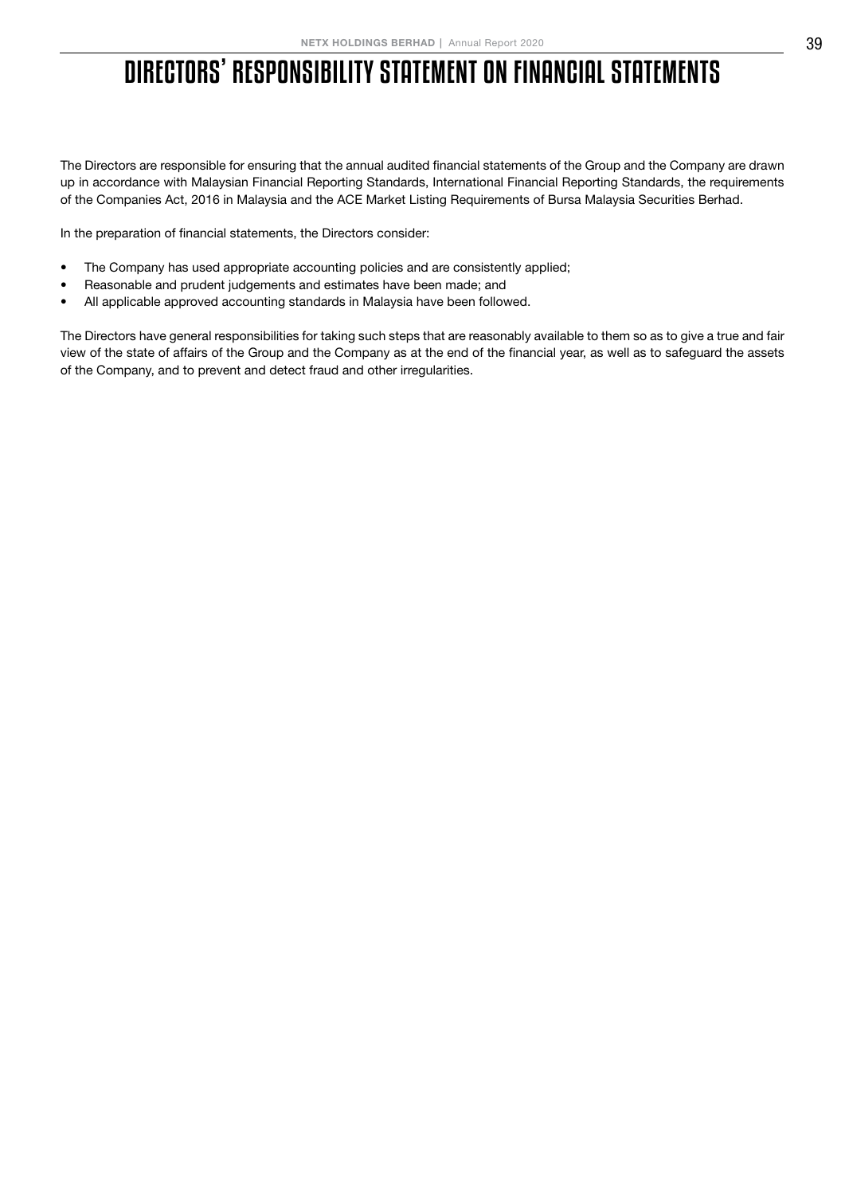# DIRECTORS' RESPONSIBILITY STATEMENT ON FINANCIAL STATEMENTS

The Directors are responsible for ensuring that the annual audited financial statements of the Group and the Company are drawn up in accordance with Malaysian Financial Reporting Standards, International Financial Reporting Standards, the requirements of the Companies Act, 2016 in Malaysia and the ACE Market Listing Requirements of Bursa Malaysia Securities Berhad.

In the preparation of financial statements, the Directors consider:

- The Company has used appropriate accounting policies and are consistently applied;
- Reasonable and prudent judgements and estimates have been made; and
- All applicable approved accounting standards in Malaysia have been followed.

The Directors have general responsibilities for taking such steps that are reasonably available to them so as to give a true and fair view of the state of affairs of the Group and the Company as at the end of the financial year, as well as to safeguard the assets of the Company, and to prevent and detect fraud and other irregularities.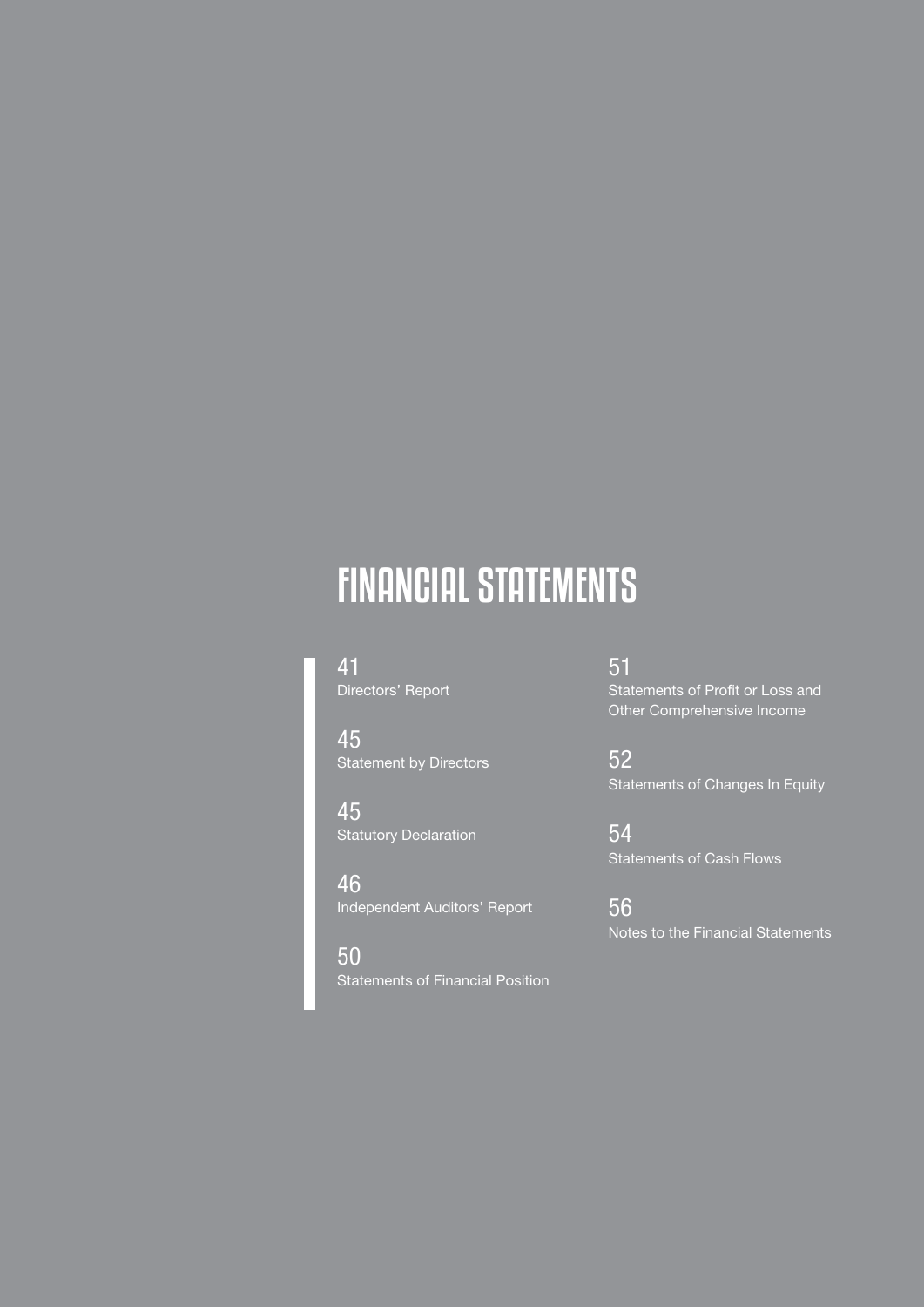# FINANCIAL STATEMENTS

41
Directors' Report

45
Statement by Directors

45
Statutory Declaration

46
Independent Auditors' Report

50
Statements of Financial Position

51
Statements of Profit or Loss and Other Comprehensive Income

52
Statements of Changes In Equity

54
Statements of Cash Flows

56
Notes to the Financial Statements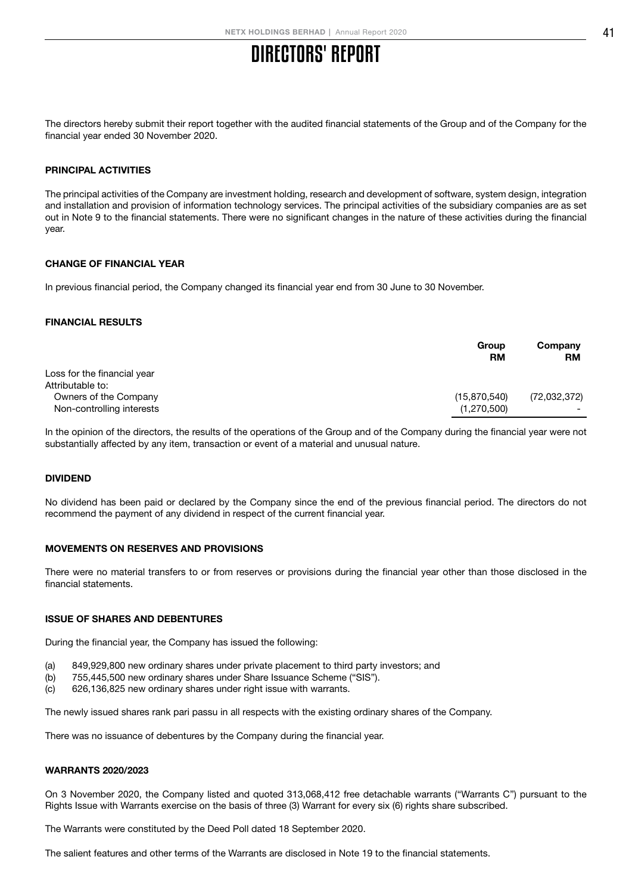# DIRECTORS' REPORT

The directors hereby submit their report together with the audited financial statements of the Group and of the Company for the financial year ended 30 November 2020.

### PRINCIPAL ACTIVITIES

The principal activities of the Company are investment holding, research and development of software, system design, integration and installation and provision of information technology services. The principal activities of the subsidiary companies are as set out in Note 9 to the financial statements. There were no significant changes in the nature of these activities during the financial year.

### CHANGE OF FINANCIAL YEAR

In previous financial period, the Company changed its financial year end from 30 June to 30 November.

### FINANCIAL RESULTS

| | Group RM | Company RM |
|---|---|---|
| Loss for the financial year | | |
| Attributable to: | | |
| Owners of the Company | (15,870,540) | (72,032,372) |
| Non-controlling interests | (1,270,500) | - |

In the opinion of the directors, the results of the operations of the Group and of the Company during the financial year were not substantially affected by any item, transaction or event of a material and unusual nature.

### DIVIDEND

No dividend has been paid or declared by the Company since the end of the previous financial period. The directors do not recommend the payment of any dividend in respect of the current financial year.

### MOVEMENTS ON RESERVES AND PROVISIONS

There were no material transfers to or from reserves or provisions during the financial year other than those disclosed in the financial statements.

### ISSUE OF SHARES AND DEBENTURES

During the financial year, the Company has issued the following:

(a) 849,929,800 new ordinary shares under private placement to third party investors; and
(b) 755,445,500 new ordinary shares under Share Issuance Scheme ("SIS").
(c) 626,136,825 new ordinary shares under right issue with warrants.

The newly issued shares rank pari passu in all respects with the existing ordinary shares of the Company.

There was no issuance of debentures by the Company during the financial year.

### WARRANTS 2020/2023

On 3 November 2020, the Company listed and quoted 313,068,412 free detachable warrants ("Warrants C") pursuant to the Rights Issue with Warrants exercise on the basis of three (3) Warrant for every six (6) rights share subscribed.

The Warrants were constituted by the Deed Poll dated 18 September 2020.

The salient features and other terms of the Warrants are disclosed in Note 19 to the financial statements.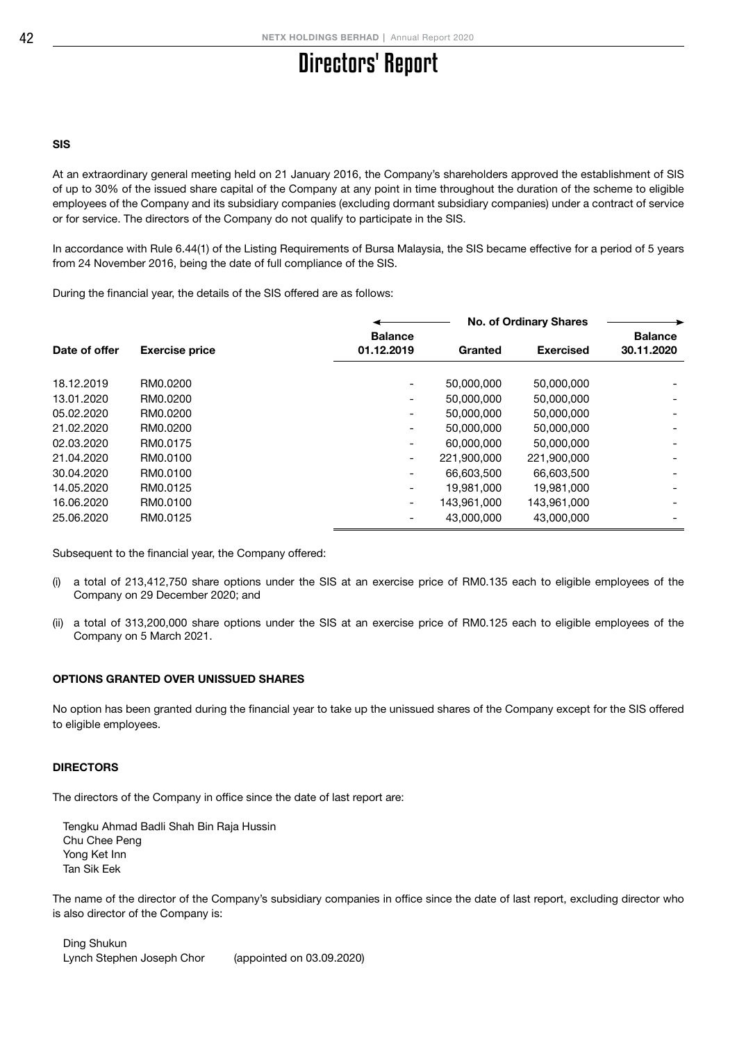# Directors' Report

### SIS

At an extraordinary general meeting held on 21 January 2016, the Company's shareholders approved the establishment of SIS of up to 30% of the issued share capital of the Company at any point in time throughout the duration of the scheme to eligible employees of the Company and its subsidiary companies (excluding dormant subsidiary companies) under a contract of service or for service. The directors of the Company do not qualify to participate in the SIS.

In accordance with Rule 6.44(1) of the Listing Requirements of Bursa Malaysia, the SIS became effective for a period of 5 years from 24 November 2016, being the date of full compliance of the SIS.

During the financial year, the details of the SIS offered are as follows:

| | | No. of Ordinary Shares | | | |
|---|---|---|---|---|---|
| **Date of offer** | **Exercise price** | **Balance 01.12.2019** | **Granted** | **Exercised** | **Balance 30.11.2020** |
| 18.12.2019 | RM0.0200 | - | 50,000,000 | 50,000,000 | - |
| 13.01.2020 | RM0.0200 | - | 50,000,000 | 50,000,000 | - |
| 05.02.2020 | RM0.0200 | - | 50,000,000 | 50,000,000 | - |
| 21.02.2020 | RM0.0200 | - | 50,000,000 | 50,000,000 | - |
| 02.03.2020 | RM0.0175 | - | 60,000,000 | 50,000,000 | - |
| 21.04.2020 | RM0.0100 | - | 221,900,000 | 221,900,000 | - |
| 30.04.2020 | RM0.0100 | - | 66,603,500 | 66,603,500 | - |
| 14.05.2020 | RM0.0125 | - | 19,981,000 | 19,981,000 | - |
| 16.06.2020 | RM0.0100 | - | 143,961,000 | 143,961,000 | - |
| 25.06.2020 | RM0.0125 | - | 43,000,000 | 43,000,000 | - |

Subsequent to the financial year, the Company offered:

(i) a total of 213,412,750 share options under the SIS at an exercise price of RM0.135 each to eligible employees of the Company on 29 December 2020; and

(ii) a total of 313,200,000 share options under the SIS at an exercise price of RM0.125 each to eligible employees of the Company on 5 March 2021.

### OPTIONS GRANTED OVER UNISSUED SHARES

No option has been granted during the financial year to take up the unissued shares of the Company except for the SIS offered to eligible employees.

### DIRECTORS

The directors of the Company in office since the date of last report are:

Tengku Ahmad Badli Shah Bin Raja Hussin
Chu Chee Peng
Yong Ket Inn
Tan Sik Eek

The name of the director of the Company's subsidiary companies in office since the date of last report, excluding director who is also director of the Company is:

Ding Shukun
Lynch Stephen Joseph Chor (appointed on 03.09.2020)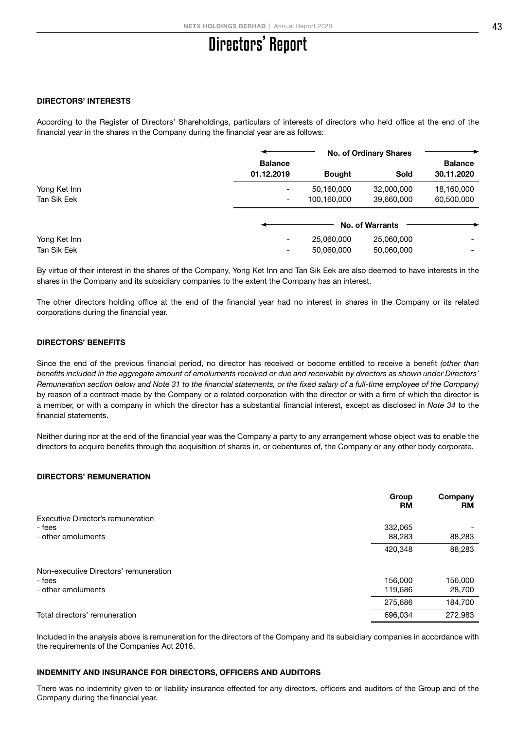# Directors' Report

## DIRECTORS' INTERESTS

According to the Register of Directors' Shareholdings, particulars of interests of directors who held office at the end of the financial year in the shares in the Company during the financial year are as follows:

| | No. of Ordinary Shares | | | |
|---|---|---|---|---|
| | Balance 01.12.2019 | Bought | Sold | Balance 30.11.2020 |
| Yong Ket Inn | - | 50,160,000 | 32,000,000 | 18,160,000 |
| Tan Sik Eek | - | 100,160,000 | 39,660,000 | 60,500,000 |

| | No. of Warrants | | | |
|---|---|---|---|---|
| | Balance 01.12.2019 | Bought | Sold | Balance 30.11.2020 |
| Yong Ket Inn | - | 25,060,000 | 25,060,000 | - |
| Tan Sik Eek | - | 50,060,000 | 50,060,000 | - |

By virtue of their interest in the shares of the Company, Yong Ket Inn and Tan Sik Eek are also deemed to have interests in the shares in the Company and its subsidiary companies to the extent the Company has an interest.

The other directors holding office at the end of the financial year had no interest in shares in the Company or its related corporations during the financial year.

## DIRECTORS' BENEFITS

Since the end of the previous financial period, no director has received or become entitled to receive a benefit *(other than benefits included in the aggregate amount of emoluments received or due and receivable by directors as shown under Directors' Remuneration section below and Note 31 to the financial statements, or the fixed salary of a full-time employee of the Company)* by reason of a contract made by the Company or a related corporation with the director or with a firm of which the director is a member, or with a company in which the director has a substantial financial interest, except as disclosed in *Note 34* to the financial statements.

Neither during nor at the end of the financial year was the Company a party to any arrangement whose object was to enable the directors to acquire benefits through the acquisition of shares in, or debentures of, the Company or any other body corporate.

## DIRECTORS' REMUNERATION

| | Group RM | Company RM |
|---|---|---|
| Executive Director's remuneration | | |
| - fees | 332,065 | - |
| - other emoluments | 88,283 | 88,283 |
| | 420,348 | 88,283 |
| Non-executive Directors' remuneration | | |
| - fees | 156,000 | 156,000 |
| - other emoluments | 119,686 | 28,700 |
| | 275,686 | 184,700 |
| Total directors' remuneration | 696,034 | 272,983 |

Included in the analysis above is remuneration for the directors of the Company and its subsidiary companies in accordance with the requirements of the Companies Act 2016.

## INDEMNITY AND INSURANCE FOR DIRECTORS, OFFICERS AND AUDITORS

There was no indemnity given to or liability insurance effected for any directors, officers and auditors of the Group and of the Company during the financial year.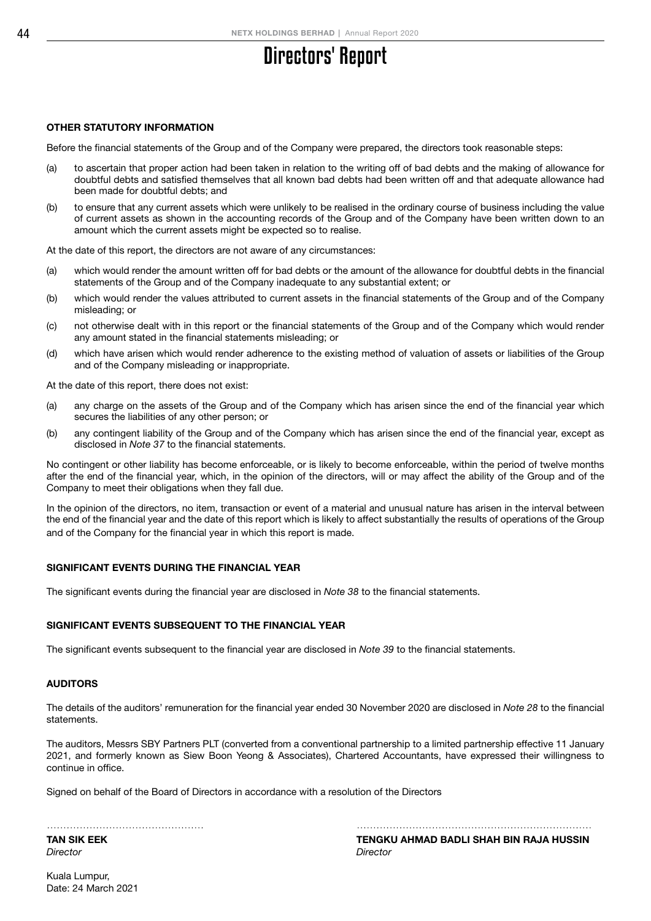# Directors' Report

## OTHER STATUTORY INFORMATION

Before the financial statements of the Group and of the Company were prepared, the directors took reasonable steps:

(a) to ascertain that proper action had been taken in relation to the writing off of bad debts and the making of allowance for doubtful debts and satisfied themselves that all known bad debts had been written off and that adequate allowance had been made for doubtful debts; and

(b) to ensure that any current assets which were unlikely to be realised in the ordinary course of business including the value of current assets as shown in the accounting records of the Group and of the Company have been written down to an amount which the current assets might be expected so to realise.

At the date of this report, the directors are not aware of any circumstances:

(a) which would render the amount written off for bad debts or the amount of the allowance for doubtful debts in the financial statements of the Group and of the Company inadequate to any substantial extent; or

(b) which would render the values attributed to current assets in the financial statements of the Group and of the Company misleading; or

(c) not otherwise dealt with in this report or the financial statements of the Group and of the Company which would render any amount stated in the financial statements misleading; or

(d) which have arisen which would render adherence to the existing method of valuation of assets or liabilities of the Group and of the Company misleading or inappropriate.

At the date of this report, there does not exist:

(a) any charge on the assets of the Group and of the Company which has arisen since the end of the financial year which secures the liabilities of any other person; or

(b) any contingent liability of the Group and of the Company which has arisen since the end of the financial year, except as disclosed in *Note 37* to the financial statements.

No contingent or other liability has become enforceable, or is likely to become enforceable, within the period of twelve months after the end of the financial year, which, in the opinion of the directors, will or may affect the ability of the Group and of the Company to meet their obligations when they fall due.

In the opinion of the directors, no item, transaction or event of a material and unusual nature has arisen in the interval between the end of the financial year and the date of this report which is likely to affect substantially the results of operations of the Group and of the Company for the financial year in which this report is made.

## SIGNIFICANT EVENTS DURING THE FINANCIAL YEAR

The significant events during the financial year are disclosed in *Note 38* to the financial statements.

## SIGNIFICANT EVENTS SUBSEQUENT TO THE FINANCIAL YEAR

The significant events subsequent to the financial year are disclosed in *Note 39* to the financial statements.

## AUDITORS

The details of the auditors' remuneration for the financial year ended 30 November 2020 are disclosed in *Note 28* to the financial statements.

The auditors, Messrs SBY Partners PLT (converted from a conventional partnership to a limited partnership effective 11 January 2021, and formerly known as Siew Boon Yeong & Associates), Chartered Accountants, have expressed their willingness to continue in office.

Signed on behalf of the Board of Directors in accordance with a resolution of the Directors

**TAN SIK EEK**
*Director*

**TENGKU AHMAD BADLI SHAH BIN RAJA HUSSIN**
*Director*

Kuala Lumpur,
Date: 24 March 2021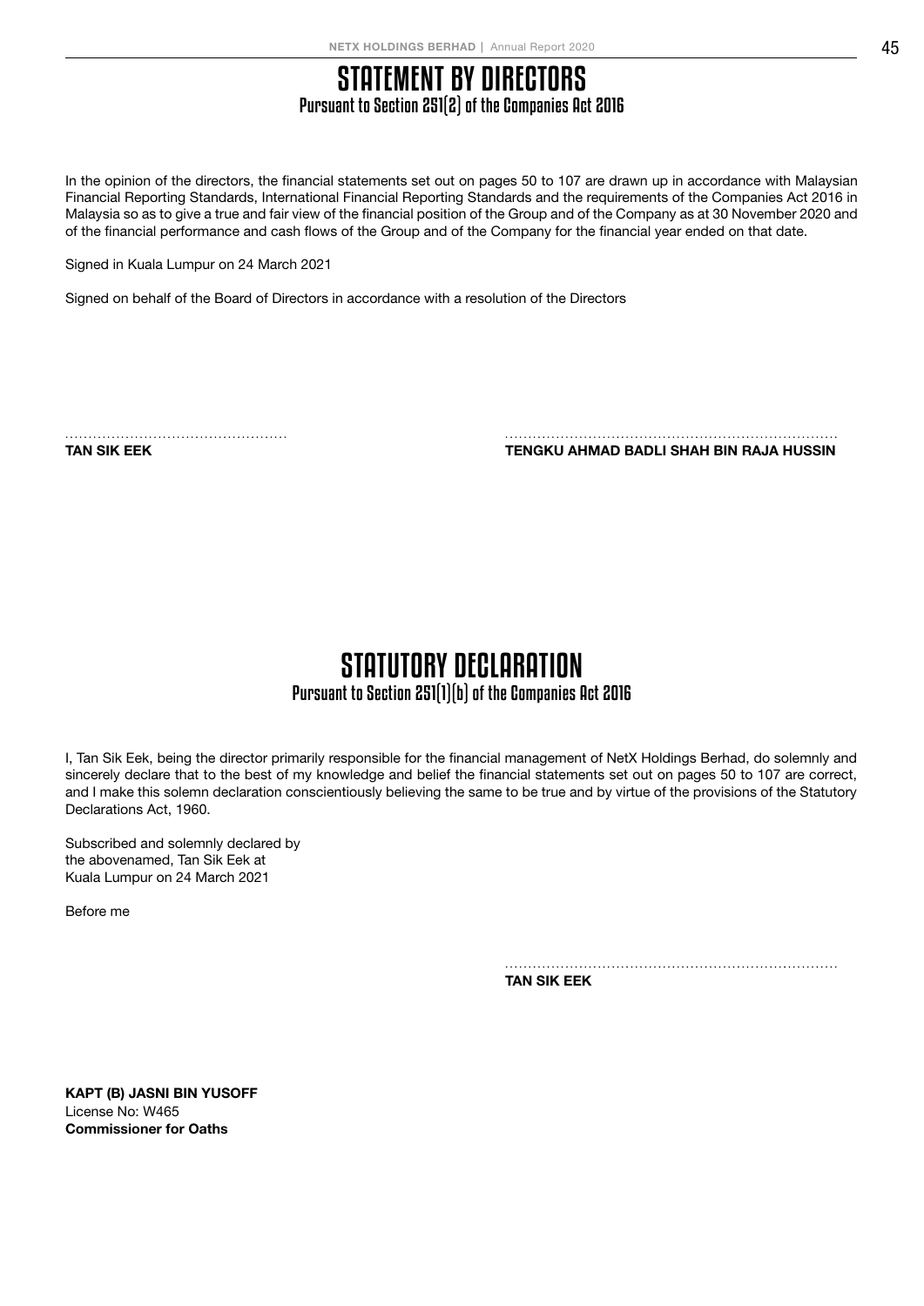# STATEMENT BY DIRECTORS

## Pursuant to Section 251(2) of the Companies Act 2016

In the opinion of the directors, the financial statements set out on pages 50 to 107 are drawn up in accordance with Malaysian Financial Reporting Standards, International Financial Reporting Standards and the requirements of the Companies Act 2016 in Malaysia so as to give a true and fair view of the financial position of the Group and of the Company as at 30 November 2020 and of the financial performance and cash flows of the Group and of the Company for the financial year ended on that date.

Signed in Kuala Lumpur on 24 March 2021

Signed on behalf of the Board of Directors in accordance with a resolution of the Directors

..............................................
**TAN SIK EEK**

..............................................
**TENGKU AHMAD BADLI SHAH BIN RAJA HUSSIN**

# STATUTORY DECLARATION

## Pursuant to Section 251(1)(b) of the Companies Act 2016

I, Tan Sik Eek, being the director primarily responsible for the financial management of NetX Holdings Berhad, do solemnly and sincerely declare that to the best of my knowledge and belief the financial statements set out on pages 50 to 107 are correct, and I make this solemn declaration conscientiously believing the same to be true and by virtue of the provisions of the Statutory Declarations Act, 1960.

Subscribed and solemnly declared by
the abovenamed, Tan Sik Eek at
Kuala Lumpur on 24 March 2021

Before me

..............................................
**TAN SIK EEK**

**KAPT (B) JASNI BIN YUSOFF**
License No: W465
**Commissioner for Oaths**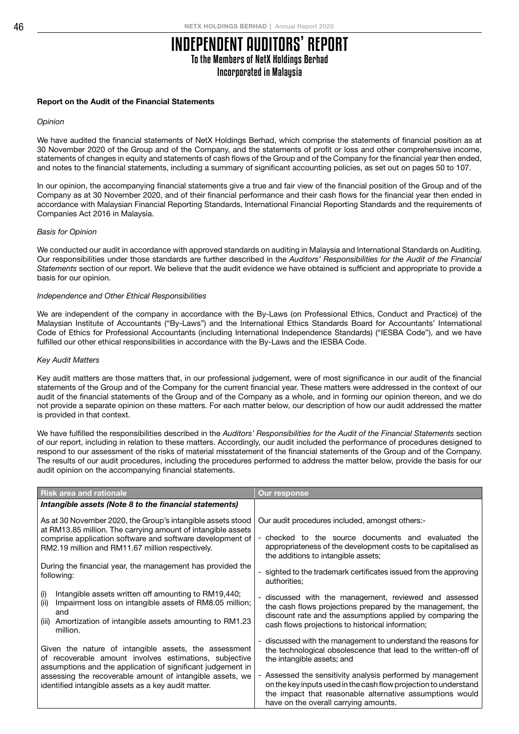# INDEPENDENT AUDITORS' REPORT

## To the Members of NetX Holdings Berhad
## Incorporated in Malaysia

**Report on the Audit of the Financial Statements**

*Opinion*

We have audited the financial statements of NetX Holdings Berhad, which comprise the statements of financial position as at 30 November 2020 of the Group and of the Company, and the statements of profit or loss and other comprehensive income, statements of changes in equity and statements of cash flows of the Group and of the Company for the financial year then ended, and notes to the financial statements, including a summary of significant accounting policies, as set out on pages 50 to 107.

In our opinion, the accompanying financial statements give a true and fair view of the financial position of the Group and of the Company as at 30 November 2020, and of their financial performance and their cash flows for the financial year then ended in accordance with Malaysian Financial Reporting Standards, International Financial Reporting Standards and the requirements of Companies Act 2016 in Malaysia.

*Basis for Opinion*

We conducted our audit in accordance with approved standards on auditing in Malaysia and International Standards on Auditing. Our responsibilities under those standards are further described in the *Auditors' Responsibilities for the Audit of the Financial Statements* section of our report. We believe that the audit evidence we have obtained is sufficient and appropriate to provide a basis for our opinion.

*Independence and Other Ethical Responsibilities*

We are independent of the company in accordance with the By-Laws (on Professional Ethics, Conduct and Practice) of the Malaysian Institute of Accountants ("By-Laws") and the International Ethics Standards Board for Accountants' International Code of Ethics for Professional Accountants (including International Independence Standards) ("IESBA Code"), and we have fulfilled our other ethical responsibilities in accordance with the By-Laws and the IESBA Code.

*Key Audit Matters*

Key audit matters are those matters that, in our professional judgement, were of most significance in our audit of the financial statements of the Group and of the Company for the current financial year. These matters were addressed in the context of our audit of the financial statements of the Group and of the Company as a whole, and in forming our opinion thereon, and we do not provide a separate opinion on these matters. For each matter below, our description of how our audit addressed the matter is provided in that context.

We have fulfilled the responsibilities described in the *Auditors' Responsibilities for the Audit of the Financial Statements* section of our report, including in relation to these matters. Accordingly, our audit included the performance of procedures designed to respond to our assessment of the risks of material misstatement of the financial statements of the Group and of the Company. The results of our audit procedures, including the procedures performed to address the matter below, provide the basis for our audit opinion on the accompanying financial statements.

| Risk area and rationale | Our response |
|---|---|
| ***Intangible assets (Note 8 to the financial statements)*** | |
| As at 30 November 2020, the Group's intangible assets stood at RM13.85 million. The carrying amount of intangible assets comprise application software and software development of RM2.19 million and RM11.67 million respectively.<br><br>During the financial year, the management has provided the following:<br><br>(i) Intangible assets written off amounting to RM19,440;<br>(ii) Impairment loss on intangible assets of RM8.05 million; and<br>(iii) Amortization of intangible assets amounting to RM1.23 million.<br><br>Given the nature of intangible assets, the assessment of recoverable amount involves estimations, subjective assumptions and the application of significant judgement in assessing the recoverable amount of intangible assets, we identified intangible assets as a key audit matter. | Our audit procedures included, amongst others:-<br><br>- checked to the source documents and evaluated the appropriateness of the development costs to be capitalised as the additions to intangible assets;<br>- sighted to the trademark certificates issued from the approving authorities;<br>- discussed with the management, reviewed and assessed the cash flows projections prepared by the management, the discount rate and the assumptions applied by comparing the cash flows projections to historical information;<br>- discussed with the management to understand the reasons for the technological obsolescence that lead to the written-off of the intangible assets; and<br>- Assessed the sensitivity analysis performed by management on the key inputs used in the cash flow projection to understand the impact that reasonable alternative assumptions would have on the overall carrying amounts. |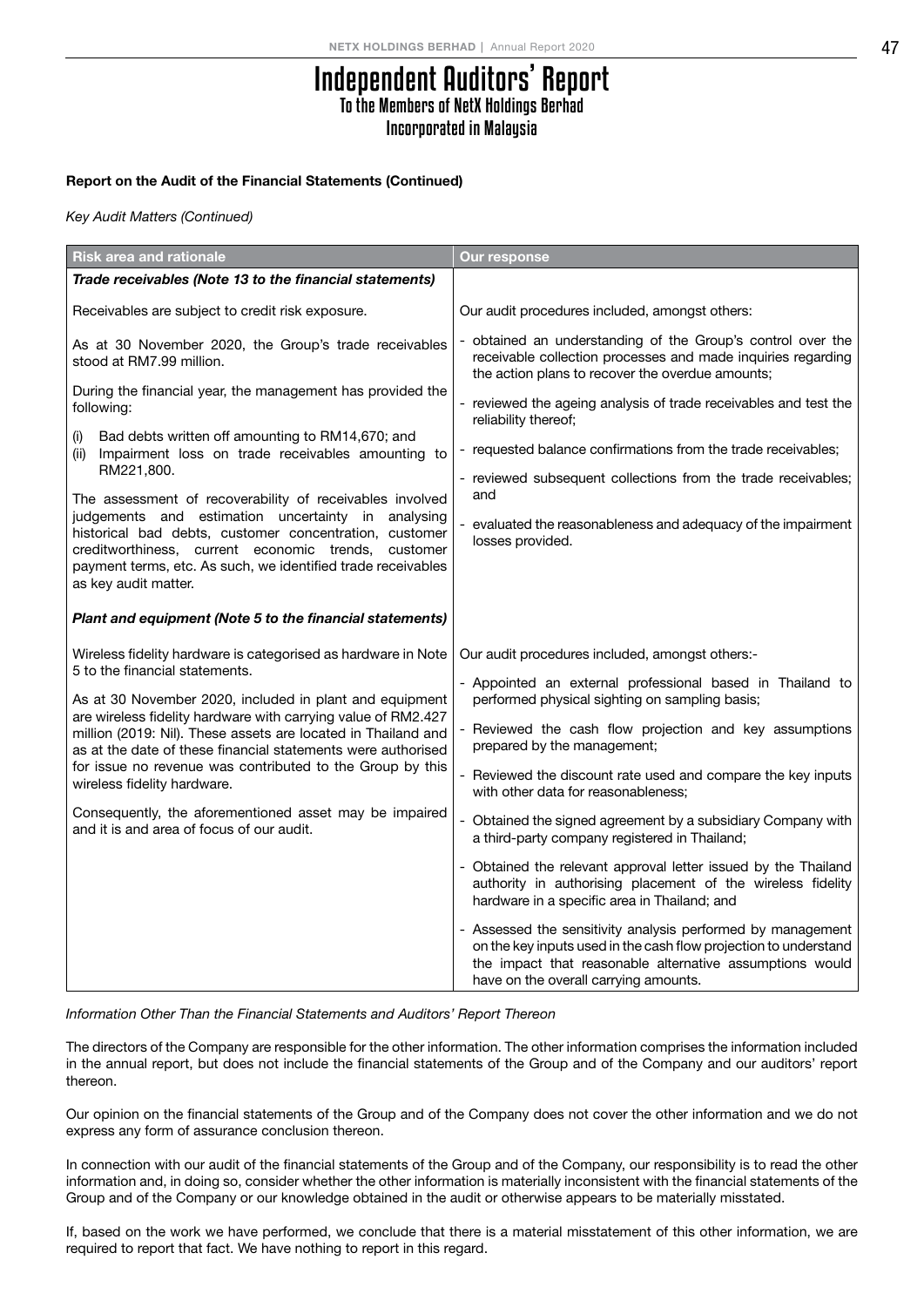# Independent Auditors' Report
## To the Members of NetX Holdings Berhad
## Incorporated in Malaysia

**Report on the Audit of the Financial Statements (Continued)**

*Key Audit Matters (Continued)*

| Risk area and rationale | Our response |
|---|---|
| ***Trade receivables (Note 13 to the financial statements)*** | |
| Receivables are subject to credit risk exposure.<br><br>As at 30 November 2020, the Group's trade receivables stood at RM7.99 million.<br><br>During the financial year, the management has provided the following:<br><br>(i) Bad debts written off amounting to RM14,670; and<br>(ii) Impairment loss on trade receivables amounting to RM221,800.<br><br>The assessment of recoverability of receivables involved judgements and estimation uncertainty in analysing historical bad debts, customer concentration, customer creditworthiness, current economic trends, customer payment terms, etc. As such, we identified trade receivables as key audit matter. | Our audit procedures included, amongst others:<br><br>- obtained an understanding of the Group's control over the receivable collection processes and made inquiries regarding the action plans to recover the overdue amounts;<br>- reviewed the ageing analysis of trade receivables and test the reliability thereof;<br>- requested balance confirmations from the trade receivables;<br>- reviewed subsequent collections from the trade receivables; and<br>- evaluated the reasonableness and adequacy of the impairment losses provided. |
| ***Plant and equipment (Note 5 to the financial statements)*** | |
| Wireless fidelity hardware is categorised as hardware in Note 5 to the financial statements.<br><br>As at 30 November 2020, included in plant and equipment are wireless fidelity hardware with carrying value of RM2.427 million (2019: Nil). These assets are located in Thailand and as at the date of these financial statements were authorised for issue no revenue was contributed to the Group by this wireless fidelity hardware.<br><br>Consequently, the aforementioned asset may be impaired and it is and area of focus of our audit. | Our audit procedures included, amongst others:-<br><br>- Appointed an external professional based in Thailand to performed physical sighting on sampling basis;<br>- Reviewed the cash flow projection and key assumptions prepared by the management;<br>- Reviewed the discount rate used and compare the key inputs with other data for reasonableness;<br>- Obtained the signed agreement by a subsidiary Company with a third-party company registered in Thailand;<br>- Obtained the relevant approval letter issued by the Thailand authority in authorising placement of the wireless fidelity hardware in a specific area in Thailand; and<br>- Assessed the sensitivity analysis performed by management on the key inputs used in the cash flow projection to understand the impact that reasonable alternative assumptions would have on the overall carrying amounts. |

*Information Other Than the Financial Statements and Auditors' Report Thereon*

The directors of the Company are responsible for the other information. The other information comprises the information included in the annual report, but does not include the financial statements of the Group and of the Company and our auditors' report thereon.

Our opinion on the financial statements of the Group and of the Company does not cover the other information and we do not express any form of assurance conclusion thereon.

In connection with our audit of the financial statements of the Group and of the Company, our responsibility is to read the other information and, in doing so, consider whether the other information is materially inconsistent with the financial statements of the Group and of the Company or our knowledge obtained in the audit or otherwise appears to be materially misstated.

If, based on the work we have performed, we conclude that there is a material misstatement of this other information, we are required to report that fact. We have nothing to report in this regard.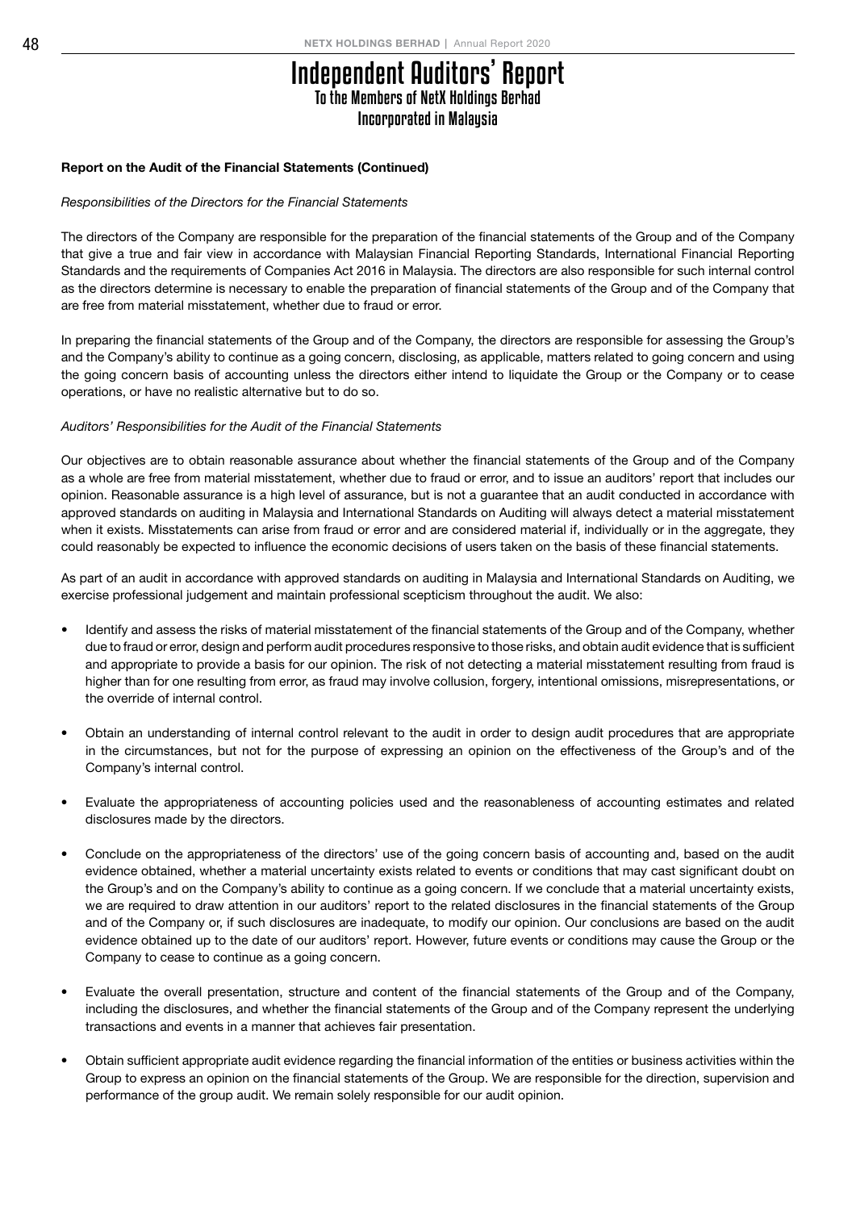# Independent Auditors' Report
## To the Members of NetX Holdings Berhad
## Incorporated in Malaysia

**Report on the Audit of the Financial Statements (Continued)**

*Responsibilities of the Directors for the Financial Statements*

The directors of the Company are responsible for the preparation of the financial statements of the Group and of the Company that give a true and fair view in accordance with Malaysian Financial Reporting Standards, International Financial Reporting Standards and the requirements of Companies Act 2016 in Malaysia. The directors are also responsible for such internal control as the directors determine is necessary to enable the preparation of financial statements of the Group and of the Company that are free from material misstatement, whether due to fraud or error.

In preparing the financial statements of the Group and of the Company, the directors are responsible for assessing the Group's and the Company's ability to continue as a going concern, disclosing, as applicable, matters related to going concern and using the going concern basis of accounting unless the directors either intend to liquidate the Group or the Company or to cease operations, or have no realistic alternative but to do so.

*Auditors' Responsibilities for the Audit of the Financial Statements*

Our objectives are to obtain reasonable assurance about whether the financial statements of the Group and of the Company as a whole are free from material misstatement, whether due to fraud or error, and to issue an auditors' report that includes our opinion. Reasonable assurance is a high level of assurance, but is not a guarantee that an audit conducted in accordance with approved standards on auditing in Malaysia and International Standards on Auditing will always detect a material misstatement when it exists. Misstatements can arise from fraud or error and are considered material if, individually or in the aggregate, they could reasonably be expected to influence the economic decisions of users taken on the basis of these financial statements.

As part of an audit in accordance with approved standards on auditing in Malaysia and International Standards on Auditing, we exercise professional judgement and maintain professional scepticism throughout the audit. We also:

- Identify and assess the risks of material misstatement of the financial statements of the Group and of the Company, whether due to fraud or error, design and perform audit procedures responsive to those risks, and obtain audit evidence that is sufficient and appropriate to provide a basis for our opinion. The risk of not detecting a material misstatement resulting from fraud is higher than for one resulting from error, as fraud may involve collusion, forgery, intentional omissions, misrepresentations, or the override of internal control.

- Obtain an understanding of internal control relevant to the audit in order to design audit procedures that are appropriate in the circumstances, but not for the purpose of expressing an opinion on the effectiveness of the Group's and of the Company's internal control.

- Evaluate the appropriateness of accounting policies used and the reasonableness of accounting estimates and related disclosures made by the directors.

- Conclude on the appropriateness of the directors' use of the going concern basis of accounting and, based on the audit evidence obtained, whether a material uncertainty exists related to events or conditions that may cast significant doubt on the Group's and on the Company's ability to continue as a going concern. If we conclude that a material uncertainty exists, we are required to draw attention in our auditors' report to the related disclosures in the financial statements of the Group and of the Company or, if such disclosures are inadequate, to modify our opinion. Our conclusions are based on the audit evidence obtained up to the date of our auditors' report. However, future events or conditions may cause the Group or the Company to cease to continue as a going concern.

- Evaluate the overall presentation, structure and content of the financial statements of the Group and of the Company, including the disclosures, and whether the financial statements of the Group and of the Company represent the underlying transactions and events in a manner that achieves fair presentation.

- Obtain sufficient appropriate audit evidence regarding the financial information of the entities or business activities within the Group to express an opinion on the financial statements of the Group. We are responsible for the direction, supervision and performance of the group audit. We remain solely responsible for our audit opinion.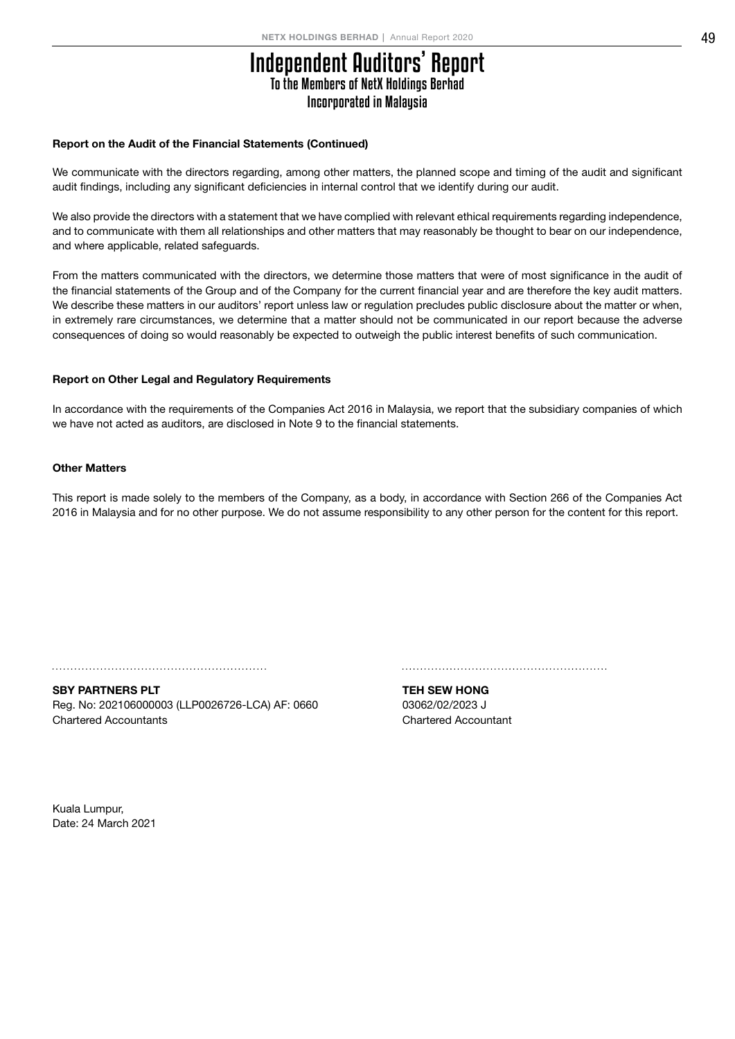# Independent Auditors' Report

## To the Members of NetX Holdings Berhad

## Incorporated in Malaysia

**Report on the Audit of the Financial Statements (Continued)**

We communicate with the directors regarding, among other matters, the planned scope and timing of the audit and significant audit findings, including any significant deficiencies in internal control that we identify during our audit.

We also provide the directors with a statement that we have complied with relevant ethical requirements regarding independence, and to communicate with them all relationships and other matters that may reasonably be thought to bear on our independence, and where applicable, related safeguards.

From the matters communicated with the directors, we determine those matters that were of most significance in the audit of the financial statements of the Group and of the Company for the current financial year and are therefore the key audit matters. We describe these matters in our auditors' report unless law or regulation precludes public disclosure about the matter or when, in extremely rare circumstances, we determine that a matter should not be communicated in our report because the adverse consequences of doing so would reasonably be expected to outweigh the public interest benefits of such communication.

**Report on Other Legal and Regulatory Requirements**

In accordance with the requirements of the Companies Act 2016 in Malaysia, we report that the subsidiary companies of which we have not acted as auditors, are disclosed in Note 9 to the financial statements.

**Other Matters**

This report is made solely to the members of the Company, as a body, in accordance with Section 266 of the Companies Act 2016 in Malaysia and for no other purpose. We do not assume responsibility to any other person for the content for this report.

**SBY PARTNERS PLT**
Reg. No: 202106000003 (LLP0026726-LCA) AF: 0660
Chartered Accountants

**TEH SEW HONG**
03062/02/2023 J
Chartered Accountant

Kuala Lumpur,
Date: 24 March 2021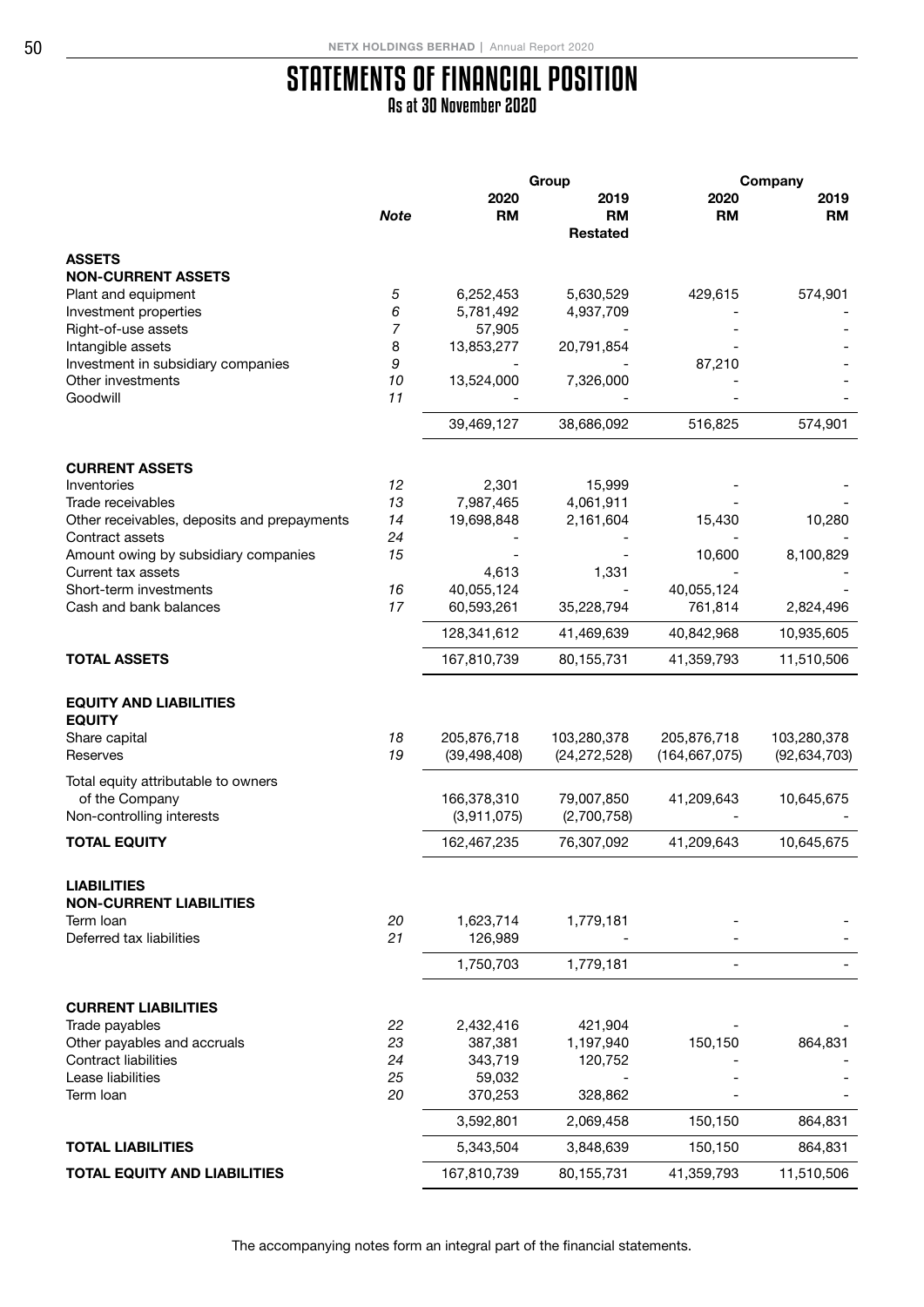# STATEMENTS OF FINANCIAL POSITION

## As at 30 November 2020

| | Note | Group 2020 RM | Group 2019 RM Restated | Company 2020 RM | Company 2019 RM |
|---|---|---|---|---|---|
| **ASSETS** | | | | | |
| **NON-CURRENT ASSETS** | | | | | |
| Plant and equipment | 5 | 6,252,453 | 5,630,529 | 429,615 | 574,901 |
| Investment properties | 6 | 5,781,492 | 4,937,709 | - | - |
| Right-of-use assets | 7 | 57,905 | - | - | - |
| Intangible assets | 8 | 13,853,277 | 20,791,854 | - | - |
| Investment in subsidiary companies | 9 | - | - | 87,210 | - |
| Other investments | 10 | 13,524,000 | 7,326,000 | - | - |
| Goodwill | 11 | - | - | - | - |
| | | 39,469,127 | 38,686,092 | 516,825 | 574,901 |
| **CURRENT ASSETS** | | | | | |
| Inventories | 12 | 2,301 | 15,999 | - | - |
| Trade receivables | 13 | 7,987,465 | 4,061,911 | - | - |
| Other receivables, deposits and prepayments | 14 | 19,698,848 | 2,161,604 | 15,430 | 10,280 |
| Contract assets | 24 | - | - | - | - |
| Amount owing by subsidiary companies | 15 | - | - | 10,600 | 8,100,829 |
| Current tax assets | | 4,613 | 1,331 | - | - |
| Short-term investments | 16 | 40,055,124 | - | 40,055,124 | - |
| Cash and bank balances | 17 | 60,593,261 | 35,228,794 | 761,814 | 2,824,496 |
| | | 128,341,612 | 41,469,639 | 40,842,968 | 10,935,605 |
| **TOTAL ASSETS** | | 167,810,739 | 80,155,731 | 41,359,793 | 11,510,506 |
| **EQUITY AND LIABILITIES** | | | | | |
| **EQUITY** | | | | | |
| Share capital | 18 | 205,876,718 | 103,280,378 | 205,876,718 | 103,280,378 |
| Reserves | 19 | (39,498,408) | (24,272,528) | (164,667,075) | (92,634,703) |
| Total equity attributable to owners of the Company | | 166,378,310 | 79,007,850 | 41,209,643 | 10,645,675 |
| Non-controlling interests | | (3,911,075) | (2,700,758) | - | - |
| **TOTAL EQUITY** | | 162,467,235 | 76,307,092 | 41,209,643 | 10,645,675 |
| **LIABILITIES** | | | | | |
| **NON-CURRENT LIABILITIES** | | | | | |
| Term loan | 20 | 1,623,714 | 1,779,181 | - | - |
| Deferred tax liabilities | 21 | 126,989 | - | - | - |
| | | 1,750,703 | 1,779,181 | - | - |
| **CURRENT LIABILITIES** | | | | | |
| Trade payables | 22 | 2,432,416 | 421,904 | - | - |
| Other payables and accruals | 23 | 387,381 | 1,197,940 | 150,150 | 864,831 |
| Contract liabilities | 24 | 343,719 | 120,752 | - | - |
| Lease liabilities | 25 | 59,032 | - | - | - |
| Term loan | 20 | 370,253 | 328,862 | - | - |
| | | 3,592,801 | 2,069,458 | 150,150 | 864,831 |
| **TOTAL LIABILITIES** | | 5,343,504 | 3,848,639 | 150,150 | 864,831 |
| **TOTAL EQUITY AND LIABILITIES** | | 167,810,739 | 80,155,731 | 41,359,793 | 11,510,506 |

The accompanying notes form an integral part of the financial statements.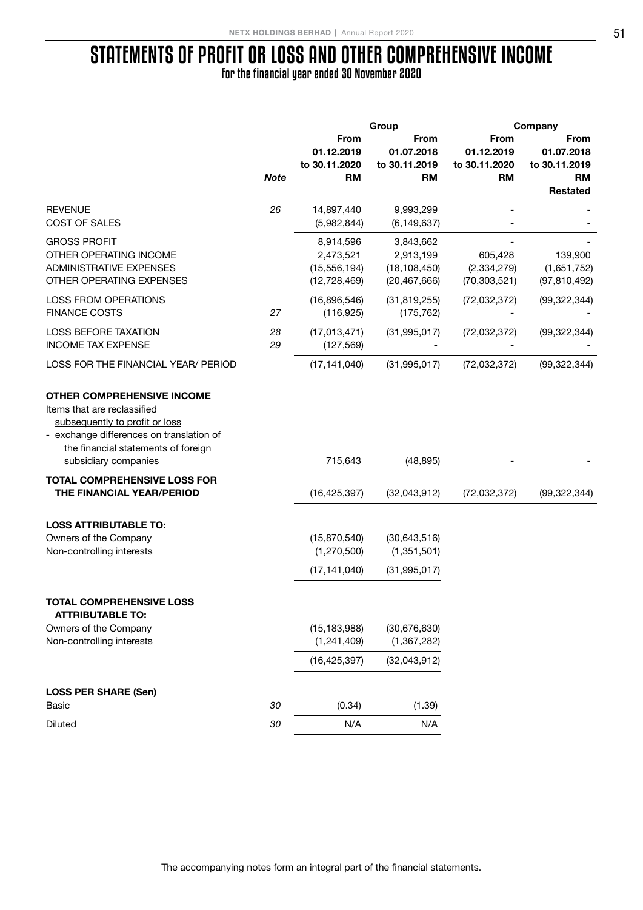# STATEMENTS OF PROFIT OR LOSS AND OTHER COMPREHENSIVE INCOME

For the financial year ended 30 November 2020

| | Note | Group | | Company | |
|---|---|---|---|---|---|
| | | From 01.12.2019 to 30.11.2020 RM | From 01.07.2018 to 30.11.2019 RM | From 01.12.2019 to 30.11.2020 RM | From 01.07.2018 to 30.11.2019 RM Restated |
| REVENUE | 26 | 14,897,440 | 9,993,299 | - | - |
| COST OF SALES | | (5,982,844) | (6,149,637) | - | - |
| GROSS PROFIT | | 8,914,596 | 3,843,662 | - | - |
| OTHER OPERATING INCOME | | 2,473,521 | 2,913,199 | 605,428 | 139,900 |
| ADMINISTRATIVE EXPENSES | | (15,556,194) | (18,108,450) | (2,334,279) | (1,651,752) |
| OTHER OPERATING EXPENSES | | (12,728,469) | (20,467,666) | (70,303,521) | (97,810,492) |
| LOSS FROM OPERATIONS | | (16,896,546) | (31,819,255) | (72,032,372) | (99,322,344) |
| FINANCE COSTS | 27 | (116,925) | (175,762) | - | - |
| LOSS BEFORE TAXATION | 28 | (17,013,471) | (31,995,017) | (72,032,372) | (99,322,344) |
| INCOME TAX EXPENSE | 29 | (127,569) | - | - | - |
| LOSS FOR THE FINANCIAL YEAR/ PERIOD | | (17,141,040) | (31,995,017) | (72,032,372) | (99,322,344) |
| **OTHER COMPREHENSIVE INCOME** | | | | | |
| Items that are reclassified subsequently to profit or loss | | | | | |
| - exchange differences on translation of the financial statements of foreign subsidiary companies | | 715,643 | (48,895) | - | - |
| **TOTAL COMPREHENSIVE LOSS FOR THE FINANCIAL YEAR/PERIOD** | | (16,425,397) | (32,043,912) | (72,032,372) | (99,322,344) |
| **LOSS ATTRIBUTABLE TO:** | | | | | |
| Owners of the Company | | (15,870,540) | (30,643,516) | | |
| Non-controlling interests | | (1,270,500) | (1,351,501) | | |
| | | (17,141,040) | (31,995,017) | | |
| **TOTAL COMPREHENSIVE LOSS ATTRIBUTABLE TO:** | | | | | |
| Owners of the Company | | (15,183,988) | (30,676,630) | | |
| Non-controlling interests | | (1,241,409) | (1,367,282) | | |
| | | (16,425,397) | (32,043,912) | | |
| **LOSS PER SHARE (Sen)** | | | | | |
| Basic | 30 | (0.34) | (1.39) | | |
| Diluted | 30 | N/A | N/A | | |

The accompanying notes form an integral part of the financial statements.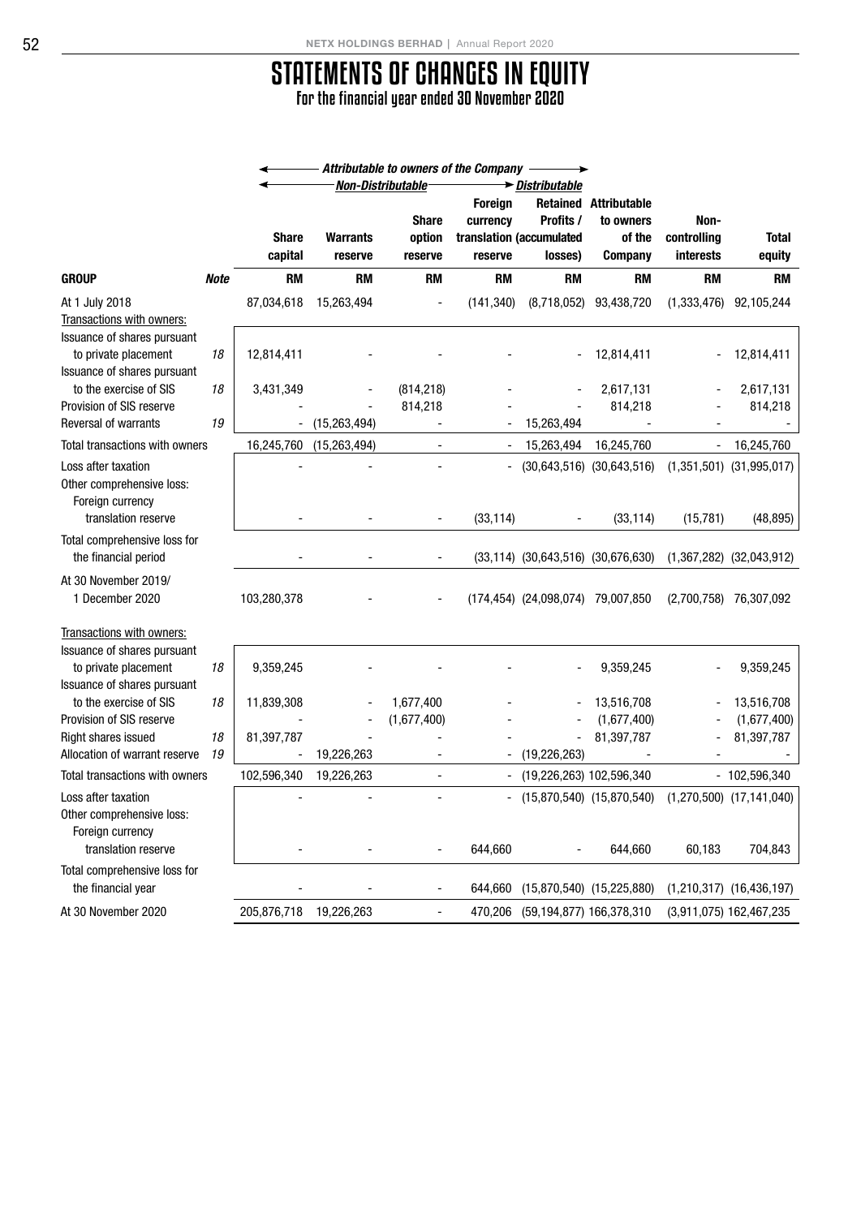# STATEMENTS OF CHANGES IN EQUITY

For the financial year ended 30 November 2020

| | | ← Attributable to owners of the Company | | | | | | | |
|---|---|---|---|---|---|---|---|---|---|
| | | ← Non-Distributable | | | | → Distributable | | | |
| GROUP | Note | Share capital RM | Warrants reserve RM | Share option reserve RM | Foreign currency translation reserve RM | Retained Profits / (accumulated losses) RM | Attributable to owners of the Company RM | Non-controlling interests RM | Total equity RM |
| At 1 July 2018 | | 87,034,618 | 15,263,494 | - | (141,340) | (8,718,052) | 93,438,720 | (1,333,476) | 92,105,244 |
| Transactions with owners: | | | | | | | | | |
| Issuance of shares pursuant to private placement | 18 | 12,814,411 | - | - | - | - | 12,814,411 | - | 12,814,411 |
| Issuance of shares pursuant to the exercise of SIS | 18 | 3,431,349 | - | (814,218) | - | - | 2,617,131 | - | 2,617,131 |
| Provision of SIS reserve | | - | - | 814,218 | - | - | 814,218 | - | 814,218 |
| Reversal of warrants | 19 | - | (15,263,494) | - | - | 15,263,494 | - | - | - |
| Total transactions with owners | | 16,245,760 | (15,263,494) | - | - | 15,263,494 | 16,245,760 | - | 16,245,760 |
| Loss after taxation | | - | - | - | - | (30,643,516) | (30,643,516) | (1,351,501) | (31,995,017) |
| Other comprehensive loss: Foreign currency translation reserve | | - | - | - | (33,114) | - | (33,114) | (15,781) | (48,895) |
| Total comprehensive loss for the financial period | | - | - | - | (33,114) | (30,643,516) | (30,676,630) | (1,367,282) | (32,043,912) |
| At 30 November 2019/ 1 December 2020 | | 103,280,378 | - | - | (174,454) | (24,098,074) | 79,007,850 | (2,700,758) | 76,307,092 |
| Transactions with owners: | | | | | | | | | |
| Issuance of shares pursuant to private placement | 18 | 9,359,245 | - | - | - | - | 9,359,245 | - | 9,359,245 |
| Issuance of shares pursuant to the exercise of SIS | 18 | 11,839,308 | - | 1,677,400 | - | - | 13,516,708 | - | 13,516,708 |
| Provision of SIS reserve | | - | - | (1,677,400) | - | - | (1,677,400) | - | (1,677,400) |
| Right shares issued | 18 | 81,397,787 | - | - | - | - | 81,397,787 | - | 81,397,787 |
| Allocation of warrant reserve | 19 | - | 19,226,263 | - | - | (19,226,263) | - | - | - |
| Total transactions with owners | | 102,596,340 | 19,226,263 | - | - | (19,226,263) | 102,596,340 | - | 102,596,340 |
| Loss after taxation | | - | - | - | - | (15,870,540) | (15,870,540) | (1,270,500) | (17,141,040) |
| Other comprehensive loss: Foreign currency translation reserve | | - | - | - | 644,660 | - | 644,660 | 60,183 | 704,843 |
| Total comprehensive loss for the financial year | | - | - | - | 644,660 | (15,870,540) | (15,225,880) | (1,210,317) | (16,436,197) |
| At 30 November 2020 | | 205,876,718 | 19,226,263 | - | 470,206 | (59,194,877) | 166,378,310 | (3,911,075) | 162,467,235 |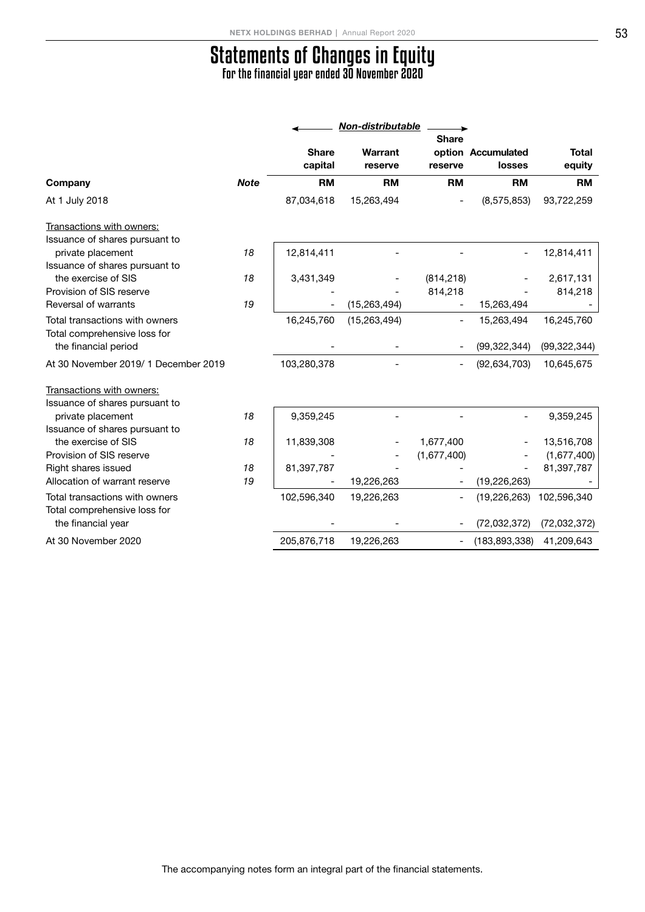# Statements of Changes in Equity

For the financial year ended 30 November 2020

| | | Non-distributable | | | | |
|---|---|---|---|---|---|---|
| | | Share capital | Warrant reserve | Share option reserve | Accumulated losses | Total equity |
| **Company** | ***Note*** | **RM** | **RM** | **RM** | **RM** | **RM** |
| At 1 July 2018 | | 87,034,618 | 15,263,494 | - | (8,575,853) | 93,722,259 |
| Transactions with owners: | | | | | | |
| Issuance of shares pursuant to private placement | *18* | 12,814,411 | - | - | - | 12,814,411 |
| Issuance of shares pursuant to the exercise of SIS | *18* | 3,431,349 | - | (814,218) | - | 2,617,131 |
| Provision of SIS reserve | | - | - | 814,218 | - | 814,218 |
| Reversal of warrants | *19* | - | (15,263,494) | - | 15,263,494 | - |
| Total transactions with owners | | 16,245,760 | (15,263,494) | - | 15,263,494 | 16,245,760 |
| Total comprehensive loss for the financial period | | - | - | - | (99,322,344) | (99,322,344) |
| At 30 November 2019/ 1 December 2019 | | 103,280,378 | - | - | (92,634,703) | 10,645,675 |
| Transactions with owners: | | | | | | |
| Issuance of shares pursuant to private placement | *18* | 9,359,245 | - | - | - | 9,359,245 |
| Issuance of shares pursuant to the exercise of SIS | *18* | 11,839,308 | - | 1,677,400 | - | 13,516,708 |
| Provision of SIS reserve | | - | - | (1,677,400) | - | (1,677,400) |
| Right shares issued | *18* | 81,397,787 | - | - | - | 81,397,787 |
| Allocation of warrant reserve | *19* | - | 19,226,263 | - | (19,226,263) | - |
| Total transactions with owners | | 102,596,340 | 19,226,263 | - | (19,226,263) | 102,596,340 |
| Total comprehensive loss for the financial year | | - | - | - | (72,032,372) | (72,032,372) |
| At 30 November 2020 | | 205,876,718 | 19,226,263 | - | (183,893,338) | 41,209,643 |

The accompanying notes form an integral part of the financial statements.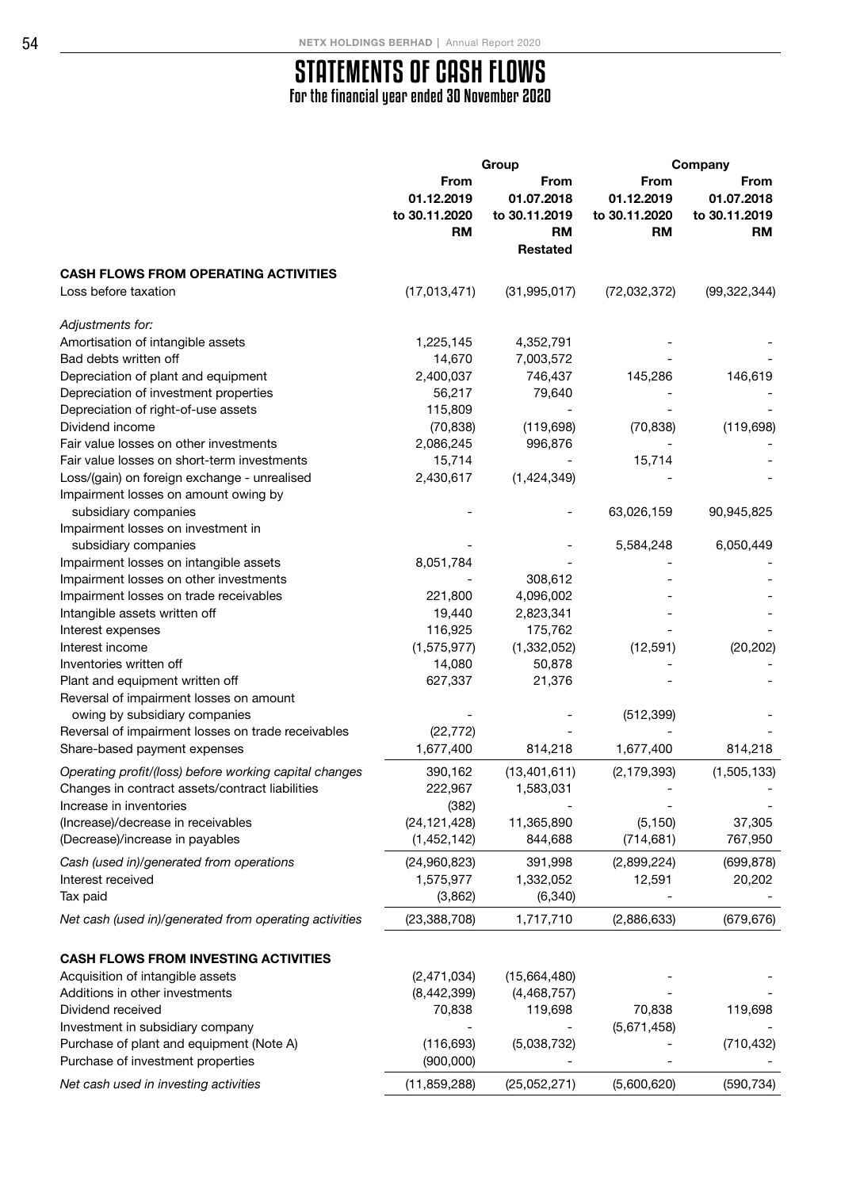# STATEMENTS OF CASH FLOWS

For the financial year ended 30 November 2020

| | Group | | Company | |
|---|---|---|---|---|
| | From 01.12.2019 to 30.11.2020 RM | From 01.07.2018 to 30.11.2019 RM Restated | From 01.12.2019 to 30.11.2020 RM | From 01.07.2018 to 30.11.2019 RM |
| **CASH FLOWS FROM OPERATING ACTIVITIES** | | | | |
| Loss before taxation | (17,013,471) | (31,995,017) | (72,032,372) | (99,322,344) |
| *Adjustments for:* | | | | |
| Amortisation of intangible assets | 1,225,145 | 4,352,791 | - | - |
| Bad debts written off | 14,670 | 7,003,572 | - | - |
| Depreciation of plant and equipment | 2,400,037 | 746,437 | 145,286 | 146,619 |
| Depreciation of investment properties | 56,217 | 79,640 | - | - |
| Depreciation of right-of-use assets | 115,809 | - | - | - |
| Dividend income | (70,838) | (119,698) | (70,838) | (119,698) |
| Fair value losses on other investments | 2,086,245 | 996,876 | - | - |
| Fair value losses on short-term investments | 15,714 | - | 15,714 | - |
| Loss/(gain) on foreign exchange - unrealised | 2,430,617 | (1,424,349) | - | - |
| Impairment losses on amount owing by subsidiary companies | - | - | 63,026,159 | 90,945,825 |
| Impairment losses on investment in subsidiary companies | - | - | 5,584,248 | 6,050,449 |
| Impairment losses on intangible assets | 8,051,784 | - | - | - |
| Impairment losses on other investments | - | 308,612 | - | - |
| Impairment losses on trade receivables | 221,800 | 4,096,002 | - | - |
| Intangible assets written off | 19,440 | 2,823,341 | - | - |
| Interest expenses | 116,925 | 175,762 | - | - |
| Interest income | (1,575,977) | (1,332,052) | (12,591) | (20,202) |
| Inventories written off | 14,080 | 50,878 | - | - |
| Plant and equipment written off | 627,337 | 21,376 | - | - |
| Reversal of impairment losses on amount owing by subsidiary companies | - | - | (512,399) | - |
| Reversal of impairment losses on trade receivables | (22,772) | - | - | - |
| Share-based payment expenses | 1,677,400 | 814,218 | 1,677,400 | 814,218 |
| *Operating profit/(loss) before working capital changes* | 390,162 | (13,401,611) | (2,179,393) | (1,505,133) |
| Changes in contract assets/contract liabilities | 222,967 | 1,583,031 | - | - |
| Increase in inventories | (382) | - | - | - |
| (Increase)/decrease in receivables | (24,121,428) | 11,365,890 | (5,150) | 37,305 |
| (Decrease)/increase in payables | (1,452,142) | 844,688 | (714,681) | 767,950 |
| *Cash (used in)/generated from operations* | (24,960,823) | 391,998 | (2,899,224) | (699,878) |
| Interest received | 1,575,977 | 1,332,052 | 12,591 | 20,202 |
| Tax paid | (3,862) | (6,340) | - | - |
| *Net cash (used in)/generated from operating activities* | (23,388,708) | 1,717,710 | (2,886,633) | (679,676) |
| **CASH FLOWS FROM INVESTING ACTIVITIES** | | | | |
| Acquisition of intangible assets | (2,471,034) | (15,664,480) | - | - |
| Additions in other investments | (8,442,399) | (4,468,757) | - | - |
| Dividend received | 70,838 | 119,698 | 70,838 | 119,698 |
| Investment in subsidiary company | - | - | (5,671,458) | - |
| Purchase of plant and equipment (Note A) | (116,693) | (5,038,732) | - | (710,432) |
| Purchase of investment properties | (900,000) | - | - | - |
| *Net cash used in investing activities* | (11,859,288) | (25,052,271) | (5,600,620) | (590,734) |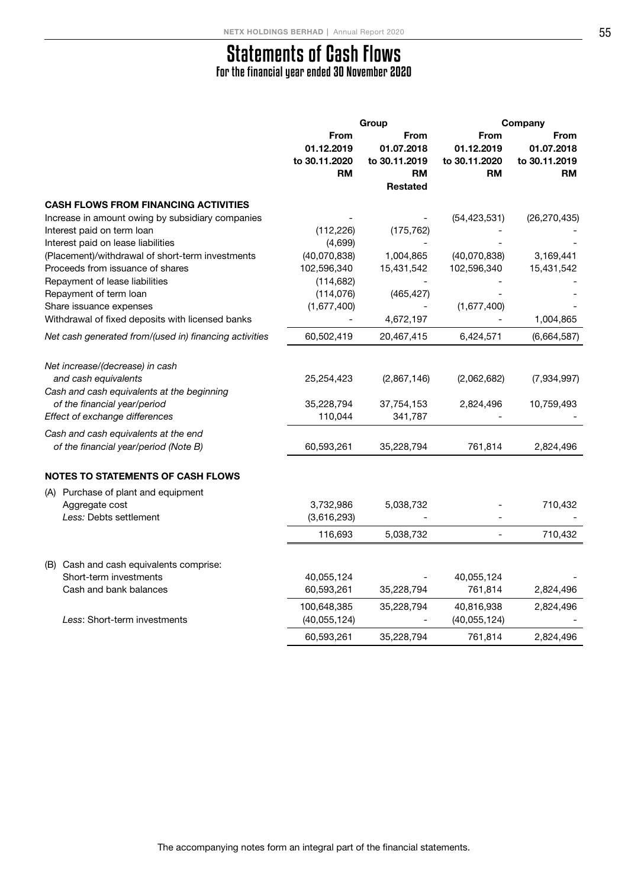# Statements of Cash Flows

## For the financial year ended 30 November 2020

| | Group | | Company | |
|---|---|---|---|---|
| | From 01.12.2019 to 30.11.2020 RM | From 01.07.2018 to 30.11.2019 RM Restated | From 01.12.2019 to 30.11.2020 RM | From 01.07.2018 to 30.11.2019 RM |
| **CASH FLOWS FROM FINANCING ACTIVITIES** | | | | |
| Increase in amount owing by subsidiary companies | - | - | (54,423,531) | (26,270,435) |
| Interest paid on term loan | (112,226) | (175,762) | - | - |
| Interest paid on lease liabilities | (4,699) | - | - | - |
| (Placement)/withdrawal of short-term investments | (40,070,838) | 1,004,865 | (40,070,838) | 3,169,441 |
| Proceeds from issuance of shares | 102,596,340 | 15,431,542 | 102,596,340 | 15,431,542 |
| Repayment of lease liabilities | (114,682) | - | - | - |
| Repayment of term loan | (114,076) | (465,427) | - | - |
| Share issuance expenses | (1,677,400) | - | (1,677,400) | - |
| Withdrawal of fixed deposits with licensed banks | - | 4,672,197 | - | 1,004,865 |
| *Net cash generated from/(used in) financing activities* | 60,502,419 | 20,467,415 | 6,424,571 | (6,664,587) |
| *Net increase/(decrease) in cash and cash equivalents* | 25,254,423 | (2,867,146) | (2,062,682) | (7,934,997) |
| *Cash and cash equivalents at the beginning of the financial year/period* | 35,228,794 | 37,754,153 | 2,824,496 | 10,759,493 |
| *Effect of exchange differences* | 110,044 | 341,787 | - | - |
| *Cash and cash equivalents at the end of the financial year/period (Note B)* | 60,593,261 | 35,228,794 | 761,814 | 2,824,496 |

### NOTES TO STATEMENTS OF CASH FLOWS

| | | | | |
|---|---|---|---|---|
| (A) Purchase of plant and equipment | | | | |
| Aggregate cost | 3,732,986 | 5,038,732 | - | 710,432 |
| *Less:* Debts settlement | (3,616,293) | - | - | - |
| | 116,693 | 5,038,732 | - | 710,432 |
| (B) Cash and cash equivalents comprise: | | | | |
| Short-term investments | 40,055,124 | - | 40,055,124 | - |
| Cash and bank balances | 60,593,261 | 35,228,794 | 761,814 | 2,824,496 |
| | 100,648,385 | 35,228,794 | 40,816,938 | 2,824,496 |
| *Less:* Short-term investments | (40,055,124) | - | (40,055,124) | - |
| | 60,593,261 | 35,228,794 | 761,814 | 2,824,496 |

The accompanying notes form an integral part of the financial statements.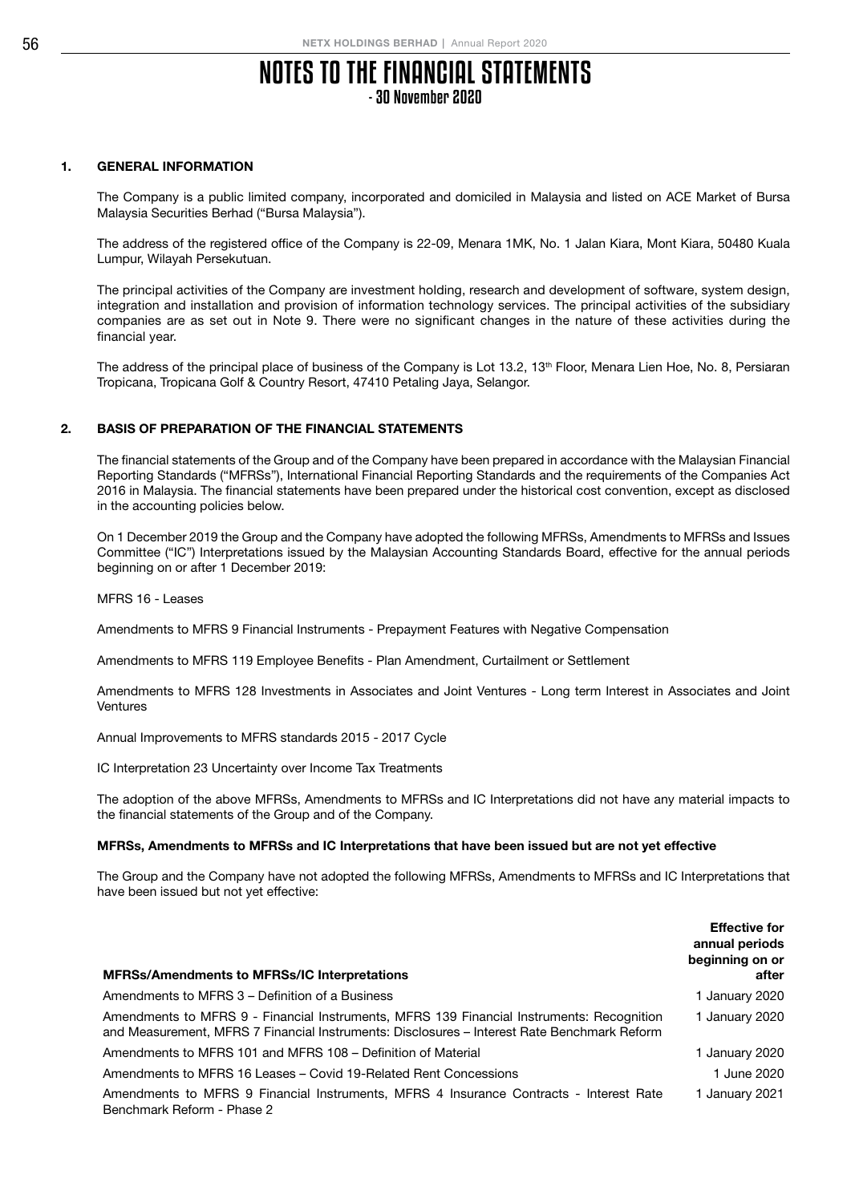# NOTES TO THE FINANCIAL STATEMENTS
## - 30 November 2020

### 1. GENERAL INFORMATION

The Company is a public limited company, incorporated and domiciled in Malaysia and listed on ACE Market of Bursa Malaysia Securities Berhad ("Bursa Malaysia").

The address of the registered office of the Company is 22-09, Menara 1MK, No. 1 Jalan Kiara, Mont Kiara, 50480 Kuala Lumpur, Wilayah Persekutuan.

The principal activities of the Company are investment holding, research and development of software, system design, integration and installation and provision of information technology services. The principal activities of the subsidiary companies are as set out in Note 9. There were no significant changes in the nature of these activities during the financial year.

The address of the principal place of business of the Company is Lot 13.2, 13th Floor, Menara Lien Hoe, No. 8, Persiaran Tropicana, Tropicana Golf & Country Resort, 47410 Petaling Jaya, Selangor.

### 2. BASIS OF PREPARATION OF THE FINANCIAL STATEMENTS

The financial statements of the Group and of the Company have been prepared in accordance with the Malaysian Financial Reporting Standards ("MFRSs"), International Financial Reporting Standards and the requirements of the Companies Act 2016 in Malaysia. The financial statements have been prepared under the historical cost convention, except as disclosed in the accounting policies below.

On 1 December 2019 the Group and the Company have adopted the following MFRSs, Amendments to MFRSs and Issues Committee ("IC") Interpretations issued by the Malaysian Accounting Standards Board, effective for the annual periods beginning on or after 1 December 2019:

MFRS 16 - Leases

Amendments to MFRS 9 Financial Instruments - Prepayment Features with Negative Compensation

Amendments to MFRS 119 Employee Benefits - Plan Amendment, Curtailment or Settlement

Amendments to MFRS 128 Investments in Associates and Joint Ventures - Long term Interest in Associates and Joint Ventures

Annual Improvements to MFRS standards 2015 - 2017 Cycle

IC Interpretation 23 Uncertainty over Income Tax Treatments

The adoption of the above MFRSs, Amendments to MFRSs and IC Interpretations did not have any material impacts to the financial statements of the Group and of the Company.

**MFRSs, Amendments to MFRSs and IC Interpretations that have been issued but are not yet effective**

The Group and the Company have not adopted the following MFRSs, Amendments to MFRSs and IC Interpretations that have been issued but not yet effective:

| MFRSs/Amendments to MFRSs/IC Interpretations | Effective for annual periods beginning on or after |
|---|---|
| Amendments to MFRS 3 – Definition of a Business | 1 January 2020 |
| Amendments to MFRS 9 - Financial Instruments, MFRS 139 Financial Instruments: Recognition and Measurement, MFRS 7 Financial Instruments: Disclosures – Interest Rate Benchmark Reform | 1 January 2020 |
| Amendments to MFRS 101 and MFRS 108 – Definition of Material | 1 January 2020 |
| Amendments to MFRS 16 Leases – Covid 19-Related Rent Concessions | 1 June 2020 |
| Amendments to MFRS 9 Financial Instruments, MFRS 4 Insurance Contracts - Interest Rate Benchmark Reform - Phase 2 | 1 January 2021 |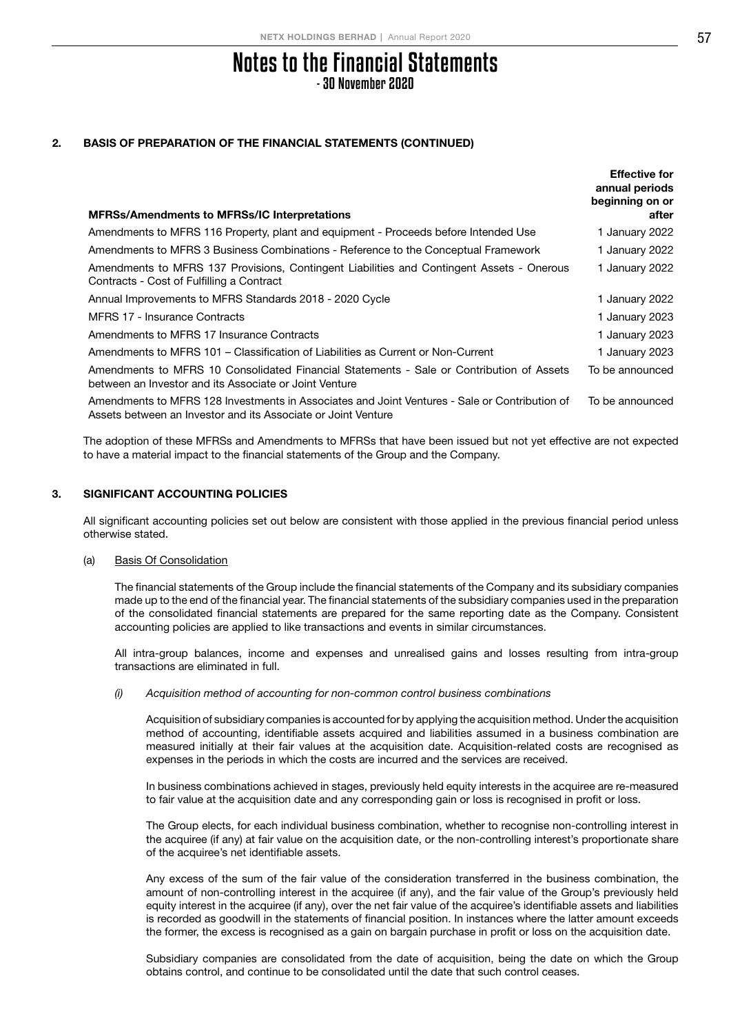# Notes to the Financial Statements
## - 30 November 2020

### 2. BASIS OF PREPARATION OF THE FINANCIAL STATEMENTS (CONTINUED)

| MFRSs/Amendments to MFRSs/IC Interpretations | Effective for annual periods beginning on or after |
|---|---|
| Amendments to MFRS 116 Property, plant and equipment - Proceeds before Intended Use | 1 January 2022 |
| Amendments to MFRS 3 Business Combinations - Reference to the Conceptual Framework | 1 January 2022 |
| Amendments to MFRS 137 Provisions, Contingent Liabilities and Contingent Assets - Onerous Contracts - Cost of Fulfilling a Contract | 1 January 2022 |
| Annual Improvements to MFRS Standards 2018 - 2020 Cycle | 1 January 2022 |
| MFRS 17 - Insurance Contracts | 1 January 2023 |
| Amendments to MFRS 17 Insurance Contracts | 1 January 2023 |
| Amendments to MFRS 101 – Classification of Liabilities as Current or Non-Current | 1 January 2023 |
| Amendments to MFRS 10 Consolidated Financial Statements - Sale or Contribution of Assets between an Investor and its Associate or Joint Venture | To be announced |
| Amendments to MFRS 128 Investments in Associates and Joint Ventures - Sale or Contribution of Assets between an Investor and its Associate or Joint Venture | To be announced |

The adoption of these MFRSs and Amendments to MFRSs that have been issued but not yet effective are not expected to have a material impact to the financial statements of the Group and the Company.

### 3. SIGNIFICANT ACCOUNTING POLICIES

All significant accounting policies set out below are consistent with those applied in the previous financial period unless otherwise stated.

(a) Basis Of Consolidation

The financial statements of the Group include the financial statements of the Company and its subsidiary companies made up to the end of the financial year. The financial statements of the subsidiary companies used in the preparation of the consolidated financial statements are prepared for the same reporting date as the Company. Consistent accounting policies are applied to like transactions and events in similar circumstances.

All intra-group balances, income and expenses and unrealised gains and losses resulting from intra-group transactions are eliminated in full.

*(i) Acquisition method of accounting for non-common control business combinations*

Acquisition of subsidiary companies is accounted for by applying the acquisition method. Under the acquisition method of accounting, identifiable assets acquired and liabilities assumed in a business combination are measured initially at their fair values at the acquisition date. Acquisition-related costs are recognised as expenses in the periods in which the costs are incurred and the services are received.

In business combinations achieved in stages, previously held equity interests in the acquiree are re-measured to fair value at the acquisition date and any corresponding gain or loss is recognised in profit or loss.

The Group elects, for each individual business combination, whether to recognise non-controlling interest in the acquiree (if any) at fair value on the acquisition date, or the non-controlling interest's proportionate share of the acquiree's net identifiable assets.

Any excess of the sum of the fair value of the consideration transferred in the business combination, the amount of non-controlling interest in the acquiree (if any), and the fair value of the Group's previously held equity interest in the acquiree (if any), over the net fair value of the acquiree's identifiable assets and liabilities is recorded as goodwill in the statements of financial position. In instances where the latter amount exceeds the former, the excess is recognised as a gain on bargain purchase in profit or loss on the acquisition date.

Subsidiary companies are consolidated from the date of acquisition, being the date on which the Group obtains control, and continue to be consolidated until the date that such control ceases.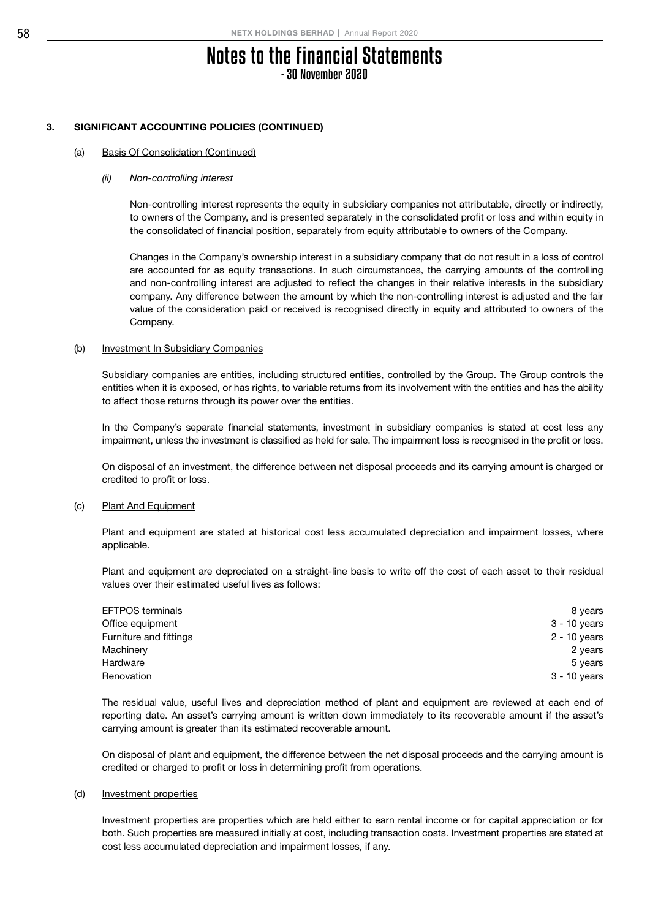# Notes to the Financial Statements
## - 30 November 2020

### 3. SIGNIFICANT ACCOUNTING POLICIES (CONTINUED)

#### (a) Basis Of Consolidation (Continued)

*(ii) Non-controlling interest*

Non-controlling interest represents the equity in subsidiary companies not attributable, directly or indirectly, to owners of the Company, and is presented separately in the consolidated profit or loss and within equity in the consolidated of financial position, separately from equity attributable to owners of the Company.

Changes in the Company's ownership interest in a subsidiary company that do not result in a loss of control are accounted for as equity transactions. In such circumstances, the carrying amounts of the controlling and non-controlling interest are adjusted to reflect the changes in their relative interests in the subsidiary company. Any difference between the amount by which the non-controlling interest is adjusted and the fair value of the consideration paid or received is recognised directly in equity and attributed to owners of the Company.

#### (b) Investment In Subsidiary Companies

Subsidiary companies are entities, including structured entities, controlled by the Group. The Group controls the entities when it is exposed, or has rights, to variable returns from its involvement with the entities and has the ability to affect those returns through its power over the entities.

In the Company's separate financial statements, investment in subsidiary companies is stated at cost less any impairment, unless the investment is classified as held for sale. The impairment loss is recognised in the profit or loss.

On disposal of an investment, the difference between net disposal proceeds and its carrying amount is charged or credited to profit or loss.

#### (c) Plant And Equipment

Plant and equipment are stated at historical cost less accumulated depreciation and impairment losses, where applicable.

Plant and equipment are depreciated on a straight-line basis to write off the cost of each asset to their residual values over their estimated useful lives as follows:

| | |
|---|---|
| EFTPOS terminals | 8 years |
| Office equipment | 3 - 10 years |
| Furniture and fittings | 2 - 10 years |
| Machinery | 2 years |
| Hardware | 5 years |
| Renovation | 3 - 10 years |

The residual value, useful lives and depreciation method of plant and equipment are reviewed at each end of reporting date. An asset's carrying amount is written down immediately to its recoverable amount if the asset's carrying amount is greater than its estimated recoverable amount.

On disposal of plant and equipment, the difference between the net disposal proceeds and the carrying amount is credited or charged to profit or loss in determining profit from operations.

#### (d) Investment properties

Investment properties are properties which are held either to earn rental income or for capital appreciation or for both. Such properties are measured initially at cost, including transaction costs. Investment properties are stated at cost less accumulated depreciation and impairment losses, if any.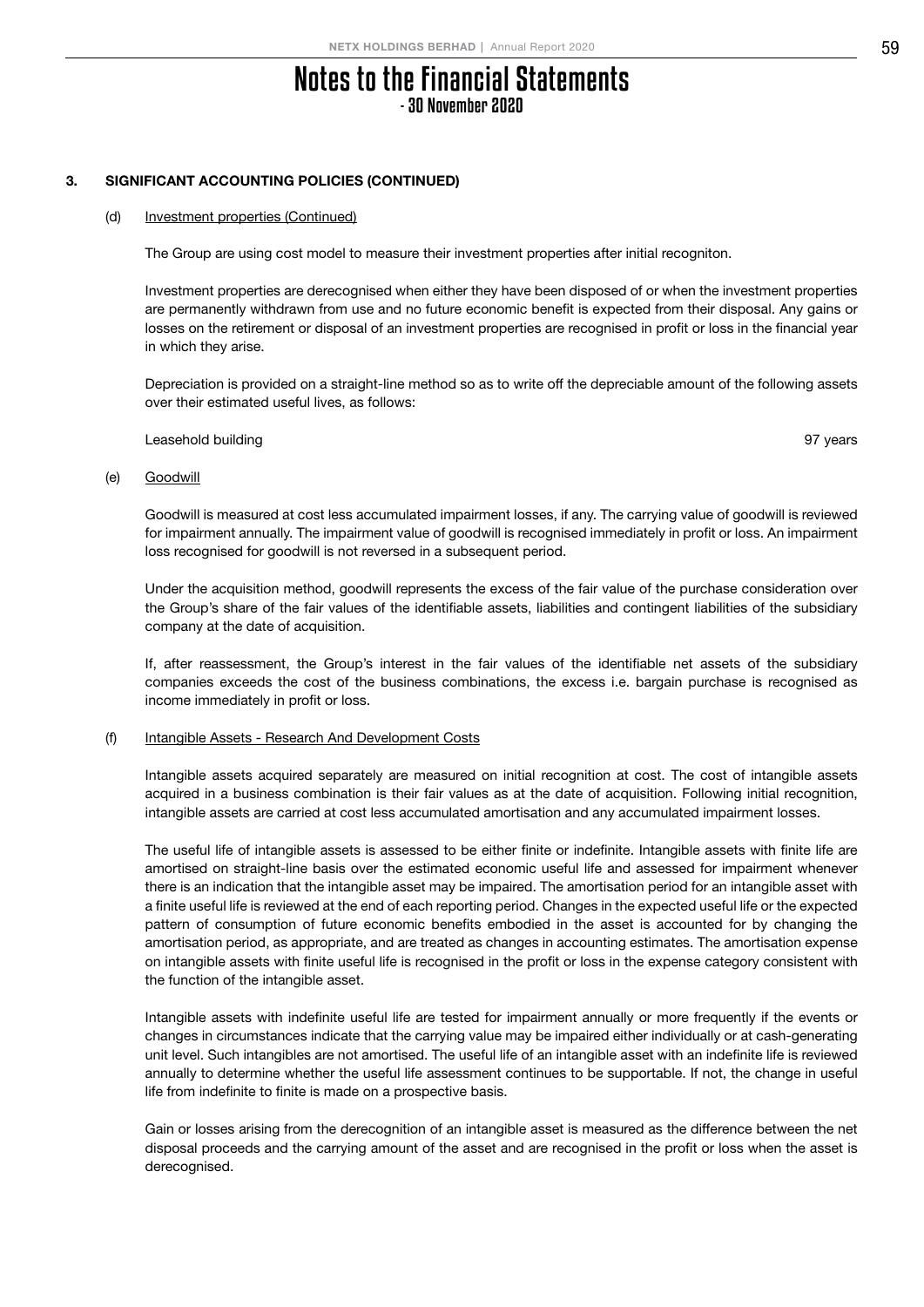# Notes to the Financial Statements
## - 30 November 2020

### 3. SIGNIFICANT ACCOUNTING POLICIES (CONTINUED)

#### (d) Investment properties (Continued)

The Group are using cost model to measure their investment properties after initial recogniton.

Investment properties are derecognised when either they have been disposed of or when the investment properties are permanently withdrawn from use and no future economic benefit is expected from their disposal. Any gains or losses on the retirement or disposal of an investment properties are recognised in profit or loss in the financial year in which they arise.

Depreciation is provided on a straight-line method so as to write off the depreciable amount of the following assets over their estimated useful lives, as follows:

| | |
|---|---|
| Leasehold building | 97 years |

#### (e) Goodwill

Goodwill is measured at cost less accumulated impairment losses, if any. The carrying value of goodwill is reviewed for impairment annually. The impairment value of goodwill is recognised immediately in profit or loss. An impairment loss recognised for goodwill is not reversed in a subsequent period.

Under the acquisition method, goodwill represents the excess of the fair value of the purchase consideration over the Group's share of the fair values of the identifiable assets, liabilities and contingent liabilities of the subsidiary company at the date of acquisition.

If, after reassessment, the Group's interest in the fair values of the identifiable net assets of the subsidiary companies exceeds the cost of the business combinations, the excess i.e. bargain purchase is recognised as income immediately in profit or loss.

#### (f) Intangible Assets - Research And Development Costs

Intangible assets acquired separately are measured on initial recognition at cost. The cost of intangible assets acquired in a business combination is their fair values as at the date of acquisition. Following initial recognition, intangible assets are carried at cost less accumulated amortisation and any accumulated impairment losses.

The useful life of intangible assets is assessed to be either finite or indefinite. Intangible assets with finite life are amortised on straight-line basis over the estimated economic useful life and assessed for impairment whenever there is an indication that the intangible asset may be impaired. The amortisation period for an intangible asset with a finite useful life is reviewed at the end of each reporting period. Changes in the expected useful life or the expected pattern of consumption of future economic benefits embodied in the asset is accounted for by changing the amortisation period, as appropriate, and are treated as changes in accounting estimates. The amortisation expense on intangible assets with finite useful life is recognised in the profit or loss in the expense category consistent with the function of the intangible asset.

Intangible assets with indefinite useful life are tested for impairment annually or more frequently if the events or changes in circumstances indicate that the carrying value may be impaired either individually or at cash-generating unit level. Such intangibles are not amortised. The useful life of an intangible asset with an indefinite life is reviewed annually to determine whether the useful life assessment continues to be supportable. If not, the change in useful life from indefinite to finite is made on a prospective basis.

Gain or losses arising from the derecognition of an intangible asset is measured as the difference between the net disposal proceeds and the carrying amount of the asset and are recognised in the profit or loss when the asset is derecognised.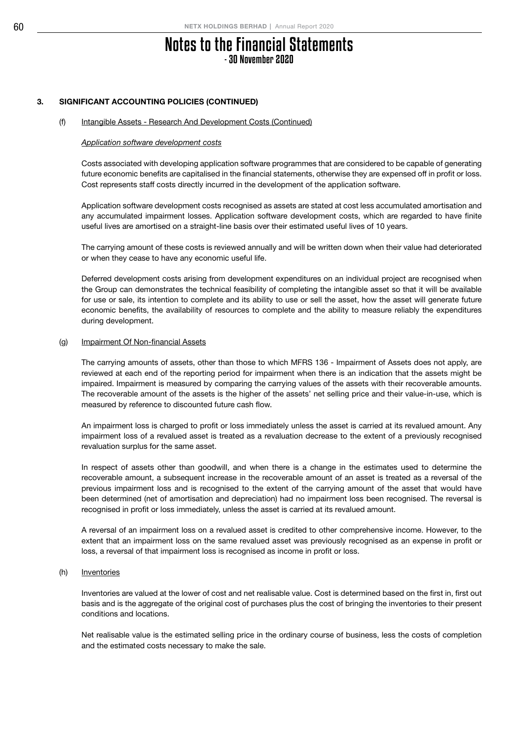# Notes to the Financial Statements
## - 30 November 2020

### 3. SIGNIFICANT ACCOUNTING POLICIES (CONTINUED)

#### (f) Intangible Assets - Research And Development Costs (Continued)

*Application software development costs*

Costs associated with developing application software programmes that are considered to be capable of generating future economic benefits are capitalised in the financial statements, otherwise they are expensed off in profit or loss. Cost represents staff costs directly incurred in the development of the application software.

Application software development costs recognised as assets are stated at cost less accumulated amortisation and any accumulated impairment losses. Application software development costs, which are regarded to have finite useful lives are amortised on a straight-line basis over their estimated useful lives of 10 years.

The carrying amount of these costs is reviewed annually and will be written down when their value had deteriorated or when they cease to have any economic useful life.

Deferred development costs arising from development expenditures on an individual project are recognised when the Group can demonstrates the technical feasibility of completing the intangible asset so that it will be available for use or sale, its intention to complete and its ability to use or sell the asset, how the asset will generate future economic benefits, the availability of resources to complete and the ability to measure reliably the expenditures during development.

#### (g) Impairment Of Non-financial Assets

The carrying amounts of assets, other than those to which MFRS 136 - Impairment of Assets does not apply, are reviewed at each end of the reporting period for impairment when there is an indication that the assets might be impaired. Impairment is measured by comparing the carrying values of the assets with their recoverable amounts. The recoverable amount of the assets is the higher of the assets' net selling price and their value-in-use, which is measured by reference to discounted future cash flow.

An impairment loss is charged to profit or loss immediately unless the asset is carried at its revalued amount. Any impairment loss of a revalued asset is treated as a revaluation decrease to the extent of a previously recognised revaluation surplus for the same asset.

In respect of assets other than goodwill, and when there is a change in the estimates used to determine the recoverable amount, a subsequent increase in the recoverable amount of an asset is treated as a reversal of the previous impairment loss and is recognised to the extent of the carrying amount of the asset that would have been determined (net of amortisation and depreciation) had no impairment loss been recognised. The reversal is recognised in profit or loss immediately, unless the asset is carried at its revalued amount.

A reversal of an impairment loss on a revalued asset is credited to other comprehensive income. However, to the extent that an impairment loss on the same revalued asset was previously recognised as an expense in profit or loss, a reversal of that impairment loss is recognised as income in profit or loss.

#### (h) Inventories

Inventories are valued at the lower of cost and net realisable value. Cost is determined based on the first in, first out basis and is the aggregate of the original cost of purchases plus the cost of bringing the inventories to their present conditions and locations.

Net realisable value is the estimated selling price in the ordinary course of business, less the costs of completion and the estimated costs necessary to make the sale.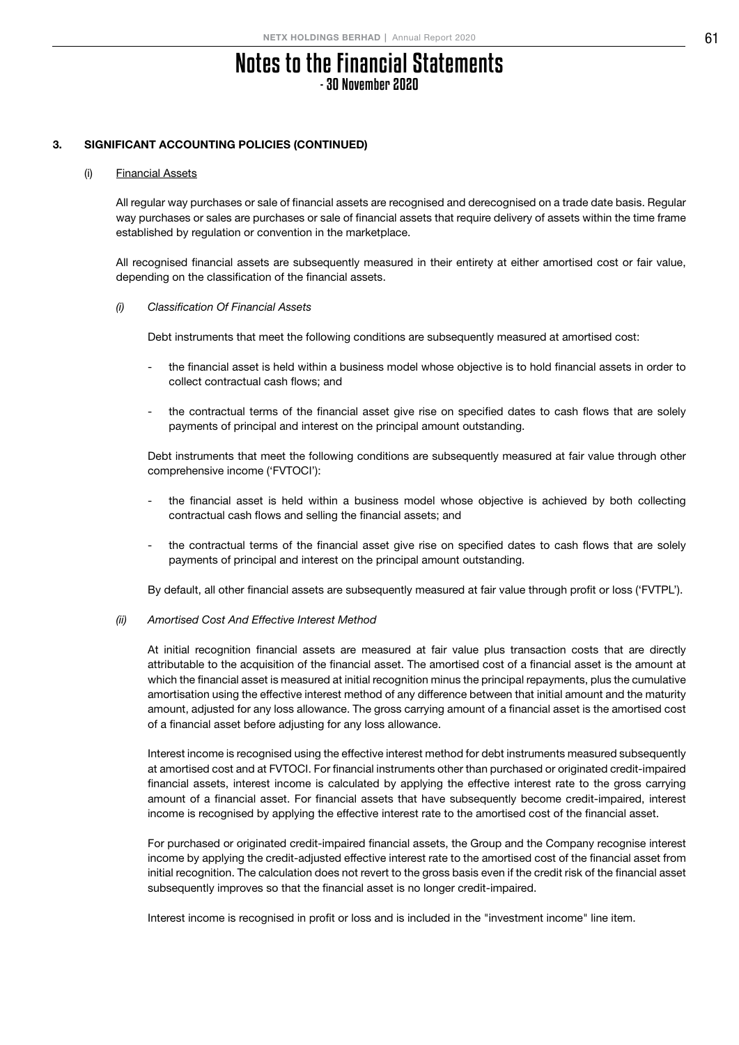# Notes to the Financial Statements

- 30 November 2020

## 3. SIGNIFICANT ACCOUNTING POLICIES (CONTINUED)

### (i) Financial Assets

All regular way purchases or sale of financial assets are recognised and derecognised on a trade date basis. Regular way purchases or sales are purchases or sale of financial assets that require delivery of assets within the time frame established by regulation or convention in the marketplace.

All recognised financial assets are subsequently measured in their entirety at either amortised cost or fair value, depending on the classification of the financial assets.

#### *(i) Classification Of Financial Assets*

Debt instruments that meet the following conditions are subsequently measured at amortised cost:

- the financial asset is held within a business model whose objective is to hold financial assets in order to collect contractual cash flows; and
- the contractual terms of the financial asset give rise on specified dates to cash flows that are solely payments of principal and interest on the principal amount outstanding.

Debt instruments that meet the following conditions are subsequently measured at fair value through other comprehensive income ('FVTOCI'):

- the financial asset is held within a business model whose objective is achieved by both collecting contractual cash flows and selling the financial assets; and
- the contractual terms of the financial asset give rise on specified dates to cash flows that are solely payments of principal and interest on the principal amount outstanding.

By default, all other financial assets are subsequently measured at fair value through profit or loss ('FVTPL').

#### *(ii) Amortised Cost And Effective Interest Method*

At initial recognition financial assets are measured at fair value plus transaction costs that are directly attributable to the acquisition of the financial asset. The amortised cost of a financial asset is the amount at which the financial asset is measured at initial recognition minus the principal repayments, plus the cumulative amortisation using the effective interest method of any difference between that initial amount and the maturity amount, adjusted for any loss allowance. The gross carrying amount of a financial asset is the amortised cost of a financial asset before adjusting for any loss allowance.

Interest income is recognised using the effective interest method for debt instruments measured subsequently at amortised cost and at FVTOCI. For financial instruments other than purchased or originated credit-impaired financial assets, interest income is calculated by applying the effective interest rate to the gross carrying amount of a financial asset. For financial assets that have subsequently become credit-impaired, interest income is recognised by applying the effective interest rate to the amortised cost of the financial asset.

For purchased or originated credit-impaired financial assets, the Group and the Company recognise interest income by applying the credit-adjusted effective interest rate to the amortised cost of the financial asset from initial recognition. The calculation does not revert to the gross basis even if the credit risk of the financial asset subsequently improves so that the financial asset is no longer credit-impaired.

Interest income is recognised in profit or loss and is included in the "investment income" line item.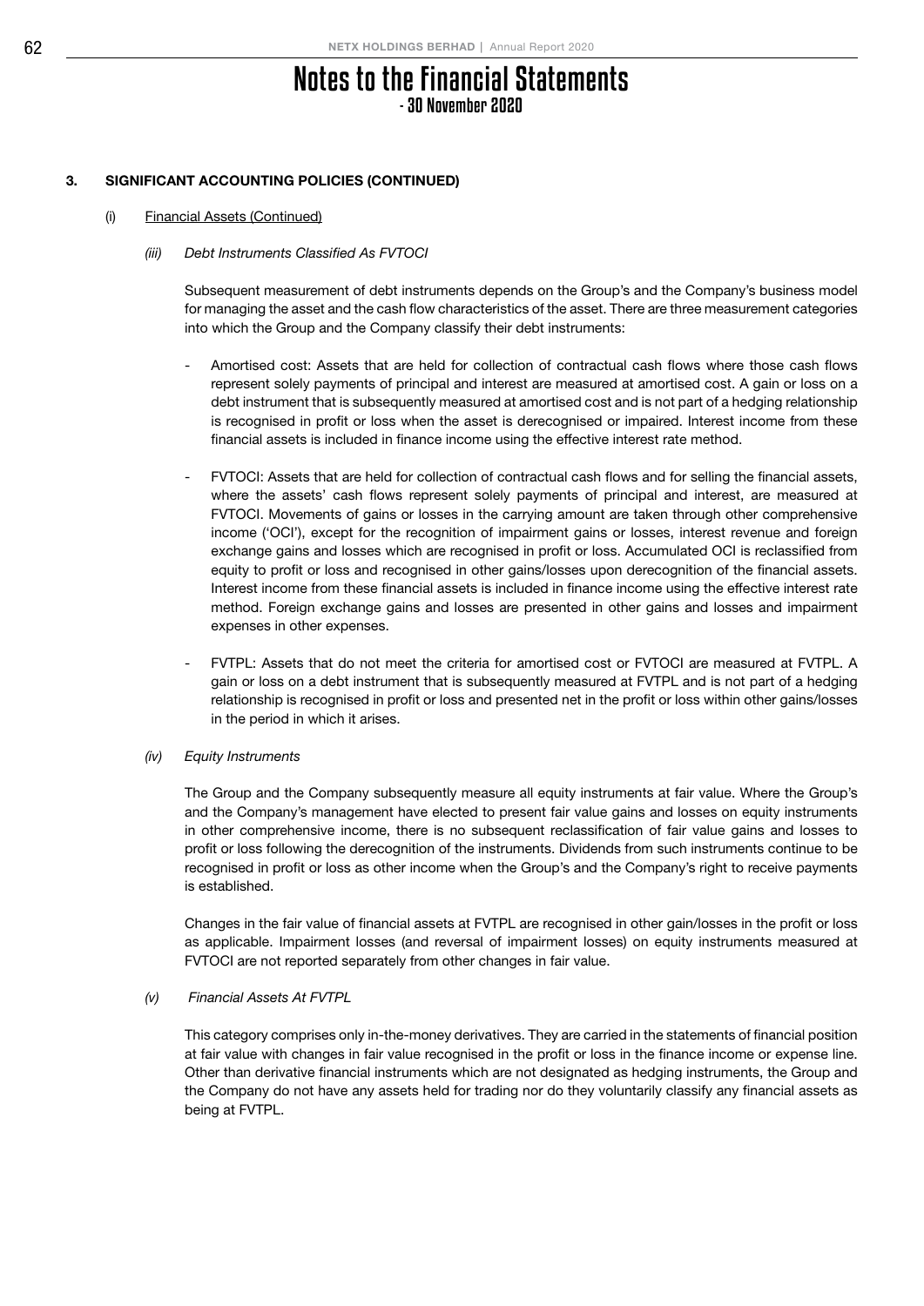## 3. SIGNIFICANT ACCOUNTING POLICIES (CONTINUED)

### (i) Financial Assets (Continued)

#### *(iii) Debt Instruments Classified As FVTOCI*

Subsequent measurement of debt instruments depends on the Group's and the Company's business model for managing the asset and the cash flow characteristics of the asset. There are three measurement categories into which the Group and the Company classify their debt instruments:

- Amortised cost: Assets that are held for collection of contractual cash flows where those cash flows represent solely payments of principal and interest are measured at amortised cost. A gain or loss on a debt instrument that is subsequently measured at amortised cost and is not part of a hedging relationship is recognised in profit or loss when the asset is derecognised or impaired. Interest income from these financial assets is included in finance income using the effective interest rate method.

- FVTOCI: Assets that are held for collection of contractual cash flows and for selling the financial assets, where the assets' cash flows represent solely payments of principal and interest, are measured at FVTOCI. Movements of gains or losses in the carrying amount are taken through other comprehensive income ('OCI'), except for the recognition of impairment gains or losses, interest revenue and foreign exchange gains and losses which are recognised in profit or loss. Accumulated OCI is reclassified from equity to profit or loss and recognised in other gains/losses upon derecognition of the financial assets. Interest income from these financial assets is included in finance income using the effective interest rate method. Foreign exchange gains and losses are presented in other gains and losses and impairment expenses in other expenses.

- FVTPL: Assets that do not meet the criteria for amortised cost or FVTOCI are measured at FVTPL. A gain or loss on a debt instrument that is subsequently measured at FVTPL and is not part of a hedging relationship is recognised in profit or loss and presented net in the profit or loss within other gains/losses in the period in which it arises.

#### *(iv) Equity Instruments*

The Group and the Company subsequently measure all equity instruments at fair value. Where the Group's and the Company's management have elected to present fair value gains and losses on equity instruments in other comprehensive income, there is no subsequent reclassification of fair value gains and losses to profit or loss following the derecognition of the instruments. Dividends from such instruments continue to be recognised in profit or loss as other income when the Group's and the Company's right to receive payments is established.

Changes in the fair value of financial assets at FVTPL are recognised in other gain/losses in the profit or loss as applicable. Impairment losses (and reversal of impairment losses) on equity instruments measured at FVTOCI are not reported separately from other changes in fair value.

#### *(v) Financial Assets At FVTPL*

This category comprises only in-the-money derivatives. They are carried in the statements of financial position at fair value with changes in fair value recognised in the profit or loss in the finance income or expense line. Other than derivative financial instruments which are not designated as hedging instruments, the Group and the Company do not have any assets held for trading nor do they voluntarily classify any financial assets as being at FVTPL.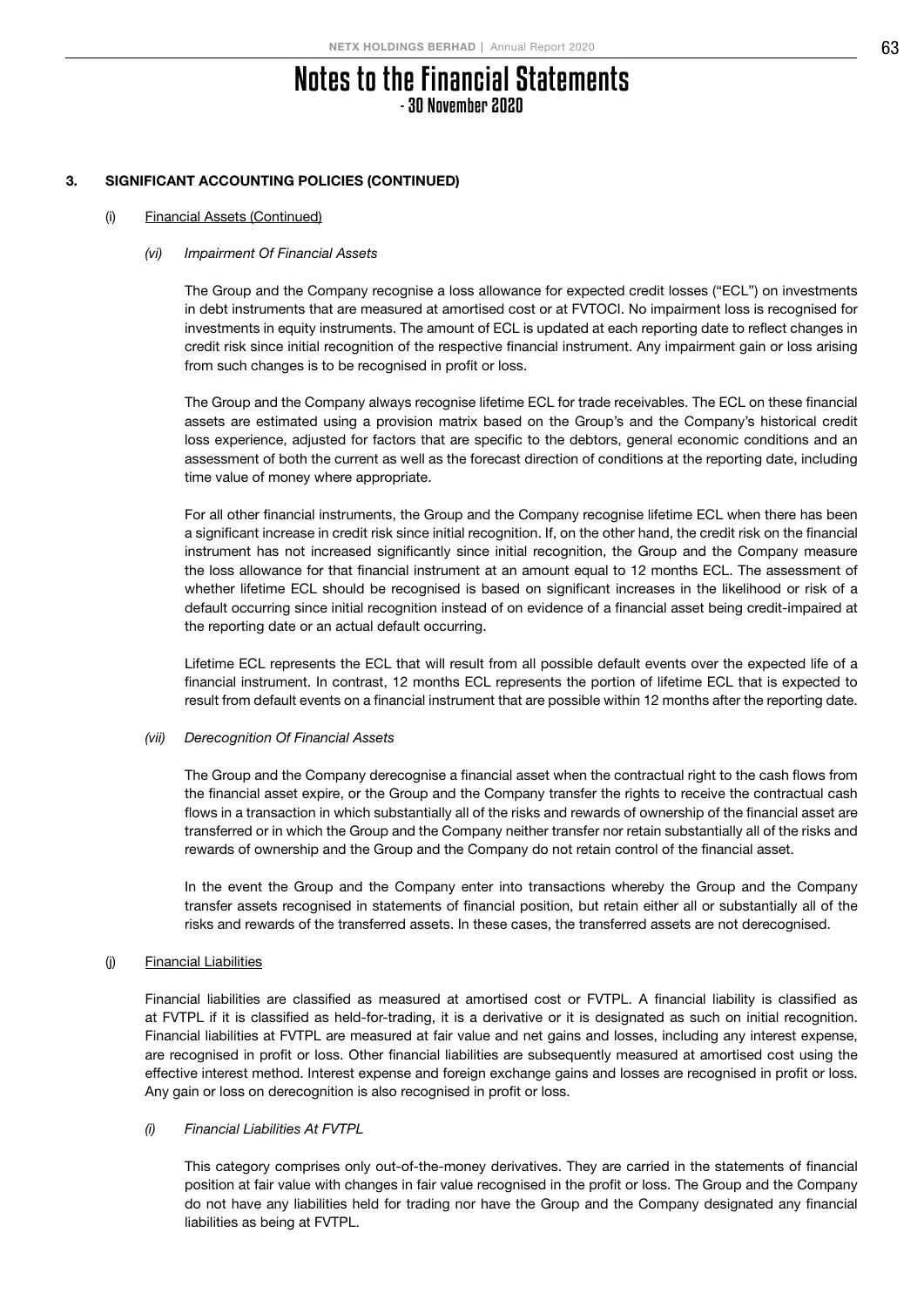## 3. SIGNIFICANT ACCOUNTING POLICIES (CONTINUED)

### (i) Financial Assets (Continued)

#### *(vi) Impairment Of Financial Assets*

The Group and the Company recognise a loss allowance for expected credit losses ("ECL") on investments in debt instruments that are measured at amortised cost or at FVTOCI. No impairment loss is recognised for investments in equity instruments. The amount of ECL is updated at each reporting date to reflect changes in credit risk since initial recognition of the respective financial instrument. Any impairment gain or loss arising from such changes is to be recognised in profit or loss.

The Group and the Company always recognise lifetime ECL for trade receivables. The ECL on these financial assets are estimated using a provision matrix based on the Group's and the Company's historical credit loss experience, adjusted for factors that are specific to the debtors, general economic conditions and an assessment of both the current as well as the forecast direction of conditions at the reporting date, including time value of money where appropriate.

For all other financial instruments, the Group and the Company recognise lifetime ECL when there has been a significant increase in credit risk since initial recognition. If, on the other hand, the credit risk on the financial instrument has not increased significantly since initial recognition, the Group and the Company measure the loss allowance for that financial instrument at an amount equal to 12 months ECL. The assessment of whether lifetime ECL should be recognised is based on significant increases in the likelihood or risk of a default occurring since initial recognition instead of on evidence of a financial asset being credit-impaired at the reporting date or an actual default occurring.

Lifetime ECL represents the ECL that will result from all possible default events over the expected life of a financial instrument. In contrast, 12 months ECL represents the portion of lifetime ECL that is expected to result from default events on a financial instrument that are possible within 12 months after the reporting date.

#### *(vii) Derecognition Of Financial Assets*

The Group and the Company derecognise a financial asset when the contractual right to the cash flows from the financial asset expire, or the Group and the Company transfer the rights to receive the contractual cash flows in a transaction in which substantially all of the risks and rewards of ownership of the financial asset are transferred or in which the Group and the Company neither transfer nor retain substantially all of the risks and rewards of ownership and the Group and the Company do not retain control of the financial asset.

In the event the Group and the Company enter into transactions whereby the Group and the Company transfer assets recognised in statements of financial position, but retain either all or substantially all of the risks and rewards of the transferred assets. In these cases, the transferred assets are not derecognised.

### (j) Financial Liabilities

Financial liabilities are classified as measured at amortised cost or FVTPL. A financial liability is classified as at FVTPL if it is classified as held-for-trading, it is a derivative or it is designated as such on initial recognition. Financial liabilities at FVTPL are measured at fair value and net gains and losses, including any interest expense, are recognised in profit or loss. Other financial liabilities are subsequently measured at amortised cost using the effective interest method. Interest expense and foreign exchange gains and losses are recognised in profit or loss. Any gain or loss on derecognition is also recognised in profit or loss.

#### *(i) Financial Liabilities At FVTPL*

This category comprises only out-of-the-money derivatives. They are carried in the statements of financial position at fair value with changes in fair value recognised in the profit or loss. The Group and the Company do not have any liabilities held for trading nor have the Group and the Company designated any financial liabilities as being at FVTPL.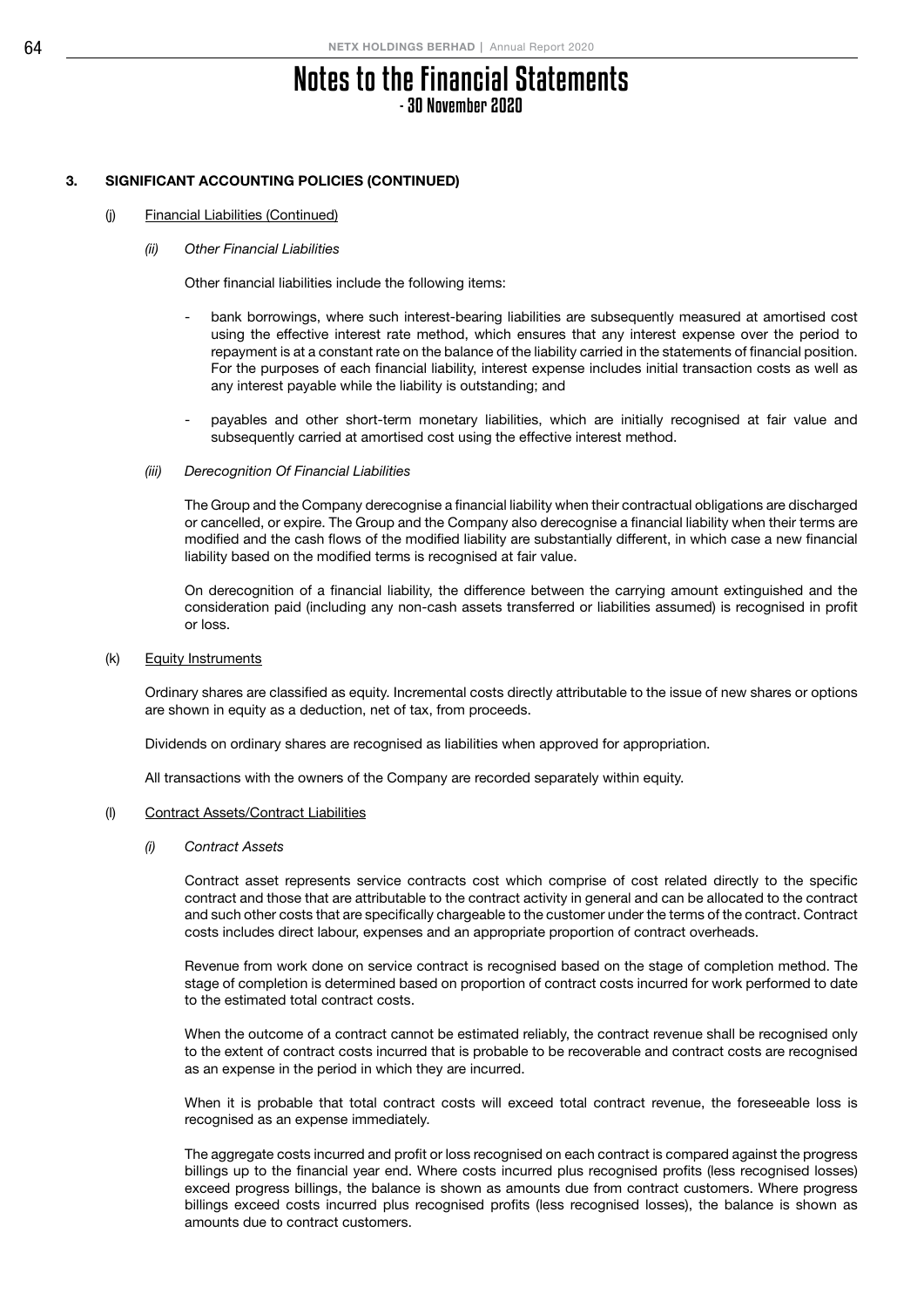## 3. SIGNIFICANT ACCOUNTING POLICIES (CONTINUED)

### (j) Financial Liabilities (Continued)

#### *(ii) Other Financial Liabilities*

Other financial liabilities include the following items:

- bank borrowings, where such interest-bearing liabilities are subsequently measured at amortised cost using the effective interest rate method, which ensures that any interest expense over the period to repayment is at a constant rate on the balance of the liability carried in the statements of financial position. For the purposes of each financial liability, interest expense includes initial transaction costs as well as any interest payable while the liability is outstanding; and

- payables and other short-term monetary liabilities, which are initially recognised at fair value and subsequently carried at amortised cost using the effective interest method.

#### *(iii) Derecognition Of Financial Liabilities*

The Group and the Company derecognise a financial liability when their contractual obligations are discharged or cancelled, or expire. The Group and the Company also derecognise a financial liability when their terms are modified and the cash flows of the modified liability are substantially different, in which case a new financial liability based on the modified terms is recognised at fair value.

On derecognition of a financial liability, the difference between the carrying amount extinguished and the consideration paid (including any non-cash assets transferred or liabilities assumed) is recognised in profit or loss.

### (k) Equity Instruments

Ordinary shares are classified as equity. Incremental costs directly attributable to the issue of new shares or options are shown in equity as a deduction, net of tax, from proceeds.

Dividends on ordinary shares are recognised as liabilities when approved for appropriation.

All transactions with the owners of the Company are recorded separately within equity.

### (l) Contract Assets/Contract Liabilities

#### *(i) Contract Assets*

Contract asset represents service contracts cost which comprise of cost related directly to the specific contract and those that are attributable to the contract activity in general and can be allocated to the contract and such other costs that are specifically chargeable to the customer under the terms of the contract. Contract costs includes direct labour, expenses and an appropriate proportion of contract overheads.

Revenue from work done on service contract is recognised based on the stage of completion method. The stage of completion is determined based on proportion of contract costs incurred for work performed to date to the estimated total contract costs.

When the outcome of a contract cannot be estimated reliably, the contract revenue shall be recognised only to the extent of contract costs incurred that is probable to be recoverable and contract costs are recognised as an expense in the period in which they are incurred.

When it is probable that total contract costs will exceed total contract revenue, the foreseeable loss is recognised as an expense immediately.

The aggregate costs incurred and profit or loss recognised on each contract is compared against the progress billings up to the financial year end. Where costs incurred plus recognised profits (less recognised losses) exceed progress billings, the balance is shown as amounts due from contract customers. Where progress billings exceed costs incurred plus recognised profits (less recognised losses), the balance is shown as amounts due to contract customers.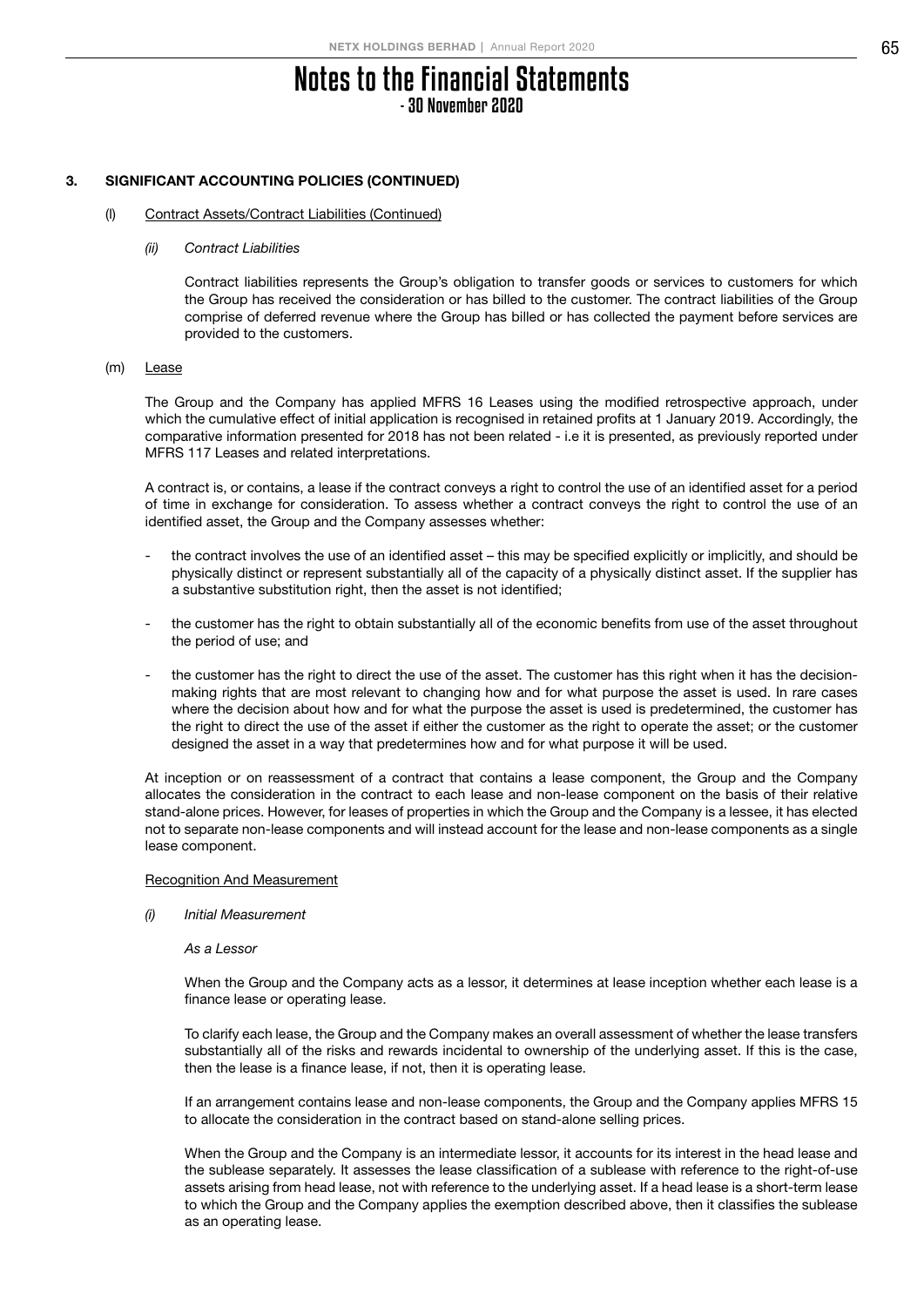# Notes to the Financial Statements
## - 30 November 2020

### 3. SIGNIFICANT ACCOUNTING POLICIES (CONTINUED)

(l) Contract Assets/Contract Liabilities (Continued)

*(ii) Contract Liabilities*

Contract liabilities represents the Group's obligation to transfer goods or services to customers for which the Group has received the consideration or has billed to the customer. The contract liabilities of the Group comprise of deferred revenue where the Group has billed or has collected the payment before services are provided to the customers.

(m) Lease

The Group and the Company has applied MFRS 16 Leases using the modified retrospective approach, under which the cumulative effect of initial application is recognised in retained profits at 1 January 2019. Accordingly, the comparative information presented for 2018 has not been related - i.e it is presented, as previously reported under MFRS 117 Leases and related interpretations.

A contract is, or contains, a lease if the contract conveys a right to control the use of an identified asset for a period of time in exchange for consideration. To assess whether a contract conveys the right to control the use of an identified asset, the Group and the Company assesses whether:

- the contract involves the use of an identified asset – this may be specified explicitly or implicitly, and should be physically distinct or represent substantially all of the capacity of a physically distinct asset. If the supplier has a substantive substitution right, then the asset is not identified;
- the customer has the right to obtain substantially all of the economic benefits from use of the asset throughout the period of use; and
- the customer has the right to direct the use of the asset. The customer has this right when it has the decision-making rights that are most relevant to changing how and for what purpose the asset is used. In rare cases where the decision about how and for what the purpose the asset is used is predetermined, the customer has the right to direct the use of the asset if either the customer as the right to operate the asset; or the customer designed the asset in a way that predetermines how and for what purpose it will be used.

At inception or on reassessment of a contract that contains a lease component, the Group and the Company allocates the consideration in the contract to each lease and non-lease component on the basis of their relative stand-alone prices. However, for leases of properties in which the Group and the Company is a lessee, it has elected not to separate non-lease components and will instead account for the lease and non-lease components as a single lease component.

Recognition And Measurement

*(i) Initial Measurement*

*As a Lessor*

When the Group and the Company acts as a lessor, it determines at lease inception whether each lease is a finance lease or operating lease.

To clarify each lease, the Group and the Company makes an overall assessment of whether the lease transfers substantially all of the risks and rewards incidental to ownership of the underlying asset. If this is the case, then the lease is a finance lease, if not, then it is operating lease.

If an arrangement contains lease and non-lease components, the Group and the Company applies MFRS 15 to allocate the consideration in the contract based on stand-alone selling prices.

When the Group and the Company is an intermediate lessor, it accounts for its interest in the head lease and the sublease separately. It assesses the lease classification of a sublease with reference to the right-of-use assets arising from head lease, not with reference to the underlying asset. If a head lease is a short-term lease to which the Group and the Company applies the exemption described above, then it classifies the sublease as an operating lease.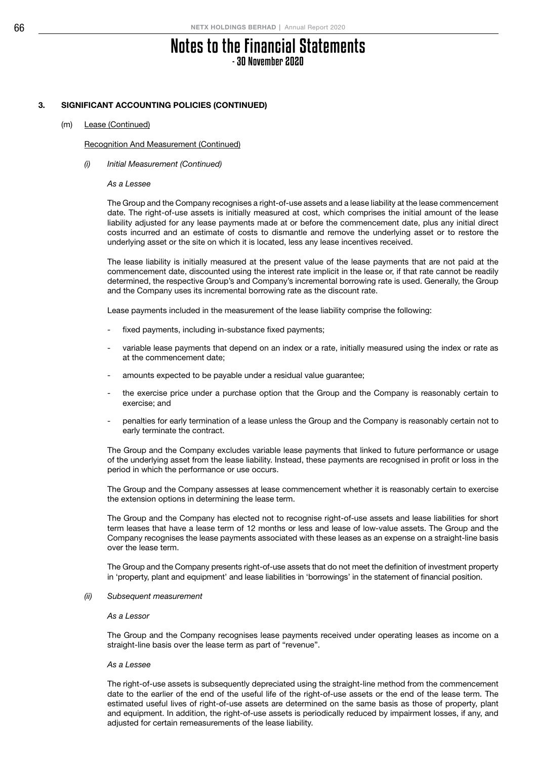# Notes to the Financial Statements
## - 30 November 2020

### 3. SIGNIFICANT ACCOUNTING POLICIES (CONTINUED)

(m) Lease (Continued)

Recognition And Measurement (Continued)

*(i) Initial Measurement (Continued)*

*As a Lessee*

The Group and the Company recognises a right-of-use assets and a lease liability at the lease commencement date. The right-of-use assets is initially measured at cost, which comprises the initial amount of the lease liability adjusted for any lease payments made at or before the commencement date, plus any initial direct costs incurred and an estimate of costs to dismantle and remove the underlying asset or to restore the underlying asset or the site on which it is located, less any lease incentives received.

The lease liability is initially measured at the present value of the lease payments that are not paid at the commencement date, discounted using the interest rate implicit in the lease or, if that rate cannot be readily determined, the respective Group's and Company's incremental borrowing rate is used. Generally, the Group and the Company uses its incremental borrowing rate as the discount rate.

Lease payments included in the measurement of the lease liability comprise the following:

- fixed payments, including in-substance fixed payments;
- variable lease payments that depend on an index or a rate, initially measured using the index or rate as at the commencement date;
- amounts expected to be payable under a residual value guarantee;
- the exercise price under a purchase option that the Group and the Company is reasonably certain to exercise; and
- penalties for early termination of a lease unless the Group and the Company is reasonably certain not to early terminate the contract.

The Group and the Company excludes variable lease payments that linked to future performance or usage of the underlying asset from the lease liability. Instead, these payments are recognised in profit or loss in the period in which the performance or use occurs.

The Group and the Company assesses at lease commencement whether it is reasonably certain to exercise the extension options in determining the lease term.

The Group and the Company has elected not to recognise right-of-use assets and lease liabilities for short term leases that have a lease term of 12 months or less and lease of low-value assets. The Group and the Company recognises the lease payments associated with these leases as an expense on a straight-line basis over the lease term.

The Group and the Company presents right-of-use assets that do not meet the definition of investment property in 'property, plant and equipment' and lease liabilities in 'borrowings' in the statement of financial position.

*(ii) Subsequent measurement*

*As a Lessor*

The Group and the Company recognises lease payments received under operating leases as income on a straight-line basis over the lease term as part of "revenue".

*As a Lessee*

The right-of-use assets is subsequently depreciated using the straight-line method from the commencement date to the earlier of the end of the useful life of the right-of-use assets or the end of the lease term. The estimated useful lives of right-of-use assets are determined on the same basis as those of property, plant and equipment. In addition, the right-of-use assets is periodically reduced by impairment losses, if any, and adjusted for certain remeasurements of the lease liability.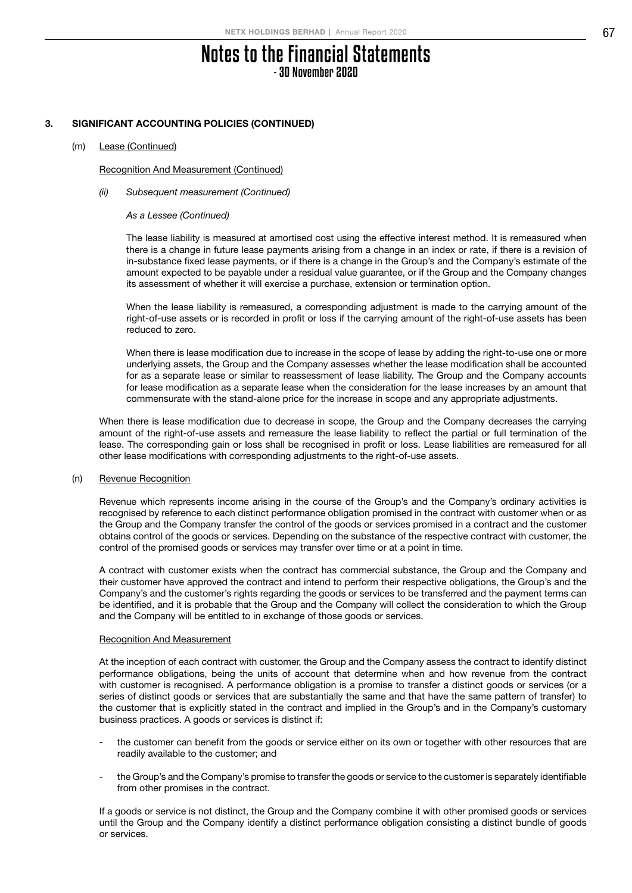# Notes to the Financial Statements
## - 30 November 2020

### 3. SIGNIFICANT ACCOUNTING POLICIES (CONTINUED)

(m) Lease (Continued)

Recognition And Measurement (Continued)

*(ii) Subsequent measurement (Continued)*

*As a Lessee (Continued)*

The lease liability is measured at amortised cost using the effective interest method. It is remeasured when there is a change in future lease payments arising from a change in an index or rate, if there is a revision of in-substance fixed lease payments, or if there is a change in the Group's and the Company's estimate of the amount expected to be payable under a residual value guarantee, or if the Group and the Company changes its assessment of whether it will exercise a purchase, extension or termination option.

When the lease liability is remeasured, a corresponding adjustment is made to the carrying amount of the right-of-use assets or is recorded in profit or loss if the carrying amount of the right-of-use assets has been reduced to zero.

When there is lease modification due to increase in the scope of lease by adding the right-to-use one or more underlying assets, the Group and the Company assesses whether the lease modification shall be accounted for as a separate lease or similar to reassessment of lease liability. The Group and the Company accounts for lease modification as a separate lease when the consideration for the lease increases by an amount that commensurate with the stand-alone price for the increase in scope and any appropriate adjustments.

When there is lease modification due to decrease in scope, the Group and the Company decreases the carrying amount of the right-of-use assets and remeasure the lease liability to reflect the partial or full termination of the lease. The corresponding gain or loss shall be recognised in profit or loss. Lease liabilities are remeasured for all other lease modifications with corresponding adjustments to the right-of-use assets.

(n) Revenue Recognition

Revenue which represents income arising in the course of the Group's and the Company's ordinary activities is recognised by reference to each distinct performance obligation promised in the contract with customer when or as the Group and the Company transfer the control of the goods or services promised in a contract and the customer obtains control of the goods or services. Depending on the substance of the respective contract with customer, the control of the promised goods or services may transfer over time or at a point in time.

A contract with customer exists when the contract has commercial substance, the Group and the Company and their customer have approved the contract and intend to perform their respective obligations, the Group's and the Company's and the customer's rights regarding the goods or services to be transferred and the payment terms can be identified, and it is probable that the Group and the Company will collect the consideration to which the Group and the Company will be entitled to in exchange of those goods or services.

Recognition And Measurement

At the inception of each contract with customer, the Group and the Company assess the contract to identify distinct performance obligations, being the units of account that determine when and how revenue from the contract with customer is recognised. A performance obligation is a promise to transfer a distinct goods or services (or a series of distinct goods or services that are substantially the same and that have the same pattern of transfer) to the customer that is explicitly stated in the contract and implied in the Group's and in the Company's customary business practices. A goods or services is distinct if:

- the customer can benefit from the goods or service either on its own or together with other resources that are readily available to the customer; and
- the Group's and the Company's promise to transfer the goods or service to the customer is separately identifiable from other promises in the contract.

If a goods or service is not distinct, the Group and the Company combine it with other promised goods or services until the Group and the Company identify a distinct performance obligation consisting a distinct bundle of goods or services.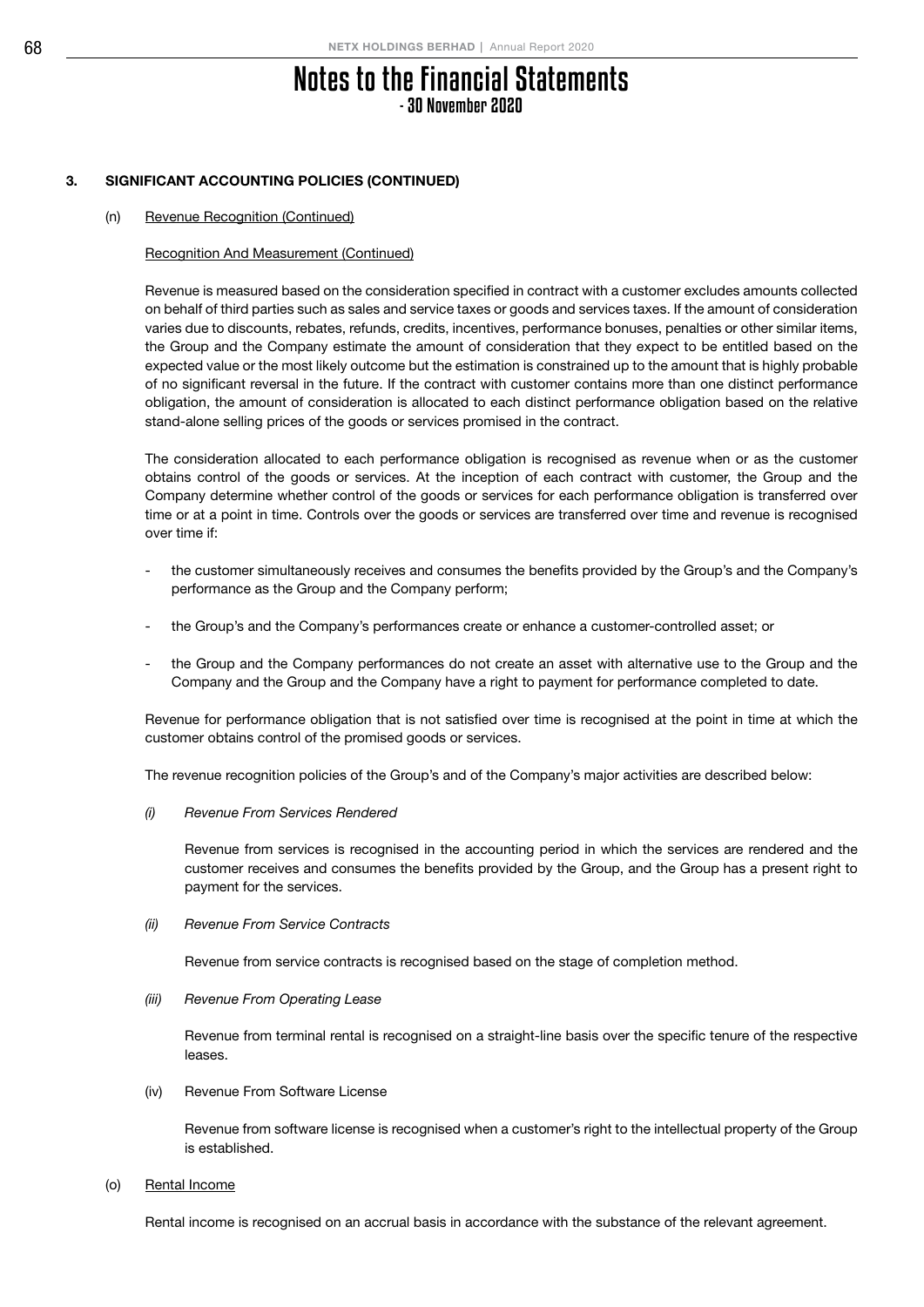## 3. SIGNIFICANT ACCOUNTING POLICIES (CONTINUED)

### (n) Revenue Recognition (Continued)

#### Recognition And Measurement (Continued)

Revenue is measured based on the consideration specified in contract with a customer excludes amounts collected on behalf of third parties such as sales and service taxes or goods and services taxes. If the amount of consideration varies due to discounts, rebates, refunds, credits, incentives, performance bonuses, penalties or other similar items, the Group and the Company estimate the amount of consideration that they expect to be entitled based on the expected value or the most likely outcome but the estimation is constrained up to the amount that is highly probable of no significant reversal in the future. If the contract with customer contains more than one distinct performance obligation, the amount of consideration is allocated to each distinct performance obligation based on the relative stand-alone selling prices of the goods or services promised in the contract.

The consideration allocated to each performance obligation is recognised as revenue when or as the customer obtains control of the goods or services. At the inception of each contract with customer, the Group and the Company determine whether control of the goods or services for each performance obligation is transferred over time or at a point in time. Controls over the goods or services are transferred over time and revenue is recognised over time if:

- the customer simultaneously receives and consumes the benefits provided by the Group's and the Company's performance as the Group and the Company perform;
- the Group's and the Company's performances create or enhance a customer-controlled asset; or
- the Group and the Company performances do not create an asset with alternative use to the Group and the Company and the Group and the Company have a right to payment for performance completed to date.

Revenue for performance obligation that is not satisfied over time is recognised at the point in time at which the customer obtains control of the promised goods or services.

The revenue recognition policies of the Group's and of the Company's major activities are described below:

*(i) Revenue From Services Rendered*

Revenue from services is recognised in the accounting period in which the services are rendered and the customer receives and consumes the benefits provided by the Group, and the Group has a present right to payment for the services.

*(ii) Revenue From Service Contracts*

Revenue from service contracts is recognised based on the stage of completion method.

*(iii) Revenue From Operating Lease*

Revenue from terminal rental is recognised on a straight-line basis over the specific tenure of the respective leases.

(iv) Revenue From Software License

Revenue from software license is recognised when a customer's right to the intellectual property of the Group is established.

### (o) Rental Income

Rental income is recognised on an accrual basis in accordance with the substance of the relevant agreement.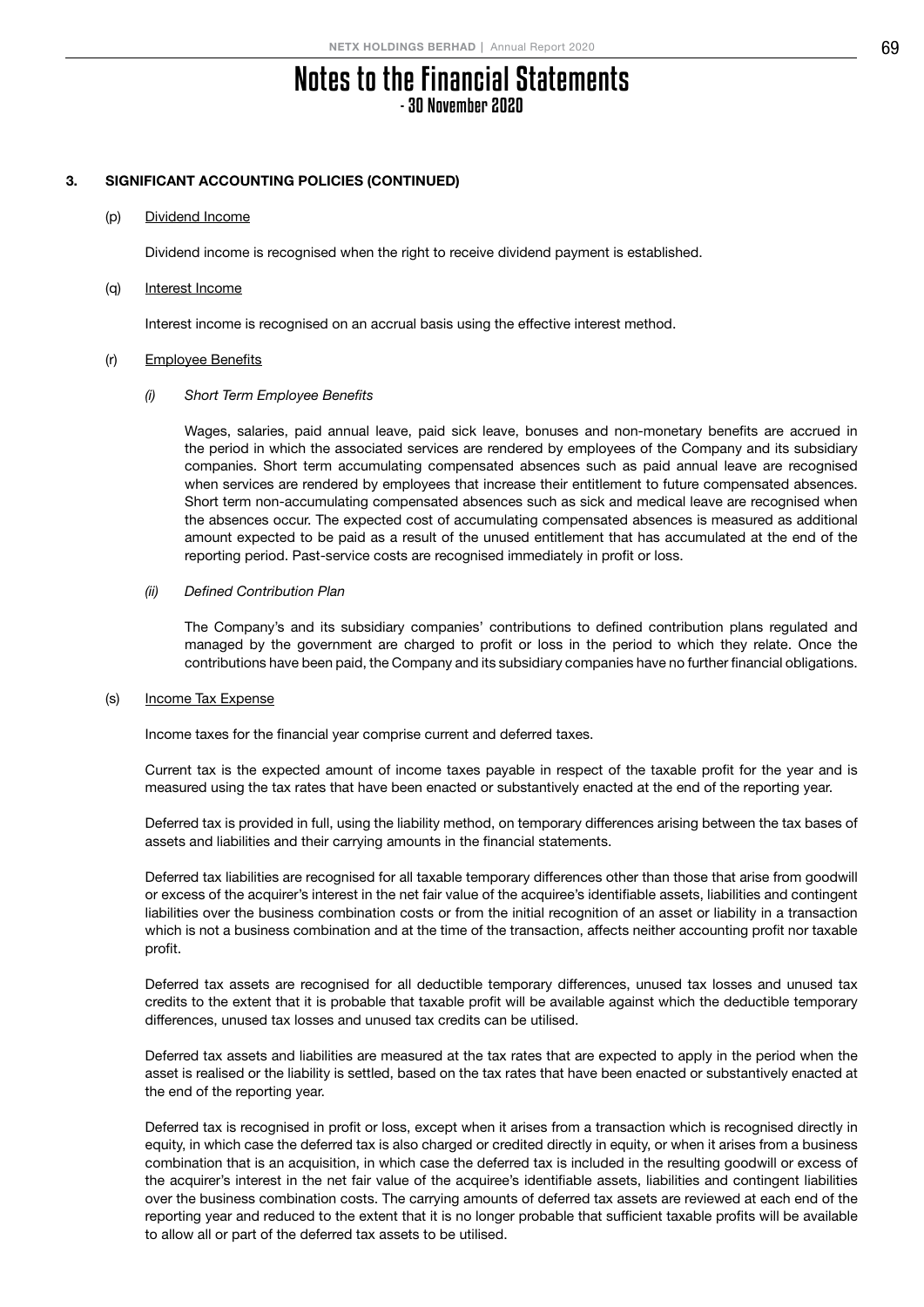# Notes to the Financial Statements

- 30 November 2020

## 3. SIGNIFICANT ACCOUNTING POLICIES (CONTINUED)

### (p) Dividend Income

Dividend income is recognised when the right to receive dividend payment is established.

### (q) Interest Income

Interest income is recognised on an accrual basis using the effective interest method.

### (r) Employee Benefits

#### *(i) Short Term Employee Benefits*

Wages, salaries, paid annual leave, paid sick leave, bonuses and non-monetary benefits are accrued in the period in which the associated services are rendered by employees of the Company and its subsidiary companies. Short term accumulating compensated absences such as paid annual leave are recognised when services are rendered by employees that increase their entitlement to future compensated absences. Short term non-accumulating compensated absences such as sick and medical leave are recognised when the absences occur. The expected cost of accumulating compensated absences is measured as additional amount expected to be paid as a result of the unused entitlement that has accumulated at the end of the reporting period. Past-service costs are recognised immediately in profit or loss.

#### *(ii) Defined Contribution Plan*

The Company's and its subsidiary companies' contributions to defined contribution plans regulated and managed by the government are charged to profit or loss in the period to which they relate. Once the contributions have been paid, the Company and its subsidiary companies have no further financial obligations.

### (s) Income Tax Expense

Income taxes for the financial year comprise current and deferred taxes.

Current tax is the expected amount of income taxes payable in respect of the taxable profit for the year and is measured using the tax rates that have been enacted or substantively enacted at the end of the reporting year.

Deferred tax is provided in full, using the liability method, on temporary differences arising between the tax bases of assets and liabilities and their carrying amounts in the financial statements.

Deferred tax liabilities are recognised for all taxable temporary differences other than those that arise from goodwill or excess of the acquirer's interest in the net fair value of the acquiree's identifiable assets, liabilities and contingent liabilities over the business combination costs or from the initial recognition of an asset or liability in a transaction which is not a business combination and at the time of the transaction, affects neither accounting profit nor taxable profit.

Deferred tax assets are recognised for all deductible temporary differences, unused tax losses and unused tax credits to the extent that it is probable that taxable profit will be available against which the deductible temporary differences, unused tax losses and unused tax credits can be utilised.

Deferred tax assets and liabilities are measured at the tax rates that are expected to apply in the period when the asset is realised or the liability is settled, based on the tax rates that have been enacted or substantively enacted at the end of the reporting year.

Deferred tax is recognised in profit or loss, except when it arises from a transaction which is recognised directly in equity, in which case the deferred tax is also charged or credited directly in equity, or when it arises from a business combination that is an acquisition, in which case the deferred tax is included in the resulting goodwill or excess of the acquirer's interest in the net fair value of the acquiree's identifiable assets, liabilities and contingent liabilities over the business combination costs. The carrying amounts of deferred tax assets are reviewed at each end of the reporting year and reduced to the extent that it is no longer probable that sufficient taxable profits will be available to allow all or part of the deferred tax assets to be utilised.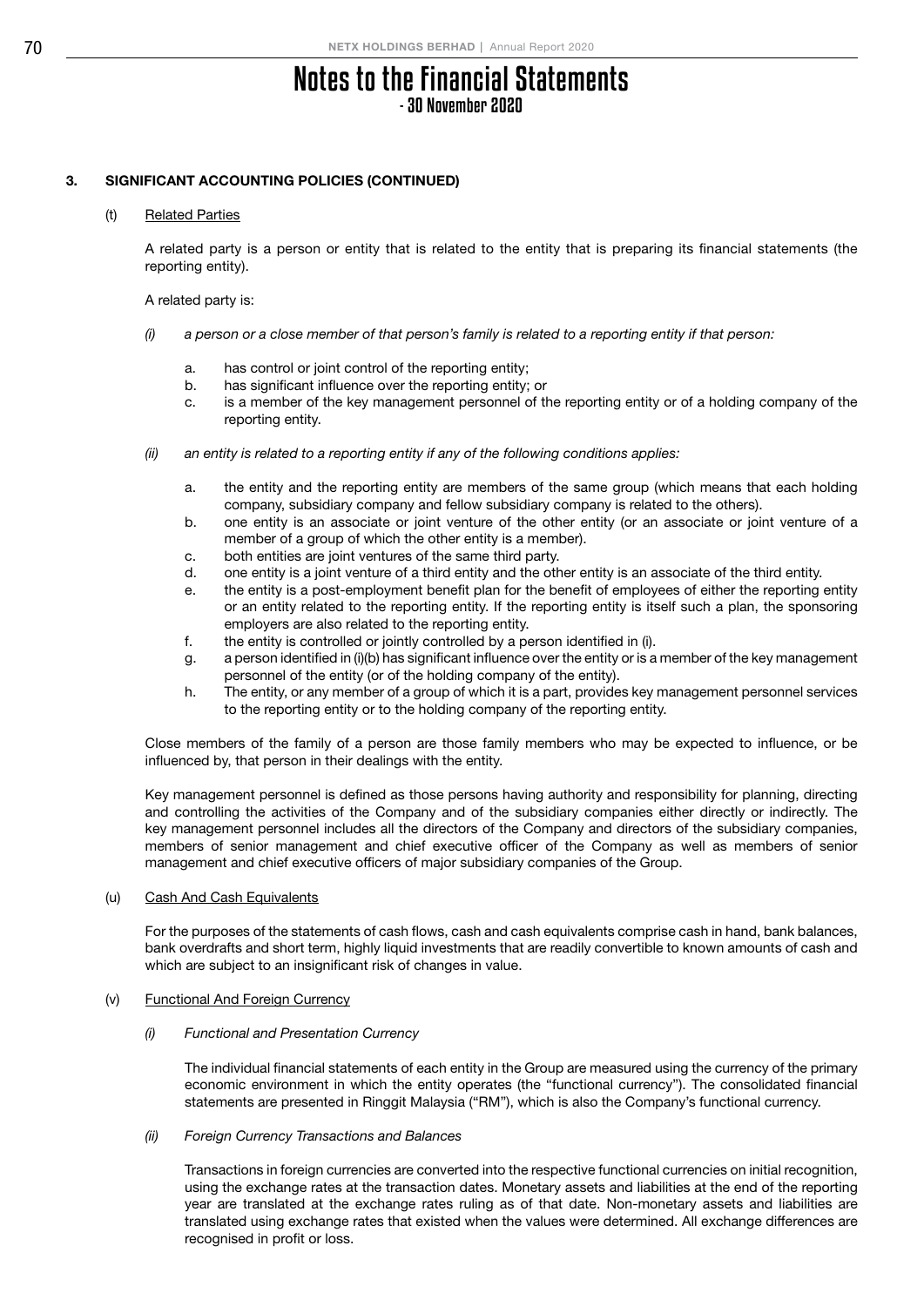# Notes to the Financial Statements
## - 30 November 2020

### 3. SIGNIFICANT ACCOUNTING POLICIES (CONTINUED)

#### (t) Related Parties

A related party is a person or entity that is related to the entity that is preparing its financial statements (the reporting entity).

A related party is:

*(i) a person or a close member of that person's family is related to a reporting entity if that person:*

a. has control or joint control of the reporting entity;
b. has significant influence over the reporting entity; or
c. is a member of the key management personnel of the reporting entity or of a holding company of the reporting entity.

*(ii) an entity is related to a reporting entity if any of the following conditions applies:*

a. the entity and the reporting entity are members of the same group (which means that each holding company, subsidiary company and fellow subsidiary company is related to the others).
b. one entity is an associate or joint venture of the other entity (or an associate or joint venture of a member of a group of which the other entity is a member).
c. both entities are joint ventures of the same third party.
d. one entity is a joint venture of a third entity and the other entity is an associate of the third entity.
e. the entity is a post-employment benefit plan for the benefit of employees of either the reporting entity or an entity related to the reporting entity. If the reporting entity is itself such a plan, the sponsoring employers are also related to the reporting entity.
f. the entity is controlled or jointly controlled by a person identified in (i).
g. a person identified in (i)(b) has significant influence over the entity or is a member of the key management personnel of the entity (or of the holding company of the entity).
h. The entity, or any member of a group of which it is a part, provides key management personnel services to the reporting entity or to the holding company of the reporting entity.

Close members of the family of a person are those family members who may be expected to influence, or be influenced by, that person in their dealings with the entity.

Key management personnel is defined as those persons having authority and responsibility for planning, directing and controlling the activities of the Company and of the subsidiary companies either directly or indirectly. The key management personnel includes all the directors of the Company and directors of the subsidiary companies, members of senior management and chief executive officer of the Company as well as members of senior management and chief executive officers of major subsidiary companies of the Group.

#### (u) Cash And Cash Equivalents

For the purposes of the statements of cash flows, cash and cash equivalents comprise cash in hand, bank balances, bank overdrafts and short term, highly liquid investments that are readily convertible to known amounts of cash and which are subject to an insignificant risk of changes in value.

#### (v) Functional And Foreign Currency

*(i) Functional and Presentation Currency*

The individual financial statements of each entity in the Group are measured using the currency of the primary economic environment in which the entity operates (the "functional currency"). The consolidated financial statements are presented in Ringgit Malaysia ("RM"), which is also the Company's functional currency.

*(ii) Foreign Currency Transactions and Balances*

Transactions in foreign currencies are converted into the respective functional currencies on initial recognition, using the exchange rates at the transaction dates. Monetary assets and liabilities at the end of the reporting year are translated at the exchange rates ruling as of that date. Non-monetary assets and liabilities are translated using exchange rates that existed when the values were determined. All exchange differences are recognised in profit or loss.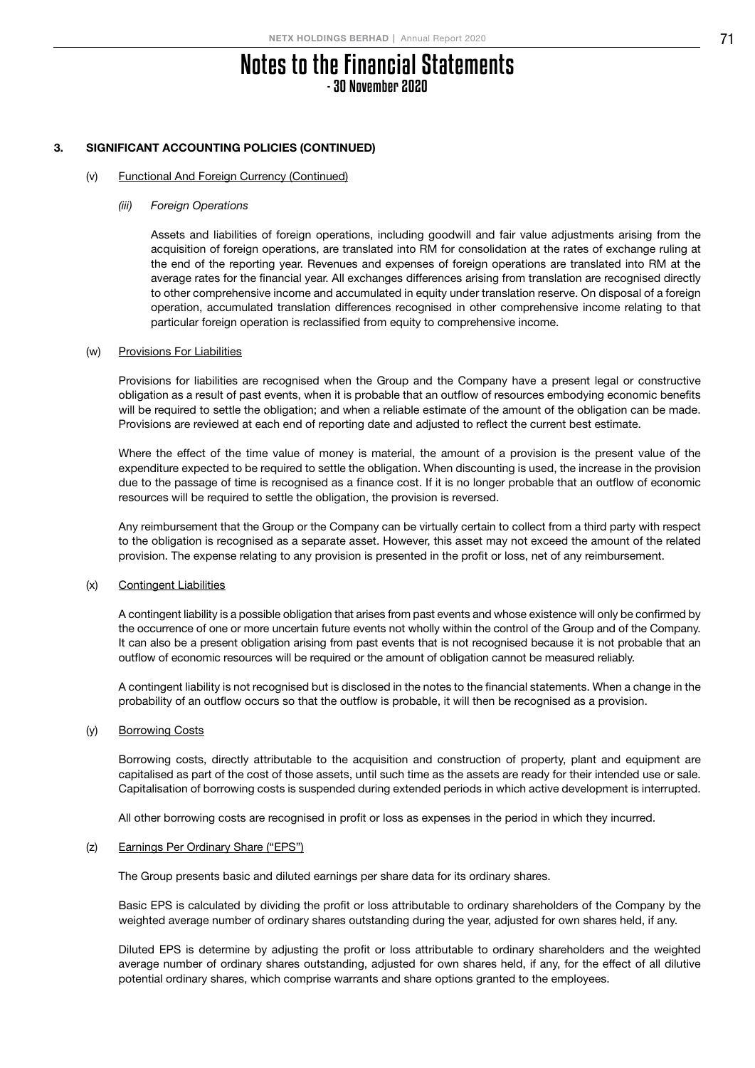# Notes to the Financial Statements
## - 30 November 2020

### 3. SIGNIFICANT ACCOUNTING POLICIES (CONTINUED)

(v) Functional And Foreign Currency (Continued)

*(iii) Foreign Operations*

Assets and liabilities of foreign operations, including goodwill and fair value adjustments arising from the acquisition of foreign operations, are translated into RM for consolidation at the rates of exchange ruling at the end of the reporting year. Revenues and expenses of foreign operations are translated into RM at the average rates for the financial year. All exchanges differences arising from translation are recognised directly to other comprehensive income and accumulated in equity under translation reserve. On disposal of a foreign operation, accumulated translation differences recognised in other comprehensive income relating to that particular foreign operation is reclassified from equity to comprehensive income.

(w) Provisions For Liabilities

Provisions for liabilities are recognised when the Group and the Company have a present legal or constructive obligation as a result of past events, when it is probable that an outflow of resources embodying economic benefits will be required to settle the obligation; and when a reliable estimate of the amount of the obligation can be made. Provisions are reviewed at each end of reporting date and adjusted to reflect the current best estimate.

Where the effect of the time value of money is material, the amount of a provision is the present value of the expenditure expected to be required to settle the obligation. When discounting is used, the increase in the provision due to the passage of time is recognised as a finance cost. If it is no longer probable that an outflow of economic resources will be required to settle the obligation, the provision is reversed.

Any reimbursement that the Group or the Company can be virtually certain to collect from a third party with respect to the obligation is recognised as a separate asset. However, this asset may not exceed the amount of the related provision. The expense relating to any provision is presented in the profit or loss, net of any reimbursement.

(x) Contingent Liabilities

A contingent liability is a possible obligation that arises from past events and whose existence will only be confirmed by the occurrence of one or more uncertain future events not wholly within the control of the Group and of the Company. It can also be a present obligation arising from past events that is not recognised because it is not probable that an outflow of economic resources will be required or the amount of obligation cannot be measured reliably.

A contingent liability is not recognised but is disclosed in the notes to the financial statements. When a change in the probability of an outflow occurs so that the outflow is probable, it will then be recognised as a provision.

(y) Borrowing Costs

Borrowing costs, directly attributable to the acquisition and construction of property, plant and equipment are capitalised as part of the cost of those assets, until such time as the assets are ready for their intended use or sale. Capitalisation of borrowing costs is suspended during extended periods in which active development is interrupted.

All other borrowing costs are recognised in profit or loss as expenses in the period in which they incurred.

(z) Earnings Per Ordinary Share ("EPS")

The Group presents basic and diluted earnings per share data for its ordinary shares.

Basic EPS is calculated by dividing the profit or loss attributable to ordinary shareholders of the Company by the weighted average number of ordinary shares outstanding during the year, adjusted for own shares held, if any.

Diluted EPS is determine by adjusting the profit or loss attributable to ordinary shareholders and the weighted average number of ordinary shares outstanding, adjusted for own shares held, if any, for the effect of all dilutive potential ordinary shares, which comprise warrants and share options granted to the employees.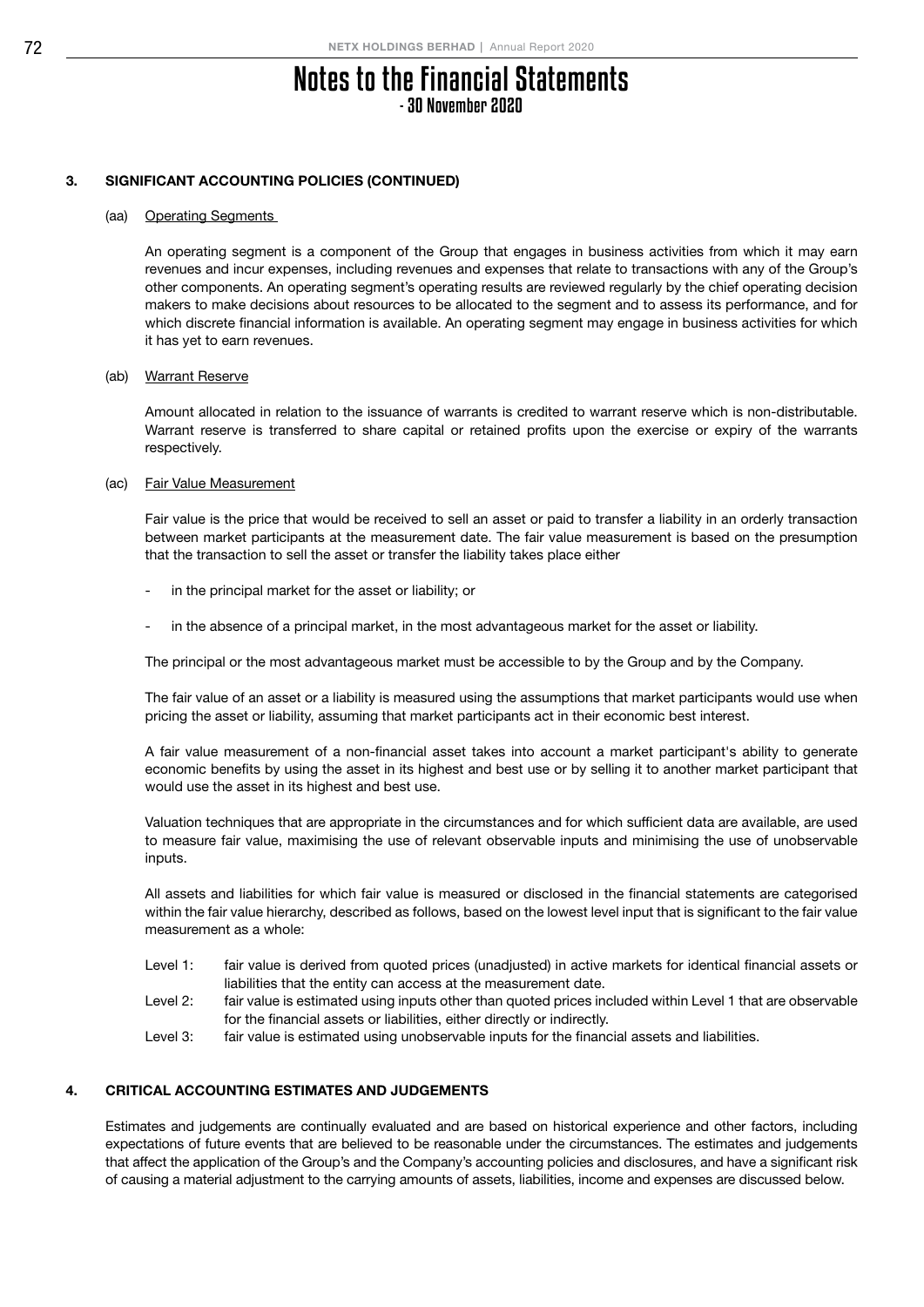# Notes to the Financial Statements
## - 30 November 2020

### 3. SIGNIFICANT ACCOUNTING POLICIES (CONTINUED)

#### (aa) Operating Segments

An operating segment is a component of the Group that engages in business activities from which it may earn revenues and incur expenses, including revenues and expenses that relate to transactions with any of the Group's other components. An operating segment's operating results are reviewed regularly by the chief operating decision makers to make decisions about resources to be allocated to the segment and to assess its performance, and for which discrete financial information is available. An operating segment may engage in business activities for which it has yet to earn revenues.

#### (ab) Warrant Reserve

Amount allocated in relation to the issuance of warrants is credited to warrant reserve which is non-distributable. Warrant reserve is transferred to share capital or retained profits upon the exercise or expiry of the warrants respectively.

#### (ac) Fair Value Measurement

Fair value is the price that would be received to sell an asset or paid to transfer a liability in an orderly transaction between market participants at the measurement date. The fair value measurement is based on the presumption that the transaction to sell the asset or transfer the liability takes place either

- in the principal market for the asset or liability; or
- in the absence of a principal market, in the most advantageous market for the asset or liability.

The principal or the most advantageous market must be accessible to by the Group and by the Company.

The fair value of an asset or a liability is measured using the assumptions that market participants would use when pricing the asset or liability, assuming that market participants act in their economic best interest.

A fair value measurement of a non-financial asset takes into account a market participant's ability to generate economic benefits by using the asset in its highest and best use or by selling it to another market participant that would use the asset in its highest and best use.

Valuation techniques that are appropriate in the circumstances and for which sufficient data are available, are used to measure fair value, maximising the use of relevant observable inputs and minimising the use of unobservable inputs.

All assets and liabilities for which fair value is measured or disclosed in the financial statements are categorised within the fair value hierarchy, described as follows, based on the lowest level input that is significant to the fair value measurement as a whole:

- Level 1: fair value is derived from quoted prices (unadjusted) in active markets for identical financial assets or liabilities that the entity can access at the measurement date.
- Level 2: fair value is estimated using inputs other than quoted prices included within Level 1 that are observable for the financial assets or liabilities, either directly or indirectly.
- Level 3: fair value is estimated using unobservable inputs for the financial assets and liabilities.

### 4. CRITICAL ACCOUNTING ESTIMATES AND JUDGEMENTS

Estimates and judgements are continually evaluated and are based on historical experience and other factors, including expectations of future events that are believed to be reasonable under the circumstances. The estimates and judgements that affect the application of the Group's and the Company's accounting policies and disclosures, and have a significant risk of causing a material adjustment to the carrying amounts of assets, liabilities, income and expenses are discussed below.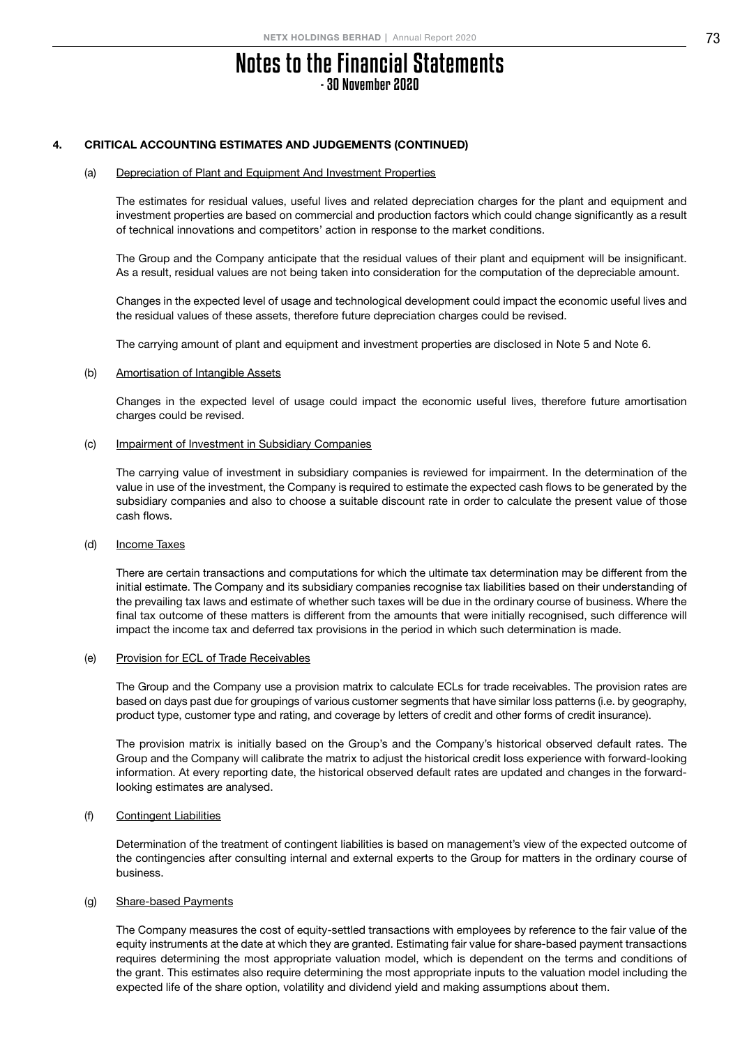# Notes to the Financial Statements
## - 30 November 2020

### 4. CRITICAL ACCOUNTING ESTIMATES AND JUDGEMENTS (CONTINUED)

#### (a) Depreciation of Plant and Equipment And Investment Properties

The estimates for residual values, useful lives and related depreciation charges for the plant and equipment and investment properties are based on commercial and production factors which could change significantly as a result of technical innovations and competitors' action in response to the market conditions.

The Group and the Company anticipate that the residual values of their plant and equipment will be insignificant. As a result, residual values are not being taken into consideration for the computation of the depreciable amount.

Changes in the expected level of usage and technological development could impact the economic useful lives and the residual values of these assets, therefore future depreciation charges could be revised.

The carrying amount of plant and equipment and investment properties are disclosed in Note 5 and Note 6.

#### (b) Amortisation of Intangible Assets

Changes in the expected level of usage could impact the economic useful lives, therefore future amortisation charges could be revised.

#### (c) Impairment of Investment in Subsidiary Companies

The carrying value of investment in subsidiary companies is reviewed for impairment. In the determination of the value in use of the investment, the Company is required to estimate the expected cash flows to be generated by the subsidiary companies and also to choose a suitable discount rate in order to calculate the present value of those cash flows.

#### (d) Income Taxes

There are certain transactions and computations for which the ultimate tax determination may be different from the initial estimate. The Company and its subsidiary companies recognise tax liabilities based on their understanding of the prevailing tax laws and estimate of whether such taxes will be due in the ordinary course of business. Where the final tax outcome of these matters is different from the amounts that were initially recognised, such difference will impact the income tax and deferred tax provisions in the period in which such determination is made.

#### (e) Provision for ECL of Trade Receivables

The Group and the Company use a provision matrix to calculate ECLs for trade receivables. The provision rates are based on days past due for groupings of various customer segments that have similar loss patterns (i.e. by geography, product type, customer type and rating, and coverage by letters of credit and other forms of credit insurance).

The provision matrix is initially based on the Group's and the Company's historical observed default rates. The Group and the Company will calibrate the matrix to adjust the historical credit loss experience with forward-looking information. At every reporting date, the historical observed default rates are updated and changes in the forward-looking estimates are analysed.

#### (f) Contingent Liabilities

Determination of the treatment of contingent liabilities is based on management's view of the expected outcome of the contingencies after consulting internal and external experts to the Group for matters in the ordinary course of business.

#### (g) Share-based Payments

The Company measures the cost of equity-settled transactions with employees by reference to the fair value of the equity instruments at the date at which they are granted. Estimating fair value for share-based payment transactions requires determining the most appropriate valuation model, which is dependent on the terms and conditions of the grant. This estimates also require determining the most appropriate inputs to the valuation model including the expected life of the share option, volatility and dividend yield and making assumptions about them.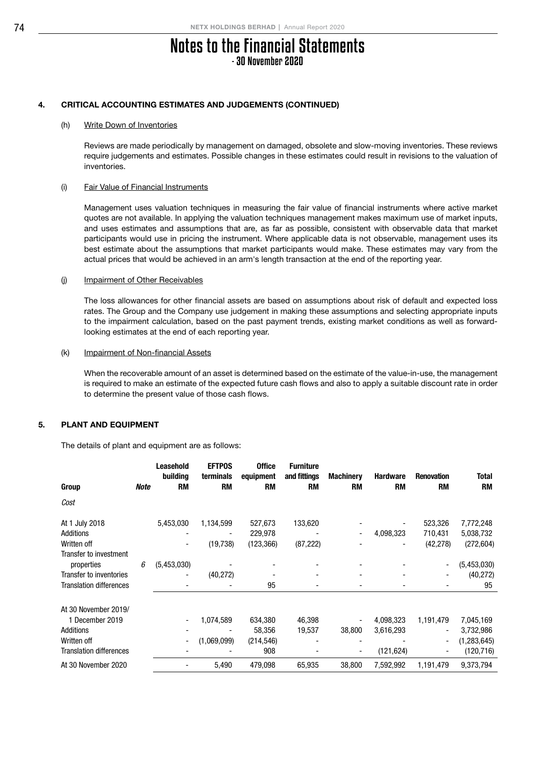# Notes to the Financial Statements
## - 30 November 2020

### 4. CRITICAL ACCOUNTING ESTIMATES AND JUDGEMENTS (CONTINUED)

(h) Write Down of Inventories

Reviews are made periodically by management on damaged, obsolete and slow-moving inventories. These reviews require judgements and estimates. Possible changes in these estimates could result in revisions to the valuation of inventories.

(i) Fair Value of Financial Instruments

Management uses valuation techniques in measuring the fair value of financial instruments where active market quotes are not available. In applying the valuation techniques management makes maximum use of market inputs, and uses estimates and assumptions that are, as far as possible, consistent with observable data that market participants would use in pricing the instrument. Where applicable data is not observable, management uses its best estimate about the assumptions that market participants would make. These estimates may vary from the actual prices that would be achieved in an arm's length transaction at the end of the reporting year.

(j) Impairment of Other Receivables

The loss allowances for other financial assets are based on assumptions about risk of default and expected loss rates. The Group and the Company use judgement in making these assumptions and selecting appropriate inputs to the impairment calculation, based on the past payment trends, existing market conditions as well as forward-looking estimates at the end of each reporting year.

(k) Impairment of Non-financial Assets

When the recoverable amount of an asset is determined based on the estimate of the value-in-use, the management is required to make an estimate of the expected future cash flows and also to apply a suitable discount rate in order to determine the present value of those cash flows.

### 5. PLANT AND EQUIPMENT

The details of plant and equipment are as follows:

| Group | Note | Leasehold building RM | EFTPOS terminals RM | Office equipment RM | Furniture and fittings RM | Machinery RM | Hardware RM | Renovation RM | Total RM |
|---|---|---|---|---|---|---|---|---|---|
| *Cost* | | | | | | | | | |
| At 1 July 2018 | | 5,453,030 | 1,134,599 | 527,673 | 133,620 | - | - | 523,326 | 7,772,248 |
| Additions | | - | - | 229,978 | - | - | 4,098,323 | 710,431 | 5,038,732 |
| Written off | | - | (19,738) | (123,366) | (87,222) | - | - | (42,278) | (272,604) |
| Transfer to investment properties | 6 | (5,453,030) | - | - | - | - | - | - | (5,453,030) |
| Transfer to inventories | | - | (40,272) | - | - | - | - | - | (40,272) |
| Translation differences | | - | - | 95 | - | - | - | - | 95 |
| At 30 November 2019/ 1 December 2019 | | - | 1,074,589 | 634,380 | 46,398 | - | 4,098,323 | 1,191,479 | 7,045,169 |
| Additions | | - | - | 58,356 | 19,537 | 38,800 | 3,616,293 | - | 3,732,986 |
| Written off | | - | (1,069,099) | (214,546) | - | - | - | - | (1,283,645) |
| Translation differences | | - | - | 908 | - | - | (121,624) | - | (120,716) |
| At 30 November 2020 | | - | 5,490 | 479,098 | 65,935 | 38,800 | 7,592,992 | 1,191,479 | 9,373,794 |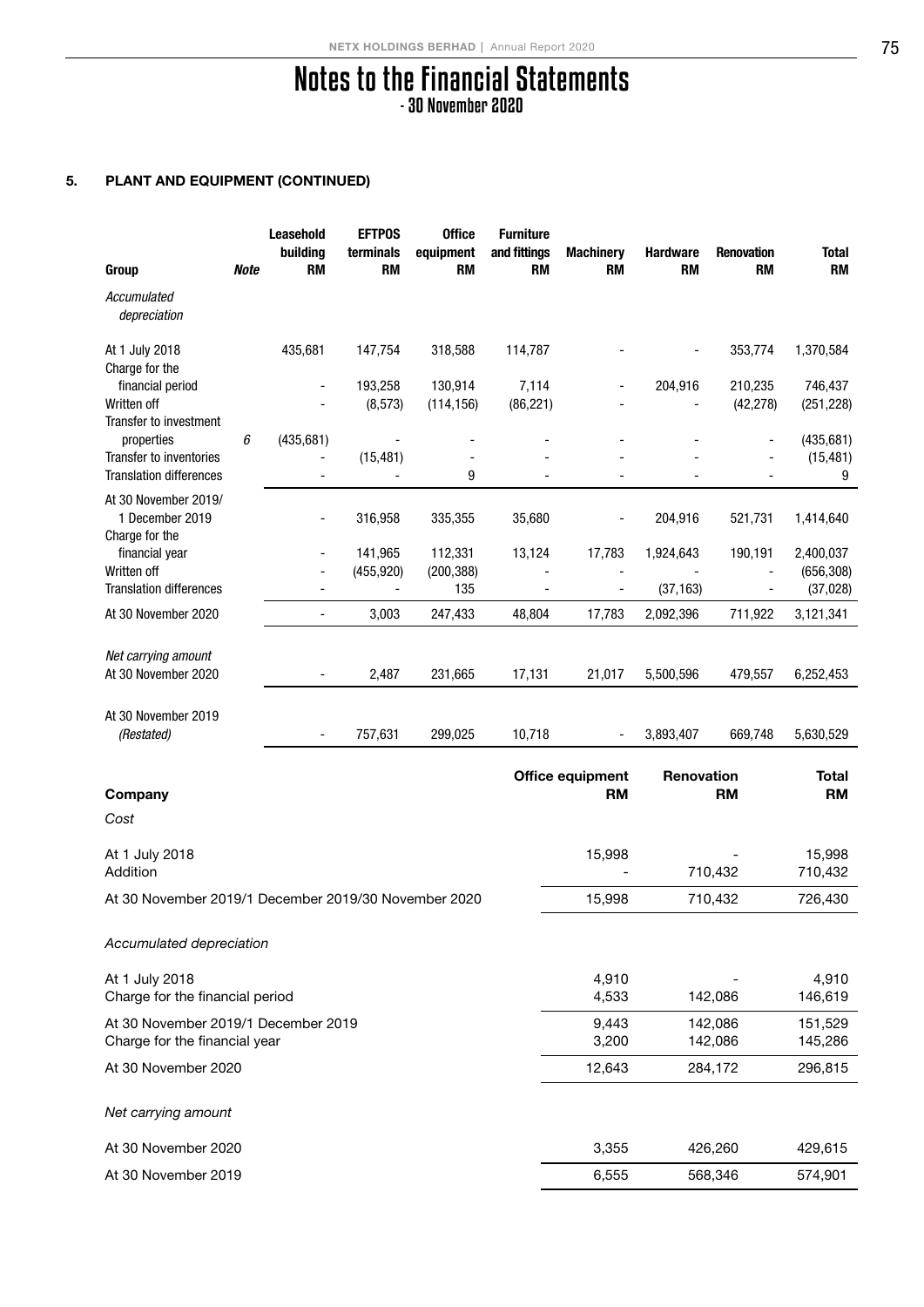# Notes to the Financial Statements
## - 30 November 2020

### 5. PLANT AND EQUIPMENT (CONTINUED)

| Group | Note | Leasehold building RM | EFTPOS terminals RM | Office equipment RM | Furniture and fittings RM | Machinery RM | Hardware RM | Renovation RM | Total RM |
|---|---|---|---|---|---|---|---|---|---|
| *Accumulated depreciation* | | | | | | | | | |
| At 1 July 2018 | | 435,681 | 147,754 | 318,588 | 114,787 | - | - | 353,774 | 1,370,584 |
| Charge for the financial period | | - | 193,258 | 130,914 | 7,114 | - | 204,916 | 210,235 | 746,437 |
| Written off | | - | (8,573) | (114,156) | (86,221) | - | - | (42,278) | (251,228) |
| Transfer to investment properties | 6 | (435,681) | - | - | - | - | - | - | (435,681) |
| Transfer to inventories | | - | (15,481) | - | - | - | - | - | (15,481) |
| Translation differences | | - | - | 9 | - | - | - | - | 9 |
| At 30 November 2019/ 1 December 2019 | | - | 316,958 | 335,355 | 35,680 | - | 204,916 | 521,731 | 1,414,640 |
| Charge for the financial year | | - | 141,965 | 112,331 | 13,124 | 17,783 | 1,924,643 | 190,191 | 2,400,037 |
| Written off | | - | (455,920) | (200,388) | - | - | - | - | (656,308) |
| Translation differences | | - | - | 135 | - | - | (37,163) | - | (37,028) |
| At 30 November 2020 | | - | 3,003 | 247,433 | 48,804 | 17,783 | 2,092,396 | 711,922 | 3,121,341 |
| *Net carrying amount* | | | | | | | | | |
| At 30 November 2020 | | - | 2,487 | 231,665 | 17,131 | 21,017 | 5,500,596 | 479,557 | 6,252,453 |
| At 30 November 2019 *(Restated)* | | - | 757,631 | 299,025 | 10,718 | - | 3,893,407 | 669,748 | 5,630,529 |

| Company | Office equipment RM | Renovation RM | Total RM |
|---|---|---|---|
| *Cost* | | | |
| At 1 July 2018 | 15,998 | - | 15,998 |
| Addition | - | 710,432 | 710,432 |
| At 30 November 2019/1 December 2019/30 November 2020 | 15,998 | 710,432 | 726,430 |
| *Accumulated depreciation* | | | |
| At 1 July 2018 | 4,910 | - | 4,910 |
| Charge for the financial period | 4,533 | 142,086 | 146,619 |
| At 30 November 2019/1 December 2019 | 9,443 | 142,086 | 151,529 |
| Charge for the financial year | 3,200 | 142,086 | 145,286 |
| At 30 November 2020 | 12,643 | 284,172 | 296,815 |
| *Net carrying amount* | | | |
| At 30 November 2020 | 3,355 | 426,260 | 429,615 |
| At 30 November 2019 | 6,555 | 568,346 | 574,901 |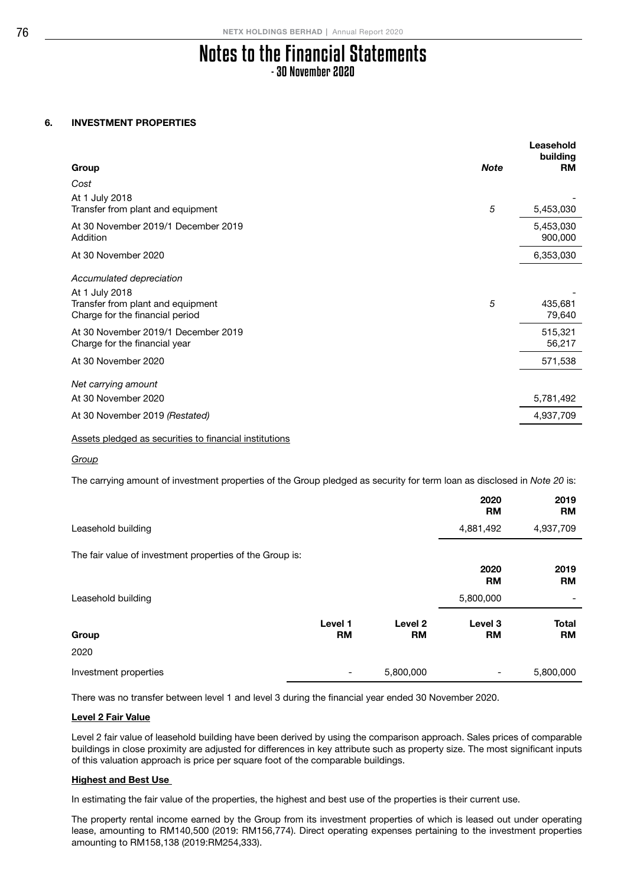# Notes to the Financial Statements
## - 30 November 2020

### 6. INVESTMENT PROPERTIES

| Group | Note | Leasehold building RM |
|---|---|---|
| *Cost* | | |
| At 1 July 2018 | | - |
| Transfer from plant and equipment | *5* | 5,453,030 |
| At 30 November 2019/1 December 2019 | | 5,453,030 |
| Addition | | 900,000 |
| At 30 November 2020 | | 6,353,030 |
| *Accumulated depreciation* | | |
| At 1 July 2018 | | - |
| Transfer from plant and equipment | *5* | 435,681 |
| Charge for the financial period | | 79,640 |
| At 30 November 2019/1 December 2019 | | 515,321 |
| Charge for the financial year | | 56,217 |
| At 30 November 2020 | | 571,538 |
| *Net carrying amount* | | |
| At 30 November 2020 | | 5,781,492 |
| At 30 November 2019 *(Restated)* | | 4,937,709 |

Assets pledged as securities to financial institutions

*Group*

The carrying amount of investment properties of the Group pledged as security for term loan as disclosed in *Note 20* is:

| | 2020 RM | 2019 RM |
|---|---|---|
| Leasehold building | 4,881,492 | 4,937,709 |

The fair value of investment properties of the Group is:

| | 2020 RM | 2019 RM |
|---|---|---|
| Leasehold building | 5,800,000 | - |

| Group | Level 1 RM | Level 2 RM | Level 3 RM | Total RM |
|---|---|---|---|---|
| 2020 | | | | |
| Investment properties | - | 5,800,000 | - | 5,800,000 |

There was no transfer between level 1 and level 3 during the financial year ended 30 November 2020.

**Level 2 Fair Value**

Level 2 fair value of leasehold building have been derived by using the comparison approach. Sales prices of comparable buildings in close proximity are adjusted for differences in key attribute such as property size. The most significant inputs of this valuation approach is price per square foot of the comparable buildings.

**Highest and Best Use**

In estimating the fair value of the properties, the highest and best use of the properties is their current use.

The property rental income earned by the Group from its investment properties of which is leased out under operating lease, amounting to RM140,500 (2019: RM156,774). Direct operating expenses pertaining to the investment properties amounting to RM158,138 (2019:RM254,333).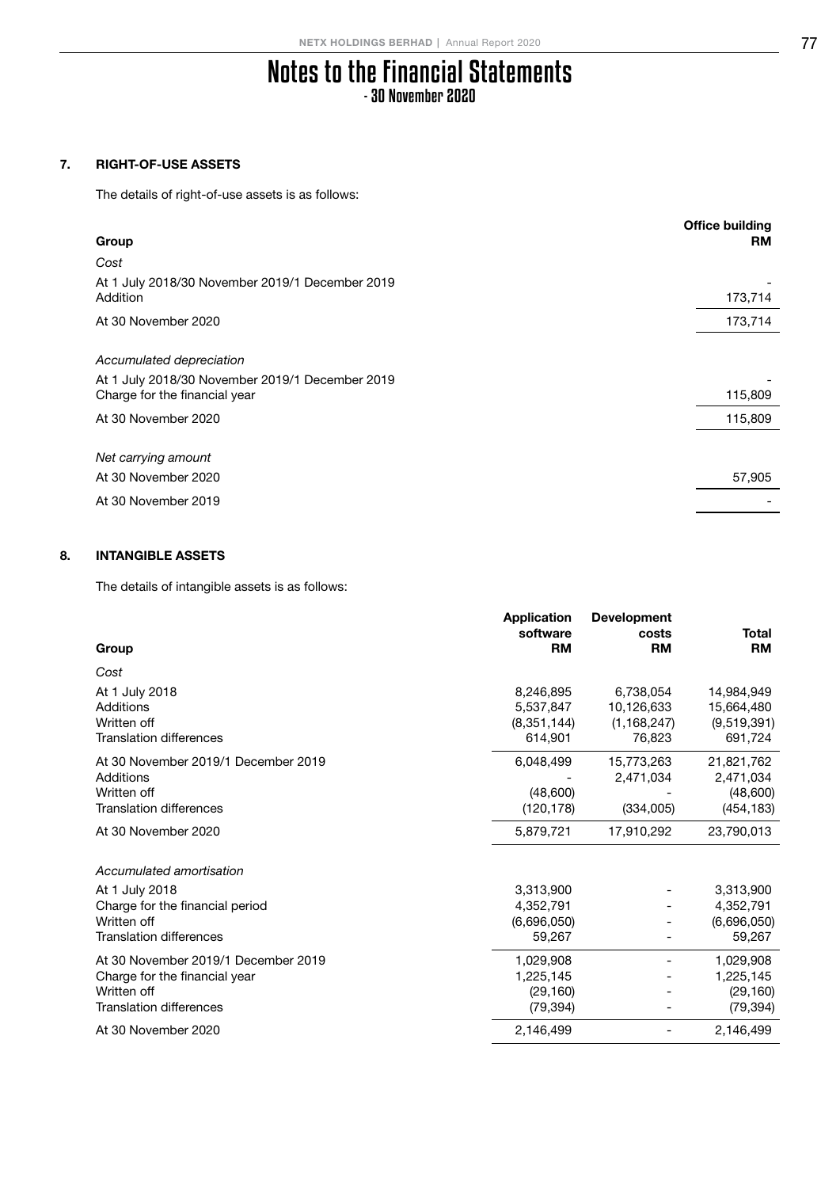# Notes to the Financial Statements
## - 30 November 2020

### 7. RIGHT-OF-USE ASSETS

The details of right-of-use assets is as follows:

| Group | Office building RM |
|---|---|
| *Cost* | |
| At 1 July 2018/30 November 2019/1 December 2019 | - |
| Addition | 173,714 |
| At 30 November 2020 | 173,714 |
| | |
| *Accumulated depreciation* | |
| At 1 July 2018/30 November 2019/1 December 2019 | - |
| Charge for the financial year | 115,809 |
| At 30 November 2020 | 115,809 |
| | |
| *Net carrying amount* | |
| At 30 November 2020 | 57,905 |
| At 30 November 2019 | - |

### 8. INTANGIBLE ASSETS

The details of intangible assets is as follows:

| Group | Application software RM | Development costs RM | Total RM |
|---|---|---|---|
| *Cost* | | | |
| At 1 July 2018 | 8,246,895 | 6,738,054 | 14,984,949 |
| Additions | 5,537,847 | 10,126,633 | 15,664,480 |
| Written off | (8,351,144) | (1,168,247) | (9,519,391) |
| Translation differences | 614,901 | 76,823 | 691,724 |
| At 30 November 2019/1 December 2019 | 6,048,499 | 15,773,263 | 21,821,762 |
| Additions | - | 2,471,034 | 2,471,034 |
| Written off | (48,600) | - | (48,600) |
| Translation differences | (120,178) | (334,005) | (454,183) |
| At 30 November 2020 | 5,879,721 | 17,910,292 | 23,790,013 |
| | | | |
| *Accumulated amortisation* | | | |
| At 1 July 2018 | 3,313,900 | - | 3,313,900 |
| Charge for the financial period | 4,352,791 | - | 4,352,791 |
| Written off | (6,696,050) | - | (6,696,050) |
| Translation differences | 59,267 | - | 59,267 |
| At 30 November 2019/1 December 2019 | 1,029,908 | - | 1,029,908 |
| Charge for the financial year | 1,225,145 | - | 1,225,145 |
| Written off | (29,160) | - | (29,160) |
| Translation differences | (79,394) | - | (79,394) |
| At 30 November 2020 | 2,146,499 | - | 2,146,499 |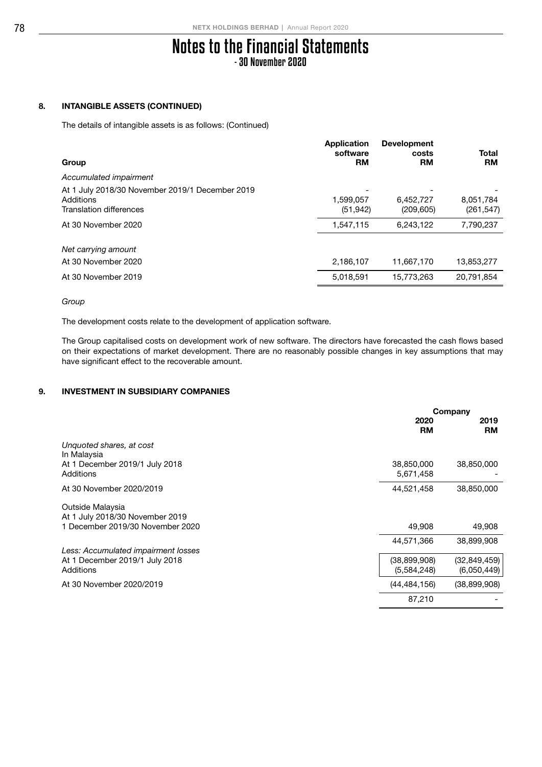# Notes to the Financial Statements
## - 30 November 2020

### 8. INTANGIBLE ASSETS (CONTINUED)

The details of intangible assets is as follows: (Continued)

| Group | Application software RM | Development costs RM | Total RM |
|---|---|---|---|
| *Accumulated impairment* | | | |
| At 1 July 2018/30 November 2019/1 December 2019 | - | - | - |
| Additions | 1,599,057 | 6,452,727 | 8,051,784 |
| Translation differences | (51,942) | (209,605) | (261,547) |
| At 30 November 2020 | 1,547,115 | 6,243,122 | 7,790,237 |
| *Net carrying amount* | | | |
| At 30 November 2020 | 2,186,107 | 11,667,170 | 13,853,277 |
| At 30 November 2019 | 5,018,591 | 15,773,263 | 20,791,854 |

*Group*

The development costs relate to the development of application software.

The Group capitalised costs on development work of new software. The directors have forecasted the cash flows based on their expectations of market development. There are no reasonably possible changes in key assumptions that may have significant effect to the recoverable amount.

### 9. INVESTMENT IN SUBSIDIARY COMPANIES

| | Company 2020 RM | Company 2019 RM |
|---|---|---|
| *Unquoted shares, at cost* | | |
| In Malaysia | | |
| At 1 December 2019/1 July 2018 | 38,850,000 | 38,850,000 |
| Additions | 5,671,458 | - |
| At 30 November 2020/2019 | 44,521,458 | 38,850,000 |
| Outside Malaysia | | |
| At 1 July 2018/30 November 2019 1 December 2019/30 November 2020 | 49,908 | 49,908 |
| | 44,571,366 | 38,899,908 |
| *Less: Accumulated impairment losses* | | |
| At 1 December 2019/1 July 2018 | (38,899,908) | (32,849,459) |
| Additions | (5,584,248) | (6,050,449) |
| At 30 November 2020/2019 | (44,484,156) | (38,899,908) |
| | 87,210 | - |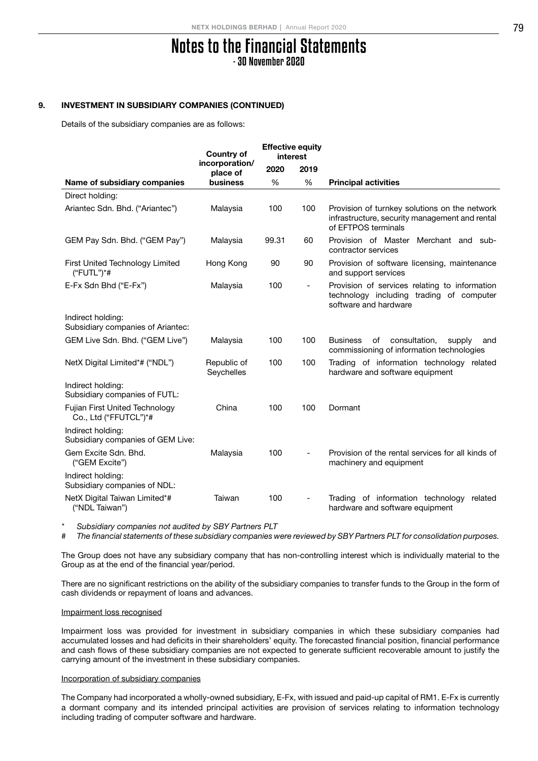# Notes to the Financial Statements
## - 30 November 2020

### 9. INVESTMENT IN SUBSIDIARY COMPANIES (CONTINUED)

Details of the subsidiary companies are as follows:

| Name of subsidiary companies | Country of incorporation/ place of business | Effective equity interest | | Principal activities |
|---|---|---|---|---|
| | | 2020 | 2019 | |
| | | % | % | |
| Direct holding: | | | | |
| Ariantec Sdn. Bhd. ("Ariantec") | Malaysia | 100 | 100 | Provision of turnkey solutions on the network infrastructure, security management and rental of EFTPOS terminals |
| GEM Pay Sdn. Bhd. ("GEM Pay") | Malaysia | 99.31 | 60 | Provision of Master Merchant and sub-contractor services |
| First United Technology Limited ("FUTL")*# | Hong Kong | 90 | 90 | Provision of software licensing, maintenance and support services |
| E-Fx Sdn Bhd ("E-Fx") | Malaysia | 100 | - | Provision of services relating to information technology including trading of computer software and hardware |
| Indirect holding: Subsidiary companies of Ariantec: | | | | |
| GEM Live Sdn. Bhd. ("GEM Live") | Malaysia | 100 | 100 | Business of consultation, supply and commissioning of information technologies |
| NetX Digital Limited*# ("NDL") | Republic of Seychelles | 100 | 100 | Trading of information technology related hardware and software equipment |
| Indirect holding: Subsidiary companies of FUTL: | | | | |
| Fujian First United Technology Co., Ltd ("FFUTCL")*# | China | 100 | 100 | Dormant |
| Indirect holding: Subsidiary companies of GEM Live: | | | | |
| Gem Excite Sdn. Bhd. ("GEM Excite") | Malaysia | 100 | - | Provision of the rental services for all kinds of machinery and equipment |
| Indirect holding: Subsidiary companies of NDL: | | | | |
| NetX Digital Taiwan Limited*# ("NDL Taiwan") | Taiwan | 100 | - | Trading of information technology related hardware and software equipment |

\* *Subsidiary companies not audited by SBY Partners PLT*

\# *The financial statements of these subsidiary companies were reviewed by SBY Partners PLT for consolidation purposes.*

The Group does not have any subsidiary company that has non-controlling interest which is individually material to the Group as at the end of the financial year/period.

There are no significant restrictions on the ability of the subsidiary companies to transfer funds to the Group in the form of cash dividends or repayment of loans and advances.

Impairment loss recognised

Impairment loss was provided for investment in subsidiary companies in which these subsidiary companies had accumulated losses and had deficits in their shareholders' equity. The forecasted financial position, financial performance and cash flows of these subsidiary companies are not expected to generate sufficient recoverable amount to justify the carrying amount of the investment in these subsidiary companies.

Incorporation of subsidiary companies

The Company had incorporated a wholly-owned subsidiary, E-Fx, with issued and paid-up capital of RM1. E-Fx is currently a dormant company and its intended principal activities are provision of services relating to information technology including trading of computer software and hardware.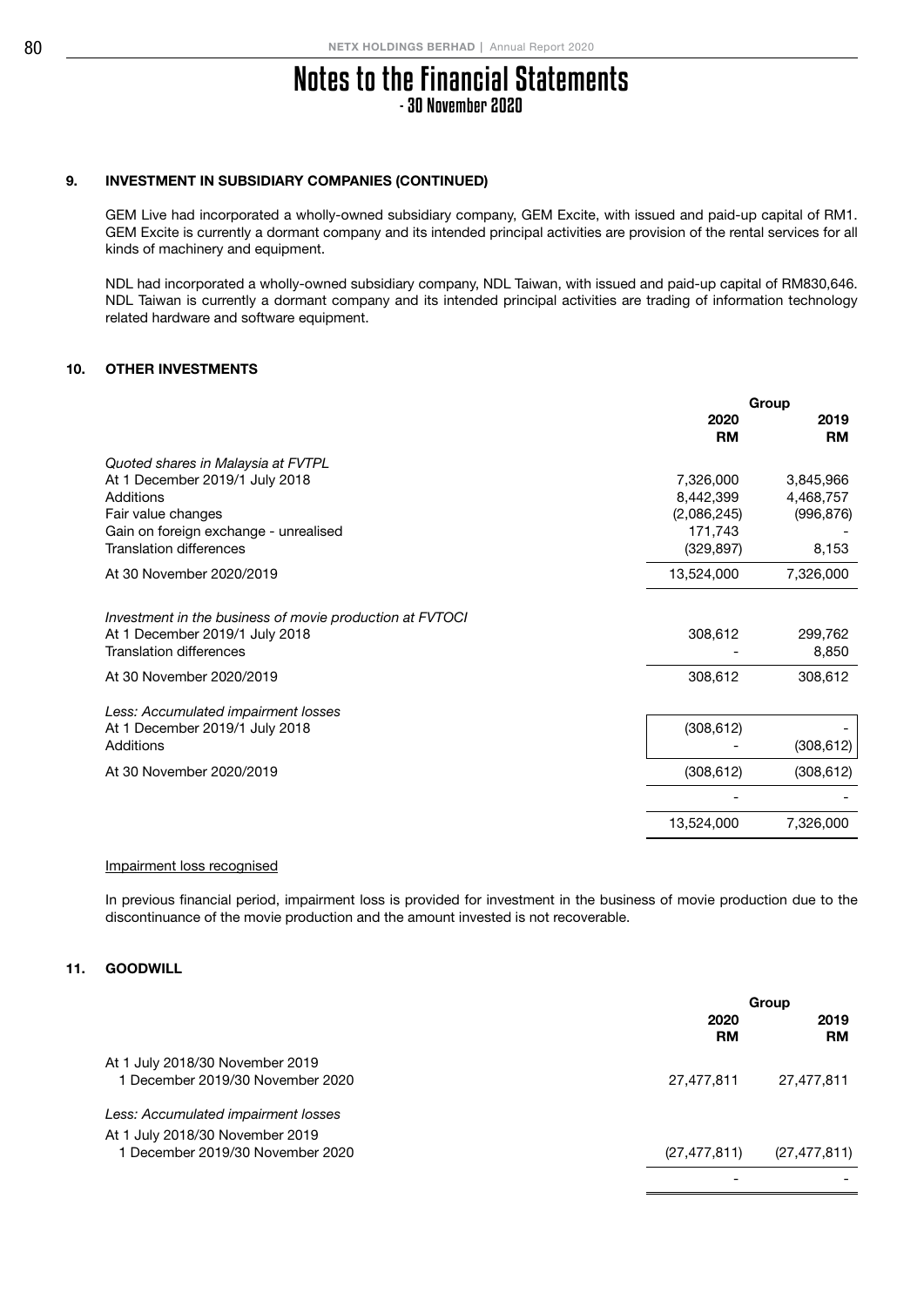# Notes to the Financial Statements
## - 30 November 2020

### 9. INVESTMENT IN SUBSIDIARY COMPANIES (CONTINUED)

GEM Live had incorporated a wholly-owned subsidiary company, GEM Excite, with issued and paid-up capital of RM1. GEM Excite is currently a dormant company and its intended principal activities are provision of the rental services for all kinds of machinery and equipment.

NDL had incorporated a wholly-owned subsidiary company, NDL Taiwan, with issued and paid-up capital of RM830,646. NDL Taiwan is currently a dormant company and its intended principal activities are trading of information technology related hardware and software equipment.

### 10. OTHER INVESTMENTS

| | Group | |
|---|---|---|
| | **2020 RM** | **2019 RM** |
| *Quoted shares in Malaysia at FVTPL* | | |
| At 1 December 2019/1 July 2018 | 7,326,000 | 3,845,966 |
| Additions | 8,442,399 | 4,468,757 |
| Fair value changes | (2,086,245) | (996,876) |
| Gain on foreign exchange - unrealised | 171,743 | - |
| Translation differences | (329,897) | 8,153 |
| At 30 November 2020/2019 | 13,524,000 | 7,326,000 |
| *Investment in the business of movie production at FVTOCI* | | |
| At 1 December 2019/1 July 2018 | 308,612 | 299,762 |
| Translation differences | - | 8,850 |
| At 30 November 2020/2019 | 308,612 | 308,612 |
| *Less: Accumulated impairment losses* | | |
| At 1 December 2019/1 July 2018 | (308,612) | - |
| Additions | - | (308,612) |
| At 30 November 2020/2019 | (308,612) | (308,612) |
| | - | - |
| | 13,524,000 | 7,326,000 |

Impairment loss recognised

In previous financial period, impairment loss is provided for investment in the business of movie production due to the discontinuance of the movie production and the amount invested is not recoverable.

### 11. GOODWILL

| | Group | |
|---|---|---|
| | **2020 RM** | **2019 RM** |
| At 1 July 2018/30 November 2019 1 December 2019/30 November 2020 | 27,477,811 | 27,477,811 |
| *Less: Accumulated impairment losses* | | |
| At 1 July 2018/30 November 2019 1 December 2019/30 November 2020 | (27,477,811) | (27,477,811) |
| | - | - |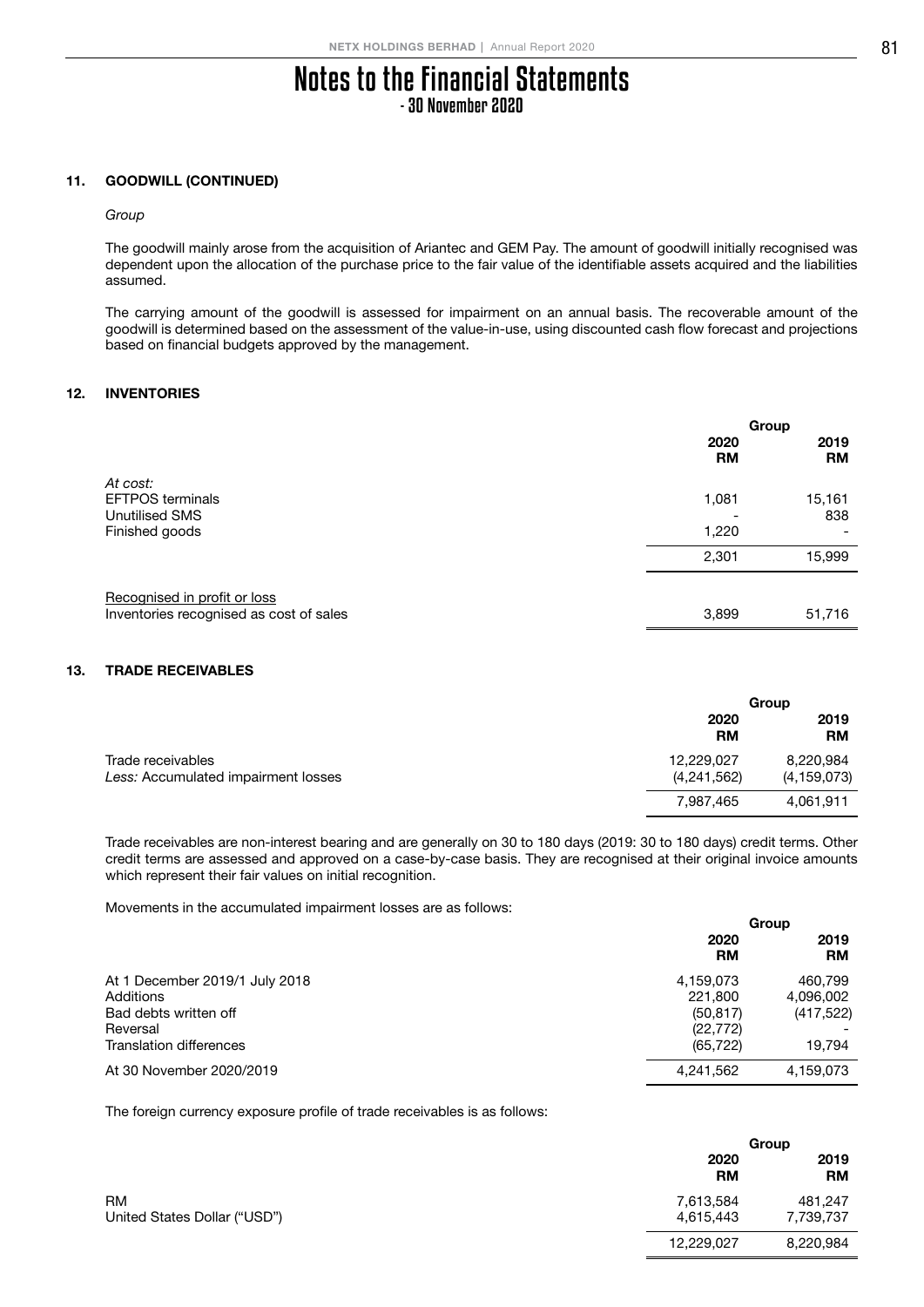# Notes to the Financial Statements
## - 30 November 2020

### 11. GOODWILL (CONTINUED)

*Group*

The goodwill mainly arose from the acquisition of Ariantec and GEM Pay. The amount of goodwill initially recognised was dependent upon the allocation of the purchase price to the fair value of the identifiable assets acquired and the liabilities assumed.

The carrying amount of the goodwill is assessed for impairment on an annual basis. The recoverable amount of the goodwill is determined based on the assessment of the value-in-use, using discounted cash flow forecast and projections based on financial budgets approved by the management.

### 12. INVENTORIES

| | Group | |
|---|---|---|
| | 2020<br>RM | 2019<br>RM |
| *At cost:* | | |
| EFTPOS terminals | 1,081 | 15,161 |
| Unutilised SMS | - | 838 |
| Finished goods | 1,220 | - |
| | 2,301 | 15,999 |
| Recognised in profit or loss | | |
| Inventories recognised as cost of sales | 3,899 | 51,716 |

### 13. TRADE RECEIVABLES

| | Group | |
|---|---|---|
| | 2020<br>RM | 2019<br>RM |
| Trade receivables | 12,229,027 | 8,220,984 |
| *Less:* Accumulated impairment losses | (4,241,562) | (4,159,073) |
| | 7,987,465 | 4,061,911 |

Trade receivables are non-interest bearing and are generally on 30 to 180 days (2019: 30 to 180 days) credit terms. Other credit terms are assessed and approved on a case-by-case basis. They are recognised at their original invoice amounts which represent their fair values on initial recognition.

Movements in the accumulated impairment losses are as follows:

| | Group | |
|---|---|---|
| | 2020<br>RM | 2019<br>RM |
| At 1 December 2019/1 July 2018 | 4,159,073 | 460,799 |
| Additions | 221,800 | 4,096,002 |
| Bad debts written off | (50,817) | (417,522) |
| Reversal | (22,772) | - |
| Translation differences | (65,722) | 19,794 |
| At 30 November 2020/2019 | 4,241,562 | 4,159,073 |

The foreign currency exposure profile of trade receivables is as follows:

| | Group | |
|---|---|---|
| | 2020<br>RM | 2019<br>RM |
| RM | 7,613,584 | 481,247 |
| United States Dollar ("USD") | 4,615,443 | 7,739,737 |
| | 12,229,027 | 8,220,984 |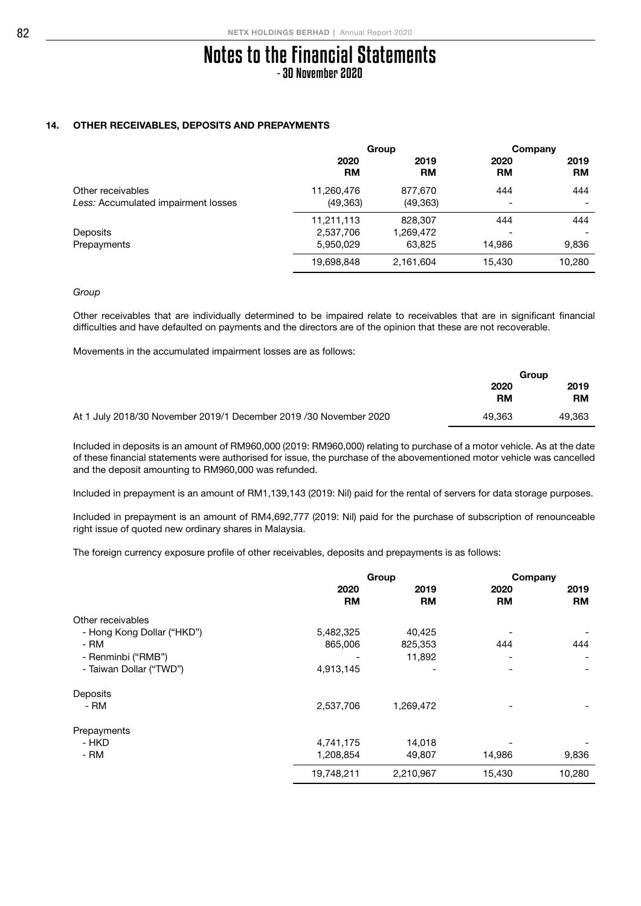# Notes to the Financial Statements
## - 30 November 2020

### 14. OTHER RECEIVABLES, DEPOSITS AND PREPAYMENTS

| | Group | | Company | |
|---|---|---|---|---|
| | 2020 RM | 2019 RM | 2020 RM | 2019 RM |
| Other receivables | 11,260,476 | 877,670 | 444 | 444 |
| *Less:* Accumulated impairment losses | (49,363) | (49,363) | - | - |
| | 11,211,113 | 828,307 | 444 | 444 |
| Deposits | 2,537,706 | 1,269,472 | - | - |
| Prepayments | 5,950,029 | 63,825 | 14,986 | 9,836 |
| | 19,698,848 | 2,161,604 | 15,430 | 10,280 |

*Group*

Other receivables that are individually determined to be impaired relate to receivables that are in significant financial difficulties and have defaulted on payments and the directors are of the opinion that these are not recoverable.

Movements in the accumulated impairment losses are as follows:

| | Group | |
|---|---|---|
| | 2020 RM | 2019 RM |
| At 1 July 2018/30 November 2019/1 December 2019 /30 November 2020 | 49,363 | 49,363 |

Included in deposits is an amount of RM960,000 (2019: RM960,000) relating to purchase of a motor vehicle. As at the date of these financial statements were authorised for issue, the purchase of the abovementioned motor vehicle was cancelled and the deposit amounting to RM960,000 was refunded.

Included in prepayment is an amount of RM1,139,143 (2019: Nil) paid for the rental of servers for data storage purposes.

Included in prepayment is an amount of RM4,692,777 (2019: Nil) paid for the purchase of subscription of renounceable right issue of quoted new ordinary shares in Malaysia.

The foreign currency exposure profile of other receivables, deposits and prepayments is as follows:

| | Group | | Company | |
|---|---|---|---|---|
| | 2020 RM | 2019 RM | 2020 RM | 2019 RM |
| Other receivables | | | | |
| - Hong Kong Dollar ("HKD") | 5,482,325 | 40,425 | - | - |
| - RM | 865,006 | 825,353 | 444 | 444 |
| - Renminbi ("RMB") | - | 11,892 | - | - |
| - Taiwan Dollar ("TWD") | 4,913,145 | - | - | - |
| Deposits | | | | |
| - RM | 2,537,706 | 1,269,472 | - | - |
| Prepayments | | | | |
| - HKD | 4,741,175 | 14,018 | - | - |
| - RM | 1,208,854 | 49,807 | 14,986 | 9,836 |
| | 19,748,211 | 2,210,967 | 15,430 | 10,280 |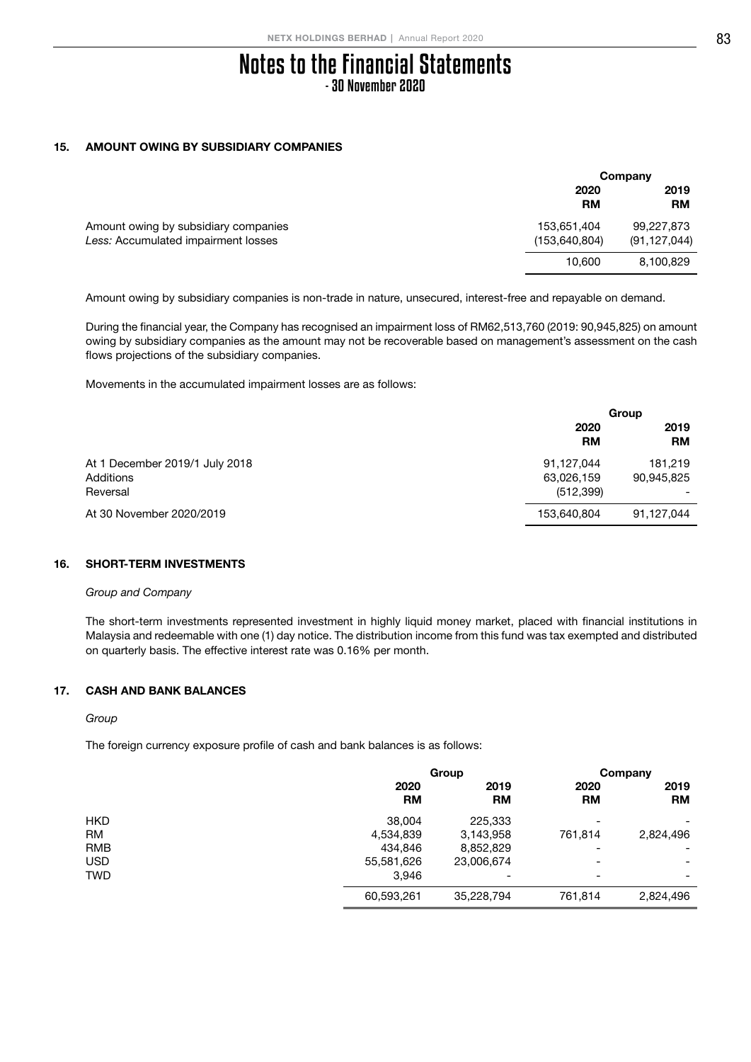# Notes to the Financial Statements
- 30 November 2020

## 15. AMOUNT OWING BY SUBSIDIARY COMPANIES

| | Company | |
|---|---|---|
| | 2020<br>RM | 2019<br>RM |
| Amount owing by subsidiary companies | 153,651,404 | 99,227,873 |
| *Less:* Accumulated impairment losses | (153,640,804) | (91,127,044) |
| | 10,600 | 8,100,829 |

Amount owing by subsidiary companies is non-trade in nature, unsecured, interest-free and repayable on demand.

During the financial year, the Company has recognised an impairment loss of RM62,513,760 (2019: 90,945,825) on amount owing by subsidiary companies as the amount may not be recoverable based on management's assessment on the cash flows projections of the subsidiary companies.

Movements in the accumulated impairment losses are as follows:

| | Group | |
|---|---|---|
| | 2020<br>RM | 2019<br>RM |
| At 1 December 2019/1 July 2018 | 91,127,044 | 181,219 |
| Additions | 63,026,159 | 90,945,825 |
| Reversal | (512,399) | - |
| At 30 November 2020/2019 | 153,640,804 | 91,127,044 |

## 16. SHORT-TERM INVESTMENTS

*Group and Company*

The short-term investments represented investment in highly liquid money market, placed with financial institutions in Malaysia and redeemable with one (1) day notice. The distribution income from this fund was tax exempted and distributed on quarterly basis. The effective interest rate was 0.16% per month.

## 17. CASH AND BANK BALANCES

*Group*

The foreign currency exposure profile of cash and bank balances is as follows:

| | Group | | Company | |
|---|---|---|---|---|
| | 2020<br>RM | 2019<br>RM | 2020<br>RM | 2019<br>RM |
| HKD | 38,004 | 225,333 | - | - |
| RM | 4,534,839 | 3,143,958 | 761,814 | 2,824,496 |
| RMB | 434,846 | 8,852,829 | - | - |
| USD | 55,581,626 | 23,006,674 | - | - |
| TWD | 3,946 | - | - | - |
| | 60,593,261 | 35,228,794 | 761,814 | 2,824,496 |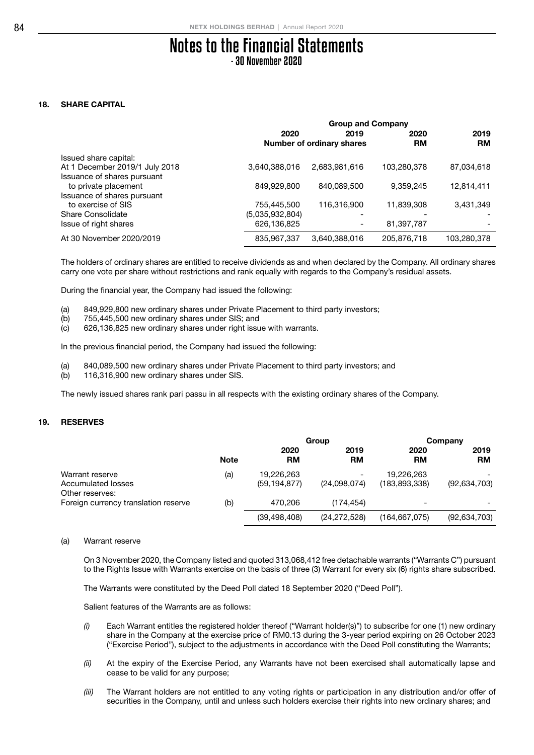# Notes to the Financial Statements
## - 30 November 2020

### 18. SHARE CAPITAL

| | Group and Company | | | |
|---|---|---|---|---|
| | 2020 | 2019 | 2020 | 2019 |
| | Number of ordinary shares | | RM | RM |
| Issued share capital: | | | | |
| At 1 December 2019/1 July 2018 | 3,640,388,016 | 2,683,981,616 | 103,280,378 | 87,034,618 |
| Issuance of shares pursuant to private placement | 849,929,800 | 840,089,500 | 9,359,245 | 12,814,411 |
| Issuance of shares pursuant to exercise of SIS | 755,445,500 | 116,316,900 | 11,839,308 | 3,431,349 |
| Share Consolidate | (5,035,932,804) | - | - | - |
| Issue of right shares | 626,136,825 | - | 81,397,787 | - |
| At 30 November 2020/2019 | 835,967,337 | 3,640,388,016 | 205,876,718 | 103,280,378 |

The holders of ordinary shares are entitled to receive dividends as and when declared by the Company. All ordinary shares carry one vote per share without restrictions and rank equally with regards to the Company's residual assets.

During the financial year, the Company had issued the following:

(a) 849,929,800 new ordinary shares under Private Placement to third party investors;
(b) 755,445,500 new ordinary shares under SIS; and
(c) 626,136,825 new ordinary shares under right issue with warrants.

In the previous financial period, the Company had issued the following:

(a) 840,089,500 new ordinary shares under Private Placement to third party investors; and
(b) 116,316,900 new ordinary shares under SIS.

The newly issued shares rank pari passu in all respects with the existing ordinary shares of the Company.

### 19. RESERVES

| | | Group | | Company | |
|---|---|---|---|---|---|
| | Note | 2020 RM | 2019 RM | 2020 RM | 2019 RM |
| Warrant reserve | (a) | 19,226,263 | - | 19,226,263 | - |
| Accumulated losses | | (59,194,877) | (24,098,074) | (183,893,338) | (92,634,703) |
| Other reserves: | | | | | |
| Foreign currency translation reserve | (b) | 470,206 | (174,454) | - | - |
| | | (39,498,408) | (24,272,528) | (164,667,075) | (92,634,703) |

(a) Warrant reserve

On 3 November 2020, the Company listed and quoted 313,068,412 free detachable warrants ("Warrants C") pursuant to the Rights Issue with Warrants exercise on the basis of three (3) Warrant for every six (6) rights share subscribed.

The Warrants were constituted by the Deed Poll dated 18 September 2020 ("Deed Poll").

Salient features of the Warrants are as follows:

*(i)* Each Warrant entitles the registered holder thereof ("Warrant holder(s)") to subscribe for one (1) new ordinary share in the Company at the exercise price of RM0.13 during the 3-year period expiring on 26 October 2023 ("Exercise Period"), subject to the adjustments in accordance with the Deed Poll constituting the Warrants;

*(ii)* At the expiry of the Exercise Period, any Warrants have not been exercised shall automatically lapse and cease to be valid for any purpose;

*(iii)* The Warrant holders are not entitled to any voting rights or participation in any distribution and/or offer of securities in the Company, until and unless such holders exercise their rights into new ordinary shares; and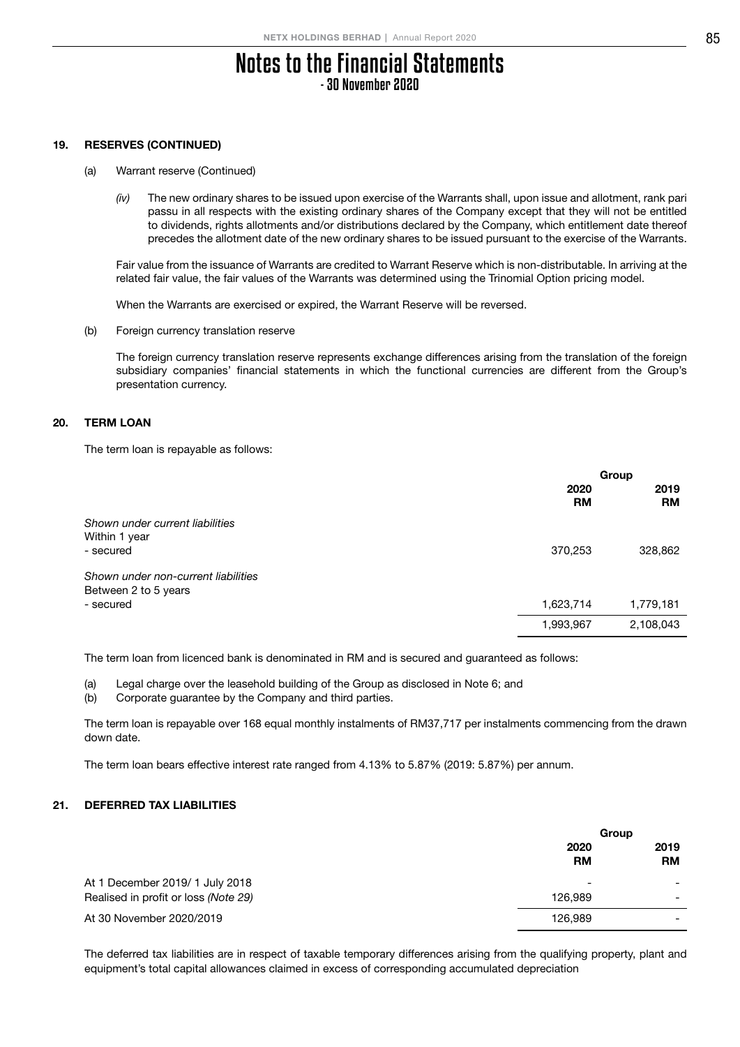# Notes to the Financial Statements
## - 30 November 2020

### 19. RESERVES (CONTINUED)

(a) Warrant reserve (Continued)

*(iv)* The new ordinary shares to be issued upon exercise of the Warrants shall, upon issue and allotment, rank pari passu in all respects with the existing ordinary shares of the Company except that they will not be entitled to dividends, rights allotments and/or distributions declared by the Company, which entitlement date thereof precedes the allotment date of the new ordinary shares to be issued pursuant to the exercise of the Warrants.

Fair value from the issuance of Warrants are credited to Warrant Reserve which is non-distributable. In arriving at the related fair value, the fair values of the Warrants was determined using the Trinomial Option pricing model.

When the Warrants are exercised or expired, the Warrant Reserve will be reversed.

(b) Foreign currency translation reserve

The foreign currency translation reserve represents exchange differences arising from the translation of the foreign subsidiary companies' financial statements in which the functional currencies are different from the Group's presentation currency.

### 20. TERM LOAN

The term loan is repayable as follows:

| | Group | |
|---|---|---|
| | **2020 RM** | **2019 RM** |
| *Shown under current liabilities* | | |
| Within 1 year | | |
| - secured | 370,253 | 328,862 |
| *Shown under non-current liabilities* | | |
| Between 2 to 5 years | | |
| - secured | 1,623,714 | 1,779,181 |
| | 1,993,967 | 2,108,043 |

The term loan from licenced bank is denominated in RM and is secured and guaranteed as follows:

(a) Legal charge over the leasehold building of the Group as disclosed in Note 6; and
(b) Corporate guarantee by the Company and third parties.

The term loan is repayable over 168 equal monthly instalments of RM37,717 per instalments commencing from the drawn down date.

The term loan bears effective interest rate ranged from 4.13% to 5.87% (2019: 5.87%) per annum.

### 21. DEFERRED TAX LIABILITIES

| | Group | |
|---|---|---|
| | **2020 RM** | **2019 RM** |
| At 1 December 2019/ 1 July 2018 | - | - |
| Realised in profit or loss *(Note 29)* | 126,989 | - |
| At 30 November 2020/2019 | 126,989 | - |

The deferred tax liabilities are in respect of taxable temporary differences arising from the qualifying property, plant and equipment's total capital allowances claimed in excess of corresponding accumulated depreciation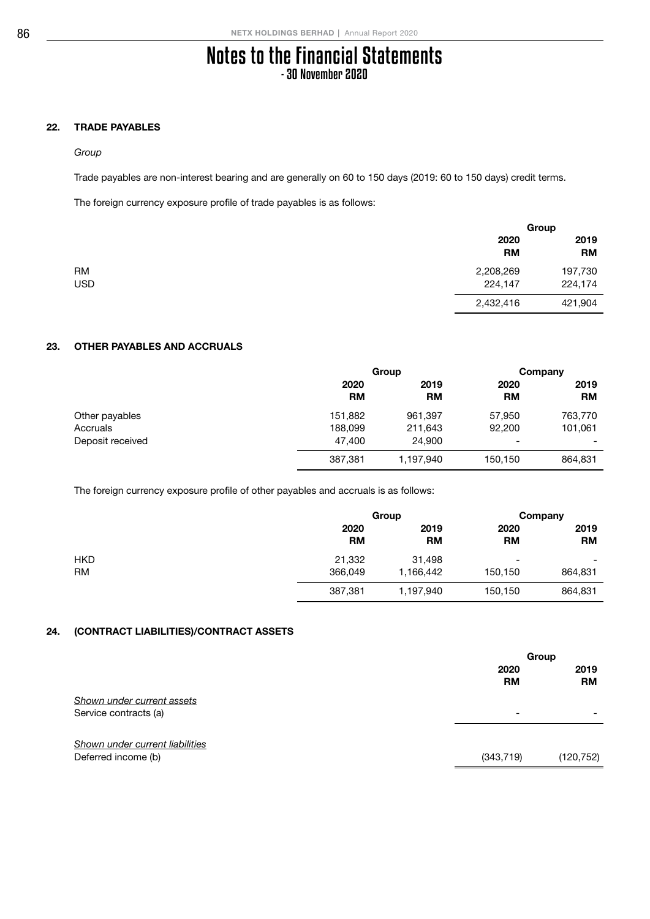# Notes to the Financial Statements
## - 30 November 2020

### 22. TRADE PAYABLES

*Group*

Trade payables are non-interest bearing and are generally on 60 to 150 days (2019: 60 to 150 days) credit terms.

The foreign currency exposure profile of trade payables is as follows:

| | Group | |
|---|---|---|
| | 2020 RM | 2019 RM |
| RM | 2,208,269 | 197,730 |
| USD | 224,147 | 224,174 |
| | 2,432,416 | 421,904 |

### 23. OTHER PAYABLES AND ACCRUALS

| | Group | | Company | |
|---|---|---|---|---|
| | 2020 RM | 2019 RM | 2020 RM | 2019 RM |
| Other payables | 151,882 | 961,397 | 57,950 | 763,770 |
| Accruals | 188,099 | 211,643 | 92,200 | 101,061 |
| Deposit received | 47,400 | 24,900 | - | - |
| | 387,381 | 1,197,940 | 150,150 | 864,831 |

The foreign currency exposure profile of other payables and accruals is as follows:

| | Group | | Company | |
|---|---|---|---|---|
| | 2020 RM | 2019 RM | 2020 RM | 2019 RM |
| HKD | 21,332 | 31,498 | - | - |
| RM | 366,049 | 1,166,442 | 150,150 | 864,831 |
| | 387,381 | 1,197,940 | 150,150 | 864,831 |

### 24. (CONTRACT LIABILITIES)/CONTRACT ASSETS

| | Group | |
|---|---|---|
| | 2020 RM | 2019 RM |
| Shown under current assets | | |
| Service contracts (a) | - | - |
| Shown under current liabilities | | |
| Deferred income (b) | (343,719) | (120,752) |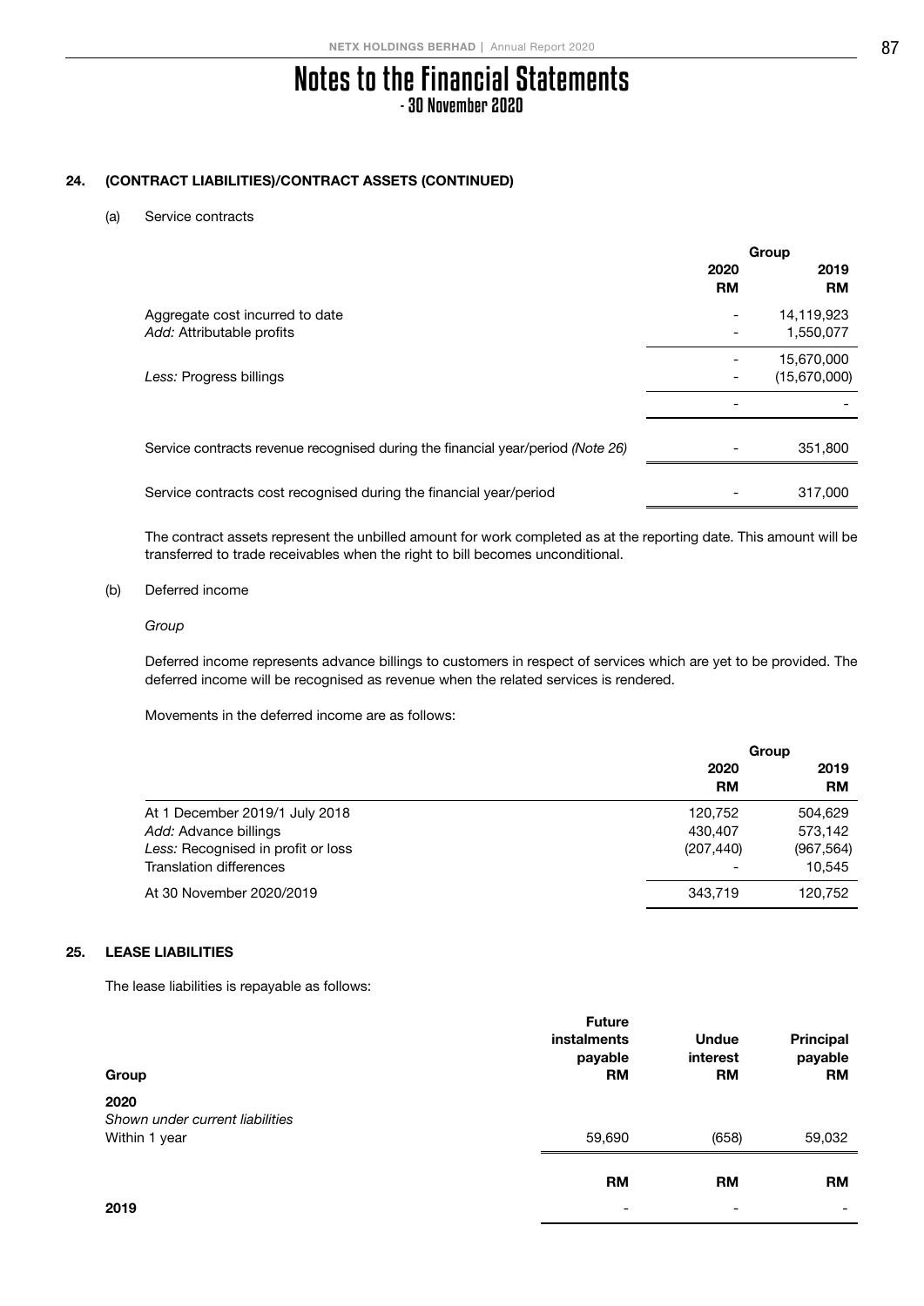# Notes to the Financial Statements
## - 30 November 2020

### 24. (CONTRACT LIABILITIES)/CONTRACT ASSETS (CONTINUED)

(a) Service contracts

| | Group | |
|---|---|---|
| | 2020 RM | 2019 RM |
| Aggregate cost incurred to date | - | 14,119,923 |
| *Add:* Attributable profits | - | 1,550,077 |
| | - | 15,670,000 |
| *Less:* Progress billings | - | (15,670,000) |
| | - | - |
| Service contracts revenue recognised during the financial year/period *(Note 26)* | - | 351,800 |
| Service contracts cost recognised during the financial year/period | - | 317,000 |

The contract assets represent the unbilled amount for work completed as at the reporting date. This amount will be transferred to trade receivables when the right to bill becomes unconditional.

(b) Deferred income

*Group*

Deferred income represents advance billings to customers in respect of services which are yet to be provided. The deferred income will be recognised as revenue when the related services is rendered.

Movements in the deferred income are as follows:

| | Group | |
|---|---|---|
| | 2020 RM | 2019 RM |
| At 1 December 2019/1 July 2018 | 120,752 | 504,629 |
| *Add:* Advance billings | 430,407 | 573,142 |
| *Less:* Recognised in profit or loss | (207,440) | (967,564) |
| Translation differences | - | 10,545 |
| At 30 November 2020/2019 | 343,719 | 120,752 |

### 25. LEASE LIABILITIES

The lease liabilities is repayable as follows:

| Group | Future instalments payable RM | Undue interest RM | Principal payable RM |
|---|---|---|---|
| **2020** | | | |
| *Shown under current liabilities* | | | |
| Within 1 year | 59,690 | (658) | 59,032 |
| | **RM** | **RM** | **RM** |
| **2019** | - | - | - |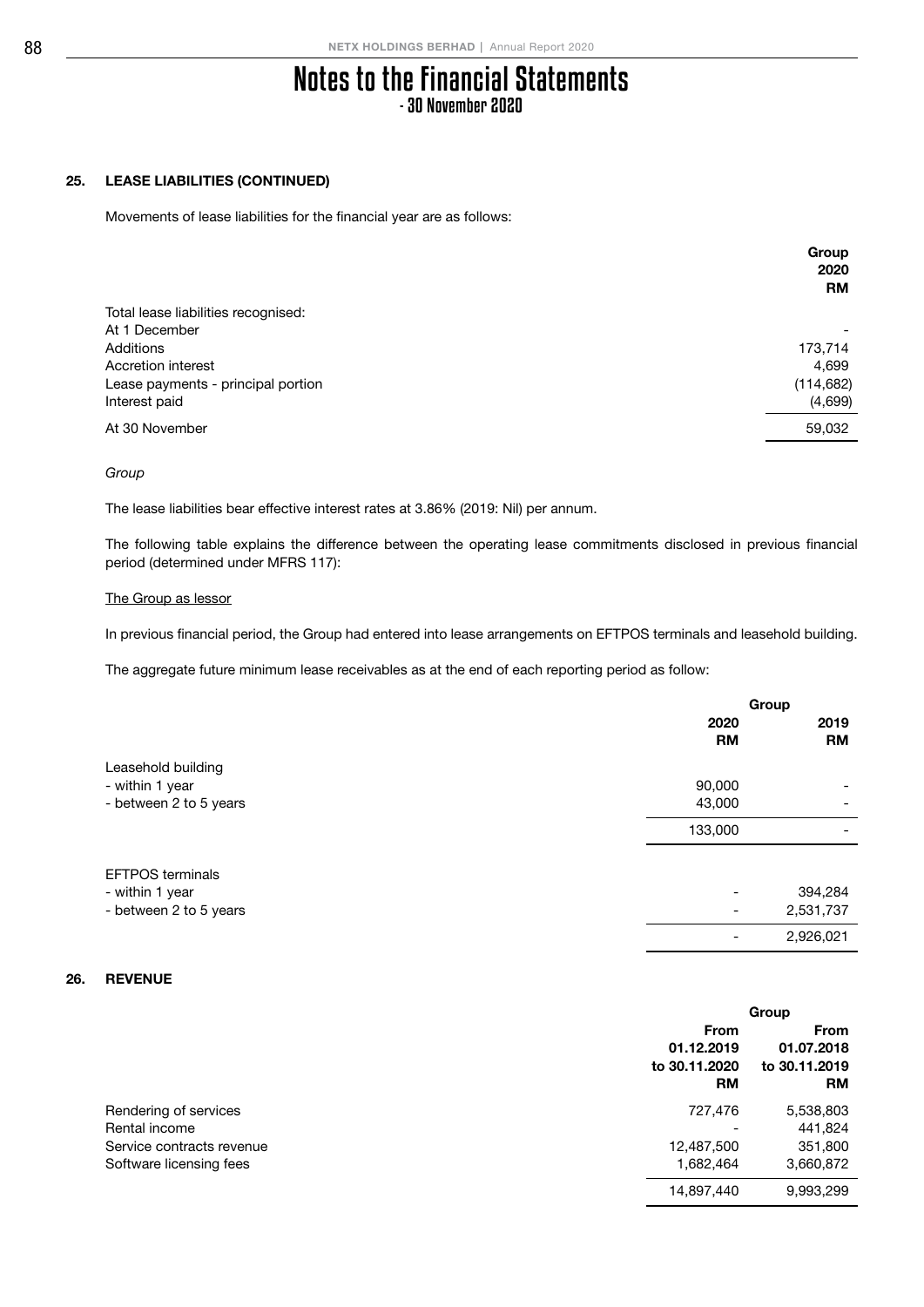# Notes to the Financial Statements
## - 30 November 2020

### 25. LEASE LIABILITIES (CONTINUED)

Movements of lease liabilities for the financial year are as follows:

| | Group 2020 RM |
|---|---|
| Total lease liabilities recognised: | |
| At 1 December | - |
| Additions | 173,714 |
| Accretion interest | 4,699 |
| Lease payments - principal portion | (114,682) |
| Interest paid | (4,699) |
| At 30 November | 59,032 |

*Group*

The lease liabilities bear effective interest rates at 3.86% (2019: Nil) per annum.

The following table explains the difference between the operating lease commitments disclosed in previous financial period (determined under MFRS 117):

<u>The Group as lessor</u>

In previous financial period, the Group had entered into lease arrangements on EFTPOS terminals and leasehold building.

The aggregate future minimum lease receivables as at the end of each reporting period as follow:

| | Group | |
|---|---|---|
| | 2020 RM | 2019 RM |
| Leasehold building | | |
| - within 1 year | 90,000 | - |
| - between 2 to 5 years | 43,000 | - |
| | 133,000 | - |
| EFTPOS terminals | | |
| - within 1 year | - | 394,284 |
| - between 2 to 5 years | - | 2,531,737 |
| | - | 2,926,021 |

### 26. REVENUE

| | Group | |
|---|---|---|
| | From 01.12.2019 to 30.11.2020 RM | From 01.07.2018 to 30.11.2019 RM |
| Rendering of services | 727,476 | 5,538,803 |
| Rental income | - | 441,824 |
| Service contracts revenue | 12,487,500 | 351,800 |
| Software licensing fees | 1,682,464 | 3,660,872 |
| | 14,897,440 | 9,993,299 |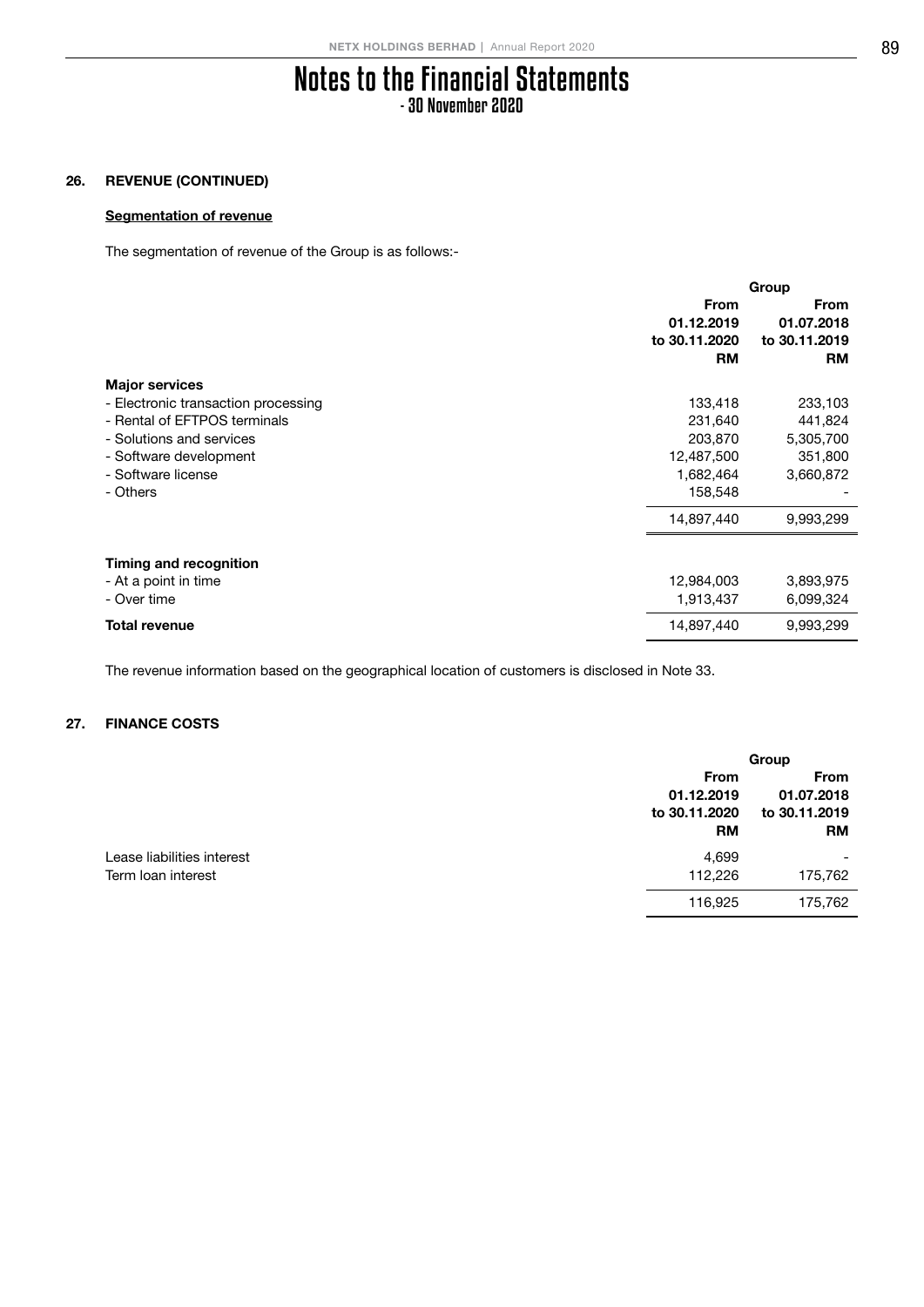# Notes to the Financial Statements
## - 30 November 2020

### 26. REVENUE (CONTINUED)

**Segmentation of revenue**

The segmentation of revenue of the Group is as follows:-

| | Group | |
|---|---|---|
| | **From 01.12.2019 to 30.11.2020 RM** | **From 01.07.2018 to 30.11.2019 RM** |
| **Major services** | | |
| - Electronic transaction processing | 133,418 | 233,103 |
| - Rental of EFTPOS terminals | 231,640 | 441,824 |
| - Solutions and services | 203,870 | 5,305,700 |
| - Software development | 12,487,500 | 351,800 |
| - Software license | 1,682,464 | 3,660,872 |
| - Others | 158,548 | - |
| | 14,897,440 | 9,993,299 |
| **Timing and recognition** | | |
| - At a point in time | 12,984,003 | 3,893,975 |
| - Over time | 1,913,437 | 6,099,324 |
| **Total revenue** | 14,897,440 | 9,993,299 |

The revenue information based on the geographical location of customers is disclosed in Note 33.

### 27. FINANCE COSTS

| | Group | |
|---|---|---|
| | **From 01.12.2019 to 30.11.2020 RM** | **From 01.07.2018 to 30.11.2019 RM** |
| Lease liabilities interest | 4,699 | - |
| Term loan interest | 112,226 | 175,762 |
| | 116,925 | 175,762 |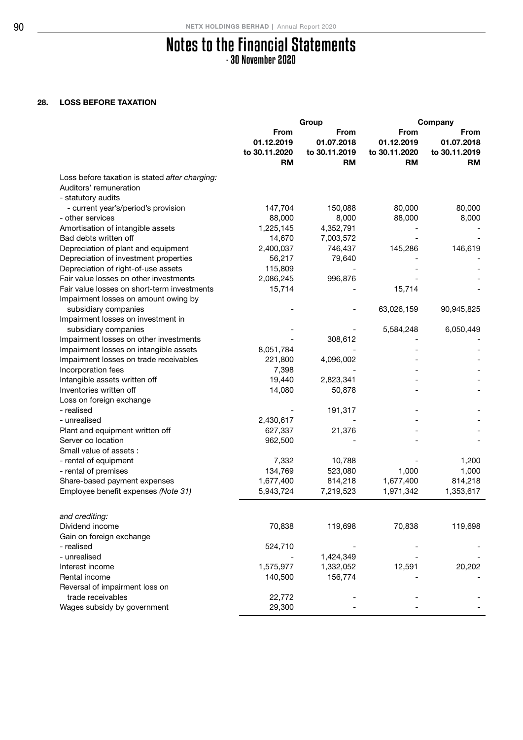# Notes to the Financial Statements
- 30 November 2020

## 28. LOSS BEFORE TAXATION

| | Group | | Company | |
|---|---|---|---|---|
| | From 01.12.2019 to 30.11.2020 RM | From 01.07.2018 to 30.11.2019 RM | From 01.12.2019 to 30.11.2020 RM | From 01.07.2018 to 30.11.2019 RM |
| Loss before taxation is stated *after charging:* | | | | |
| Auditors' remuneration | | | | |
| - statutory audits | | | | |
| - current year's/period's provision | 147,704 | 150,088 | 80,000 | 80,000 |
| - other services | 88,000 | 8,000 | 88,000 | 8,000 |
| Amortisation of intangible assets | 1,225,145 | 4,352,791 | - | - |
| Bad debts written off | 14,670 | 7,003,572 | - | - |
| Depreciation of plant and equipment | 2,400,037 | 746,437 | 145,286 | 146,619 |
| Depreciation of investment properties | 56,217 | 79,640 | - | - |
| Depreciation of right-of-use assets | 115,809 | - | - | - |
| Fair value losses on other investments | 2,086,245 | 996,876 | - | - |
| Fair value losses on short-term investments | 15,714 | - | 15,714 | - |
| Impairment losses on amount owing by subsidiary companies | - | - | 63,026,159 | 90,945,825 |
| Impairment losses on investment in subsidiary companies | - | - | 5,584,248 | 6,050,449 |
| Impairment losses on other investments | - | 308,612 | - | - |
| Impairment losses on intangible assets | 8,051,784 | - | - | - |
| Impairment losses on trade receivables | 221,800 | 4,096,002 | - | - |
| Incorporation fees | 7,398 | - | - | - |
| Intangible assets written off | 19,440 | 2,823,341 | - | - |
| Inventories written off | 14,080 | 50,878 | - | - |
| Loss on foreign exchange | | | | |
| - realised | - | 191,317 | - | - |
| - unrealised | 2,430,617 | - | - | - |
| Plant and equipment written off | 627,337 | 21,376 | - | - |
| Server co location | 962,500 | - | - | - |
| Small value of assets : | | | | |
| - rental of equipment | 7,332 | 10,788 | - | 1,200 |
| - rental of premises | 134,769 | 523,080 | 1,000 | 1,000 |
| Share-based payment expenses | 1,677,400 | 814,218 | 1,677,400 | 814,218 |
| Employee benefit expenses *(Note 31)* | 5,943,724 | 7,219,523 | 1,971,342 | 1,353,617 |
| *and crediting:* | | | | |
| Dividend income | 70,838 | 119,698 | 70,838 | 119,698 |
| Gain on foreign exchange | | | | |
| - realised | 524,710 | - | - | - |
| - unrealised | - | 1,424,349 | - | - |
| Interest income | 1,575,977 | 1,332,052 | 12,591 | 20,202 |
| Rental income | 140,500 | 156,774 | - | - |
| Reversal of impairment loss on trade receivables | 22,772 | - | - | - |
| Wages subsidy by government | 29,300 | - | - | - |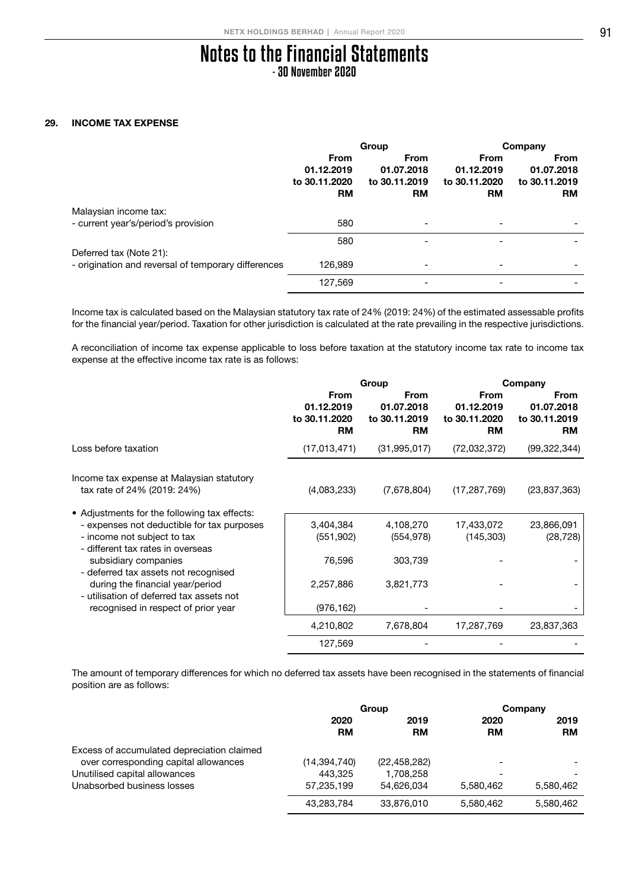# Notes to the Financial Statements
## - 30 November 2020

### 29. INCOME TAX EXPENSE

| | Group | | Company | |
|---|---|---|---|---|
| | From 01.12.2019 to 30.11.2020 RM | From 01.07.2018 to 30.11.2019 RM | From 01.12.2019 to 30.11.2020 RM | From 01.07.2018 to 30.11.2019 RM |
| Malaysian income tax: | | | | |
| - current year's/period's provision | 580 | - | - | - |
| | 580 | - | - | - |
| Deferred tax (Note 21): | | | | |
| - origination and reversal of temporary differences | 126,989 | - | - | - |
| | 127,569 | - | - | - |

Income tax is calculated based on the Malaysian statutory tax rate of 24% (2019: 24%) of the estimated assessable profits for the financial year/period. Taxation for other jurisdiction is calculated at the rate prevailing in the respective jurisdictions.

A reconciliation of income tax expense applicable to loss before taxation at the statutory income tax rate to income tax expense at the effective income tax rate is as follows:

| | Group | | Company | |
|---|---|---|---|---|
| | From 01.12.2019 to 30.11.2020 RM | From 01.07.2018 to 30.11.2019 RM | From 01.12.2019 to 30.11.2020 RM | From 01.07.2018 to 30.11.2019 RM |
| Loss before taxation | (17,013,471) | (31,995,017) | (72,032,372) | (99,322,344) |
| Income tax expense at Malaysian statutory tax rate of 24% (2019: 24%) | (4,083,233) | (7,678,804) | (17,287,769) | (23,837,363) |
| • Adjustments for the following tax effects: | | | | |
| - expenses not deductible for tax purposes | 3,404,384 | 4,108,270 | 17,433,072 | 23,866,091 |
| - income not subject to tax | (551,902) | (554,978) | (145,303) | (28,728) |
| - different tax rates in overseas subsidiary companies | 76,596 | 303,739 | - | - |
| - deferred tax assets not recognised during the financial year/period | 2,257,886 | 3,821,773 | - | - |
| - utilisation of deferred tax assets not recognised in respect of prior year | (976,162) | - | - | - |
| | 4,210,802 | 7,678,804 | 17,287,769 | 23,837,363 |
| | 127,569 | - | - | - |

The amount of temporary differences for which no deferred tax assets have been recognised in the statements of financial position are as follows:

| | Group | | Company | |
|---|---|---|---|---|
| | 2020 RM | 2019 RM | 2020 RM | 2019 RM |
| Excess of accumulated depreciation claimed over corresponding capital allowances | (14,394,740) | (22,458,282) | - | - |
| Unutilised capital allowances | 443,325 | 1,708,258 | - | - |
| Unabsorbed business losses | 57,235,199 | 54,626,034 | 5,580,462 | 5,580,462 |
| | 43,283,784 | 33,876,010 | 5,580,462 | 5,580,462 |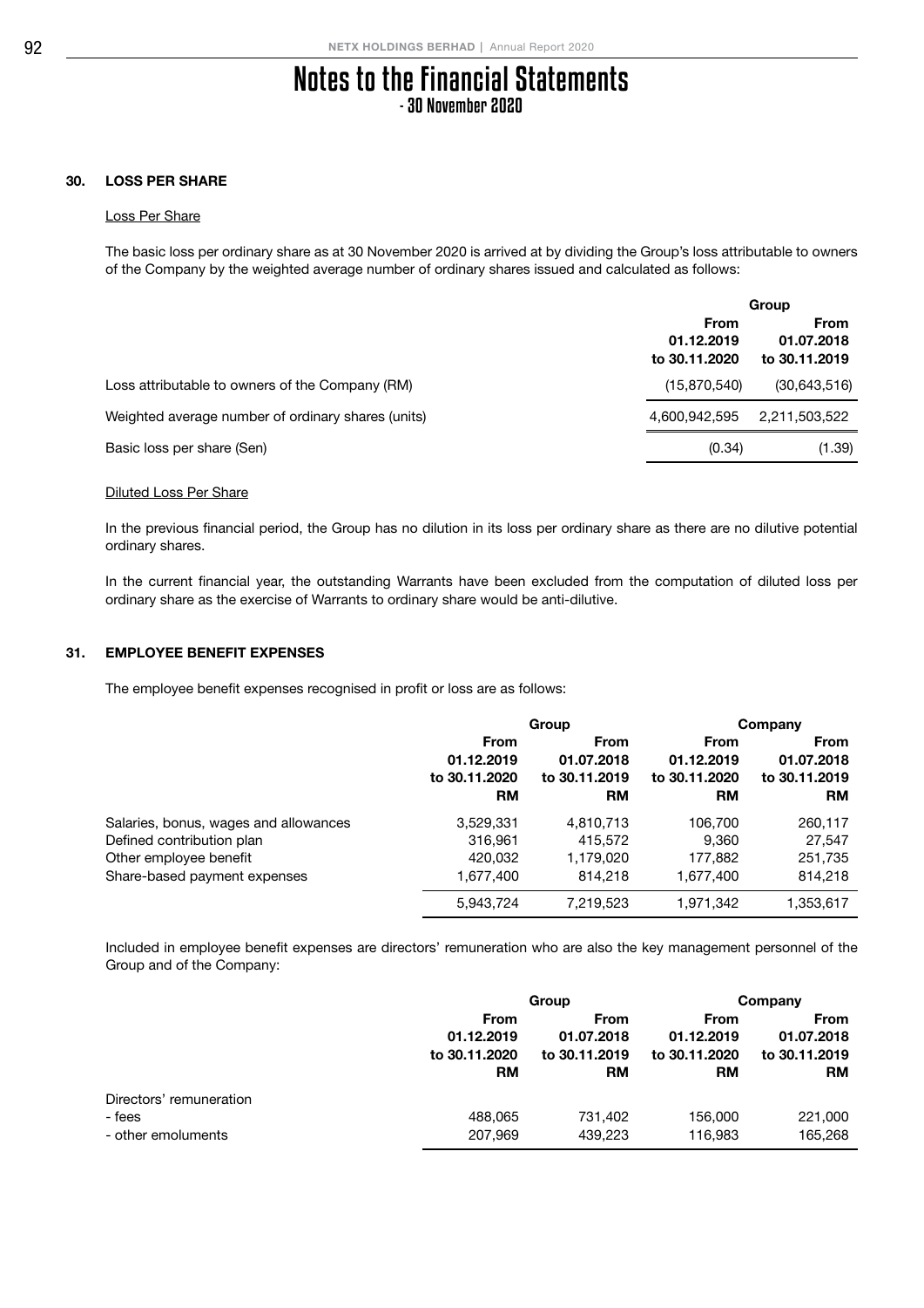# Notes to the Financial Statements

- 30 November 2020

## 30. LOSS PER SHARE

### Loss Per Share

The basic loss per ordinary share as at 30 November 2020 is arrived at by dividing the Group's loss attributable to owners of the Company by the weighted average number of ordinary shares issued and calculated as follows:

| | Group | |
|---|---|---|
| | From 01.12.2019 to 30.11.2020 | From 01.07.2018 to 30.11.2019 |
| Loss attributable to owners of the Company (RM) | (15,870,540) | (30,643,516) |
| Weighted average number of ordinary shares (units) | 4,600,942,595 | 2,211,503,522 |
| Basic loss per share (Sen) | (0.34) | (1.39) |

### Diluted Loss Per Share

In the previous financial period, the Group has no dilution in its loss per ordinary share as there are no dilutive potential ordinary shares.

In the current financial year, the outstanding Warrants have been excluded from the computation of diluted loss per ordinary share as the exercise of Warrants to ordinary share would be anti-dilutive.

## 31. EMPLOYEE BENEFIT EXPENSES

The employee benefit expenses recognised in profit or loss are as follows:

| | Group | | Company | |
|---|---|---|---|---|
| | From 01.12.2019 to 30.11.2020 RM | From 01.07.2018 to 30.11.2019 RM | From 01.12.2019 to 30.11.2020 RM | From 01.07.2018 to 30.11.2019 RM |
| Salaries, bonus, wages and allowances | 3,529,331 | 4,810,713 | 106,700 | 260,117 |
| Defined contribution plan | 316,961 | 415,572 | 9,360 | 27,547 |
| Other employee benefit | 420,032 | 1,179,020 | 177,882 | 251,735 |
| Share-based payment expenses | 1,677,400 | 814,218 | 1,677,400 | 814,218 |
| | 5,943,724 | 7,219,523 | 1,971,342 | 1,353,617 |

Included in employee benefit expenses are directors' remuneration who are also the key management personnel of the Group and of the Company:

| | Group | | Company | |
|---|---|---|---|---|
| | From 01.12.2019 to 30.11.2020 RM | From 01.07.2018 to 30.11.2019 RM | From 01.12.2019 to 30.11.2020 RM | From 01.07.2018 to 30.11.2019 RM |
| Directors' remuneration | | | | |
| - fees | 488,065 | 731,402 | 156,000 | 221,000 |
| - other emoluments | 207,969 | 439,223 | 116,983 | 165,268 |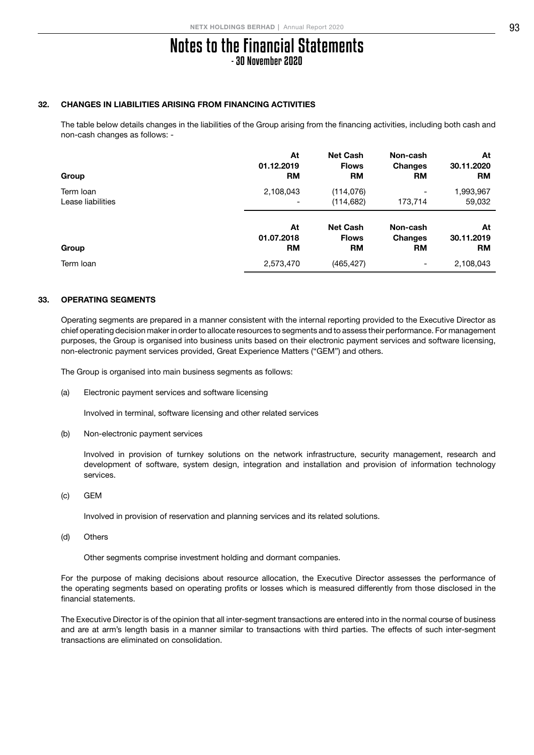# Notes to the Financial Statements
- 30 November 2020

## 32. CHANGES IN LIABILITIES ARISING FROM FINANCING ACTIVITIES

The table below details changes in the liabilities of the Group arising from the financing activities, including both cash and non-cash changes as follows: -

| Group | At 01.12.2019 RM | Net Cash Flows RM | Non-cash Changes RM | At 30.11.2020 RM |
|---|---|---|---|---|
| Term loan | 2,108,043 | (114,076) | - | 1,993,967 |
| Lease liabilities | - | (114,682) | 173,714 | 59,032 |

| Group | At 01.07.2018 RM | Net Cash Flows RM | Non-cash Changes RM | At 30.11.2019 RM |
|---|---|---|---|---|
| Term loan | 2,573,470 | (465,427) | - | 2,108,043 |

## 33. OPERATING SEGMENTS

Operating segments are prepared in a manner consistent with the internal reporting provided to the Executive Director as chief operating decision maker in order to allocate resources to segments and to assess their performance. For management purposes, the Group is organised into business units based on their electronic payment services and software licensing, non-electronic payment services provided, Great Experience Matters ("GEM") and others.

The Group is organised into main business segments as follows:

(a) Electronic payment services and software licensing

Involved in terminal, software licensing and other related services

(b) Non-electronic payment services

Involved in provision of turnkey solutions on the network infrastructure, security management, research and development of software, system design, integration and installation and provision of information technology services.

(c) GEM

Involved in provision of reservation and planning services and its related solutions.

(d) Others

Other segments comprise investment holding and dormant companies.

For the purpose of making decisions about resource allocation, the Executive Director assesses the performance of the operating segments based on operating profits or losses which is measured differently from those disclosed in the financial statements.

The Executive Director is of the opinion that all inter-segment transactions are entered into in the normal course of business and are at arm's length basis in a manner similar to transactions with third parties. The effects of such inter-segment transactions are eliminated on consolidation.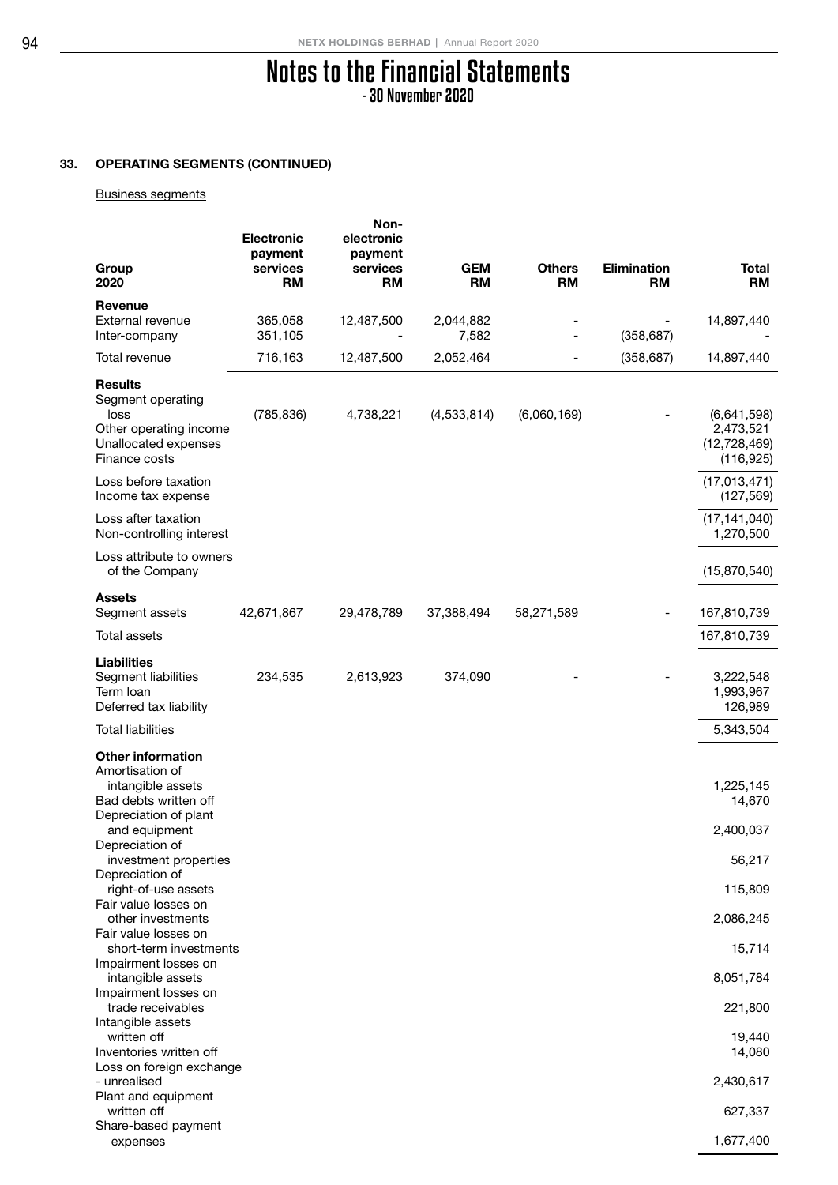# Notes to the Financial Statements
- 30 November 2020

### 33. OPERATING SEGMENTS (CONTINUED)

Business segments

| Group<br>2020 | Electronic payment services<br>RM | Non-electronic payment services<br>RM | GEM<br>RM | Others<br>RM | Elimination<br>RM | Total<br>RM |
|---|---|---|---|---|---|---|
| **Revenue** | | | | | | |
| External revenue | 365,058 | 12,487,500 | 2,044,882 | - | - | 14,897,440 |
| Inter-company | 351,105 | - | 7,582 | - | (358,687) | - |
| Total revenue | 716,163 | 12,487,500 | 2,052,464 | - | (358,687) | 14,897,440 |
| **Results** | | | | | | |
| Segment operating loss | (785,836) | 4,738,221 | (4,533,814) | (6,060,169) | - | (6,641,598) |
| Other operating income | | | | | | 2,473,521 |
| Unallocated expenses | | | | | | (12,728,469) |
| Finance costs | | | | | | (116,925) |
| Loss before taxation | | | | | | (17,013,471) |
| Income tax expense | | | | | | (127,569) |
| Loss after taxation | | | | | | (17,141,040) |
| Non-controlling interest | | | | | | 1,270,500 |
| Loss attribute to owners of the Company | | | | | | (15,870,540) |
| **Assets** | | | | | | |
| Segment assets | 42,671,867 | 29,478,789 | 37,388,494 | 58,271,589 | - | 167,810,739 |
| Total assets | | | | | | 167,810,739 |
| **Liabilities** | | | | | | |
| Segment liabilities | 234,535 | 2,613,923 | 374,090 | - | - | 3,222,548 |
| Term loan | | | | | | 1,993,967 |
| Deferred tax liability | | | | | | 126,989 |
| Total liabilities | | | | | | 5,343,504 |
| **Other information** | | | | | | |
| Amortisation of intangible assets | | | | | | 1,225,145 |
| Bad debts written off | | | | | | 14,670 |
| Depreciation of plant and equipment | | | | | | 2,400,037 |
| Depreciation of investment properties | | | | | | 56,217 |
| Depreciation of right-of-use assets | | | | | | 115,809 |
| Fair value losses on other investments | | | | | | 2,086,245 |
| Fair value losses on short-term investments | | | | | | 15,714 |
| Impairment losses on intangible assets | | | | | | 8,051,784 |
| Impairment losses on trade receivables | | | | | | 221,800 |
| Intangible assets written off | | | | | | 19,440 |
| Inventories written off | | | | | | 14,080 |
| Loss on foreign exchange - unrealised | | | | | | 2,430,617 |
| Plant and equipment written off | | | | | | 627,337 |
| Share-based payment expenses | | | | | | 1,677,400 |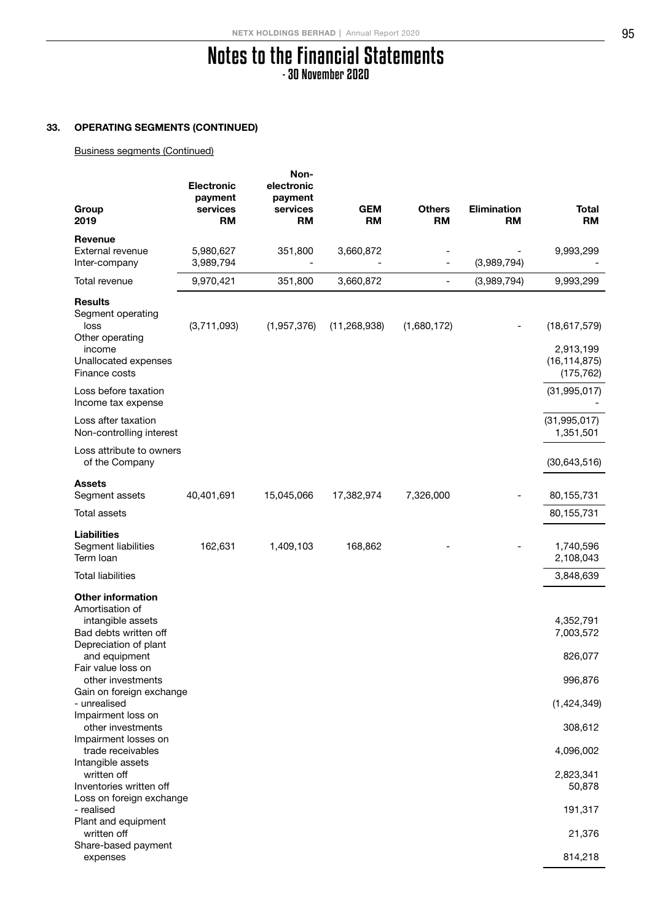# Notes to the Financial Statements
## - 30 November 2020

### 33. OPERATING SEGMENTS (CONTINUED)

Business segments (Continued)

| Group 2019 | Electronic payment services RM | Non-electronic payment services RM | GEM RM | Others RM | Elimination RM | Total RM |
|---|---|---|---|---|---|---|
| **Revenue** | | | | | | |
| External revenue | 5,980,627 | 351,800 | 3,660,872 | - | - | 9,993,299 |
| Inter-company | 3,989,794 | - | - | - | (3,989,794) | - |
| Total revenue | 9,970,421 | 351,800 | 3,660,872 | - | (3,989,794) | 9,993,299 |
| **Results** | | | | | | |
| Segment operating loss | (3,711,093) | (1,957,376) | (11,268,938) | (1,680,172) | - | (18,617,579) |
| Other operating income | | | | | | 2,913,199 |
| Unallocated expenses | | | | | | (16,114,875) |
| Finance costs | | | | | | (175,762) |
| Loss before taxation | | | | | | (31,995,017) |
| Income tax expense | | | | | | - |
| Loss after taxation | | | | | | (31,995,017) |
| Non-controlling interest | | | | | | 1,351,501 |
| Loss attribute to owners of the Company | | | | | | (30,643,516) |
| **Assets** | | | | | | |
| Segment assets | 40,401,691 | 15,045,066 | 17,382,974 | 7,326,000 | - | 80,155,731 |
| Total assets | | | | | | 80,155,731 |
| **Liabilities** | | | | | | |
| Segment liabilities | 162,631 | 1,409,103 | 168,862 | - | - | 1,740,596 |
| Term loan | | | | | | 2,108,043 |
| Total liabilities | | | | | | 3,848,639 |
| **Other information** | | | | | | |
| Amortisation of intangible assets | | | | | | 4,352,791 |
| Bad debts written off | | | | | | 7,003,572 |
| Depreciation of plant and equipment | | | | | | 826,077 |
| Fair value loss on other investments | | | | | | 996,876 |
| Gain on foreign exchange - unrealised | | | | | | (1,424,349) |
| Impairment loss on other investments | | | | | | 308,612 |
| Impairment losses on trade receivables | | | | | | 4,096,002 |
| Intangible assets written off | | | | | | 2,823,341 |
| Inventories written off | | | | | | 50,878 |
| Loss on foreign exchange - realised | | | | | | 191,317 |
| Plant and equipment written off | | | | | | 21,376 |
| Share-based payment expenses | | | | | | 814,218 |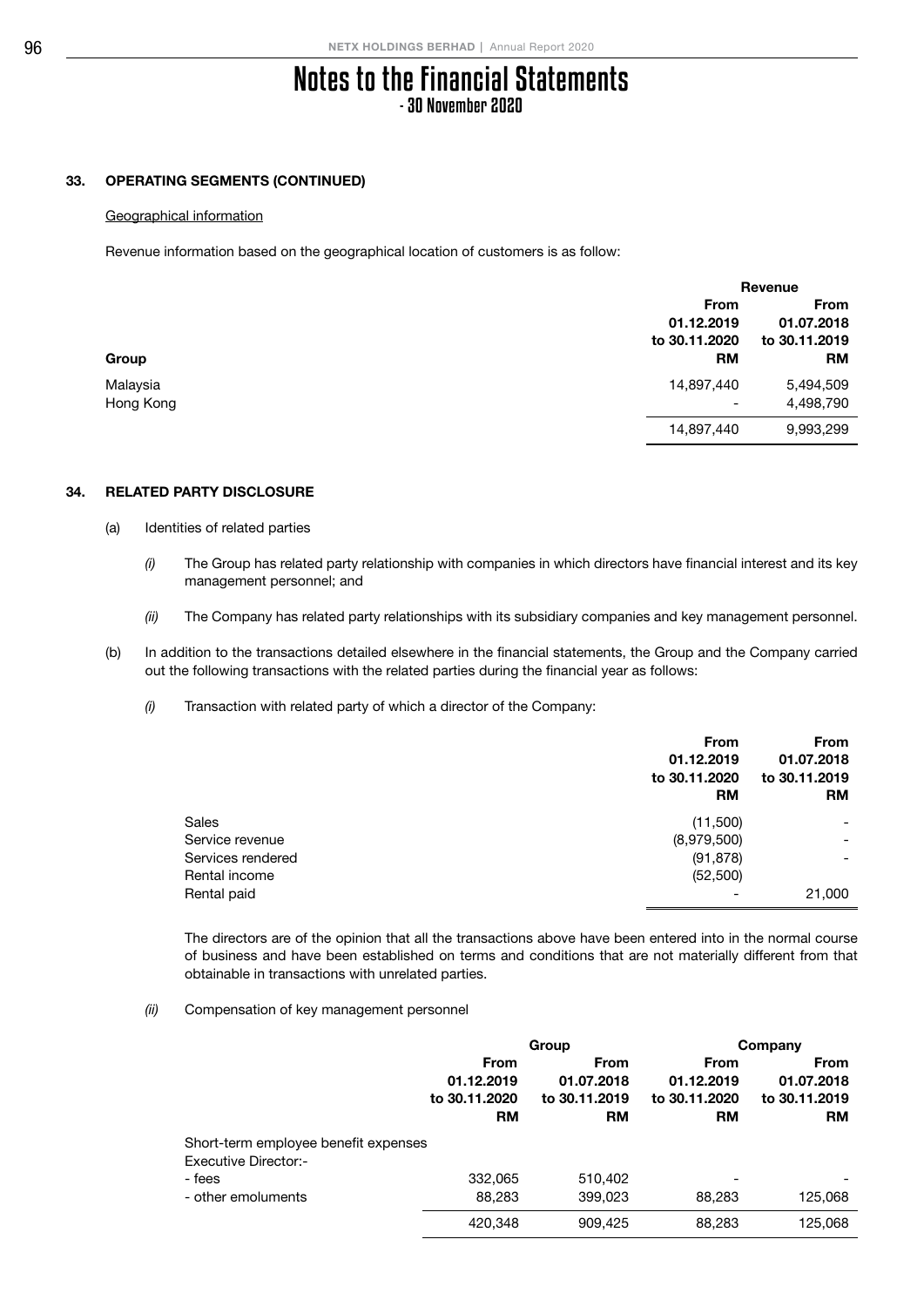# Notes to the Financial Statements
## - 30 November 2020

### 33. OPERATING SEGMENTS (CONTINUED)

Geographical information

Revenue information based on the geographical location of customers is as follow:

| | Revenue | |
|---|---|---|
| **Group** | **From 01.12.2019 to 30.11.2020 RM** | **From 01.07.2018 to 30.11.2019 RM** |
| Malaysia | 14,897,440 | 5,494,509 |
| Hong Kong | - | 4,498,790 |
| | 14,897,440 | 9,993,299 |

### 34. RELATED PARTY DISCLOSURE

(a) Identities of related parties

*(i)* The Group has related party relationship with companies in which directors have financial interest and its key management personnel; and

*(ii)* The Company has related party relationships with its subsidiary companies and key management personnel.

(b) In addition to the transactions detailed elsewhere in the financial statements, the Group and the Company carried out the following transactions with the related parties during the financial year as follows:

*(i)* Transaction with related party of which a director of the Company:

| | From 01.12.2019 to 30.11.2020 RM | From 01.07.2018 to 30.11.2019 RM |
|---|---|---|
| Sales | (11,500) | - |
| Service revenue | (8,979,500) | - |
| Services rendered | (91,878) | - |
| Rental income | (52,500) | |
| Rental paid | - | 21,000 |

The directors are of the opinion that all the transactions above have been entered into in the normal course of business and have been established on terms and conditions that are not materially different from that obtainable in transactions with unrelated parties.

*(ii)* Compensation of key management personnel

| | Group | | Company | |
|---|---|---|---|---|
| | **From 01.12.2019 to 30.11.2020 RM** | **From 01.07.2018 to 30.11.2019 RM** | **From 01.12.2019 to 30.11.2020 RM** | **From 01.07.2018 to 30.11.2019 RM** |
| Short-term employee benefit expenses | | | | |
| Executive Director:- | | | | |
| - fees | 332,065 | 510,402 | - | - |
| - other emoluments | 88,283 | 399,023 | 88,283 | 125,068 |
| | 420,348 | 909,425 | 88,283 | 125,068 |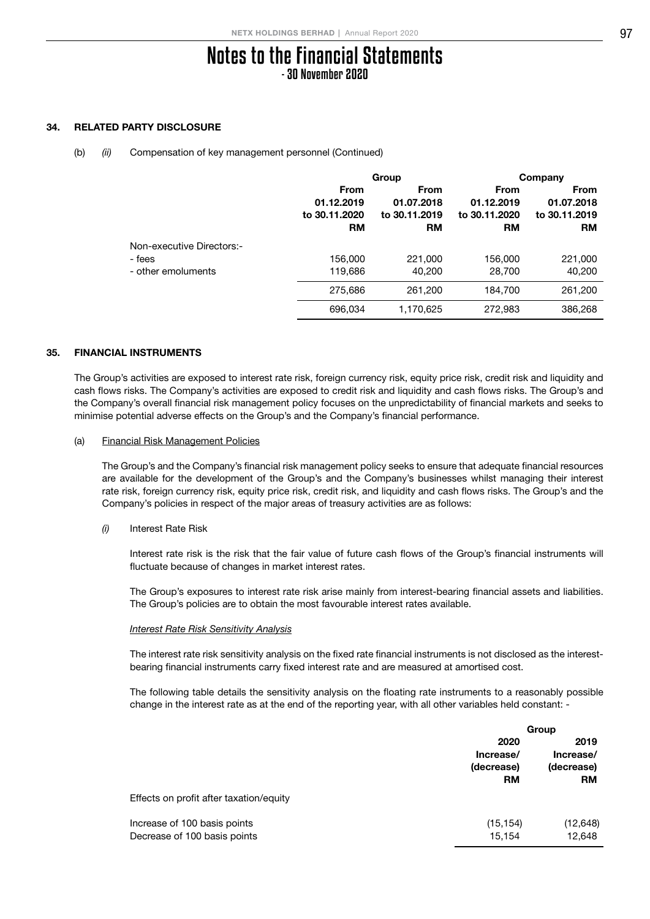# Notes to the Financial Statements
## - 30 November 2020

### 34. RELATED PARTY DISCLOSURE

(b) *(ii)* Compensation of key management personnel (Continued)

| | Group | | Company | |
|---|---|---|---|---|
| | **From 01.12.2019 to 30.11.2020 RM** | **From 01.07.2018 to 30.11.2019 RM** | **From 01.12.2019 to 30.11.2020 RM** | **From 01.07.2018 to 30.11.2019 RM** |
| Non-executive Directors:- | | | | |
| - fees | 156,000 | 221,000 | 156,000 | 221,000 |
| - other emoluments | 119,686 | 40,200 | 28,700 | 40,200 |
| | 275,686 | 261,200 | 184,700 | 261,200 |
| | 696,034 | 1,170,625 | 272,983 | 386,268 |

### 35. FINANCIAL INSTRUMENTS

The Group's activities are exposed to interest rate risk, foreign currency risk, equity price risk, credit risk and liquidity and cash flows risks. The Company's activities are exposed to credit risk and liquidity and cash flows risks. The Group's and the Company's overall financial risk management policy focuses on the unpredictability of financial markets and seeks to minimise potential adverse effects on the Group's and the Company's financial performance.

(a) Financial Risk Management Policies

The Group's and the Company's financial risk management policy seeks to ensure that adequate financial resources are available for the development of the Group's and the Company's businesses whilst managing their interest rate risk, foreign currency risk, equity price risk, credit risk, and liquidity and cash flows risks. The Group's and the Company's policies in respect of the major areas of treasury activities are as follows:

*(i)* Interest Rate Risk

Interest rate risk is the risk that the fair value of future cash flows of the Group's financial instruments will fluctuate because of changes in market interest rates.

The Group's exposures to interest rate risk arise mainly from interest-bearing financial assets and liabilities. The Group's policies are to obtain the most favourable interest rates available.

*Interest Rate Risk Sensitivity Analysis*

The interest rate risk sensitivity analysis on the fixed rate financial instruments is not disclosed as the interest-bearing financial instruments carry fixed interest rate and are measured at amortised cost.

The following table details the sensitivity analysis on the floating rate instruments to a reasonably possible change in the interest rate as at the end of the reporting year, with all other variables held constant: -

| | Group | |
|---|---|---|
| | **2020 Increase/ (decrease) RM** | **2019 Increase/ (decrease) RM** |
| Effects on profit after taxation/equity | | |
| Increase of 100 basis points | (15,154) | (12,648) |
| Decrease of 100 basis points | 15,154 | 12,648 |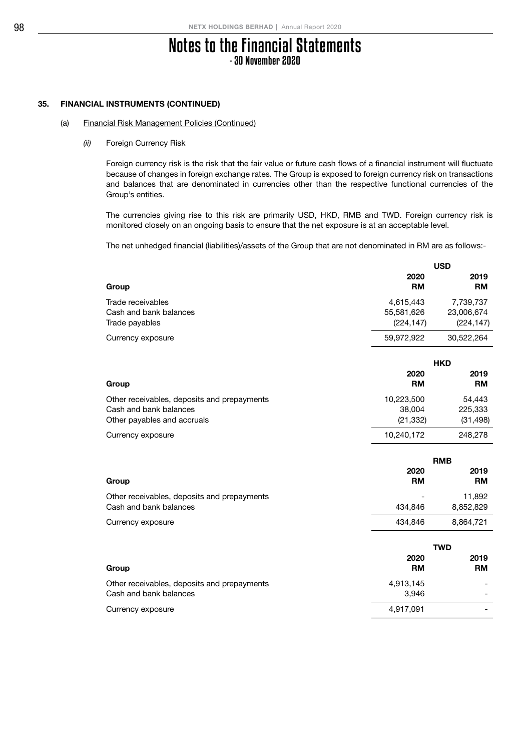# Notes to the Financial Statements
## - 30 November 2020

### 35. FINANCIAL INSTRUMENTS (CONTINUED)

(a) Financial Risk Management Policies (Continued)

*(ii)* Foreign Currency Risk

Foreign currency risk is the risk that the fair value or future cash flows of a financial instrument will fluctuate because of changes in foreign exchange rates. The Group is exposed to foreign currency risk on transactions and balances that are denominated in currencies other than the respective functional currencies of the Group's entities.

The currencies giving rise to this risk are primarily USD, HKD, RMB and TWD. Foreign currency risk is monitored closely on an ongoing basis to ensure that the net exposure is at an acceptable level.

The net unhedged financial (liabilities)/assets of the Group that are not denominated in RM are as follows:-

| | USD | |
|---|---|---|
| **Group** | **2020 RM** | **2019 RM** |
| Trade receivables | 4,615,443 | 7,739,737 |
| Cash and bank balances | 55,581,626 | 23,006,674 |
| Trade payables | (224,147) | (224,147) |
| Currency exposure | 59,972,922 | 30,522,264 |

| | HKD | |
|---|---|---|
| **Group** | **2020 RM** | **2019 RM** |
| Other receivables, deposits and prepayments | 10,223,500 | 54,443 |
| Cash and bank balances | 38,004 | 225,333 |
| Other payables and accruals | (21,332) | (31,498) |
| Currency exposure | 10,240,172 | 248,278 |

| | RMB | |
|---|---|---|
| **Group** | **2020 RM** | **2019 RM** |
| Other receivables, deposits and prepayments | - | 11,892 |
| Cash and bank balances | 434,846 | 8,852,829 |
| Currency exposure | 434,846 | 8,864,721 |

| | TWD | |
|---|---|---|
| **Group** | **2020 RM** | **2019 RM** |
| Other receivables, deposits and prepayments | 4,913,145 | - |
| Cash and bank balances | 3,946 | - |
| Currency exposure | 4,917,091 | - |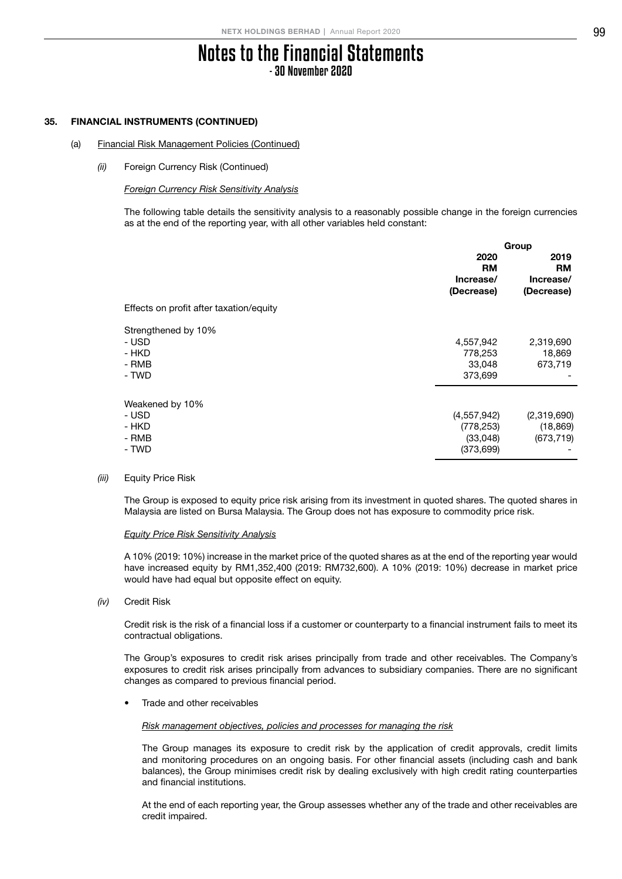# Notes to the Financial Statements
## - 30 November 2020

### 35. FINANCIAL INSTRUMENTS (CONTINUED)

(a) Financial Risk Management Policies (Continued)

*(ii)* Foreign Currency Risk (Continued)

*Foreign Currency Risk Sensitivity Analysis*

The following table details the sensitivity analysis to a reasonably possible change in the foreign currencies as at the end of the reporting year, with all other variables held constant:

| | Group | |
|---|---|---|
| | **2020 RM Increase/ (Decrease)** | **2019 RM Increase/ (Decrease)** |
| Effects on profit after taxation/equity | | |
| Strengthened by 10% | | |
| - USD | 4,557,942 | 2,319,690 |
| - HKD | 778,253 | 18,869 |
| - RMB | 33,048 | 673,719 |
| - TWD | 373,699 | - |
| Weakened by 10% | | |
| - USD | (4,557,942) | (2,319,690) |
| - HKD | (778,253) | (18,869) |
| - RMB | (33,048) | (673,719) |
| - TWD | (373,699) | - |

*(iii)* Equity Price Risk

The Group is exposed to equity price risk arising from its investment in quoted shares. The quoted shares in Malaysia are listed on Bursa Malaysia. The Group does not has exposure to commodity price risk.

*Equity Price Risk Sensitivity Analysis*

A 10% (2019: 10%) increase in the market price of the quoted shares as at the end of the reporting year would have increased equity by RM1,352,400 (2019: RM732,600). A 10% (2019: 10%) decrease in market price would have had equal but opposite effect on equity.

*(iv)* Credit Risk

Credit risk is the risk of a financial loss if a customer or counterparty to a financial instrument fails to meet its contractual obligations.

The Group's exposures to credit risk arises principally from trade and other receivables. The Company's exposures to credit risk arises principally from advances to subsidiary companies. There are no significant changes as compared to previous financial period.

- Trade and other receivables

*Risk management objectives, policies and processes for managing the risk*

The Group manages its exposure to credit risk by the application of credit approvals, credit limits and monitoring procedures on an ongoing basis. For other financial assets (including cash and bank balances), the Group minimises credit risk by dealing exclusively with high credit rating counterparties and financial institutions.

At the end of each reporting year, the Group assesses whether any of the trade and other receivables are credit impaired.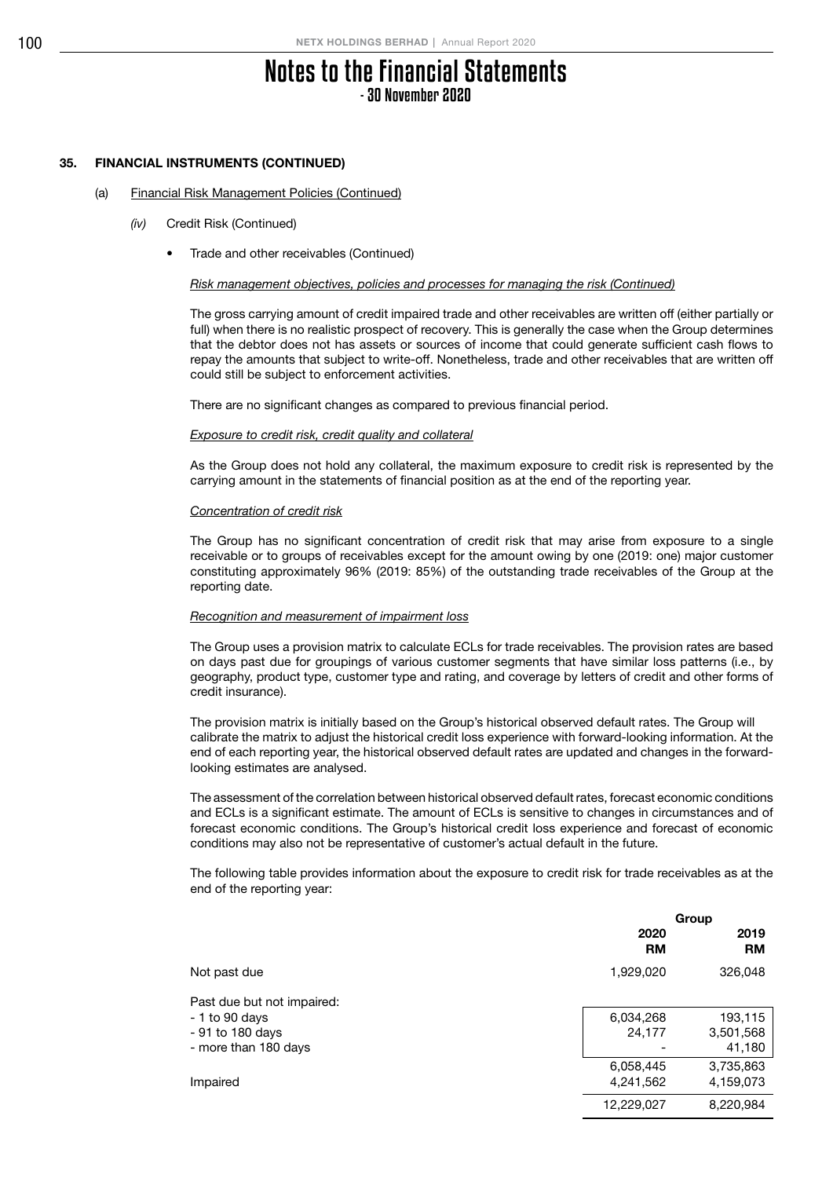# Notes to the Financial Statements

- 30 November 2020

## 35. FINANCIAL INSTRUMENTS (CONTINUED)

### (a) Financial Risk Management Policies (Continued)

#### *(iv)* Credit Risk (Continued)

- Trade and other receivables (Continued)

*Risk management objectives, policies and processes for managing the risk (Continued)*

The gross carrying amount of credit impaired trade and other receivables are written off (either partially or full) when there is no realistic prospect of recovery. This is generally the case when the Group determines that the debtor does not has assets or sources of income that could generate sufficient cash flows to repay the amounts that subject to write-off. Nonetheless, trade and other receivables that are written off could still be subject to enforcement activities.

There are no significant changes as compared to previous financial period.

*Exposure to credit risk, credit quality and collateral*

As the Group does not hold any collateral, the maximum exposure to credit risk is represented by the carrying amount in the statements of financial position as at the end of the reporting year.

*Concentration of credit risk*

The Group has no significant concentration of credit risk that may arise from exposure to a single receivable or to groups of receivables except for the amount owing by one (2019: one) major customer constituting approximately 96% (2019: 85%) of the outstanding trade receivables of the Group at the reporting date.

*Recognition and measurement of impairment loss*

The Group uses a provision matrix to calculate ECLs for trade receivables. The provision rates are based on days past due for groupings of various customer segments that have similar loss patterns (i.e., by geography, product type, customer type and rating, and coverage by letters of credit and other forms of credit insurance).

The provision matrix is initially based on the Group's historical observed default rates. The Group will calibrate the matrix to adjust the historical credit loss experience with forward-looking information. At the end of each reporting year, the historical observed default rates are updated and changes in the forward-looking estimates are analysed.

The assessment of the correlation between historical observed default rates, forecast economic conditions and ECLs is a significant estimate. The amount of ECLs is sensitive to changes in circumstances and of forecast economic conditions. The Group's historical credit loss experience and forecast of economic conditions may also not be representative of customer's actual default in the future.

The following table provides information about the exposure to credit risk for trade receivables as at the end of the reporting year:

| | Group | |
|---|---|---|
| | 2020 RM | 2019 RM |
| Not past due | 1,929,020 | 326,048 |
| Past due but not impaired: | | |
| - 1 to 90 days | 6,034,268 | 193,115 |
| - 91 to 180 days | 24,177 | 3,501,568 |
| - more than 180 days | - | 41,180 |
| | 6,058,445 | 3,735,863 |
| Impaired | 4,241,562 | 4,159,073 |
| | 12,229,027 | 8,220,984 |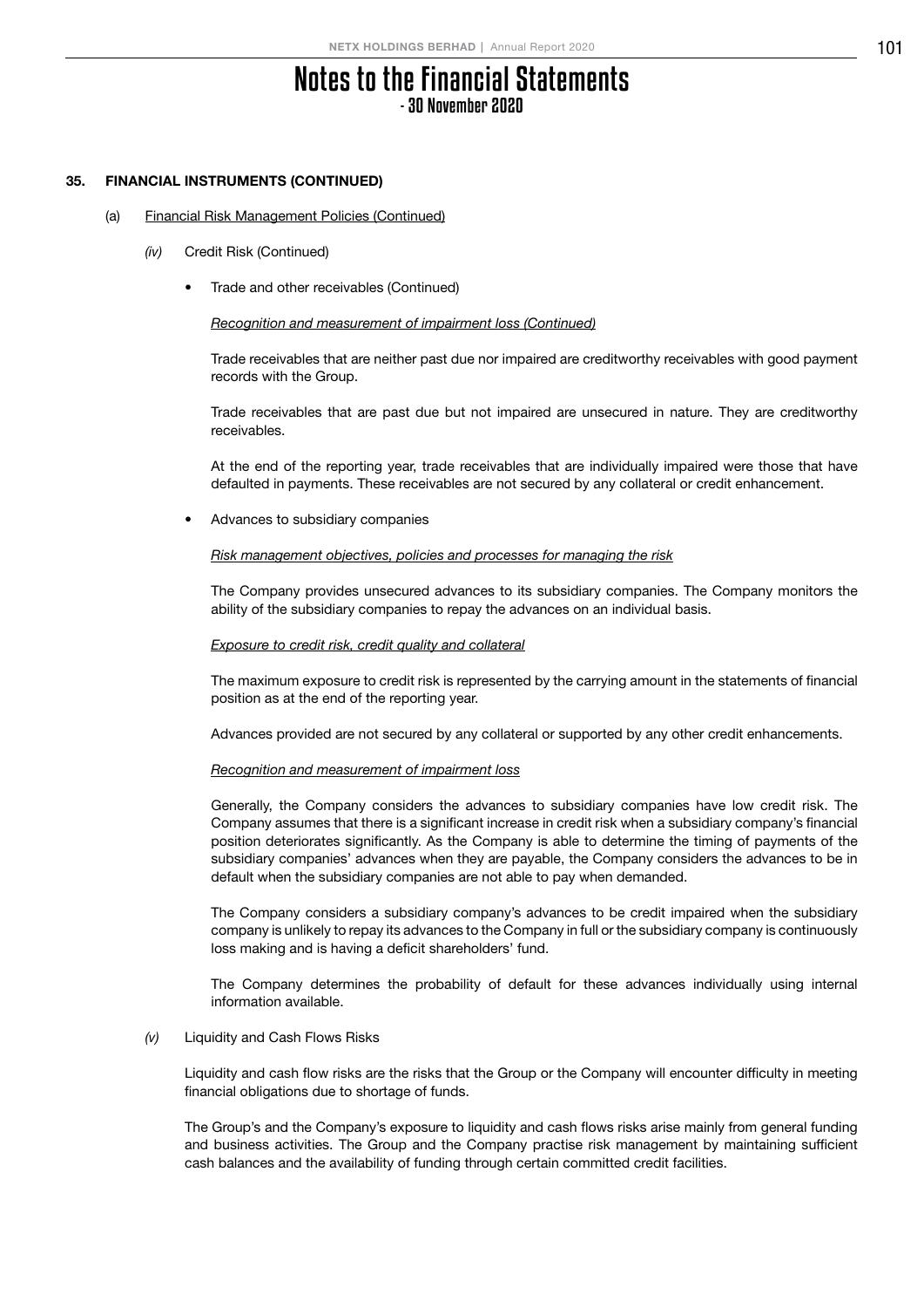# Notes to the Financial Statements
## - 30 November 2020

**35. FINANCIAL INSTRUMENTS (CONTINUED)**

(a) Financial Risk Management Policies (Continued)

*(iv)* Credit Risk (Continued)

- Trade and other receivables (Continued)

  *Recognition and measurement of impairment loss (Continued)*

  Trade receivables that are neither past due nor impaired are creditworthy receivables with good payment records with the Group.

  Trade receivables that are past due but not impaired are unsecured in nature. They are creditworthy receivables.

  At the end of the reporting year, trade receivables that are individually impaired were those that have defaulted in payments. These receivables are not secured by any collateral or credit enhancement.

- Advances to subsidiary companies

  *Risk management objectives, policies and processes for managing the risk*

  The Company provides unsecured advances to its subsidiary companies. The Company monitors the ability of the subsidiary companies to repay the advances on an individual basis.

  *Exposure to credit risk, credit quality and collateral*

  The maximum exposure to credit risk is represented by the carrying amount in the statements of financial position as at the end of the reporting year.

  Advances provided are not secured by any collateral or supported by any other credit enhancements.

  *Recognition and measurement of impairment loss*

  Generally, the Company considers the advances to subsidiary companies have low credit risk. The Company assumes that there is a significant increase in credit risk when a subsidiary company's financial position deteriorates significantly. As the Company is able to determine the timing of payments of the subsidiary companies' advances when they are payable, the Company considers the advances to be in default when the subsidiary companies are not able to pay when demanded.

  The Company considers a subsidiary company's advances to be credit impaired when the subsidiary company is unlikely to repay its advances to the Company in full or the subsidiary company is continuously loss making and is having a deficit shareholders' fund.

  The Company determines the probability of default for these advances individually using internal information available.

*(v)* Liquidity and Cash Flows Risks

Liquidity and cash flow risks are the risks that the Group or the Company will encounter difficulty in meeting financial obligations due to shortage of funds.

The Group's and the Company's exposure to liquidity and cash flows risks arise mainly from general funding and business activities. The Group and the Company practise risk management by maintaining sufficient cash balances and the availability of funding through certain committed credit facilities.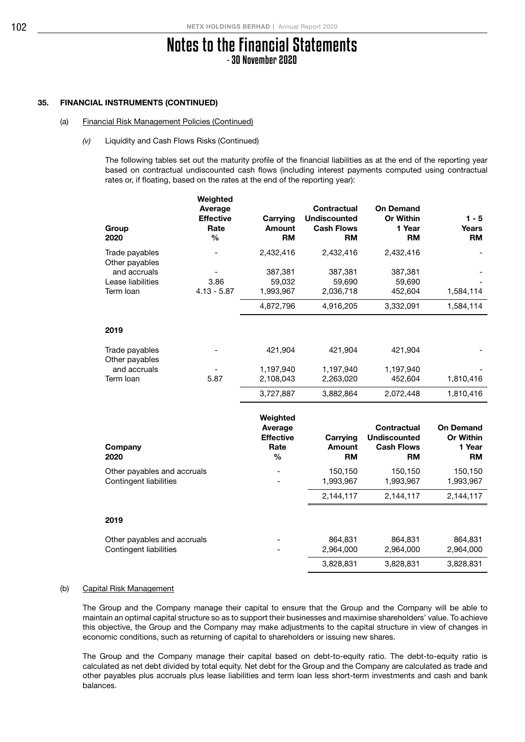# Notes to the Financial Statements
## - 30 November 2020

### 35. FINANCIAL INSTRUMENTS (CONTINUED)

#### (a) Financial Risk Management Policies (Continued)

*(v)* Liquidity and Cash Flows Risks (Continued)

The following tables set out the maturity profile of the financial liabilities as at the end of the reporting year based on contractual undiscounted cash flows (including interest payments computed using contractual rates or, if floating, based on the rates at the end of the reporting year):

| Group<br>2020 | Weighted Average Effective Rate<br>% | Carrying Amount<br>RM | Contractual Undiscounted Cash Flows<br>RM | On Demand Or Within 1 Year<br>RM | 1 - 5 Years<br>RM |
|---|---|---|---|---|---|
| Trade payables | - | 2,432,416 | 2,432,416 | 2,432,416 | - |
| Other payables and accruals | - | 387,381 | 387,381 | 387,381 | - |
| Lease liabilities | 3.86 | 59,032 | 59,690 | 59,690 | - |
| Term loan | 4.13 - 5.87 | 1,993,967 | 2,036,718 | 452,604 | 1,584,114 |
| | | 4,872,796 | 4,916,205 | 3,332,091 | 1,584,114 |
| **2019** | | | | | |
| Trade payables | - | 421,904 | 421,904 | 421,904 | - |
| Other payables and accruals | - | 1,197,940 | 1,197,940 | 1,197,940 | - |
| Term loan | 5.87 | 2,108,043 | 2,263,020 | 452,604 | 1,810,416 |
| | | 3,727,887 | 3,882,864 | 2,072,448 | 1,810,416 |

| Company<br>2020 | Weighted Average Effective Rate<br>% | Carrying Amount<br>RM | Contractual Undiscounted Cash Flows<br>RM | On Demand Or Within 1 Year<br>RM |
|---|---|---|---|---|
| Other payables and accruals | - | 150,150 | 150,150 | 150,150 |
| Contingent liabilities | - | 1,993,967 | 1,993,967 | 1,993,967 |
| | | 2,144,117 | 2,144,117 | 2,144,117 |
| **2019** | | | | |
| Other payables and accruals | - | 864,831 | 864,831 | 864,831 |
| Contingent liabilities | - | 2,964,000 | 2,964,000 | 2,964,000 |
| | | 3,828,831 | 3,828,831 | 3,828,831 |

#### (b) Capital Risk Management

The Group and the Company manage their capital to ensure that the Group and the Company will be able to maintain an optimal capital structure so as to support their businesses and maximise shareholders' value. To achieve this objective, the Group and the Company may make adjustments to the capital structure in view of changes in economic conditions, such as returning of capital to shareholders or issuing new shares.

The Group and the Company manage their capital based on debt-to-equity ratio. The debt-to-equity ratio is calculated as net debt divided by total equity. Net debt for the Group and the Company are calculated as trade and other payables plus accruals plus lease liabilities and term loan less short-term investments and cash and bank balances.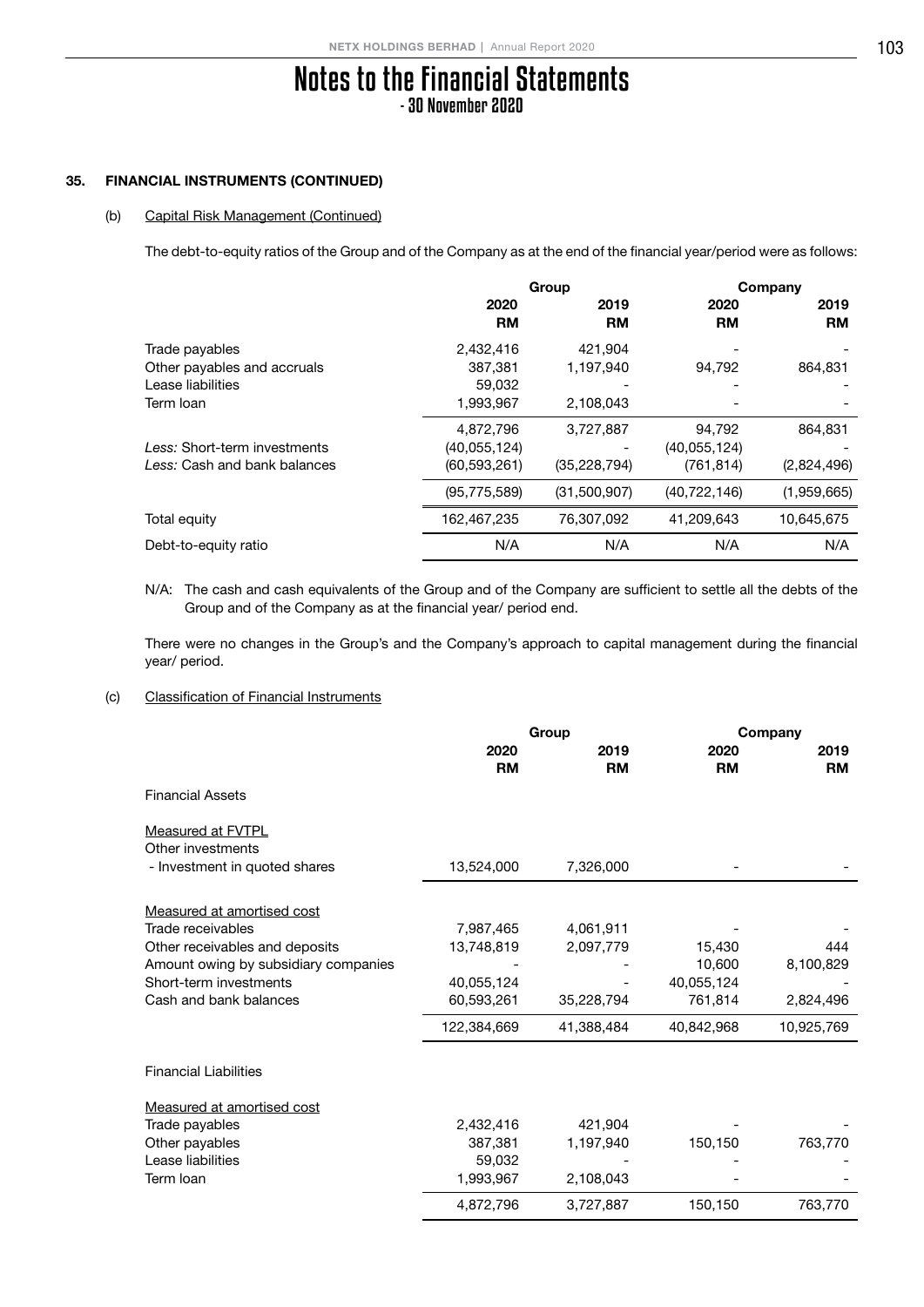# Notes to the Financial Statements

- 30 November 2020

## 35. FINANCIAL INSTRUMENTS (CONTINUED)

### (b) Capital Risk Management (Continued)

The debt-to-equity ratios of the Group and of the Company as at the end of the financial year/period were as follows:

| | Group | | Company | |
|---|---|---|---|---|
| | 2020 RM | 2019 RM | 2020 RM | 2019 RM |
| Trade payables | 2,432,416 | 421,904 | - | - |
| Other payables and accruals | 387,381 | 1,197,940 | 94,792 | 864,831 |
| Lease liabilities | 59,032 | - | - | - |
| Term loan | 1,993,967 | 2,108,043 | - | - |
| | 4,872,796 | 3,727,887 | 94,792 | 864,831 |
| *Less:* Short-term investments | (40,055,124) | - | (40,055,124) | - |
| *Less:* Cash and bank balances | (60,593,261) | (35,228,794) | (761,814) | (2,824,496) |
| | (95,775,589) | (31,500,907) | (40,722,146) | (1,959,665) |
| Total equity | 162,467,235 | 76,307,092 | 41,209,643 | 10,645,675 |
| Debt-to-equity ratio | N/A | N/A | N/A | N/A |

N/A: The cash and cash equivalents of the Group and of the Company are sufficient to settle all the debts of the Group and of the Company as at the financial year/ period end.

There were no changes in the Group's and the Company's approach to capital management during the financial year/ period.

### (c) Classification of Financial Instruments

| | Group | | Company | |
|---|---|---|---|---|
| | 2020 RM | 2019 RM | 2020 RM | 2019 RM |
| Financial Assets | | | | |
| Measured at FVTPL | | | | |
| Other investments | | | | |
| - Investment in quoted shares | 13,524,000 | 7,326,000 | - | - |
| Measured at amortised cost | | | | |
| Trade receivables | 7,987,465 | 4,061,911 | - | - |
| Other receivables and deposits | 13,748,819 | 2,097,779 | 15,430 | 444 |
| Amount owing by subsidiary companies | - | - | 10,600 | 8,100,829 |
| Short-term investments | 40,055,124 | - | 40,055,124 | - |
| Cash and bank balances | 60,593,261 | 35,228,794 | 761,814 | 2,824,496 |
| | 122,384,669 | 41,388,484 | 40,842,968 | 10,925,769 |
| Financial Liabilities | | | | |
| Measured at amortised cost | | | | |
| Trade payables | 2,432,416 | 421,904 | - | - |
| Other payables | 387,381 | 1,197,940 | 150,150 | 763,770 |
| Lease liabilities | 59,032 | - | - | - |
| Term loan | 1,993,967 | 2,108,043 | - | - |
| | 4,872,796 | 3,727,887 | 150,150 | 763,770 |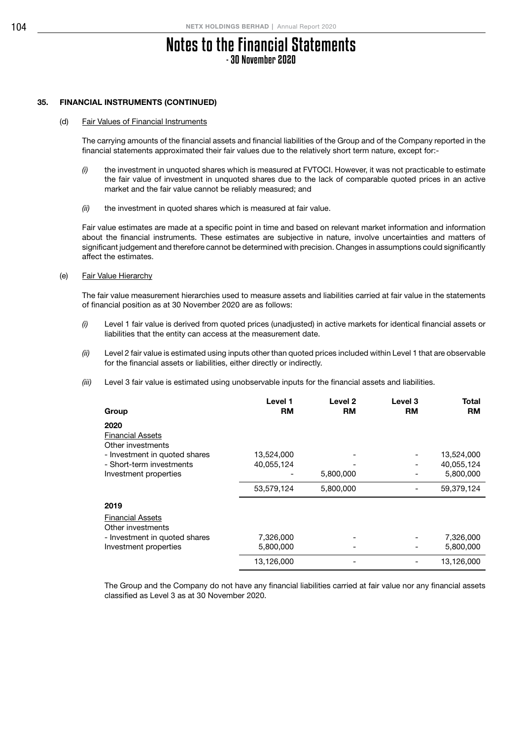# Notes to the Financial Statements
## - 30 November 2020

### 35. FINANCIAL INSTRUMENTS (CONTINUED)

(d) Fair Values of Financial Instruments

The carrying amounts of the financial assets and financial liabilities of the Group and of the Company reported in the financial statements approximated their fair values due to the relatively short term nature, except for:-

*(i)* the investment in unquoted shares which is measured at FVTOCI. However, it was not practicable to estimate the fair value of investment in unquoted shares due to the lack of comparable quoted prices in an active market and the fair value cannot be reliably measured; and

*(ii)* the investment in quoted shares which is measured at fair value.

Fair value estimates are made at a specific point in time and based on relevant market information and information about the financial instruments. These estimates are subjective in nature, involve uncertainties and matters of significant judgement and therefore cannot be determined with precision. Changes in assumptions could significantly affect the estimates.

(e) Fair Value Hierarchy

The fair value measurement hierarchies used to measure assets and liabilities carried at fair value in the statements of financial position as at 30 November 2020 are as follows:

*(i)* Level 1 fair value is derived from quoted prices (unadjusted) in active markets for identical financial assets or liabilities that the entity can access at the measurement date.

*(ii)* Level 2 fair value is estimated using inputs other than quoted prices included within Level 1 that are observable for the financial assets or liabilities, either directly or indirectly.

*(iii)* Level 3 fair value is estimated using unobservable inputs for the financial assets and liabilities.

| Group | Level 1 RM | Level 2 RM | Level 3 RM | Total RM |
|---|---|---|---|---|
| **2020** | | | | |
| Financial Assets | | | | |
| Other investments | | | | |
| - Investment in quoted shares | 13,524,000 | - | - | 13,524,000 |
| - Short-term investments | 40,055,124 | - | - | 40,055,124 |
| Investment properties | - | 5,800,000 | - | 5,800,000 |
| | 53,579,124 | 5,800,000 | - | 59,379,124 |
| **2019** | | | | |
| Financial Assets | | | | |
| Other investments | | | | |
| - Investment in quoted shares | 7,326,000 | - | - | 7,326,000 |
| Investment properties | 5,800,000 | - | - | 5,800,000 |
| | 13,126,000 | - | - | 13,126,000 |

The Group and the Company do not have any financial liabilities carried at fair value nor any financial assets classified as Level 3 as at 30 November 2020.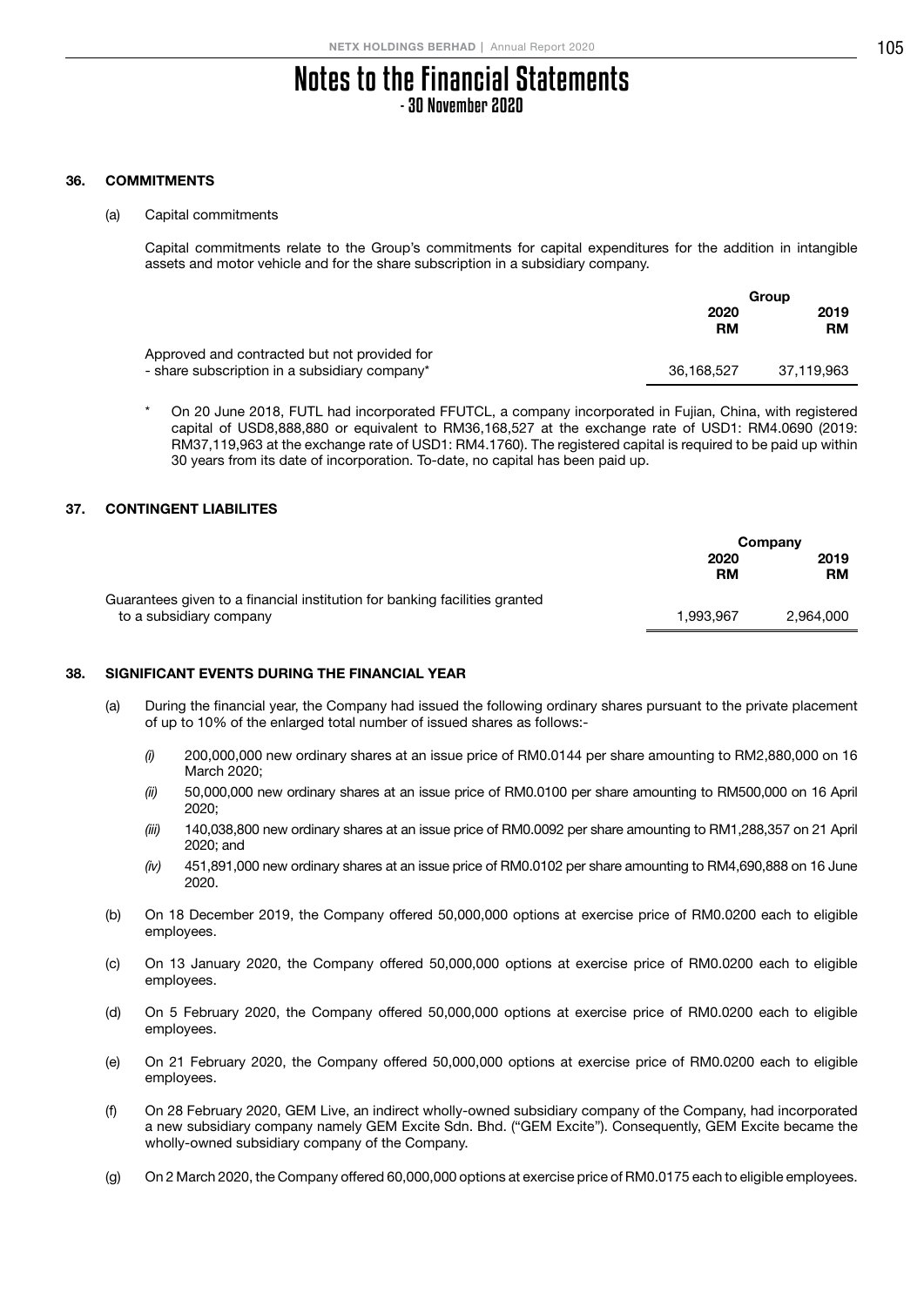# Notes to the Financial Statements
## - 30 November 2020

### 36. COMMITMENTS

(a) Capital commitments

Capital commitments relate to the Group's commitments for capital expenditures for the addition in intangible assets and motor vehicle and for the share subscription in a subsidiary company.

| | Group | |
|---|---|---|
| | 2020 RM | 2019 RM |
| Approved and contracted but not provided for | | |
| - share subscription in a subsidiary company* | 36,168,527 | 37,119,963 |

\* On 20 June 2018, FUTL had incorporated FFUTCL, a company incorporated in Fujian, China, with registered capital of USD8,888,880 or equivalent to RM36,168,527 at the exchange rate of USD1: RM4.0690 (2019: RM37,119,963 at the exchange rate of USD1: RM4.1760). The registered capital is required to be paid up within 30 years from its date of incorporation. To-date, no capital has been paid up.

### 37. CONTINGENT LIABILITES

| | Company | |
|---|---|---|
| | 2020 RM | 2019 RM |
| Guarantees given to a financial institution for banking facilities granted to a subsidiary company | 1,993,967 | 2,964,000 |

### 38. SIGNIFICANT EVENTS DURING THE FINANCIAL YEAR

(a) During the financial year, the Company had issued the following ordinary shares pursuant to the private placement of up to 10% of the enlarged total number of issued shares as follows:-

*(i)* 200,000,000 new ordinary shares at an issue price of RM0.0144 per share amounting to RM2,880,000 on 16 March 2020;

*(ii)* 50,000,000 new ordinary shares at an issue price of RM0.0100 per share amounting to RM500,000 on 16 April 2020;

*(iii)* 140,038,800 new ordinary shares at an issue price of RM0.0092 per share amounting to RM1,288,357 on 21 April 2020; and

*(iv)* 451,891,000 new ordinary shares at an issue price of RM0.0102 per share amounting to RM4,690,888 on 16 June 2020.

(b) On 18 December 2019, the Company offered 50,000,000 options at exercise price of RM0.0200 each to eligible employees.

(c) On 13 January 2020, the Company offered 50,000,000 options at exercise price of RM0.0200 each to eligible employees.

(d) On 5 February 2020, the Company offered 50,000,000 options at exercise price of RM0.0200 each to eligible employees.

(e) On 21 February 2020, the Company offered 50,000,000 options at exercise price of RM0.0200 each to eligible employees.

(f) On 28 February 2020, GEM Live, an indirect wholly-owned subsidiary company of the Company, had incorporated a new subsidiary company namely GEM Excite Sdn. Bhd. ("GEM Excite"). Consequently, GEM Excite became the wholly-owned subsidiary company of the Company.

(g) On 2 March 2020, the Company offered 60,000,000 options at exercise price of RM0.0175 each to eligible employees.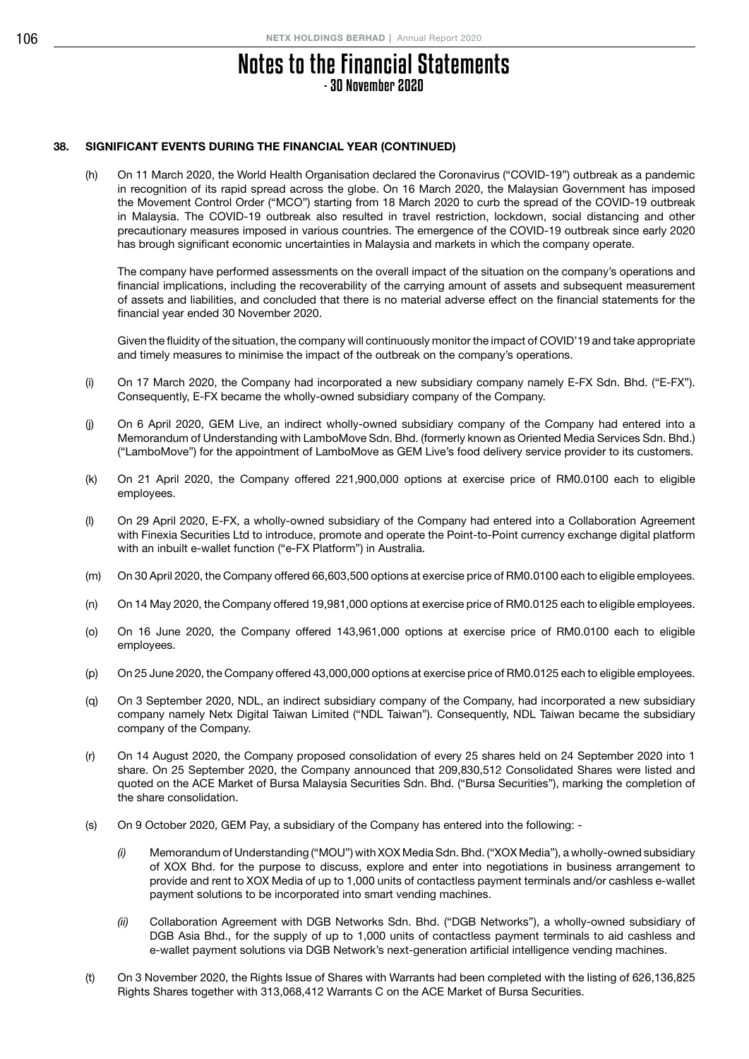# Notes to the Financial Statements
## - 30 November 2020

### 38. SIGNIFICANT EVENTS DURING THE FINANCIAL YEAR (CONTINUED)

(h) On 11 March 2020, the World Health Organisation declared the Coronavirus ("COVID-19") outbreak as a pandemic in recognition of its rapid spread across the globe. On 16 March 2020, the Malaysian Government has imposed the Movement Control Order ("MCO") starting from 18 March 2020 to curb the spread of the COVID-19 outbreak in Malaysia. The COVID-19 outbreak also resulted in travel restriction, lockdown, social distancing and other precautionary measures imposed in various countries. The emergence of the COVID-19 outbreak since early 2020 has brough significant economic uncertainties in Malaysia and markets in which the company operate.

The company have performed assessments on the overall impact of the situation on the company's operations and financial implications, including the recoverability of the carrying amount of assets and subsequent measurement of assets and liabilities, and concluded that there is no material adverse effect on the financial statements for the financial year ended 30 November 2020.

Given the fluidity of the situation, the company will continuously monitor the impact of COVID'19 and take appropriate and timely measures to minimise the impact of the outbreak on the company's operations.

(i) On 17 March 2020, the Company had incorporated a new subsidiary company namely E-FX Sdn. Bhd. ("E-FX"). Consequently, E-FX became the wholly-owned subsidiary company of the Company.

(j) On 6 April 2020, GEM Live, an indirect wholly-owned subsidiary company of the Company had entered into a Memorandum of Understanding with LamboMove Sdn. Bhd. (formerly known as Oriented Media Services Sdn. Bhd.) ("LamboMove") for the appointment of LamboMove as GEM Live's food delivery service provider to its customers.

(k) On 21 April 2020, the Company offered 221,900,000 options at exercise price of RM0.0100 each to eligible employees.

(l) On 29 April 2020, E-FX, a wholly-owned subsidiary of the Company had entered into a Collaboration Agreement with Finexia Securities Ltd to introduce, promote and operate the Point-to-Point currency exchange digital platform with an inbuilt e-wallet function ("e-FX Platform") in Australia.

(m) On 30 April 2020, the Company offered 66,603,500 options at exercise price of RM0.0100 each to eligible employees.

(n) On 14 May 2020, the Company offered 19,981,000 options at exercise price of RM0.0125 each to eligible employees.

(o) On 16 June 2020, the Company offered 143,961,000 options at exercise price of RM0.0100 each to eligible employees.

(p) On 25 June 2020, the Company offered 43,000,000 options at exercise price of RM0.0125 each to eligible employees.

(q) On 3 September 2020, NDL, an indirect subsidiary company of the Company, had incorporated a new subsidiary company namely Netx Digital Taiwan Limited ("NDL Taiwan"). Consequently, NDL Taiwan became the subsidiary company of the Company.

(r) On 14 August 2020, the Company proposed consolidation of every 25 shares held on 24 September 2020 into 1 share. On 25 September 2020, the Company announced that 209,830,512 Consolidated Shares were listed and quoted on the ACE Market of Bursa Malaysia Securities Sdn. Bhd. ("Bursa Securities"), marking the completion of the share consolidation.

(s) On 9 October 2020, GEM Pay, a subsidiary of the Company has entered into the following: -

*(i)* Memorandum of Understanding ("MOU") with XOX Media Sdn. Bhd. ("XOX Media"), a wholly-owned subsidiary of XOX Bhd. for the purpose to discuss, explore and enter into negotiations in business arrangement to provide and rent to XOX Media of up to 1,000 units of contactless payment terminals and/or cashless e-wallet payment solutions to be incorporated into smart vending machines.

*(ii)* Collaboration Agreement with DGB Networks Sdn. Bhd. ("DGB Networks"), a wholly-owned subsidiary of DGB Asia Bhd., for the supply of up to 1,000 units of contactless payment terminals to aid cashless and e-wallet payment solutions via DGB Network's next-generation artificial intelligence vending machines.

(t) On 3 November 2020, the Rights Issue of Shares with Warrants had been completed with the listing of 626,136,825 Rights Shares together with 313,068,412 Warrants C on the ACE Market of Bursa Securities.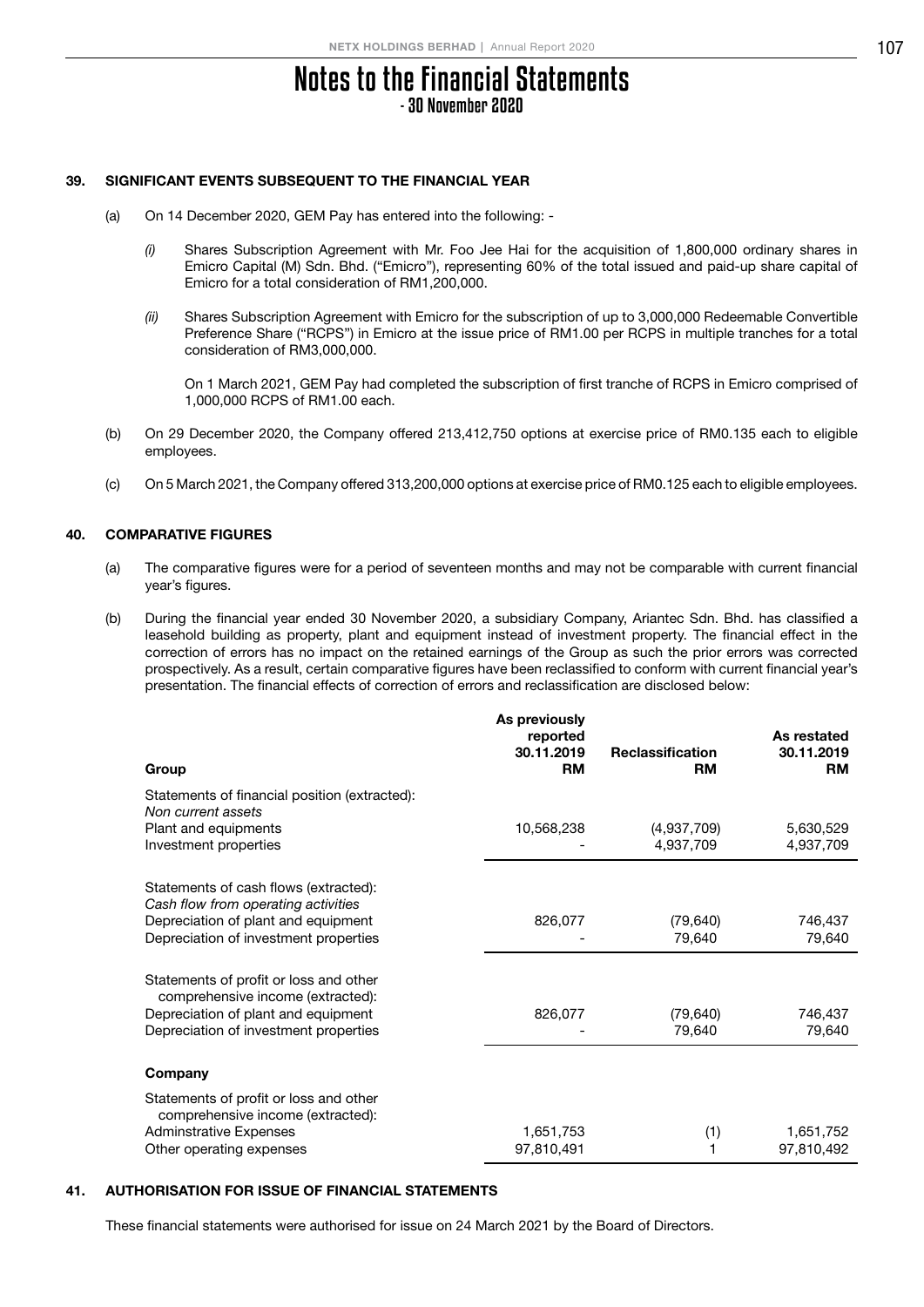# Notes to the Financial Statements
## - 30 November 2020

### 39. SIGNIFICANT EVENTS SUBSEQUENT TO THE FINANCIAL YEAR

(a) On 14 December 2020, GEM Pay has entered into the following: -

*(i)* Shares Subscription Agreement with Mr. Foo Jee Hai for the acquisition of 1,800,000 ordinary shares in Emicro Capital (M) Sdn. Bhd. ("Emicro"), representing 60% of the total issued and paid-up share capital of Emicro for a total consideration of RM1,200,000.

*(ii)* Shares Subscription Agreement with Emicro for the subscription of up to 3,000,000 Redeemable Convertible Preference Share ("RCPS") in Emicro at the issue price of RM1.00 per RCPS in multiple tranches for a total consideration of RM3,000,000.

On 1 March 2021, GEM Pay had completed the subscription of first tranche of RCPS in Emicro comprised of 1,000,000 RCPS of RM1.00 each.

(b) On 29 December 2020, the Company offered 213,412,750 options at exercise price of RM0.135 each to eligible employees.

(c) On 5 March 2021, the Company offered 313,200,000 options at exercise price of RM0.125 each to eligible employees.

### 40. COMPARATIVE FIGURES

(a) The comparative figures were for a period of seventeen months and may not be comparable with current financial year's figures.

(b) During the financial year ended 30 November 2020, a subsidiary Company, Ariantec Sdn. Bhd. has classified a leasehold building as property, plant and equipment instead of investment property. The financial effect in the correction of errors has no impact on the retained earnings of the Group as such the prior errors was corrected prospectively. As a result, certain comparative figures have been reclassified to conform with current financial year's presentation. The financial effects of correction of errors and reclassification are disclosed below:

| Group | As previously reported 30.11.2019 RM | Reclassification RM | As restated 30.11.2019 RM |
|---|---|---|---|
| Statements of financial position (extracted): | | | |
| *Non current assets* | | | |
| Plant and equipments | 10,568,238 | (4,937,709) | 5,630,529 |
| Investment properties | - | 4,937,709 | 4,937,709 |
| Statements of cash flows (extracted): | | | |
| *Cash flow from operating activities* | | | |
| Depreciation of plant and equipment | 826,077 | (79,640) | 746,437 |
| Depreciation of investment properties | - | 79,640 | 79,640 |
| Statements of profit or loss and other comprehensive income (extracted): | | | |
| Depreciation of plant and equipment | 826,077 | (79,640) | 746,437 |
| Depreciation of investment properties | - | 79,640 | 79,640 |
| **Company** | | | |
| Statements of profit or loss and other comprehensive income (extracted): | | | |
| Adminstrative Expenses | 1,651,753 | (1) | 1,651,752 |
| Other operating expenses | 97,810,491 | 1 | 97,810,492 |

### 41. AUTHORISATION FOR ISSUE OF FINANCIAL STATEMENTS

These financial statements were authorised for issue on 24 March 2021 by the Board of Directors.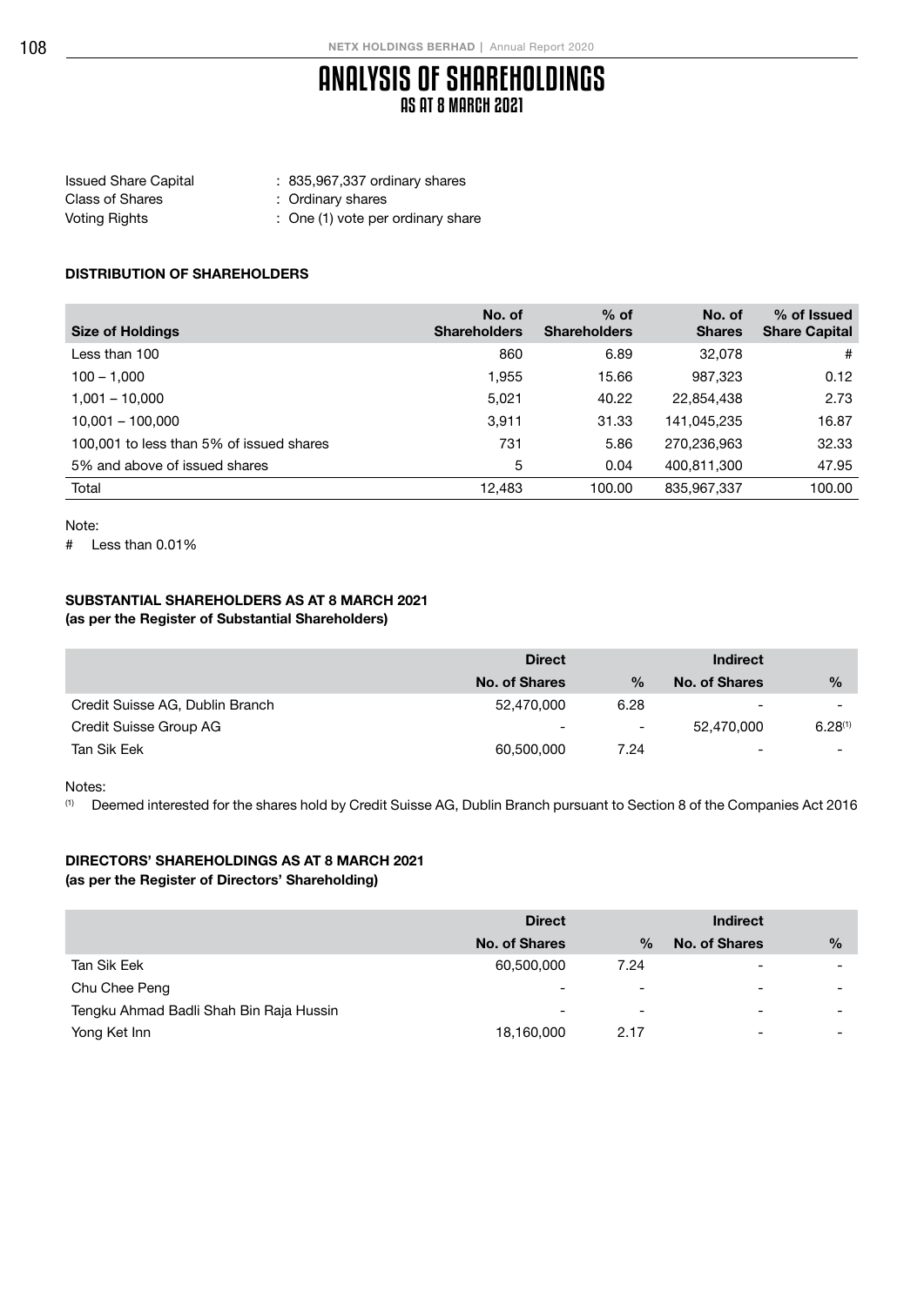# ANALYSIS OF SHAREHOLDINGS
## AS AT 8 MARCH 2021

Issued Share Capital : 835,967,337 ordinary shares
Class of Shares : Ordinary shares
Voting Rights : One (1) vote per ordinary share

### DISTRIBUTION OF SHAREHOLDERS

| Size of Holdings | No. of Shareholders | % of Shareholders | No. of Shares | % of Issued Share Capital |
|---|---|---|---|---|
| Less than 100 | 860 | 6.89 | 32,078 | # |
| 100 – 1,000 | 1,955 | 15.66 | 987,323 | 0.12 |
| 1,001 – 10,000 | 5,021 | 40.22 | 22,854,438 | 2.73 |
| 10,001 – 100,000 | 3,911 | 31.33 | 141,045,235 | 16.87 |
| 100,001 to less than 5% of issued shares | 731 | 5.86 | 270,236,963 | 32.33 |
| 5% and above of issued shares | 5 | 0.04 | 400,811,300 | 47.95 |
| Total | 12,483 | 100.00 | 835,967,337 | 100.00 |

Note:
# Less than 0.01%

### SUBSTANTIAL SHAREHOLDERS AS AT 8 MARCH 2021
**(as per the Register of Substantial Shareholders)**

| | Direct | | Indirect | |
|---|---|---|---|---|
| | No. of Shares | % | No. of Shares | % |
| Credit Suisse AG, Dublin Branch | 52,470,000 | 6.28 | - | - |
| Credit Suisse Group AG | - | - | 52,470,000 | 6.28[(1)] |
| Tan Sik Eek | 60,500,000 | 7.24 | - | - |

Notes:
(1) Deemed interested for the shares hold by Credit Suisse AG, Dublin Branch pursuant to Section 8 of the Companies Act 2016

### DIRECTORS' SHAREHOLDINGS AS AT 8 MARCH 2021
**(as per the Register of Directors' Shareholding)**

| | Direct | | Indirect | |
|---|---|---|---|---|
| | No. of Shares | % | No. of Shares | % |
| Tan Sik Eek | 60,500,000 | 7.24 | - | - |
| Chu Chee Peng | - | - | - | - |
| Tengku Ahmad Badli Shah Bin Raja Hussin | - | - | - | - |
| Yong Ket Inn | 18,160,000 | 2.17 | - | - |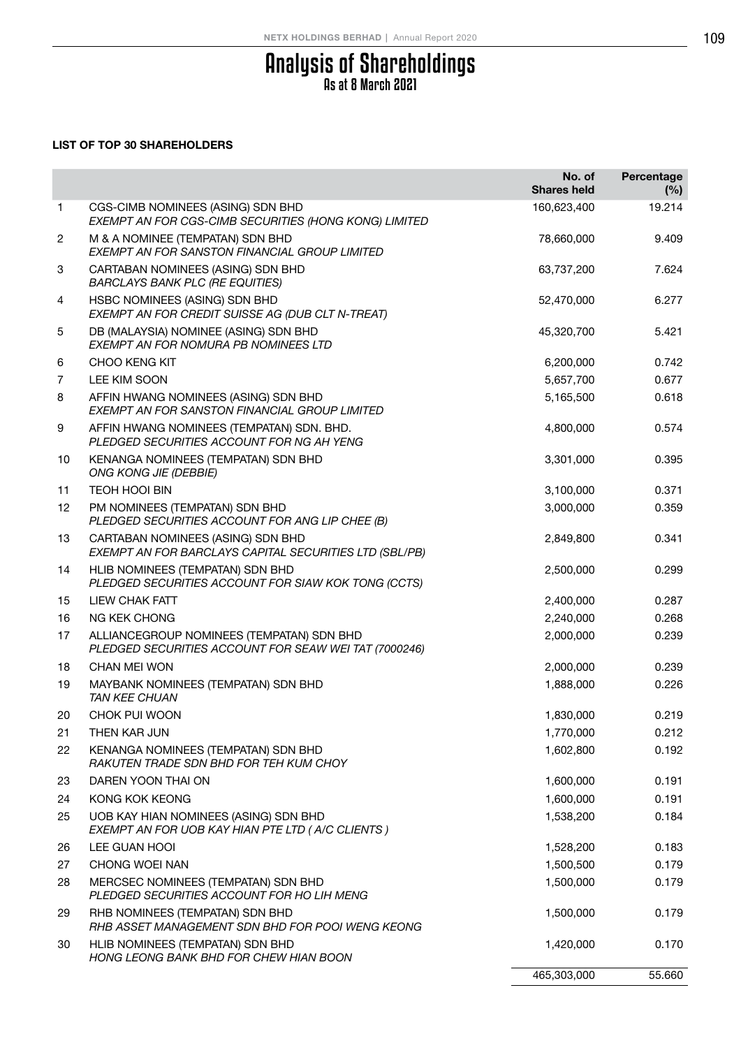# Analysis of Shareholdings
## As at 8 March 2021

**LIST OF TOP 30 SHAREHOLDERS**

| | | No. of Shares held | Percentage (%) |
|---|---|---|---|
| 1 | CGS-CIMB NOMINEES (ASING) SDN BHD<br>*EXEMPT AN FOR CGS-CIMB SECURITIES (HONG KONG) LIMITED* | 160,623,400 | 19.214 |
| 2 | M & A NOMINEE (TEMPATAN) SDN BHD<br>*EXEMPT AN FOR SANSTON FINANCIAL GROUP LIMITED* | 78,660,000 | 9.409 |
| 3 | CARTABAN NOMINEES (ASING) SDN BHD<br>*BARCLAYS BANK PLC (RE EQUITIES)* | 63,737,200 | 7.624 |
| 4 | HSBC NOMINEES (ASING) SDN BHD<br>*EXEMPT AN FOR CREDIT SUISSE AG (DUB CLT N-TREAT)* | 52,470,000 | 6.277 |
| 5 | DB (MALAYSIA) NOMINEE (ASING) SDN BHD<br>*EXEMPT AN FOR NOMURA PB NOMINEES LTD* | 45,320,700 | 5.421 |
| 6 | CHOO KENG KIT | 6,200,000 | 0.742 |
| 7 | LEE KIM SOON | 5,657,700 | 0.677 |
| 8 | AFFIN HWANG NOMINEES (ASING) SDN BHD<br>*EXEMPT AN FOR SANSTON FINANCIAL GROUP LIMITED* | 5,165,500 | 0.618 |
| 9 | AFFIN HWANG NOMINEES (TEMPATAN) SDN. BHD.<br>*PLEDGED SECURITIES ACCOUNT FOR NG AH YENG* | 4,800,000 | 0.574 |
| 10 | KENANGA NOMINEES (TEMPATAN) SDN BHD<br>*ONG KONG JIE (DEBBIE)* | 3,301,000 | 0.395 |
| 11 | TEOH HOOI BIN | 3,100,000 | 0.371 |
| 12 | PM NOMINEES (TEMPATAN) SDN BHD<br>*PLEDGED SECURITIES ACCOUNT FOR ANG LIP CHEE (B)* | 3,000,000 | 0.359 |
| 13 | CARTABAN NOMINEES (ASING) SDN BHD<br>*EXEMPT AN FOR BARCLAYS CAPITAL SECURITIES LTD (SBL/PB)* | 2,849,800 | 0.341 |
| 14 | HLIB NOMINEES (TEMPATAN) SDN BHD<br>*PLEDGED SECURITIES ACCOUNT FOR SIAW KOK TONG (CCTS)* | 2,500,000 | 0.299 |
| 15 | LIEW CHAK FATT | 2,400,000 | 0.287 |
| 16 | NG KEK CHONG | 2,240,000 | 0.268 |
| 17 | ALLIANCEGROUP NOMINEES (TEMPATAN) SDN BHD<br>*PLEDGED SECURITIES ACCOUNT FOR SEAW WEI TAT (7000246)* | 2,000,000 | 0.239 |
| 18 | CHAN MEI WON | 2,000,000 | 0.239 |
| 19 | MAYBANK NOMINEES (TEMPATAN) SDN BHD<br>*TAN KEE CHUAN* | 1,888,000 | 0.226 |
| 20 | CHOK PUI WOON | 1,830,000 | 0.219 |
| 21 | THEN KAR JUN | 1,770,000 | 0.212 |
| 22 | KENANGA NOMINEES (TEMPATAN) SDN BHD<br>*RAKUTEN TRADE SDN BHD FOR TEH KUM CHOY* | 1,602,800 | 0.192 |
| 23 | DAREN YOON THAI ON | 1,600,000 | 0.191 |
| 24 | KONG KOK KEONG | 1,600,000 | 0.191 |
| 25 | UOB KAY HIAN NOMINEES (ASING) SDN BHD<br>*EXEMPT AN FOR UOB KAY HIAN PTE LTD ( A/C CLIENTS )* | 1,538,200 | 0.184 |
| 26 | LEE GUAN HOOI | 1,528,200 | 0.183 |
| 27 | CHONG WOEI NAN | 1,500,500 | 0.179 |
| 28 | MERCSEC NOMINEES (TEMPATAN) SDN BHD<br>*PLEDGED SECURITIES ACCOUNT FOR HO LIH MENG* | 1,500,000 | 0.179 |
| 29 | RHB NOMINEES (TEMPATAN) SDN BHD<br>*RHB ASSET MANAGEMENT SDN BHD FOR POOI WENG KEONG* | 1,500,000 | 0.179 |
| 30 | HLIB NOMINEES (TEMPATAN) SDN BHD<br>*HONG LEONG BANK BHD FOR CHEW HIAN BOON* | 1,420,000 | 0.170 |
| | | 465,303,000 | 55.660 |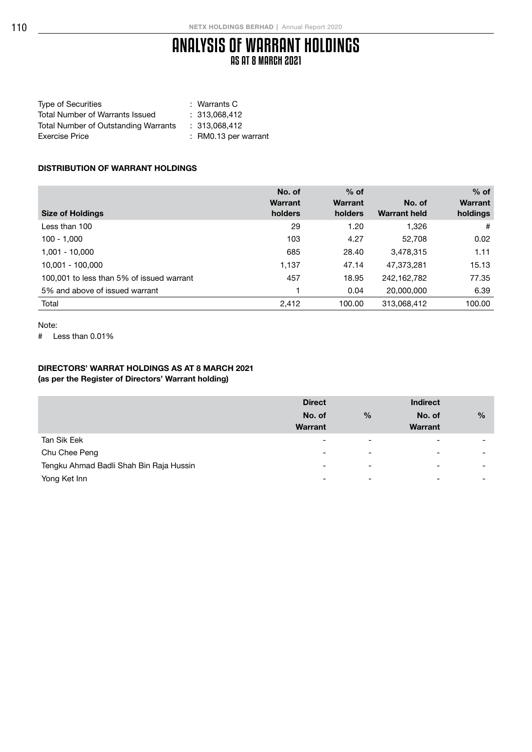# ANALYSIS OF WARRANT HOLDINGS
## AS AT 8 MARCH 2021

Type of Securities : Warrants C
Total Number of Warrants Issued : 313,068,412
Total Number of Outstanding Warrants : 313,068,412
Exercise Price : RM0.13 per warrant

### DISTRIBUTION OF WARRANT HOLDINGS

| Size of Holdings | No. of Warrant holders | % of Warrant holders | No. of Warrant held | % of Warrant holdings |
|---|---|---|---|---|
| Less than 100 | 29 | 1.20 | 1,326 | # |
| 100 - 1,000 | 103 | 4.27 | 52,708 | 0.02 |
| 1,001 - 10,000 | 685 | 28.40 | 3,478,315 | 1.11 |
| 10,001 - 100,000 | 1,137 | 47.14 | 47,373,281 | 15.13 |
| 100,001 to less than 5% of issued warrant | 457 | 18.95 | 242,162,782 | 77.35 |
| 5% and above of issued warrant | 1 | 0.04 | 20,000,000 | 6.39 |
| Total | 2,412 | 100.00 | 313,068,412 | 100.00 |

Note:
# Less than 0.01%

### DIRECTORS' WARRAT HOLDINGS AS AT 8 MARCH 2021
**(as per the Register of Directors' Warrant holding)**

| | Direct | | Indirect | |
|---|---|---|---|---|
| | No. of Warrant | % | No. of Warrant | % |
| Tan Sik Eek | - | - | - | - |
| Chu Chee Peng | - | - | - | - |
| Tengku Ahmad Badli Shah Bin Raja Hussin | - | - | - | - |
| Yong Ket Inn | - | - | - | - |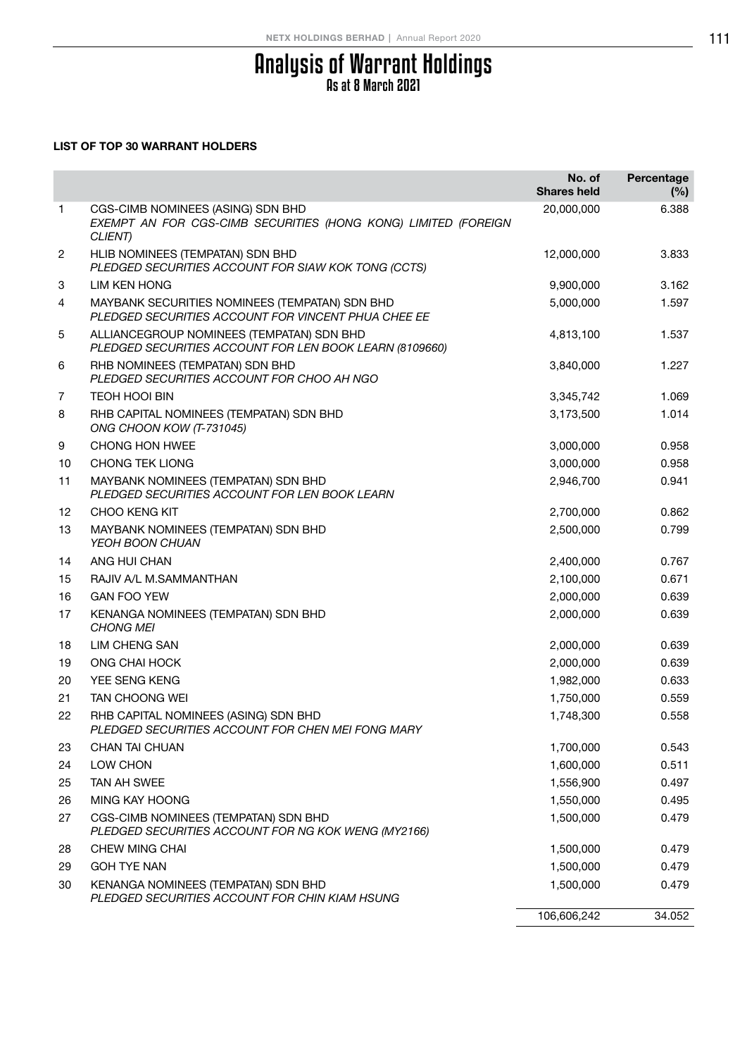# Analysis of Warrant Holdings

## As at 8 March 2021

### LIST OF TOP 30 WARRANT HOLDERS

| | | No. of Shares held | Percentage (%) |
|---|---|---|---|
| 1 | CGS-CIMB NOMINEES (ASING) SDN BHD<br>*EXEMPT AN FOR CGS-CIMB SECURITIES (HONG KONG) LIMITED (FOREIGN CLIENT)* | 20,000,000 | 6.388 |
| 2 | HLIB NOMINEES (TEMPATAN) SDN BHD<br>*PLEDGED SECURITIES ACCOUNT FOR SIAW KOK TONG (CCTS)* | 12,000,000 | 3.833 |
| 3 | LIM KEN HONG | 9,900,000 | 3.162 |
| 4 | MAYBANK SECURITIES NOMINEES (TEMPATAN) SDN BHD<br>*PLEDGED SECURITIES ACCOUNT FOR VINCENT PHUA CHEE EE* | 5,000,000 | 1.597 |
| 5 | ALLIANCEGROUP NOMINEES (TEMPATAN) SDN BHD<br>*PLEDGED SECURITIES ACCOUNT FOR LEN BOOK LEARN (8109660)* | 4,813,100 | 1.537 |
| 6 | RHB NOMINEES (TEMPATAN) SDN BHD<br>*PLEDGED SECURITIES ACCOUNT FOR CHOO AH NGO* | 3,840,000 | 1.227 |
| 7 | TEOH HOOI BIN | 3,345,742 | 1.069 |
| 8 | RHB CAPITAL NOMINEES (TEMPATAN) SDN BHD<br>*ONG CHOON KOW (T-731045)* | 3,173,500 | 1.014 |
| 9 | CHONG HON HWEE | 3,000,000 | 0.958 |
| 10 | CHONG TEK LIONG | 3,000,000 | 0.958 |
| 11 | MAYBANK NOMINEES (TEMPATAN) SDN BHD<br>*PLEDGED SECURITIES ACCOUNT FOR LEN BOOK LEARN* | 2,946,700 | 0.941 |
| 12 | CHOO KENG KIT | 2,700,000 | 0.862 |
| 13 | MAYBANK NOMINEES (TEMPATAN) SDN BHD<br>*YEOH BOON CHUAN* | 2,500,000 | 0.799 |
| 14 | ANG HUI CHAN | 2,400,000 | 0.767 |
| 15 | RAJIV A/L M.SAMMANTHAN | 2,100,000 | 0.671 |
| 16 | GAN FOO YEW | 2,000,000 | 0.639 |
| 17 | KENANGA NOMINEES (TEMPATAN) SDN BHD<br>*CHONG MEI* | 2,000,000 | 0.639 |
| 18 | LIM CHENG SAN | 2,000,000 | 0.639 |
| 19 | ONG CHAI HOCK | 2,000,000 | 0.639 |
| 20 | YEE SENG KENG | 1,982,000 | 0.633 |
| 21 | TAN CHOONG WEI | 1,750,000 | 0.559 |
| 22 | RHB CAPITAL NOMINEES (ASING) SDN BHD<br>*PLEDGED SECURITIES ACCOUNT FOR CHEN MEI FONG MARY* | 1,748,300 | 0.558 |
| 23 | CHAN TAI CHUAN | 1,700,000 | 0.543 |
| 24 | LOW CHON | 1,600,000 | 0.511 |
| 25 | TAN AH SWEE | 1,556,900 | 0.497 |
| 26 | MING KAY HOONG | 1,550,000 | 0.495 |
| 27 | CGS-CIMB NOMINEES (TEMPATAN) SDN BHD<br>*PLEDGED SECURITIES ACCOUNT FOR NG KOK WENG (MY2166)* | 1,500,000 | 0.479 |
| 28 | CHEW MING CHAI | 1,500,000 | 0.479 |
| 29 | GOH TYE NAN | 1,500,000 | 0.479 |
| 30 | KENANGA NOMINEES (TEMPATAN) SDN BHD<br>*PLEDGED SECURITIES ACCOUNT FOR CHIN KIAM HSUNG* | 1,500,000 | 0.479 |
| | | 106,606,242 | 34.052 |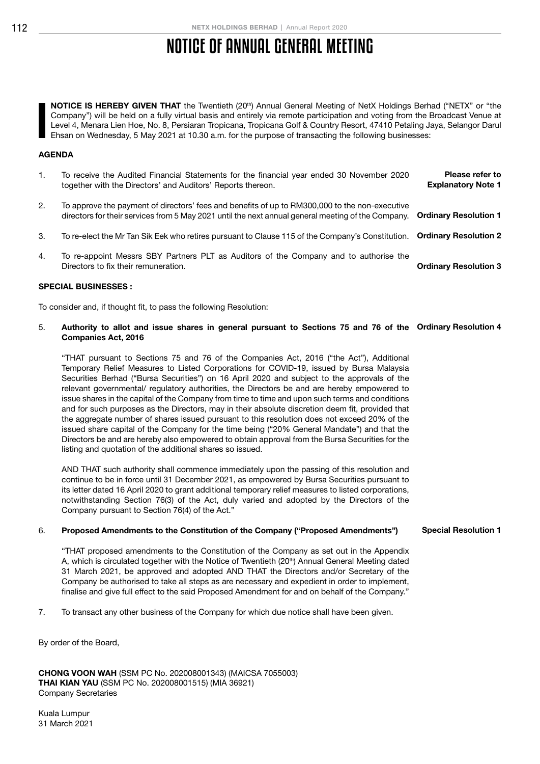# NOTICE OF ANNUAL GENERAL MEETING

**NOTICE IS HEREBY GIVEN THAT** the Twentieth (20th) Annual General Meeting of NetX Holdings Berhad ("NETX" or "the Company") will be held on a fully virtual basis and entirely via remote participation and voting from the Broadcast Venue at Level 4, Menara Lien Hoe, No. 8, Persiaran Tropicana, Tropicana Golf & Country Resort, 47410 Petaling Jaya, Selangor Darul Ehsan on Wednesday, 5 May 2021 at 10.30 a.m. for the purpose of transacting the following businesses:

**AGENDA**

1. To receive the Audited Financial Statements for the financial year ended 30 November 2020 together with the Directors' and Auditors' Reports thereon. — **Please refer to Explanatory Note 1**

2. To approve the payment of directors' fees and benefits of up to RM300,000 to the non-executive directors for their services from 5 May 2021 until the next annual general meeting of the Company. — **Ordinary Resolution 1**

3. To re-elect the Mr Tan Sik Eek who retires pursuant to Clause 115 of the Company's Constitution. — **Ordinary Resolution 2**

4. To re-appoint Messrs SBY Partners PLT as Auditors of the Company and to authorise the Directors to fix their remuneration. — **Ordinary Resolution 3**

**SPECIAL BUSINESSES :**

To consider and, if thought fit, to pass the following Resolution:

5. **Authority to allot and issue shares in general pursuant to Sections 75 and 76 of the Companies Act, 2016** — **Ordinary Resolution 4**

   "THAT pursuant to Sections 75 and 76 of the Companies Act, 2016 ("the Act"), Additional Temporary Relief Measures to Listed Corporations for COVID-19, issued by Bursa Malaysia Securities Berhad ("Bursa Securities") on 16 April 2020 and subject to the approvals of the relevant governmental/ regulatory authorities, the Directors be and are hereby empowered to issue shares in the capital of the Company from time to time and upon such terms and conditions and for such purposes as the Directors, may in their absolute discretion deem fit, provided that the aggregate number of shares issued pursuant to this resolution does not exceed 20% of the issued share capital of the Company for the time being ("20% General Mandate") and that the Directors be and are hereby also empowered to obtain approval from the Bursa Securities for the listing and quotation of the additional shares so issued.

   AND THAT such authority shall commence immediately upon the passing of this resolution and continue to be in force until 31 December 2021, as empowered by Bursa Securities pursuant to its letter dated 16 April 2020 to grant additional temporary relief measures to listed corporations, notwithstanding Section 76(3) of the Act, duly varied and adopted by the Directors of the Company pursuant to Section 76(4) of the Act."

6. **Proposed Amendments to the Constitution of the Company ("Proposed Amendments")** — **Special Resolution 1**

   "THAT proposed amendments to the Constitution of the Company as set out in the Appendix A, which is circulated together with the Notice of Twentieth (20th) Annual General Meeting dated 31 March 2021, be approved and adopted AND THAT the Directors and/or Secretary of the Company be authorised to take all steps as are necessary and expedient in order to implement, finalise and give full effect to the said Proposed Amendment for and on behalf of the Company."

7. To transact any other business of the Company for which due notice shall have been given.

By order of the Board,

**CHONG VOON WAH** (SSM PC No. 202008001343) (MAICSA 7055003)
**THAI KIAN YAU** (SSM PC No. 202008001515) (MIA 36921)
Company Secretaries

Kuala Lumpur
31 March 2021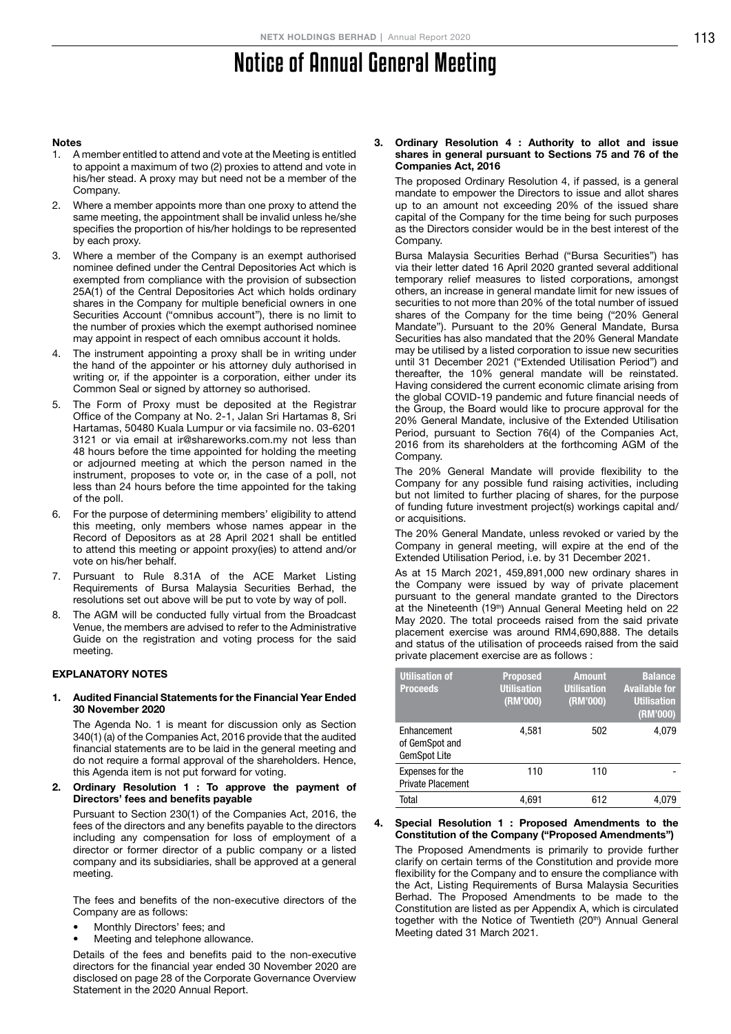# Notice of Annual General Meeting

**Notes**

1. A member entitled to attend and vote at the Meeting is entitled to appoint a maximum of two (2) proxies to attend and vote in his/her stead. A proxy may but need not be a member of the Company.
2. Where a member appoints more than one proxy to attend the same meeting, the appointment shall be invalid unless he/she specifies the proportion of his/her holdings to be represented by each proxy.
3. Where a member of the Company is an exempt authorised nominee defined under the Central Depositories Act which is exempted from compliance with the provision of subsection 25A(1) of the Central Depositories Act which holds ordinary shares in the Company for multiple beneficial owners in one Securities Account ("omnibus account"), there is no limit to the number of proxies which the exempt authorised nominee may appoint in respect of each omnibus account it holds.
4. The instrument appointing a proxy shall be in writing under the hand of the appointer or his attorney duly authorised in writing or, if the appointer is a corporation, either under its Common Seal or signed by attorney so authorised.
5. The Form of Proxy must be deposited at the Registrar Office of the Company at No. 2-1, Jalan Sri Hartamas 8, Sri Hartamas, 50480 Kuala Lumpur or via facsimile no. 03-6201 3121 or via email at ir@shareworks.com.my not less than 48 hours before the time appointed for holding the meeting or adjourned meeting at which the person named in the instrument, proposes to vote or, in the case of a poll, not less than 24 hours before the time appointed for the taking of the poll.
6. For the purpose of determining members' eligibility to attend this meeting, only members whose names appear in the Record of Depositors as at 28 April 2021 shall be entitled to attend this meeting or appoint proxy(ies) to attend and/or vote on his/her behalf.
7. Pursuant to Rule 8.31A of the ACE Market Listing Requirements of Bursa Malaysia Securities Berhad, the resolutions set out above will be put to vote by way of poll.
8. The AGM will be conducted fully virtual from the Broadcast Venue, the members are advised to refer to the Administrative Guide on the registration and voting process for the said meeting.

**EXPLANATORY NOTES**

1. **Audited Financial Statements for the Financial Year Ended 30 November 2020**

   The Agenda No. 1 is meant for discussion only as Section 340(1) (a) of the Companies Act, 2016 provide that the audited financial statements are to be laid in the general meeting and do not require a formal approval of the shareholders. Hence, this Agenda item is not put forward for voting.

2. **Ordinary Resolution 1 : To approve the payment of Directors' fees and benefits payable**

   Pursuant to Section 230(1) of the Companies Act, 2016, the fees of the directors and any benefits payable to the directors including any compensation for loss of employment of a director or former director of a public company or a listed company and its subsidiaries, shall be approved at a general meeting.

   The fees and benefits of the non-executive directors of the Company are as follows:

   - Monthly Directors' fees; and
   - Meeting and telephone allowance.

   Details of the fees and benefits paid to the non-executive directors for the financial year ended 30 November 2020 are disclosed on page 28 of the Corporate Governance Overview Statement in the 2020 Annual Report.

3. **Ordinary Resolution 4 : Authority to allot and issue shares in general pursuant to Sections 75 and 76 of the Companies Act, 2016**

   The proposed Ordinary Resolution 4, if passed, is a general mandate to empower the Directors to issue and allot shares up to an amount not exceeding 20% of the issued share capital of the Company for the time being for such purposes as the Directors consider would be in the best interest of the Company.

   Bursa Malaysia Securities Berhad ("Bursa Securities") has via their letter dated 16 April 2020 granted several additional temporary relief measures to listed corporations, amongst others, an increase in general mandate limit for new issues of securities to not more than 20% of the total number of issued shares of the Company for the time being ("20% General Mandate"). Pursuant to the 20% General Mandate, Bursa Securities has also mandated that the 20% General Mandate may be utilised by a listed corporation to issue new securities until 31 December 2021 ("Extended Utilisation Period") and thereafter, the 10% general mandate will be reinstated. Having considered the current economic climate arising from the global COVID-19 pandemic and future financial needs of the Group, the Board would like to procure approval for the 20% General Mandate, inclusive of the Extended Utilisation Period, pursuant to Section 76(4) of the Companies Act, 2016 from its shareholders at the forthcoming AGM of the Company.

   The 20% General Mandate will provide flexibility to the Company for any possible fund raising activities, including but not limited to further placing of shares, for the purpose of funding future investment project(s) workings capital and/or acquisitions.

   The 20% General Mandate, unless revoked or varied by the Company in general meeting, will expire at the end of the Extended Utilisation Period, i.e. by 31 December 2021.

   As at 15 March 2021, 459,891,000 new ordinary shares in the Company were issued by way of private placement pursuant to the general mandate granted to the Directors at the Nineteenth (19th) Annual General Meeting held on 22 May 2020. The total proceeds raised from the said private placement exercise was around RM4,690,888. The details and status of the utilisation of proceeds raised from the said private placement exercise are as follows :

| Utilisation of Proceeds | Proposed Utilisation (RM'000) | Amount Utilisation (RM'000) | Balance Available for Utilisation (RM'000) |
|---|---|---|---|
| Enhancement of GemSpot and GemSpot Lite | 4,581 | 502 | 4,079 |
| Expenses for the Private Placement | 110 | 110 | - |
| Total | 4,691 | 612 | 4,079 |

4. **Special Resolution 1 : Proposed Amendments to the Constitution of the Company ("Proposed Amendments")**

   The Proposed Amendments is primarily to provide further clarify on certain terms of the Constitution and provide more flexibility for the Company and to ensure the compliance with the Act, Listing Requirements of Bursa Malaysia Securities Berhad. The Proposed Amendments to be made to the Constitution are listed as per Appendix A, which is circulated together with the Notice of Twentieth (20th) Annual General Meeting dated 31 March 2021.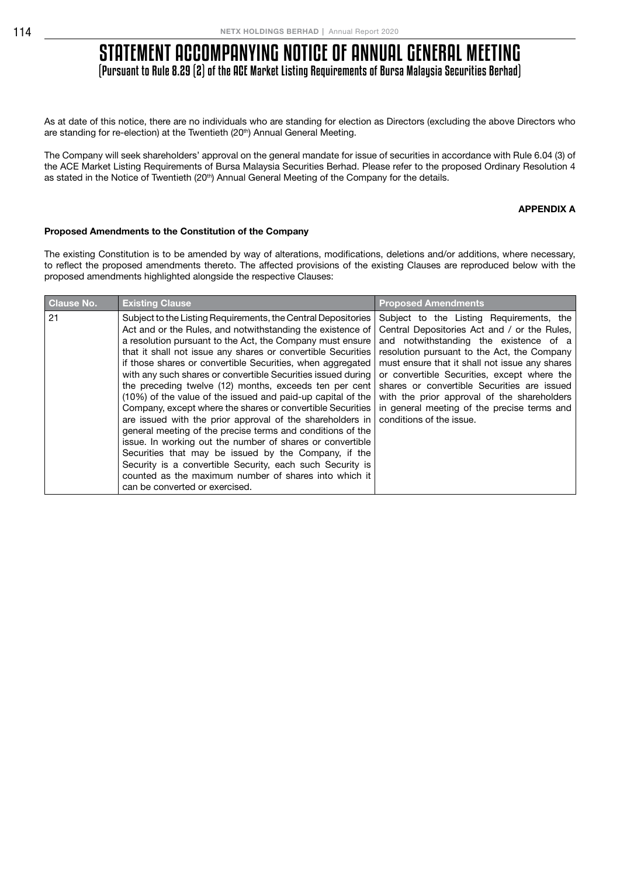# STATEMENT ACCOMPANYING NOTICE OF ANNUAL GENERAL MEETING

## (Pursuant to Rule 8.29 (2) of the ACE Market Listing Requirements of Bursa Malaysia Securities Berhad)

As at date of this notice, there are no individuals who are standing for election as Directors (excluding the above Directors who are standing for re-election) at the Twentieth (20th) Annual General Meeting.

The Company will seek shareholders' approval on the general mandate for issue of securities in accordance with Rule 6.04 (3) of the ACE Market Listing Requirements of Bursa Malaysia Securities Berhad. Please refer to the proposed Ordinary Resolution 4 as stated in the Notice of Twentieth (20th) Annual General Meeting of the Company for the details.

**APPENDIX A**

**Proposed Amendments to the Constitution of the Company**

The existing Constitution is to be amended by way of alterations, modifications, deletions and/or additions, where necessary, to reflect the proposed amendments thereto. The affected provisions of the existing Clauses are reproduced below with the proposed amendments highlighted alongside the respective Clauses:

| Clause No. | Existing Clause | Proposed Amendments |
|---|---|---|
| 21 | Subject to the Listing Requirements, the Central Depositories Act and or the Rules, and notwithstanding the existence of a resolution pursuant to the Act, the Company must ensure that it shall not issue any shares or convertible Securities if those shares or convertible Securities, when aggregated with any such shares or convertible Securities issued during the preceding twelve (12) months, exceeds ten per cent (10%) of the value of the issued and paid-up capital of the Company, except where the shares or convertible Securities are issued with the prior approval of the shareholders in general meeting of the precise terms and conditions of the issue. In working out the number of shares or convertible Securities that may be issued by the Company, if the Security is a convertible Security, each such Security is counted as the maximum number of shares into which it can be converted or exercised. | Subject to the Listing Requirements, the Central Depositories Act and / or the Rules, and notwithstanding the existence of a resolution pursuant to the Act, the Company must ensure that it shall not issue any shares or convertible Securities, except where the shares or convertible Securities are issued with the prior approval of the shareholders in general meeting of the precise terms and conditions of the issue. |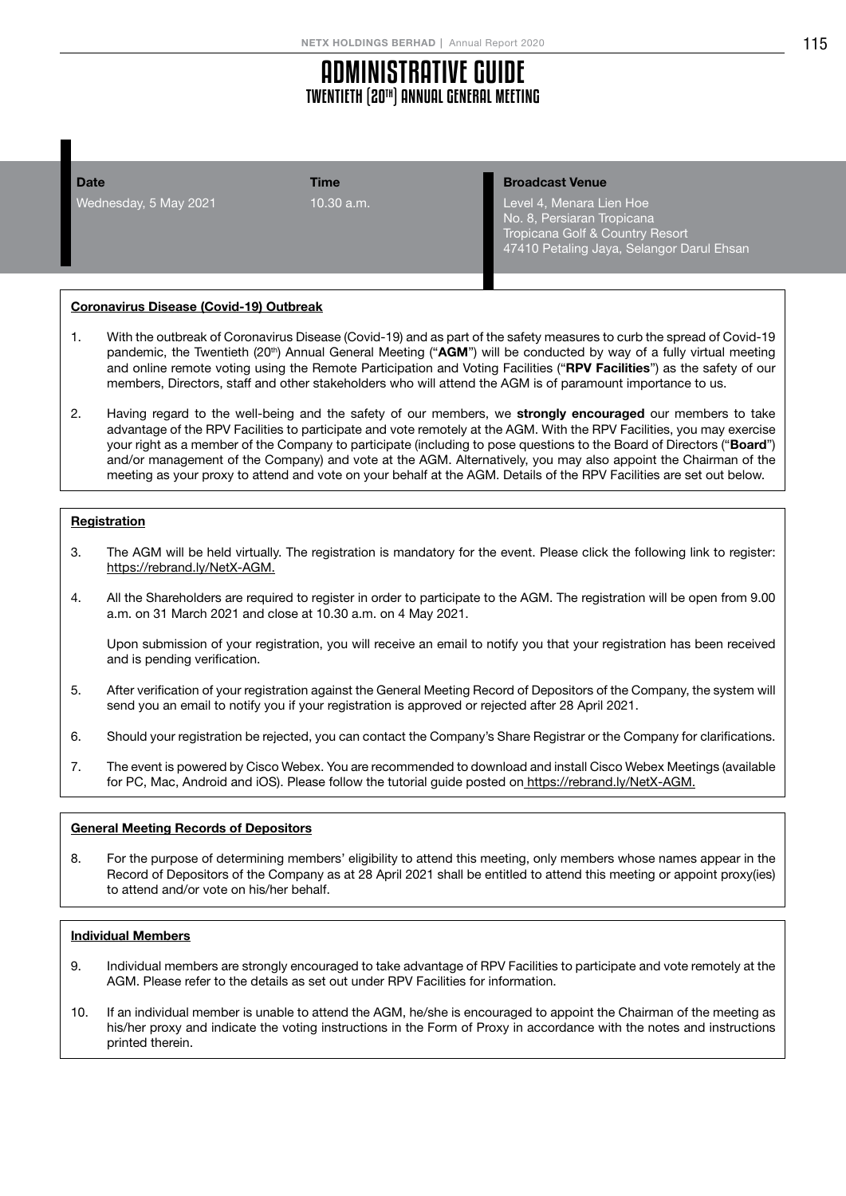# ADMINISTRATIVE GUIDE
## TWENTIETH (20TH) ANNUAL GENERAL MEETING

| Date | Time | Broadcast Venue |
| --- | --- | --- |
| Wednesday, 5 May 2021 | 10.30 a.m. | Level 4, Menara Lien Hoe<br>No. 8, Persiaran Tropicana<br>Tropicana Golf & Country Resort<br>47410 Petaling Jaya, Selangor Darul Ehsan |

**Coronavirus Disease (Covid-19) Outbreak**

1. With the outbreak of Coronavirus Disease (Covid-19) and as part of the safety measures to curb the spread of Covid-19 pandemic, the Twentieth (20th) Annual General Meeting ("**AGM**") will be conducted by way of a fully virtual meeting and online remote voting using the Remote Participation and Voting Facilities ("**RPV Facilities**") as the safety of our members, Directors, staff and other stakeholders who will attend the AGM is of paramount importance to us.

2. Having regard to the well-being and the safety of our members, we **strongly encouraged** our members to take advantage of the RPV Facilities to participate and vote remotely at the AGM. With the RPV Facilities, you may exercise your right as a member of the Company to participate (including to pose questions to the Board of Directors ("**Board**") and/or management of the Company) and vote at the AGM. Alternatively, you may also appoint the Chairman of the meeting as your proxy to attend and vote on your behalf at the AGM. Details of the RPV Facilities are set out below.

**Registration**

3. The AGM will be held virtually. The registration is mandatory for the event. Please click the following link to register: https://rebrand.ly/NetX-AGM.

4. All the Shareholders are required to register in order to participate to the AGM. The registration will be open from 9.00 a.m. on 31 March 2021 and close at 10.30 a.m. on 4 May 2021.

   Upon submission of your registration, you will receive an email to notify you that your registration has been received and is pending verification.

5. After verification of your registration against the General Meeting Record of Depositors of the Company, the system will send you an email to notify you if your registration is approved or rejected after 28 April 2021.

6. Should your registration be rejected, you can contact the Company's Share Registrar or the Company for clarifications.

7. The event is powered by Cisco Webex. You are recommended to download and install Cisco Webex Meetings (available for PC, Mac, Android and iOS). Please follow the tutorial guide posted on https://rebrand.ly/NetX-AGM.

**General Meeting Records of Depositors**

8. For the purpose of determining members' eligibility to attend this meeting, only members whose names appear in the Record of Depositors of the Company as at 28 April 2021 shall be entitled to attend this meeting or appoint proxy(ies) to attend and/or vote on his/her behalf.

**Individual Members**

9. Individual members are strongly encouraged to take advantage of RPV Facilities to participate and vote remotely at the AGM. Please refer to the details as set out under RPV Facilities for information.

10. If an individual member is unable to attend the AGM, he/she is encouraged to appoint the Chairman of the meeting as his/her proxy and indicate the voting instructions in the Form of Proxy in accordance with the notes and instructions printed therein.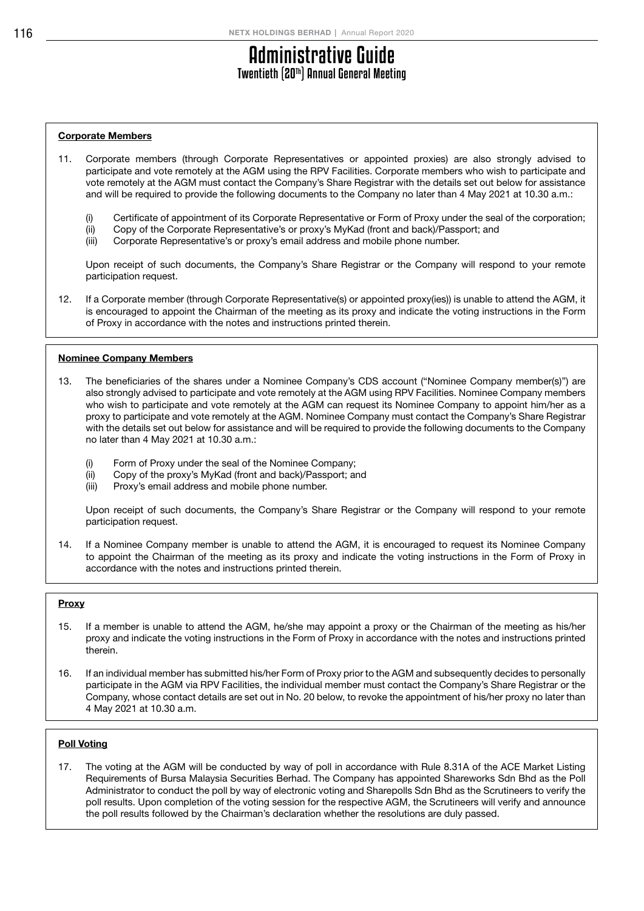# Administrative Guide

## Twentieth (20th) Annual General Meeting

### Corporate Members

11. Corporate members (through Corporate Representatives or appointed proxies) are also strongly advised to participate and vote remotely at the AGM using the RPV Facilities. Corporate members who wish to participate and vote remotely at the AGM must contact the Company's Share Registrar with the details set out below for assistance and will be required to provide the following documents to the Company no later than 4 May 2021 at 10.30 a.m.:

    (i) Certificate of appointment of its Corporate Representative or Form of Proxy under the seal of the corporation;
    (ii) Copy of the Corporate Representative's or proxy's MyKad (front and back)/Passport; and
    (iii) Corporate Representative's or proxy's email address and mobile phone number.

    Upon receipt of such documents, the Company's Share Registrar or the Company will respond to your remote participation request.

12. If a Corporate member (through Corporate Representative(s) or appointed proxy(ies)) is unable to attend the AGM, it is encouraged to appoint the Chairman of the meeting as its proxy and indicate the voting instructions in the Form of Proxy in accordance with the notes and instructions printed therein.

### Nominee Company Members

13. The beneficiaries of the shares under a Nominee Company's CDS account ("Nominee Company member(s)") are also strongly advised to participate and vote remotely at the AGM using RPV Facilities. Nominee Company members who wish to participate and vote remotely at the AGM can request its Nominee Company to appoint him/her as a proxy to participate and vote remotely at the AGM. Nominee Company must contact the Company's Share Registrar with the details set out below for assistance and will be required to provide the following documents to the Company no later than 4 May 2021 at 10.30 a.m.:

    (i) Form of Proxy under the seal of the Nominee Company;
    (ii) Copy of the proxy's MyKad (front and back)/Passport; and
    (iii) Proxy's email address and mobile phone number.

    Upon receipt of such documents, the Company's Share Registrar or the Company will respond to your remote participation request.

14. If a Nominee Company member is unable to attend the AGM, it is encouraged to request its Nominee Company to appoint the Chairman of the meeting as its proxy and indicate the voting instructions in the Form of Proxy in accordance with the notes and instructions printed therein.

### Proxy

15. If a member is unable to attend the AGM, he/she may appoint a proxy or the Chairman of the meeting as his/her proxy and indicate the voting instructions in the Form of Proxy in accordance with the notes and instructions printed therein.

16. If an individual member has submitted his/her Form of Proxy prior to the AGM and subsequently decides to personally participate in the AGM via RPV Facilities, the individual member must contact the Company's Share Registrar or the Company, whose contact details are set out in No. 20 below, to revoke the appointment of his/her proxy no later than 4 May 2021 at 10.30 a.m.

### Poll Voting

17. The voting at the AGM will be conducted by way of poll in accordance with Rule 8.31A of the ACE Market Listing Requirements of Bursa Malaysia Securities Berhad. The Company has appointed Shareworks Sdn Bhd as the Poll Administrator to conduct the poll by way of electronic voting and Sharepolls Sdn Bhd as the Scrutineers to verify the poll results. Upon completion of the voting session for the respective AGM, the Scrutineers will verify and announce the poll results followed by the Chairman's declaration whether the resolutions are duly passed.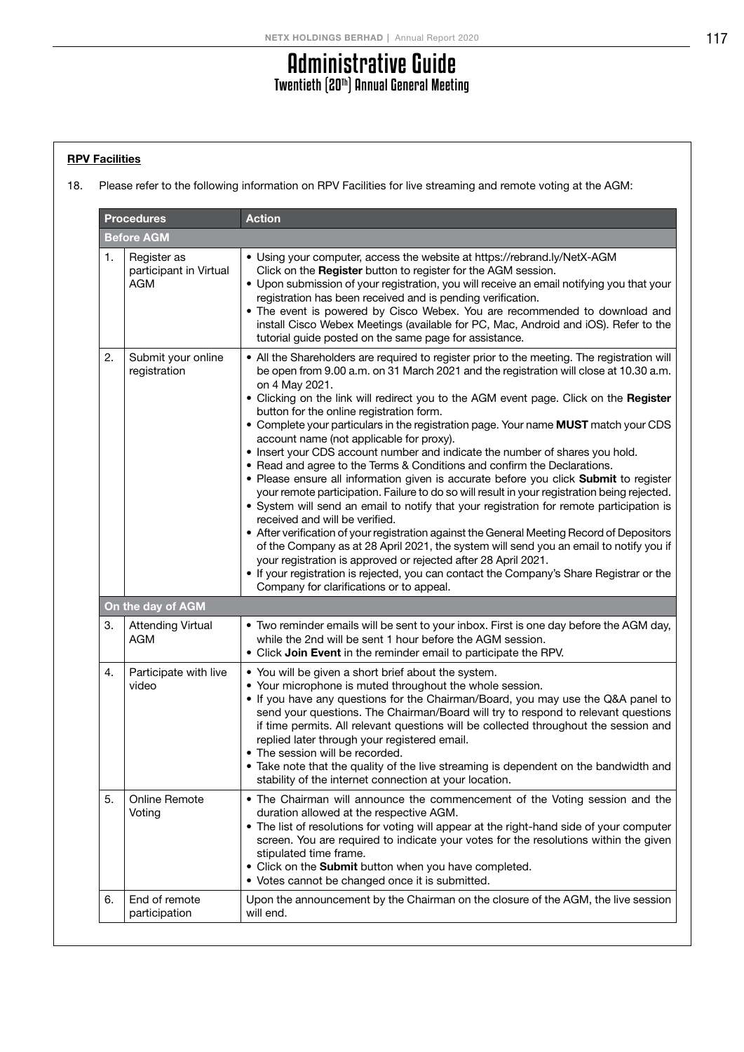# Administrative Guide
## Twentieth (20th) Annual General Meeting

**RPV Facilities**

18. Please refer to the following information on RPV Facilities for live streaming and remote voting at the AGM:

| | Procedures | Action |
|---|---|---|
| **Before AGM** | | |
| 1. | Register as participant in Virtual AGM | • Using your computer, access the website at https://rebrand.ly/NetX-AGM Click on the **Register** button to register for the AGM session.<br>• Upon submission of your registration, you will receive an email notifying you that your registration has been received and is pending verification.<br>• The event is powered by Cisco Webex. You are recommended to download and install Cisco Webex Meetings (available for PC, Mac, Android and iOS). Refer to the tutorial guide posted on the same page for assistance. |
| 2. | Submit your online registration | • All the Shareholders are required to register prior to the meeting. The registration will be open from 9.00 a.m. on 31 March 2021 and the registration will close at 10.30 a.m. on 4 May 2021.<br>• Clicking on the link will redirect you to the AGM event page. Click on the **Register** button for the online registration form.<br>• Complete your particulars in the registration page. Your name **MUST** match your CDS account name (not applicable for proxy).<br>• Insert your CDS account number and indicate the number of shares you hold.<br>• Read and agree to the Terms & Conditions and confirm the Declarations.<br>• Please ensure all information given is accurate before you click **Submit** to register your remote participation. Failure to do so will result in your registration being rejected.<br>• System will send an email to notify that your registration for remote participation is received and will be verified.<br>• After verification of your registration against the General Meeting Record of Depositors of the Company as at 28 April 2021, the system will send you an email to notify you if your registration is approved or rejected after 28 April 2021.<br>• If your registration is rejected, you can contact the Company's Share Registrar or the Company for clarifications or to appeal. |
| **On the day of AGM** | | |
| 3. | Attending Virtual AGM | • Two reminder emails will be sent to your inbox. First is one day before the AGM day, while the 2nd will be sent 1 hour before the AGM session.<br>• Click **Join Event** in the reminder email to participate the RPV. |
| 4. | Participate with live video | • You will be given a short brief about the system.<br>• Your microphone is muted throughout the whole session.<br>• If you have any questions for the Chairman/Board, you may use the Q&A panel to send your questions. The Chairman/Board will try to respond to relevant questions if time permits. All relevant questions will be collected throughout the session and replied later through your registered email.<br>• The session will be recorded.<br>• Take note that the quality of the live streaming is dependent on the bandwidth and stability of the internet connection at your location. |
| 5. | Online Remote Voting | • The Chairman will announce the commencement of the Voting session and the duration allowed at the respective AGM.<br>• The list of resolutions for voting will appear at the right-hand side of your computer screen. You are required to indicate your votes for the resolutions within the given stipulated time frame.<br>• Click on the **Submit** button when you have completed.<br>• Votes cannot be changed once it is submitted. |
| 6. | End of remote participation | Upon the announcement by the Chairman on the closure of the AGM, the live session will end. |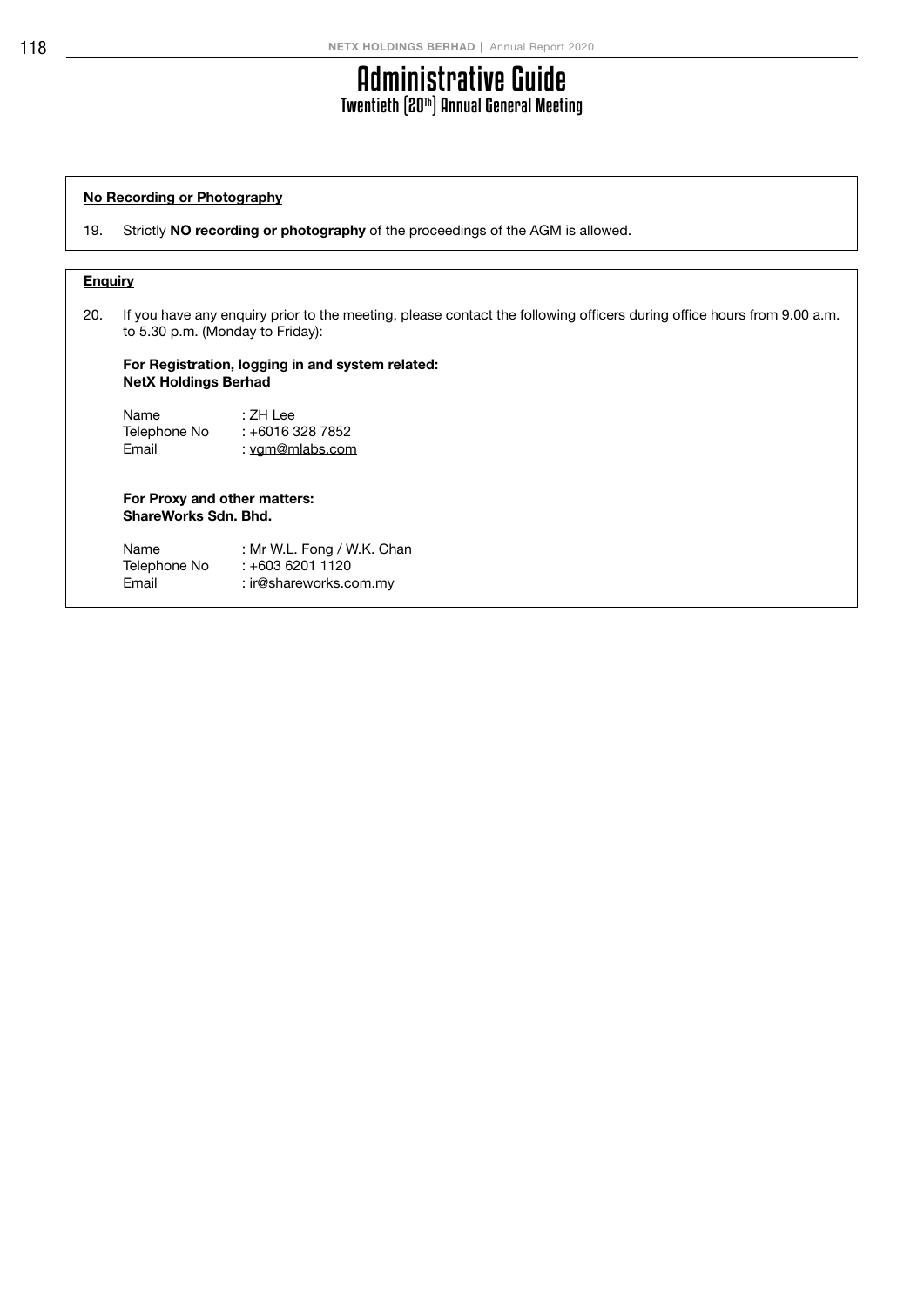# Administrative Guide
## Twentieth (20th) Annual General Meeting

**No Recording or Photography**

19. Strictly **NO recording or photography** of the proceedings of the AGM is allowed.

**Enquiry**

20. If you have any enquiry prior to the meeting, please contact the following officers during office hours from 9.00 a.m. to 5.30 p.m. (Monday to Friday):

**For Registration, logging in and system related:**
**NetX Holdings Berhad**

Name : ZH Lee
Telephone No : +6016 328 7852
Email : vgm@mlabs.com

**For Proxy and other matters:**
**ShareWorks Sdn. Bhd.**

Name : Mr W.L. Fong / W.K. Chan
Telephone No : +603 6201 1120
Email : ir@shareworks.com.my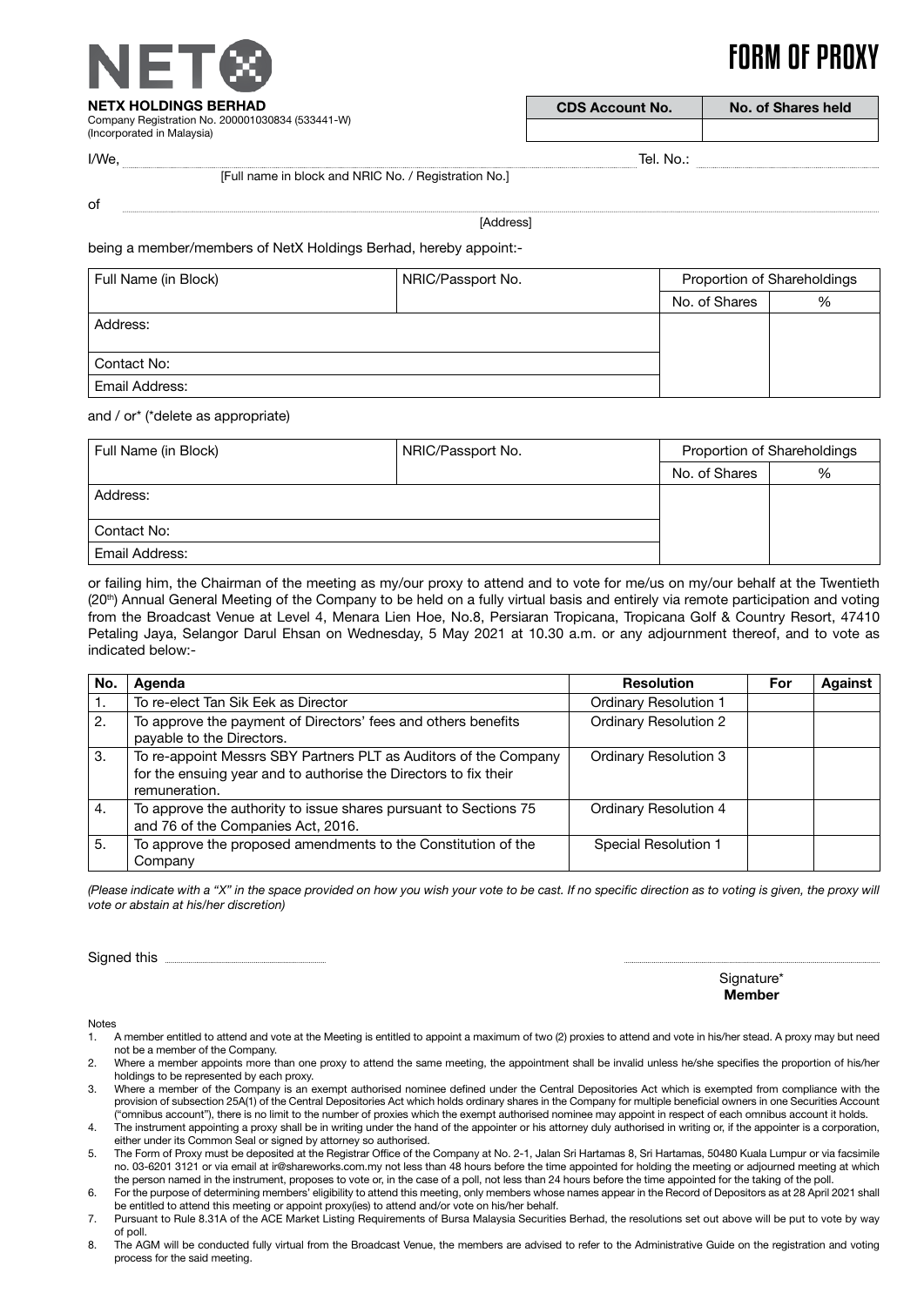NETX

# FORM OF PROXY

**NETX HOLDINGS BERHAD**
Company Registration No. 200001030834 (533441-W)
(Incorporated in Malaysia)

| CDS Account No. | No. of Shares held |
|---|---|
| | |

I/We, .................................................................................................................................................. Tel. No.: ..................................
[Full name in block and NRIC No. / Registration No.]

of ......................................................................................................................................................................................................
[Address]

being a member/members of NetX Holdings Berhad, hereby appoint:-

| Full Name (in Block) | NRIC/Passport No. | Proportion of Shareholdings | |
|---|---|---|---|
| | | No. of Shares | % |
| Address: | | | |
| Contact No: | | | |
| Email Address: | | | |

and / or* (*delete as appropriate)

| Full Name (in Block) | NRIC/Passport No. | Proportion of Shareholdings | |
|---|---|---|---|
| | | No. of Shares | % |
| Address: | | | |
| Contact No: | | | |
| Email Address: | | | |

or failing him, the Chairman of the meeting as my/our proxy to attend and to vote for me/us on my/our behalf at the Twentieth (20th) Annual General Meeting of the Company to be held on a fully virtual basis and entirely via remote participation and voting from the Broadcast Venue at Level 4, Menara Lien Hoe, No.8, Persiaran Tropicana, Tropicana Golf & Country Resort, 47410 Petaling Jaya, Selangor Darul Ehsan on Wednesday, 5 May 2021 at 10.30 a.m. or any adjournment thereof, and to vote as indicated below:-

| No. | Agenda | Resolution | For | Against |
|---|---|---|---|---|
| 1. | To re-elect Tan Sik Eek as Director | Ordinary Resolution 1 | | |
| 2. | To approve the payment of Directors' fees and others benefits payable to the Directors. | Ordinary Resolution 2 | | |
| 3. | To re-appoint Messrs SBY Partners PLT as Auditors of the Company for the ensuing year and to authorise the Directors to fix their remuneration. | Ordinary Resolution 3 | | |
| 4. | To approve the authority to issue shares pursuant to Sections 75 and 76 of the Companies Act, 2016. | Ordinary Resolution 4 | | |
| 5. | To approve the proposed amendments to the Constitution of the Company | Special Resolution 1 | | |

*(Please indicate with a "X" in the space provided on how you wish your vote to be cast. If no specific direction as to voting is given, the proxy will vote or abstain at his/her discretion)*

Signed this ..............................................

..............................................
Signature*
**Member**

Notes

1. A member entitled to attend and vote at the Meeting is entitled to appoint a maximum of two (2) proxies to attend and vote in his/her stead. A proxy may but need not be a member of the Company.
2. Where a member appoints more than one proxy to attend the same meeting, the appointment shall be invalid unless he/she specifies the proportion of his/her holdings to be represented by each proxy.
3. Where a member of the Company is an exempt authorised nominee defined under the Central Depositories Act which is exempted from compliance with the provision of subsection 25A(1) of the Central Depositories Act which holds ordinary shares in the Company for multiple beneficial owners in one Securities Account ("omnibus account"), there is no limit to the number of proxies which the exempt authorised nominee may appoint in respect of each omnibus account it holds.
4. The instrument appointing a proxy shall be in writing under the hand of the appointer or his attorney duly authorised in writing or, if the appointer is a corporation, either under its Common Seal or signed by attorney so authorised.
5. The Form of Proxy must be deposited at the Registrar Office of the Company at No. 2-1, Jalan Sri Hartamas 8, Sri Hartamas, 50480 Kuala Lumpur or via facsimile no. 03-6201 3121 or via email at ir@shareworks.com.my not less than 48 hours before the time appointed for holding the meeting or adjourned meeting at which the person named in the instrument, proposes to vote or, in the case of a poll, not less than 24 hours before the time appointed for the taking of the poll.
6. For the purpose of determining members' eligibility to attend this meeting, only members whose names appear in the Record of Depositors as at 28 April 2021 shall be entitled to attend this meeting or appoint proxy(ies) to attend and/or vote on his/her behalf.
7. Pursuant to Rule 8.31A of the ACE Market Listing Requirements of Bursa Malaysia Securities Berhad, the resolutions set out above will be put to vote by way of poll.
8. The AGM will be conducted fully virtual from the Broadcast Venue, the members are advised to refer to the Administrative Guide on the registration and voting process for the said meeting.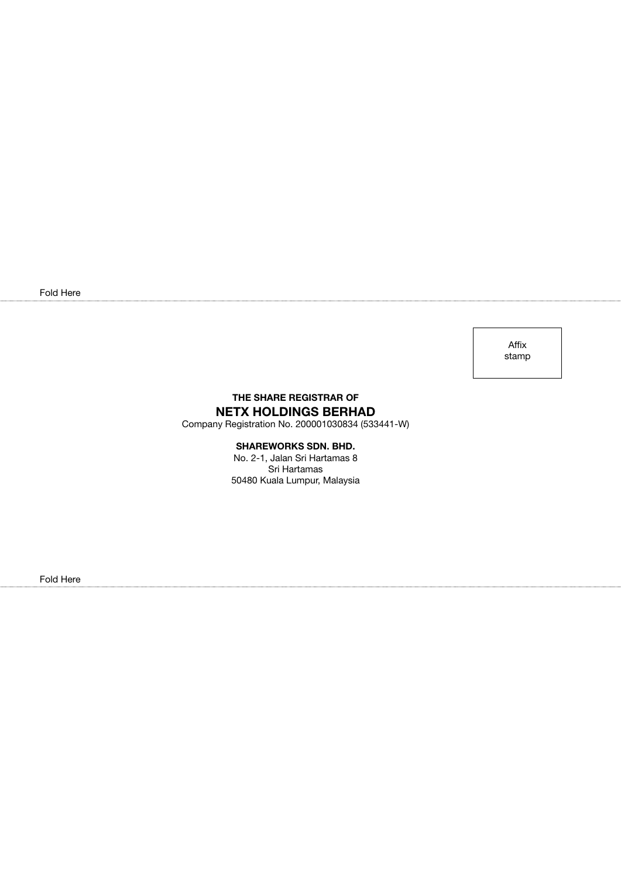Fold Here

Affix
stamp

**THE SHARE REGISTRAR OF**

**NETX HOLDINGS BERHAD**

Company Registration No. 200001030834 (533441-W)

**SHAREWORKS SDN. BHD.**

No. 2-1, Jalan Sri Hartamas 8
Sri Hartamas
50480 Kuala Lumpur, Malaysia

Fold Here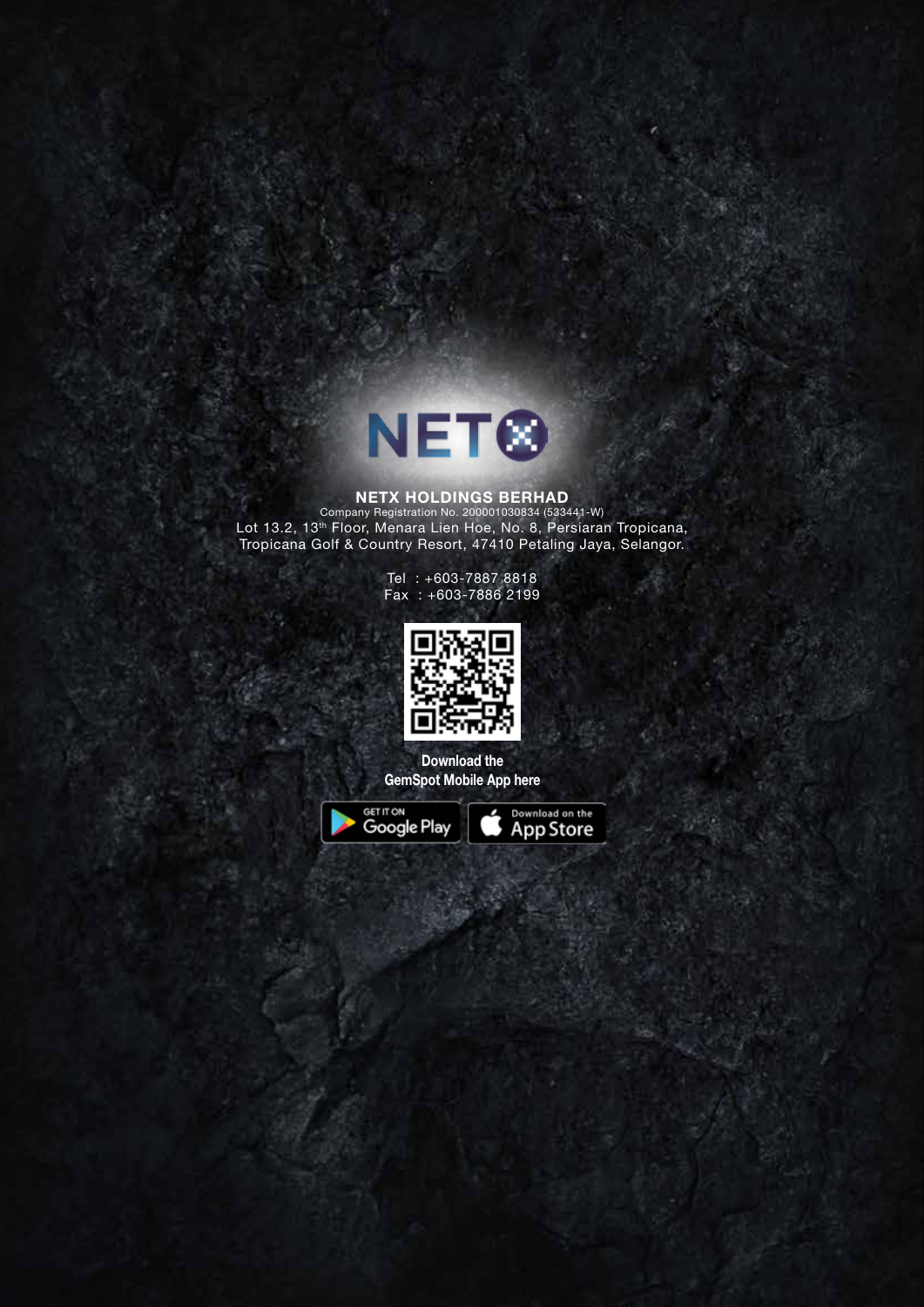**NETX HOLDINGS BERHAD**

Company Registration No. 200001030834 (533441-W)

Lot 13.2, 13th Floor, Menara Lien Hoe, No. 8, Persiaran Tropicana,
Tropicana Golf & Country Resort, 47410 Petaling Jaya, Selangor.

Tel : +603-7887 8818
Fax : +603-7886 2199

**Download the GemSpot Mobile App here**

GET IT ON Google Play

Download on the App Store